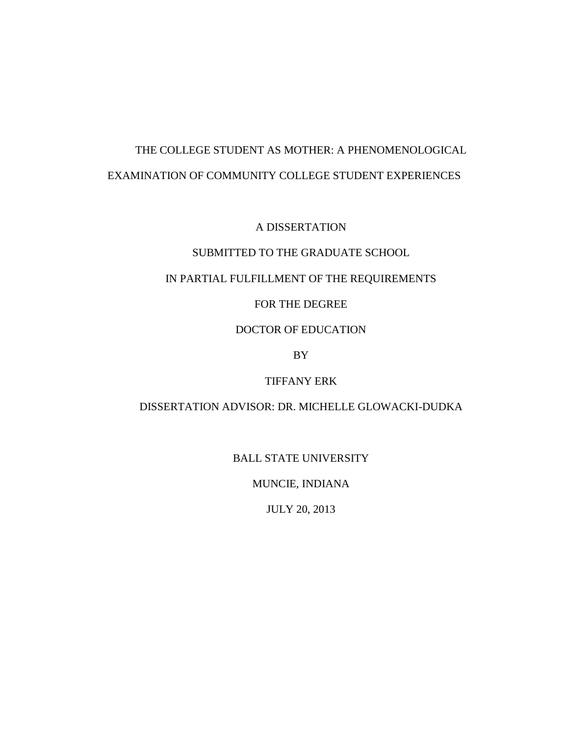# THE COLLEGE STUDENT AS MOTHER: A PHENOMENOLOGICAL EXAMINATION OF COMMUNITY COLLEGE STUDENT EXPERIENCES

A DISSERTATION

SUBMITTED TO THE GRADUATE SCHOOL

IN PARTIAL FULFILLMENT OF THE REQUIREMENTS

FOR THE DEGREE

DOCTOR OF EDUCATION

BY

TIFFANY ERK

DISSERTATION ADVISOR: DR. MICHELLE GLOWACKI-DUDKA

BALL STATE UNIVERSITY

MUNCIE, INDIANA

JULY 20, 2013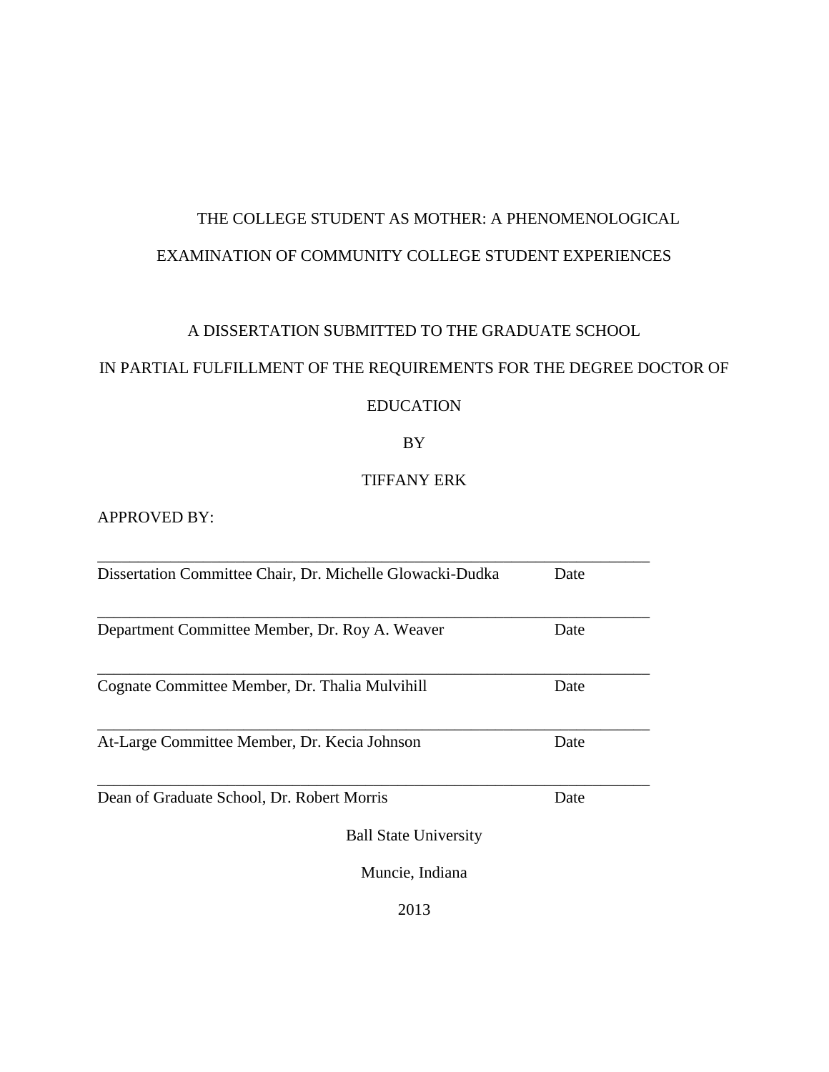THE COLLEGE STUDENT AS MOTHER: A PHENOMENOLOGICAL

EXAMINATION OF COMMUNITY COLLEGE STUDENT EXPERIENCES

A DISSERTATION SUBMITTED TO THE GRADUATE SCHOOL

IN PARTIAL FULFILLMENT OF THE REQUIREMENTS FOR THE DEGREE DOCTOR OF

EDUCATION

BY

TIFFANY ERK

APPROVED BY:

_______________________________________________________________

Dissertation Committee Chair, Dr. Michelle Glowacki-Dudka Date

_______________________________________________________________

Department Committee Member, Dr. Roy A. Weaver Date

_______________________________________________________________

Cognate Committee Member, Dr. Thalia Mulvihill Date

_______________________________________________________________

At-Large Committee Member, Dr. Kecia Johnson Date

_______________________________________________________________

Dean of Graduate School, Dr. Robert Morris Date

Ball State University

Muncie, Indiana

2013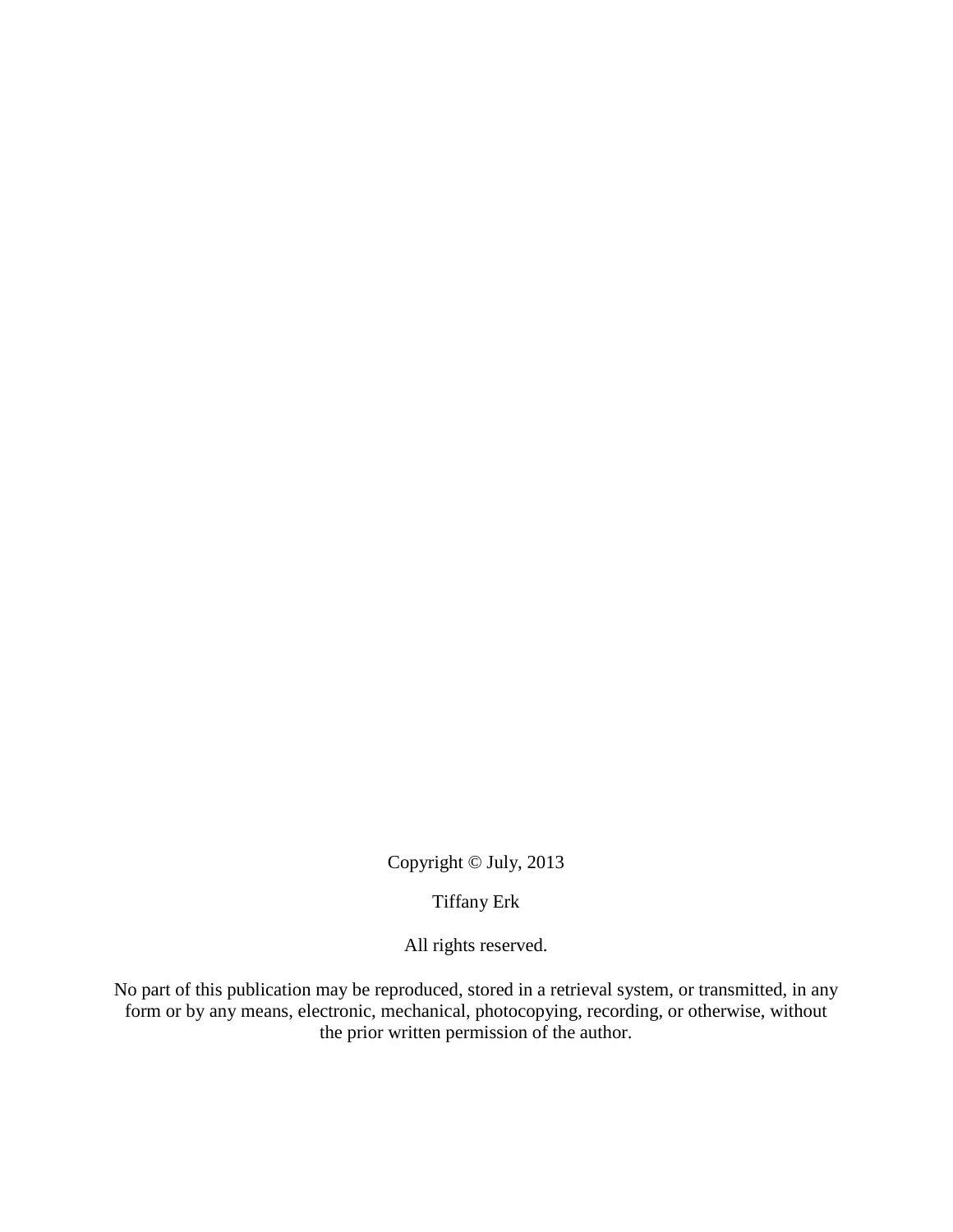Copyright © July, 2013

Tiffany Erk

All rights reserved.

No part of this publication may be reproduced, stored in a retrieval system, or transmitted, in any form or by any means, electronic, mechanical, photocopying, recording, or otherwise, without the prior written permission of the author.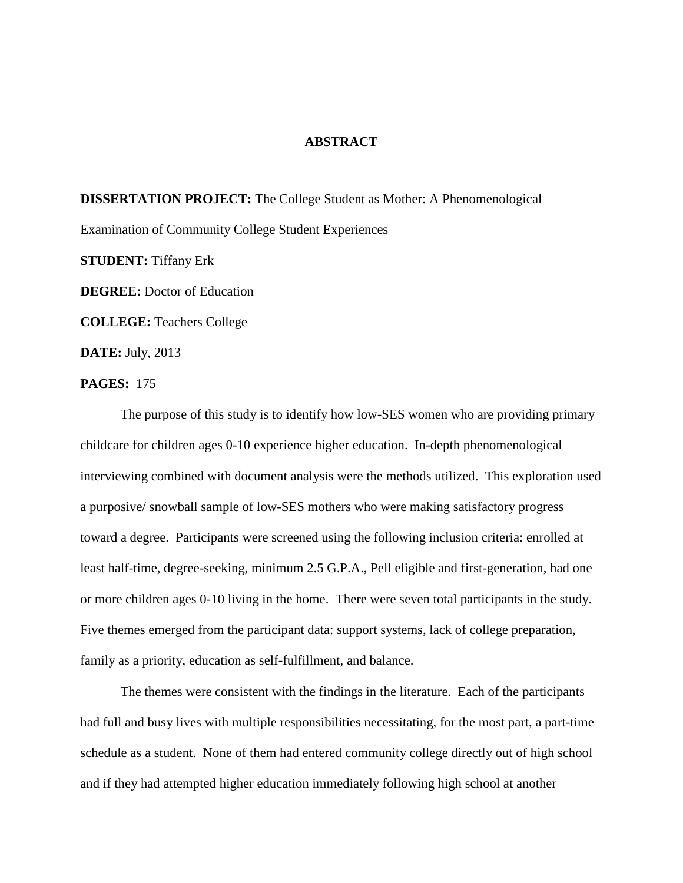# ABSTRACT

**DISSERTATION PROJECT:** The College Student as Mother: A Phenomenological Examination of Community College Student Experiences

**STUDENT:** Tiffany Erk

**DEGREE:** Doctor of Education

**COLLEGE:** Teachers College

**DATE:** July, 2013

**PAGES:** 175

The purpose of this study is to identify how low-SES women who are providing primary childcare for children ages 0-10 experience higher education. In-depth phenomenological interviewing combined with document analysis were the methods utilized. This exploration used a purposive/ snowball sample of low-SES mothers who were making satisfactory progress toward a degree. Participants were screened using the following inclusion criteria: enrolled at least half-time, degree-seeking, minimum 2.5 G.P.A., Pell eligible and first-generation, had one or more children ages 0-10 living in the home. There were seven total participants in the study. Five themes emerged from the participant data: support systems, lack of college preparation, family as a priority, education as self-fulfillment, and balance.

The themes were consistent with the findings in the literature. Each of the participants had full and busy lives with multiple responsibilities necessitating, for the most part, a part-time schedule as a student. None of them had entered community college directly out of high school and if they had attempted higher education immediately following high school at another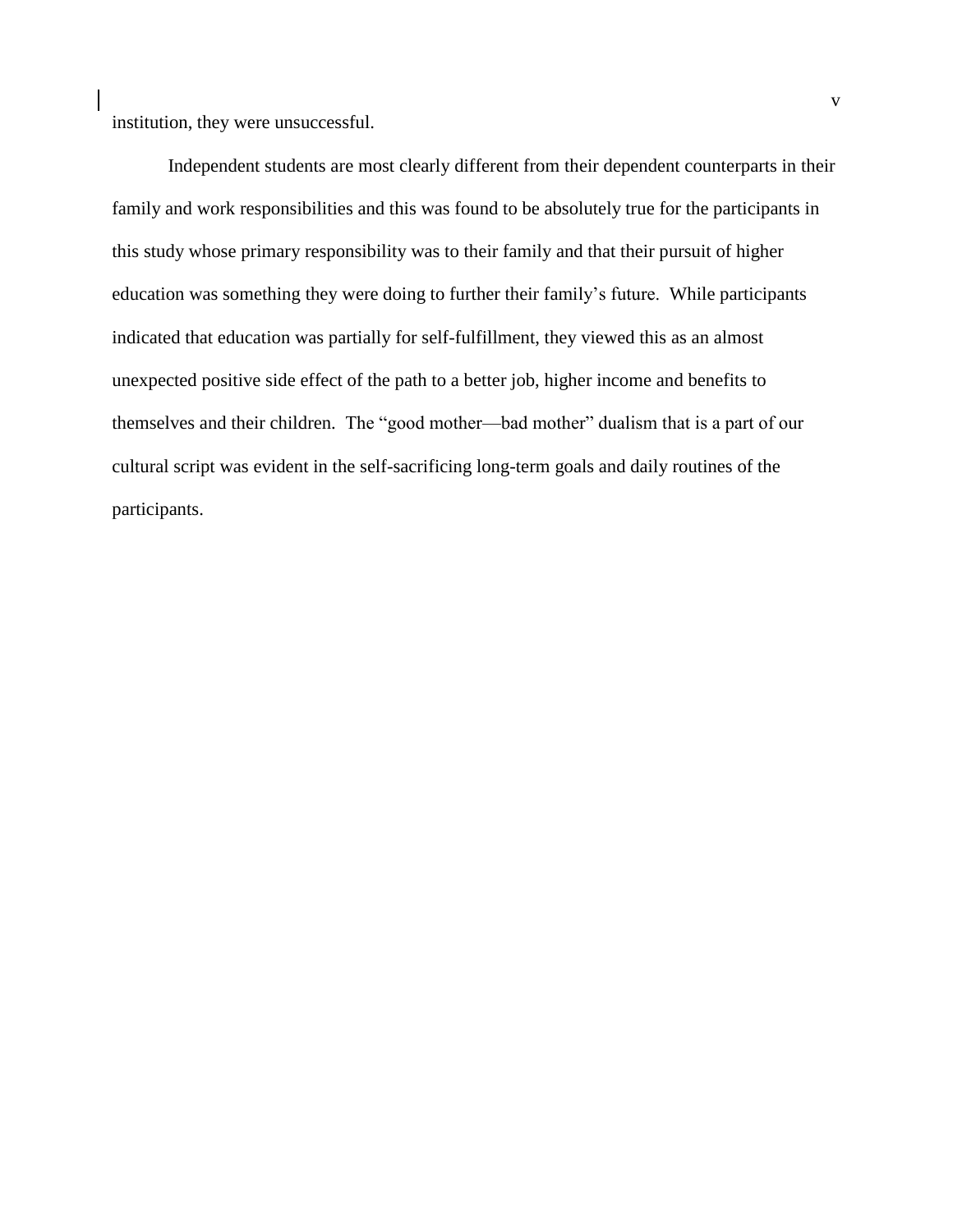institution, they were unsuccessful.

Independent students are most clearly different from their dependent counterparts in their family and work responsibilities and this was found to be absolutely true for the participants in this study whose primary responsibility was to their family and that their pursuit of higher education was something they were doing to further their family's future. While participants indicated that education was partially for self-fulfillment, they viewed this as an almost unexpected positive side effect of the path to a better job, higher income and benefits to themselves and their children. The "good mother—bad mother" dualism that is a part of our cultural script was evident in the self-sacrificing long-term goals and daily routines of the participants.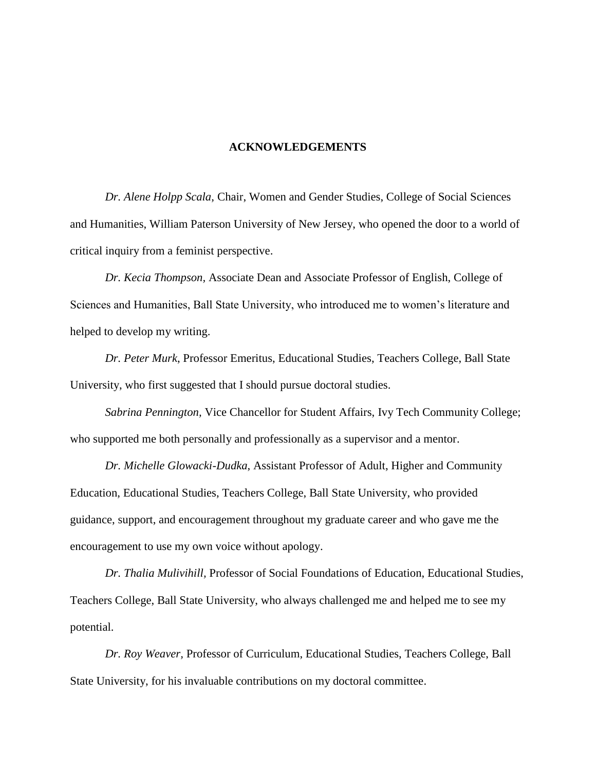# ACKNOWLEDGEMENTS

*Dr. Alene Holpp Scala*, Chair, Women and Gender Studies, College of Social Sciences and Humanities, William Paterson University of New Jersey, who opened the door to a world of critical inquiry from a feminist perspective.

*Dr. Kecia Thompson,* Associate Dean and Associate Professor of English, College of Sciences and Humanities, Ball State University, who introduced me to women's literature and helped to develop my writing.

*Dr. Peter Murk*, Professor Emeritus, Educational Studies, Teachers College, Ball State University, who first suggested that I should pursue doctoral studies.

*Sabrina Pennington,* Vice Chancellor for Student Affairs, Ivy Tech Community College; who supported me both personally and professionally as a supervisor and a mentor.

*Dr. Michelle Glowacki-Dudka*, Assistant Professor of Adult, Higher and Community Education, Educational Studies, Teachers College, Ball State University, who provided guidance, support, and encouragement throughout my graduate career and who gave me the encouragement to use my own voice without apology.

*Dr. Thalia Mulivihill,* Professor of Social Foundations of Education, Educational Studies, Teachers College, Ball State University, who always challenged me and helped me to see my potential.

*Dr. Roy Weaver,* Professor of Curriculum, Educational Studies, Teachers College, Ball State University, for his invaluable contributions on my doctoral committee.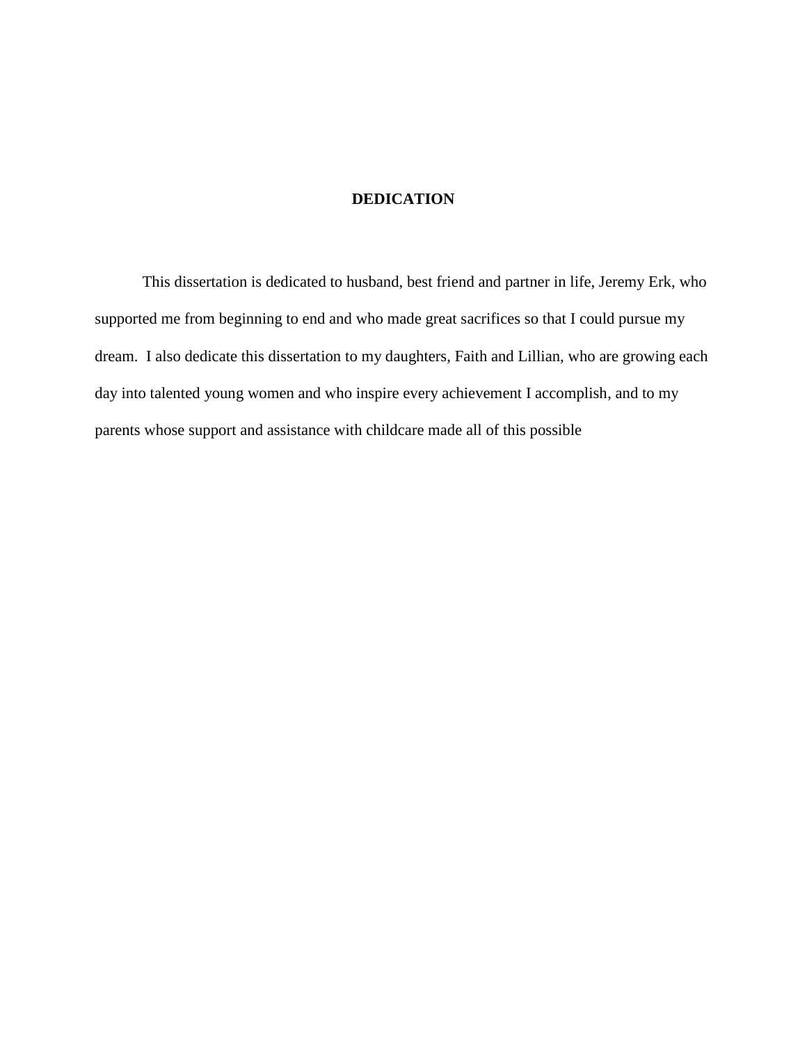# DEDICATION

This dissertation is dedicated to husband, best friend and partner in life, Jeremy Erk, who supported me from beginning to end and who made great sacrifices so that I could pursue my dream.  I also dedicate this dissertation to my daughters, Faith and Lillian, who are growing each day into talented young women and who inspire every achievement I accomplish, and to my parents whose support and assistance with childcare made all of this possible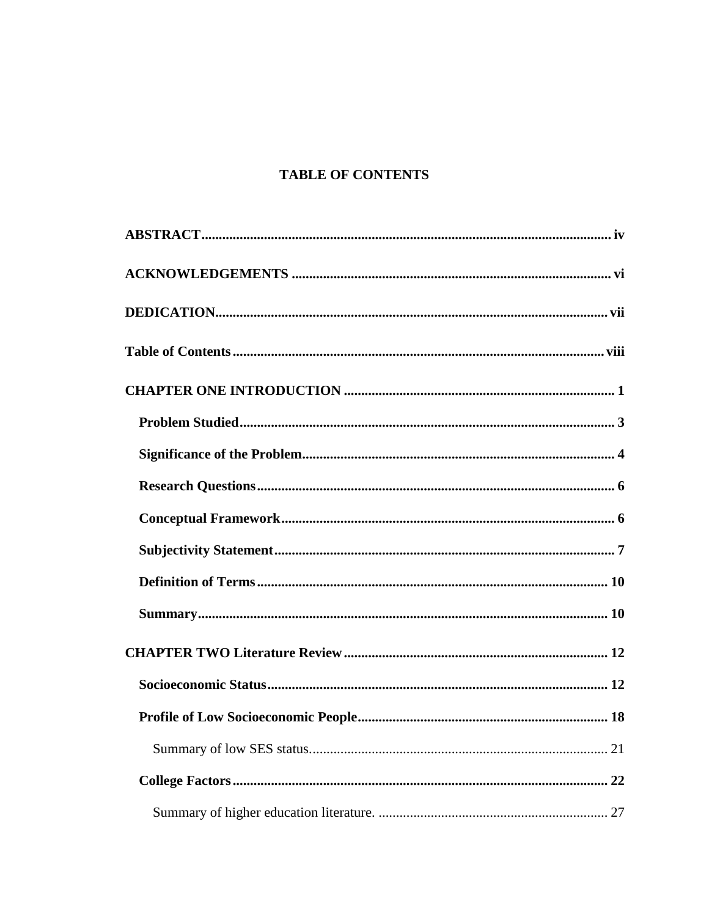# TABLE OF CONTENTS

**ABSTRACT** ..... iv

**ACKNOWLEDGEMENTS** ..... vi

**DEDICATION** ..... vii

**Table of Contents** ..... viii

**CHAPTER ONE INTRODUCTION** ..... 1

- **Problem Studied** ..... 3
- **Significance of the Problem** ..... 4
- **Research Questions** ..... 6
- **Conceptual Framework** ..... 6
- **Subjectivity Statement** ..... 7
- **Definition of Terms** ..... 10
- **Summary** ..... 10

**CHAPTER TWO Literature Review** ..... 12

- **Socioeconomic Status** ..... 12
- **Profile of Low Socioeconomic People** ..... 18
  - Summary of low SES status. ..... 21
- **College Factors** ..... 22
  - Summary of higher education literature. ..... 27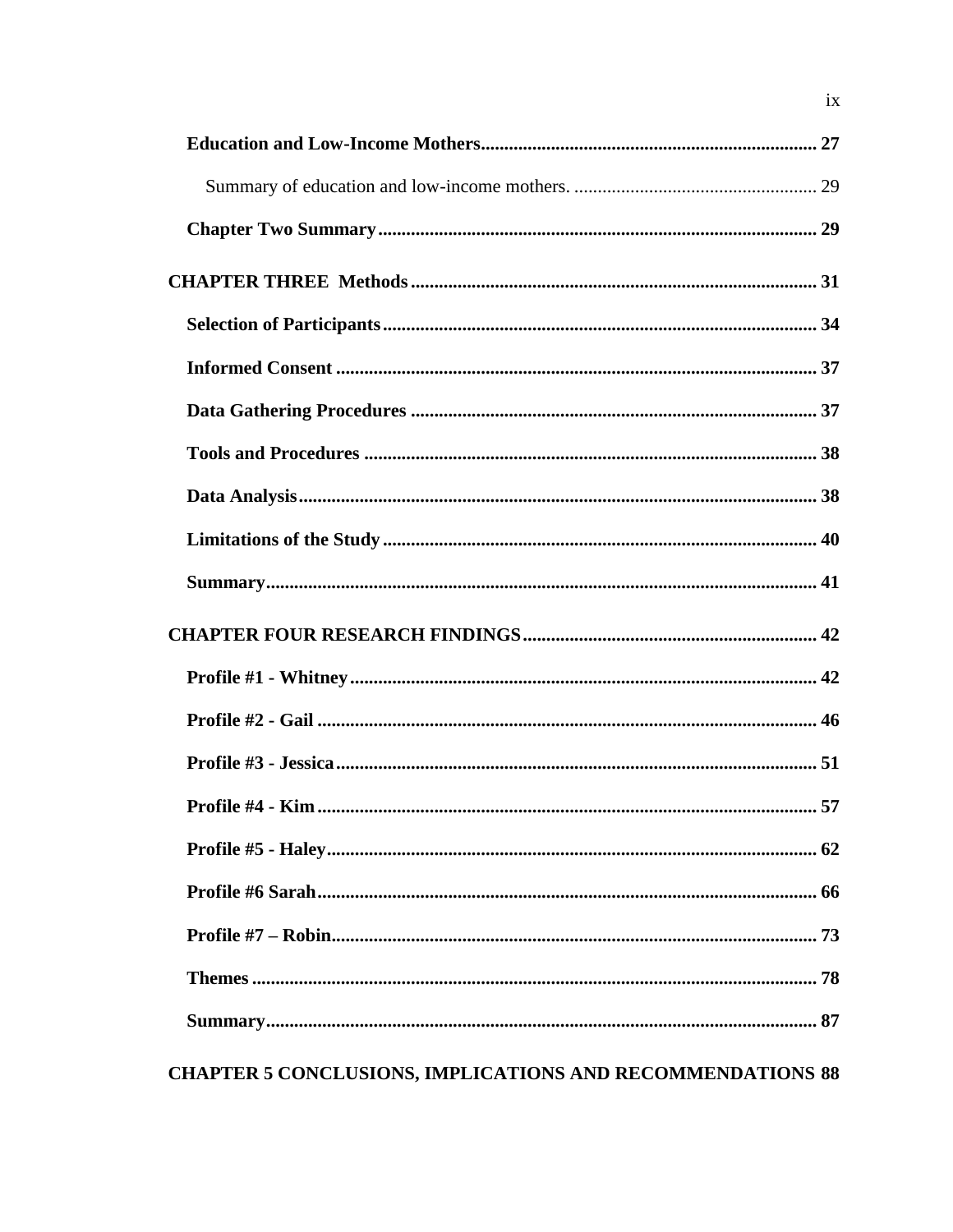**Education and Low-Income Mothers** ........................................................................ 27

Summary of education and low-income mothers. .................................................... 29

**Chapter Two Summary** .............................................................................................. 29

**CHAPTER THREE Methods** ....................................................................................... 31

**Selection of Participants** ............................................................................................. 34

**Informed Consent** ....................................................................................................... 37

**Data Gathering Procedures** ....................................................................................... 37

**Tools and Procedures** ................................................................................................. 38

**Data Analysis** .............................................................................................................. 38

**Limitations of the Study** ............................................................................................ 40

**Summary** ..................................................................................................................... 41

**CHAPTER FOUR RESEARCH FINDINGS** .............................................................. 42

**Profile #1 - Whitney** ................................................................................................... 42

**Profile #2 - Gail** .......................................................................................................... 46

**Profile #3 - Jessica** ...................................................................................................... 51

**Profile #4 - Kim** .......................................................................................................... 57

**Profile #5 - Haley** ........................................................................................................ 62

**Profile #6 Sarah** .......................................................................................................... 66

**Profile #7 – Robin** ....................................................................................................... 73

**Themes** ........................................................................................................................ 78

**Summary** ..................................................................................................................... 87

**CHAPTER 5 CONCLUSIONS, IMPLICATIONS AND RECOMMENDATIONS** 88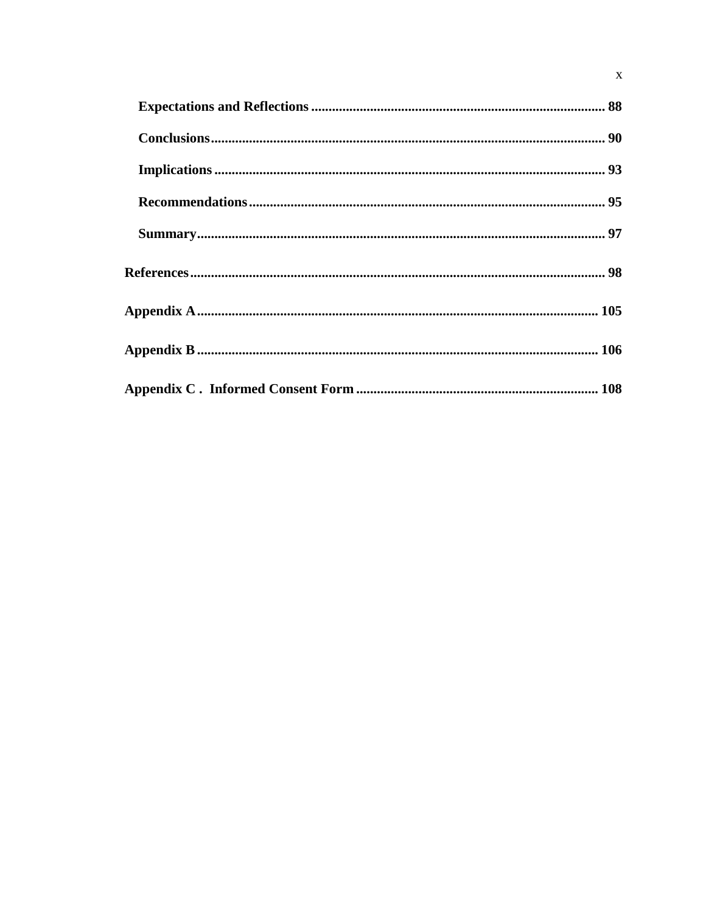**Expectations and Reflections** .................................................................................... 88

**Conclusions**................................................................................................................ 90

**Implications** ............................................................................................................... 93

**Recommendations**..................................................................................................... 95

**Summary**.................................................................................................................... 97

**References**...................................................................................................................... 98

**Appendix A**................................................................................................................... 105

**Appendix B** .................................................................................................................. 106

**Appendix C . Informed Consent Form** ..................................................................... 108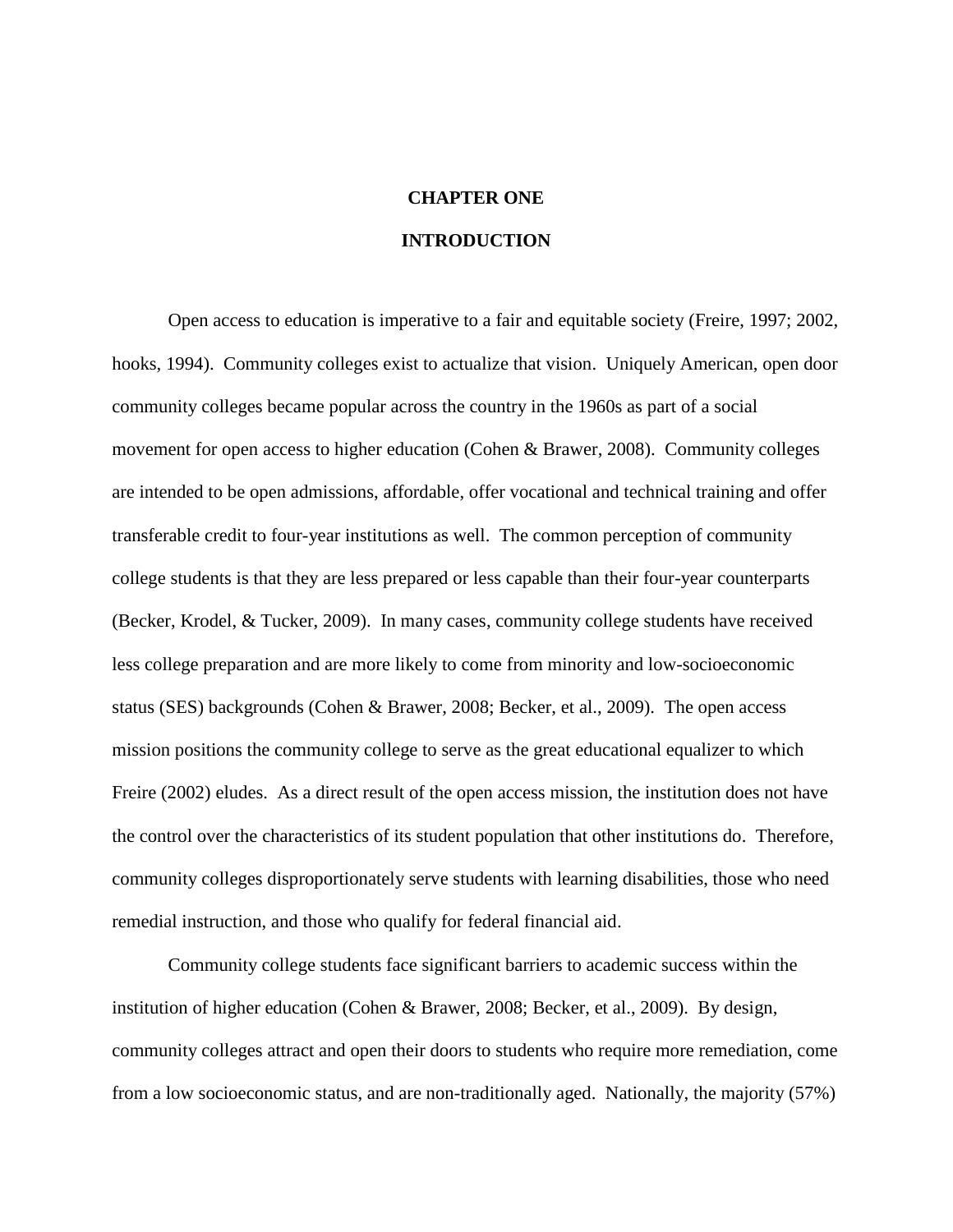# CHAPTER ONE

# INTRODUCTION

Open access to education is imperative to a fair and equitable society (Freire, 1997; 2002, hooks, 1994). Community colleges exist to actualize that vision. Uniquely American, open door community colleges became popular across the country in the 1960s as part of a social movement for open access to higher education (Cohen & Brawer, 2008). Community colleges are intended to be open admissions, affordable, offer vocational and technical training and offer transferable credit to four-year institutions as well. The common perception of community college students is that they are less prepared or less capable than their four-year counterparts (Becker, Krodel, & Tucker, 2009). In many cases, community college students have received less college preparation and are more likely to come from minority and low-socioeconomic status (SES) backgrounds (Cohen & Brawer, 2008; Becker, et al., 2009). The open access mission positions the community college to serve as the great educational equalizer to which Freire (2002) eludes. As a direct result of the open access mission, the institution does not have the control over the characteristics of its student population that other institutions do. Therefore, community colleges disproportionately serve students with learning disabilities, those who need remedial instruction, and those who qualify for federal financial aid.

Community college students face significant barriers to academic success within the institution of higher education (Cohen & Brawer, 2008; Becker, et al., 2009). By design, community colleges attract and open their doors to students who require more remediation, come from a low socioeconomic status, and are non-traditionally aged. Nationally, the majority (57%)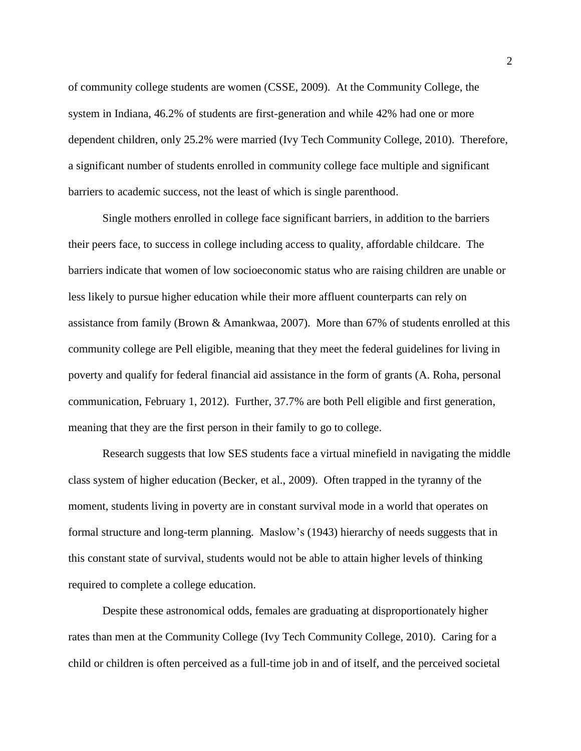of community college students are women (CSSE, 2009). At the Community College, the system in Indiana, 46.2% of students are first-generation and while 42% had one or more dependent children, only 25.2% were married (Ivy Tech Community College, 2010). Therefore, a significant number of students enrolled in community college face multiple and significant barriers to academic success, not the least of which is single parenthood.

Single mothers enrolled in college face significant barriers, in addition to the barriers their peers face, to success in college including access to quality, affordable childcare. The barriers indicate that women of low socioeconomic status who are raising children are unable or less likely to pursue higher education while their more affluent counterparts can rely on assistance from family (Brown & Amankwaa, 2007). More than 67% of students enrolled at this community college are Pell eligible, meaning that they meet the federal guidelines for living in poverty and qualify for federal financial aid assistance in the form of grants (A. Roha, personal communication, February 1, 2012). Further, 37.7% are both Pell eligible and first generation, meaning that they are the first person in their family to go to college.

Research suggests that low SES students face a virtual minefield in navigating the middle class system of higher education (Becker, et al., 2009). Often trapped in the tyranny of the moment, students living in poverty are in constant survival mode in a world that operates on formal structure and long-term planning. Maslow's (1943) hierarchy of needs suggests that in this constant state of survival, students would not be able to attain higher levels of thinking required to complete a college education.

Despite these astronomical odds, females are graduating at disproportionately higher rates than men at the Community College (Ivy Tech Community College, 2010). Caring for a child or children is often perceived as a full-time job in and of itself, and the perceived societal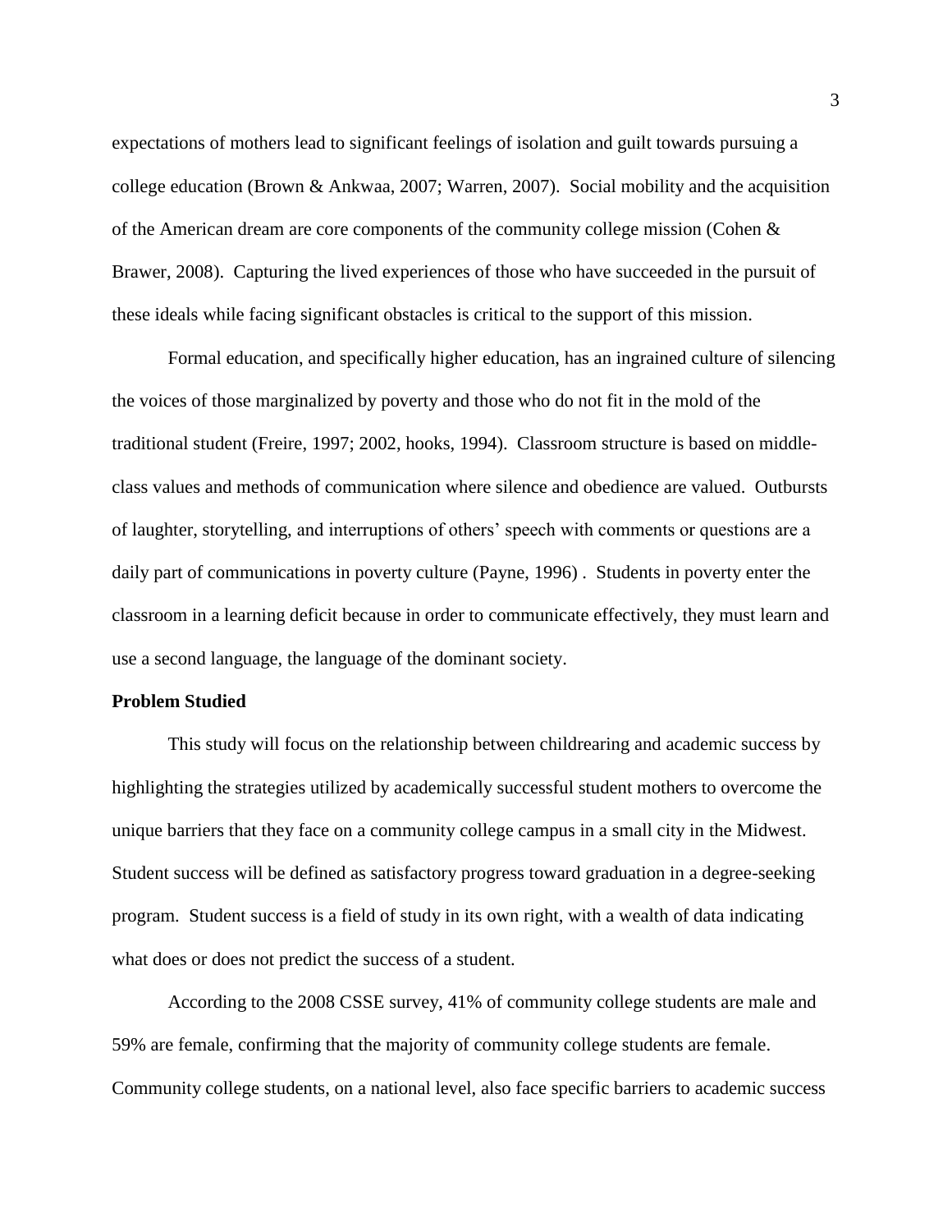expectations of mothers lead to significant feelings of isolation and guilt towards pursuing a college education (Brown & Ankwaa, 2007; Warren, 2007). Social mobility and the acquisition of the American dream are core components of the community college mission (Cohen & Brawer, 2008). Capturing the lived experiences of those who have succeeded in the pursuit of these ideals while facing significant obstacles is critical to the support of this mission.

Formal education, and specifically higher education, has an ingrained culture of silencing the voices of those marginalized by poverty and those who do not fit in the mold of the traditional student (Freire, 1997; 2002, hooks, 1994). Classroom structure is based on middle-class values and methods of communication where silence and obedience are valued. Outbursts of laughter, storytelling, and interruptions of others' speech with comments or questions are a daily part of communications in poverty culture (Payne, 1996) . Students in poverty enter the classroom in a learning deficit because in order to communicate effectively, they must learn and use a second language, the language of the dominant society.

**Problem Studied**

This study will focus on the relationship between childrearing and academic success by highlighting the strategies utilized by academically successful student mothers to overcome the unique barriers that they face on a community college campus in a small city in the Midwest. Student success will be defined as satisfactory progress toward graduation in a degree-seeking program. Student success is a field of study in its own right, with a wealth of data indicating what does or does not predict the success of a student.

According to the 2008 CSSE survey, 41% of community college students are male and 59% are female, confirming that the majority of community college students are female. Community college students, on a national level, also face specific barriers to academic success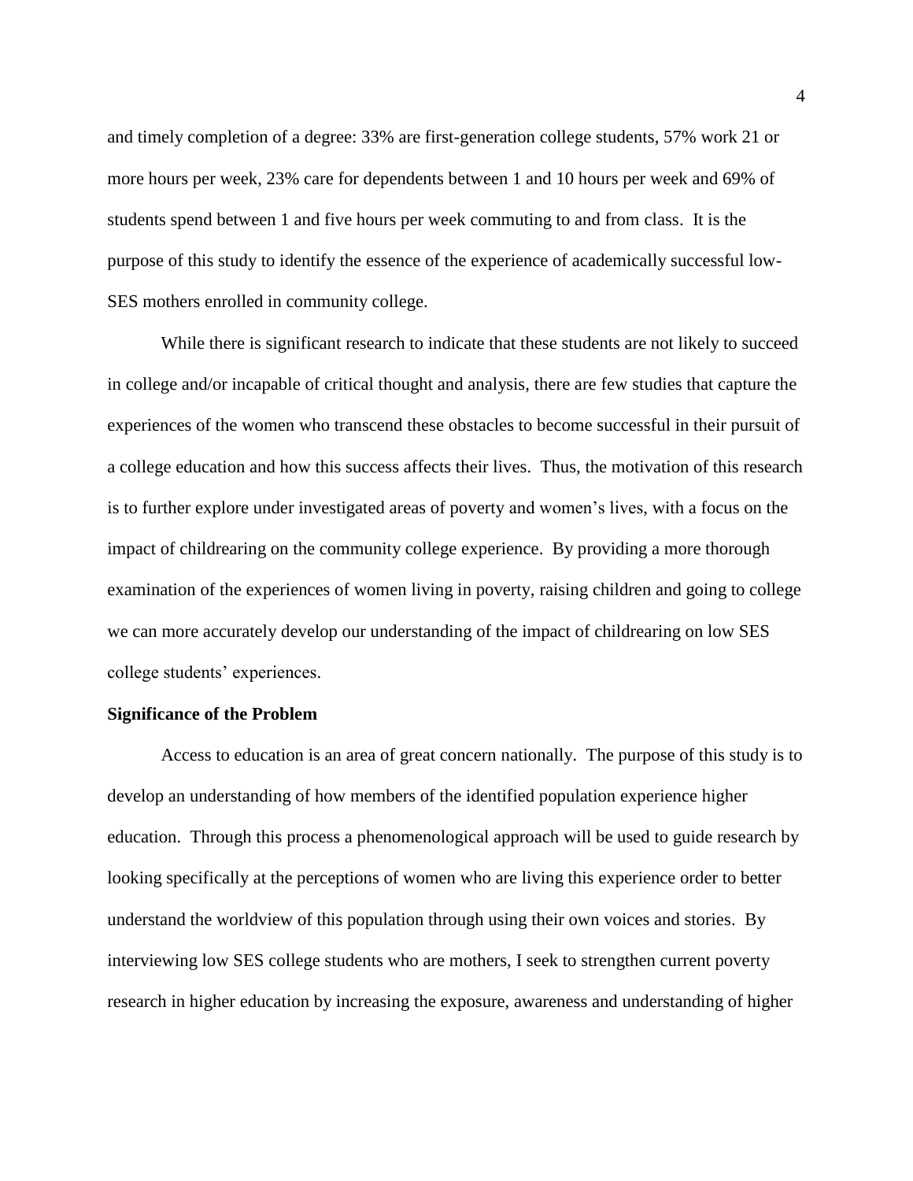and timely completion of a degree: 33% are first-generation college students, 57% work 21 or more hours per week, 23% care for dependents between 1 and 10 hours per week and 69% of students spend between 1 and five hours per week commuting to and from class. It is the purpose of this study to identify the essence of the experience of academically successful low-SES mothers enrolled in community college.

While there is significant research to indicate that these students are not likely to succeed in college and/or incapable of critical thought and analysis, there are few studies that capture the experiences of the women who transcend these obstacles to become successful in their pursuit of a college education and how this success affects their lives. Thus, the motivation of this research is to further explore under investigated areas of poverty and women's lives, with a focus on the impact of childrearing on the community college experience. By providing a more thorough examination of the experiences of women living in poverty, raising children and going to college we can more accurately develop our understanding of the impact of childrearing on low SES college students' experiences.

**Significance of the Problem**

Access to education is an area of great concern nationally. The purpose of this study is to develop an understanding of how members of the identified population experience higher education. Through this process a phenomenological approach will be used to guide research by looking specifically at the perceptions of women who are living this experience order to better understand the worldview of this population through using their own voices and stories. By interviewing low SES college students who are mothers, I seek to strengthen current poverty research in higher education by increasing the exposure, awareness and understanding of higher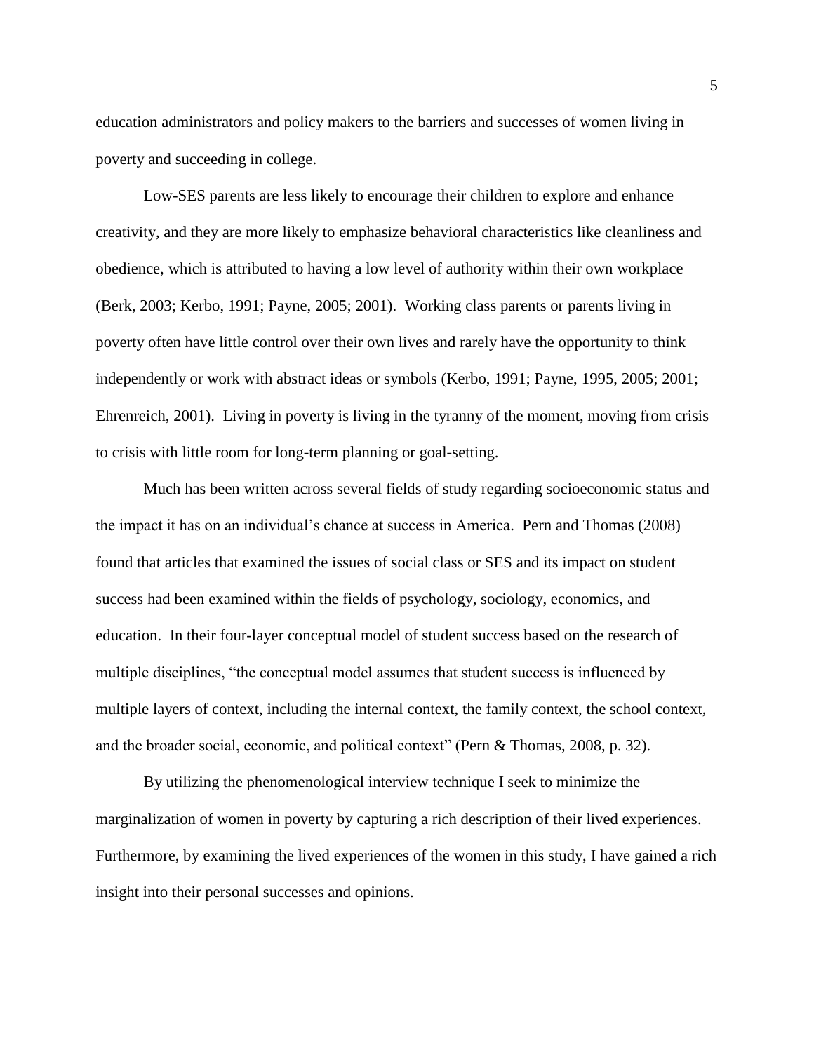education administrators and policy makers to the barriers and successes of women living in poverty and succeeding in college.

Low-SES parents are less likely to encourage their children to explore and enhance creativity, and they are more likely to emphasize behavioral characteristics like cleanliness and obedience, which is attributed to having a low level of authority within their own workplace (Berk, 2003; Kerbo, 1991; Payne, 2005; 2001). Working class parents or parents living in poverty often have little control over their own lives and rarely have the opportunity to think independently or work with abstract ideas or symbols (Kerbo, 1991; Payne, 1995, 2005; 2001; Ehrenreich, 2001). Living in poverty is living in the tyranny of the moment, moving from crisis to crisis with little room for long-term planning or goal-setting.

Much has been written across several fields of study regarding socioeconomic status and the impact it has on an individual's chance at success in America. Pern and Thomas (2008) found that articles that examined the issues of social class or SES and its impact on student success had been examined within the fields of psychology, sociology, economics, and education. In their four-layer conceptual model of student success based on the research of multiple disciplines, "the conceptual model assumes that student success is influenced by multiple layers of context, including the internal context, the family context, the school context, and the broader social, economic, and political context" (Pern & Thomas, 2008, p. 32).

By utilizing the phenomenological interview technique I seek to minimize the marginalization of women in poverty by capturing a rich description of their lived experiences. Furthermore, by examining the lived experiences of the women in this study, I have gained a rich insight into their personal successes and opinions.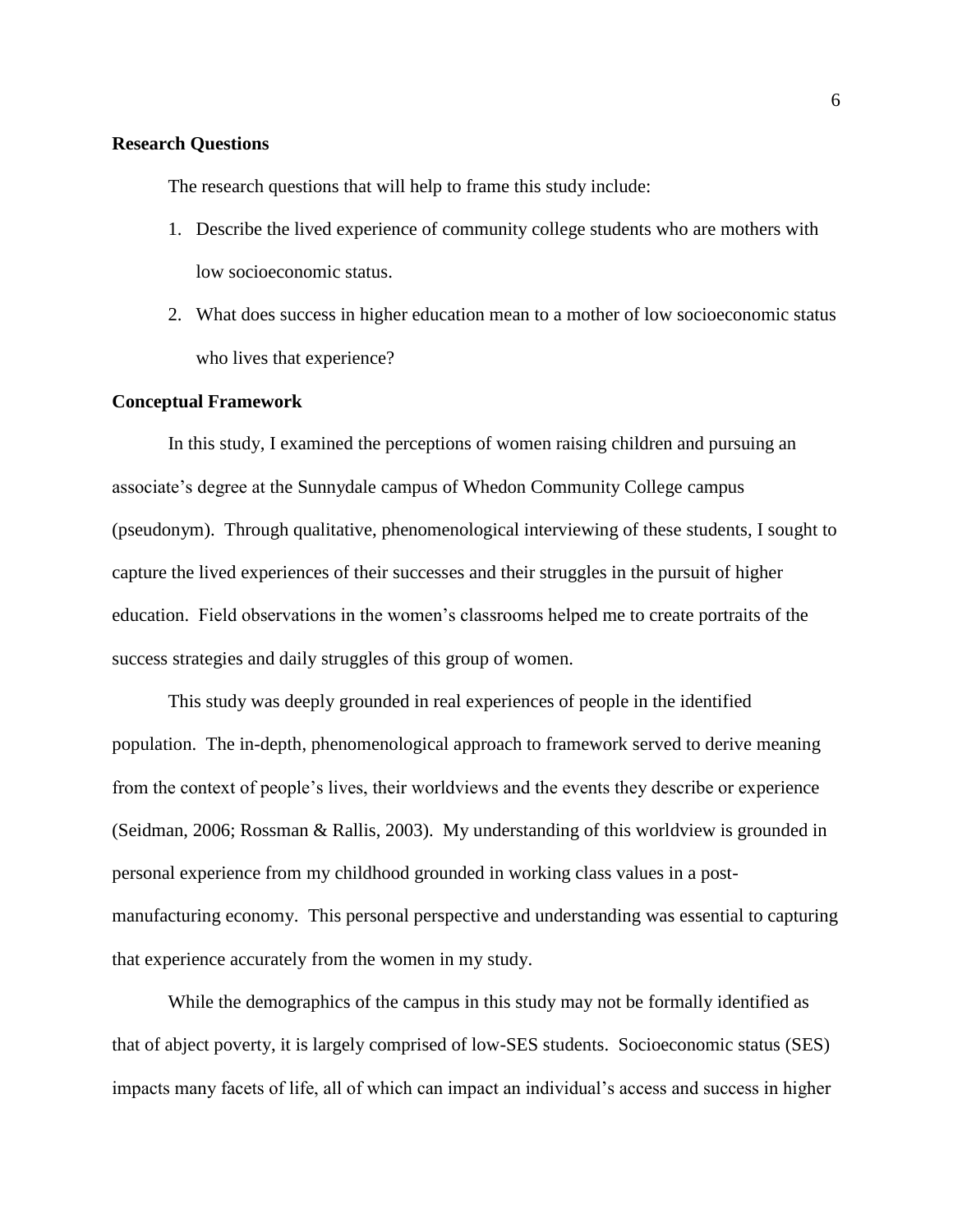### Research Questions

The research questions that will help to frame this study include:

1. Describe the lived experience of community college students who are mothers with low socioeconomic status.
2. What does success in higher education mean to a mother of low socioeconomic status who lives that experience?

### Conceptual Framework

In this study, I examined the perceptions of women raising children and pursuing an associate's degree at the Sunnydale campus of Whedon Community College campus (pseudonym). Through qualitative, phenomenological interviewing of these students, I sought to capture the lived experiences of their successes and their struggles in the pursuit of higher education. Field observations in the women's classrooms helped me to create portraits of the success strategies and daily struggles of this group of women.

This study was deeply grounded in real experiences of people in the identified population. The in-depth, phenomenological approach to framework served to derive meaning from the context of people's lives, their worldviews and the events they describe or experience (Seidman, 2006; Rossman & Rallis, 2003). My understanding of this worldview is grounded in personal experience from my childhood grounded in working class values in a post-manufacturing economy. This personal perspective and understanding was essential to capturing that experience accurately from the women in my study.

While the demographics of the campus in this study may not be formally identified as that of abject poverty, it is largely comprised of low-SES students. Socioeconomic status (SES) impacts many facets of life, all of which can impact an individual's access and success in higher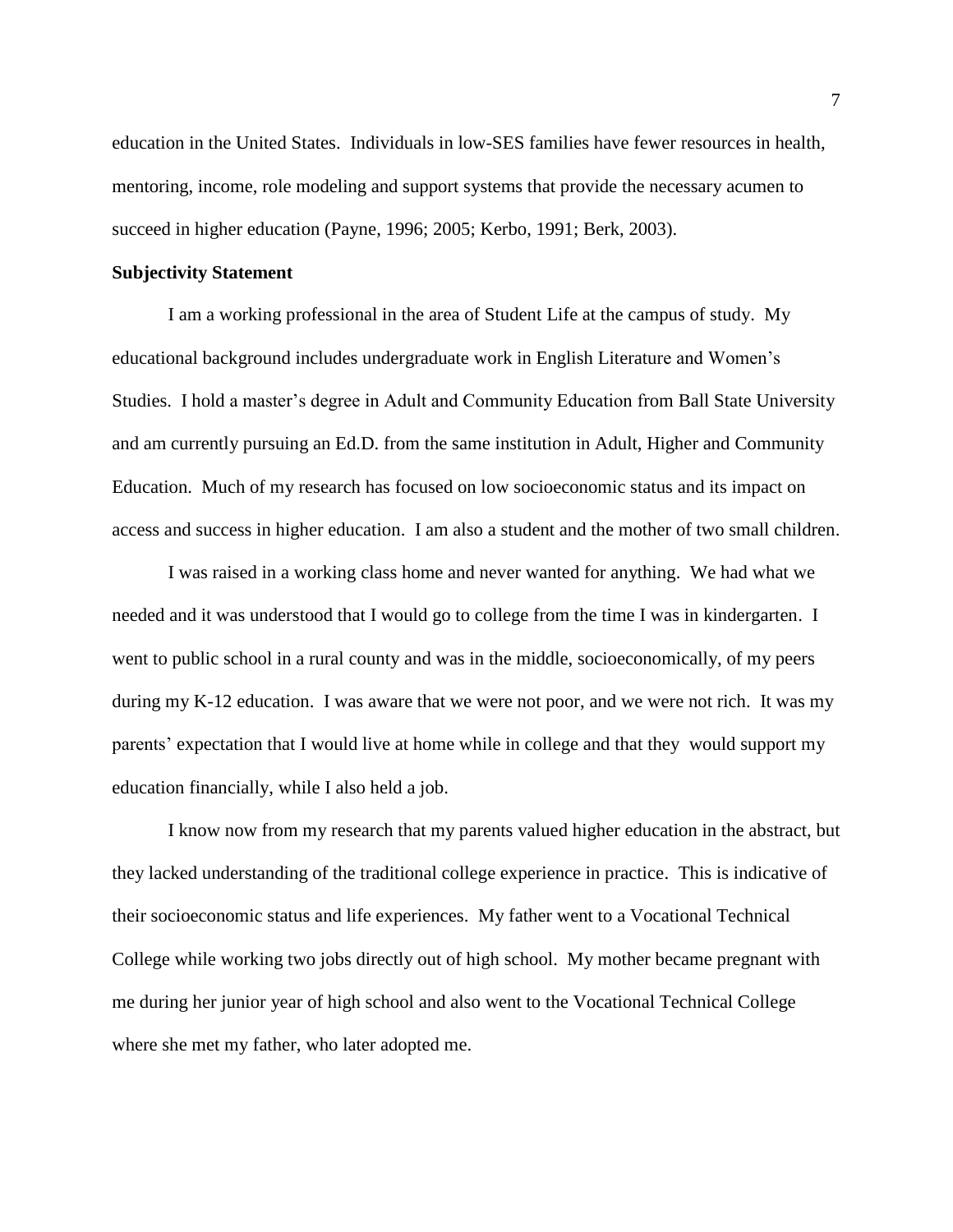education in the United States. Individuals in low-SES families have fewer resources in health, mentoring, income, role modeling and support systems that provide the necessary acumen to succeed in higher education (Payne, 1996; 2005; Kerbo, 1991; Berk, 2003).

**Subjectivity Statement**

I am a working professional in the area of Student Life at the campus of study. My educational background includes undergraduate work in English Literature and Women's Studies. I hold a master's degree in Adult and Community Education from Ball State University and am currently pursuing an Ed.D. from the same institution in Adult, Higher and Community Education. Much of my research has focused on low socioeconomic status and its impact on access and success in higher education. I am also a student and the mother of two small children.

I was raised in a working class home and never wanted for anything. We had what we needed and it was understood that I would go to college from the time I was in kindergarten. I went to public school in a rural county and was in the middle, socioeconomically, of my peers during my K-12 education. I was aware that we were not poor, and we were not rich. It was my parents' expectation that I would live at home while in college and that they would support my education financially, while I also held a job.

I know now from my research that my parents valued higher education in the abstract, but they lacked understanding of the traditional college experience in practice. This is indicative of their socioeconomic status and life experiences. My father went to a Vocational Technical College while working two jobs directly out of high school. My mother became pregnant with me during her junior year of high school and also went to the Vocational Technical College where she met my father, who later adopted me.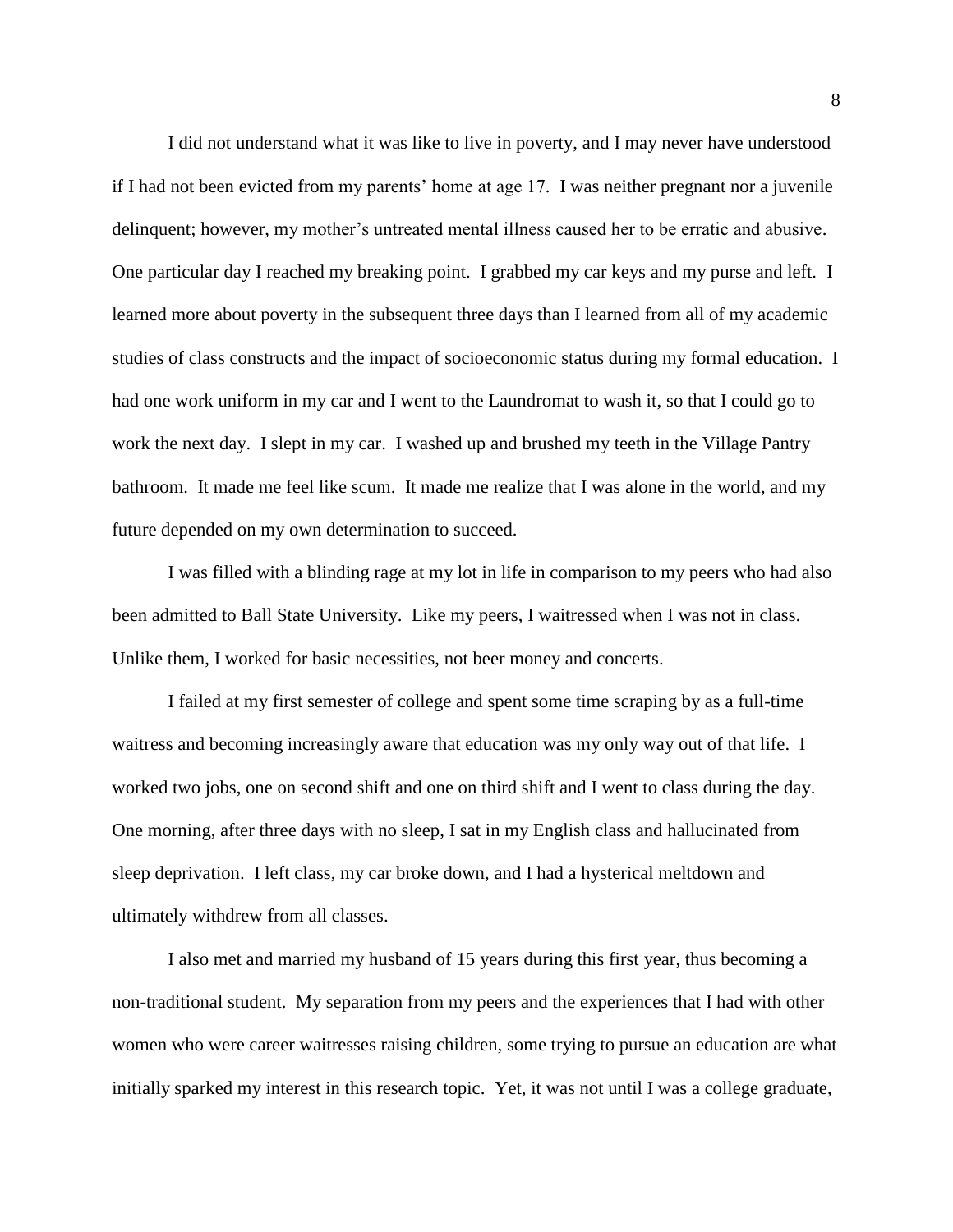I did not understand what it was like to live in poverty, and I may never have understood if I had not been evicted from my parents' home at age 17. I was neither pregnant nor a juvenile delinquent; however, my mother's untreated mental illness caused her to be erratic and abusive. One particular day I reached my breaking point. I grabbed my car keys and my purse and left. I learned more about poverty in the subsequent three days than I learned from all of my academic studies of class constructs and the impact of socioeconomic status during my formal education. I had one work uniform in my car and I went to the Laundromat to wash it, so that I could go to work the next day. I slept in my car. I washed up and brushed my teeth in the Village Pantry bathroom. It made me feel like scum. It made me realize that I was alone in the world, and my future depended on my own determination to succeed.

I was filled with a blinding rage at my lot in life in comparison to my peers who had also been admitted to Ball State University. Like my peers, I waitressed when I was not in class. Unlike them, I worked for basic necessities, not beer money and concerts.

I failed at my first semester of college and spent some time scraping by as a full-time waitress and becoming increasingly aware that education was my only way out of that life. I worked two jobs, one on second shift and one on third shift and I went to class during the day. One morning, after three days with no sleep, I sat in my English class and hallucinated from sleep deprivation. I left class, my car broke down, and I had a hysterical meltdown and ultimately withdrew from all classes.

I also met and married my husband of 15 years during this first year, thus becoming a non-traditional student. My separation from my peers and the experiences that I had with other women who were career waitresses raising children, some trying to pursue an education are what initially sparked my interest in this research topic. Yet, it was not until I was a college graduate,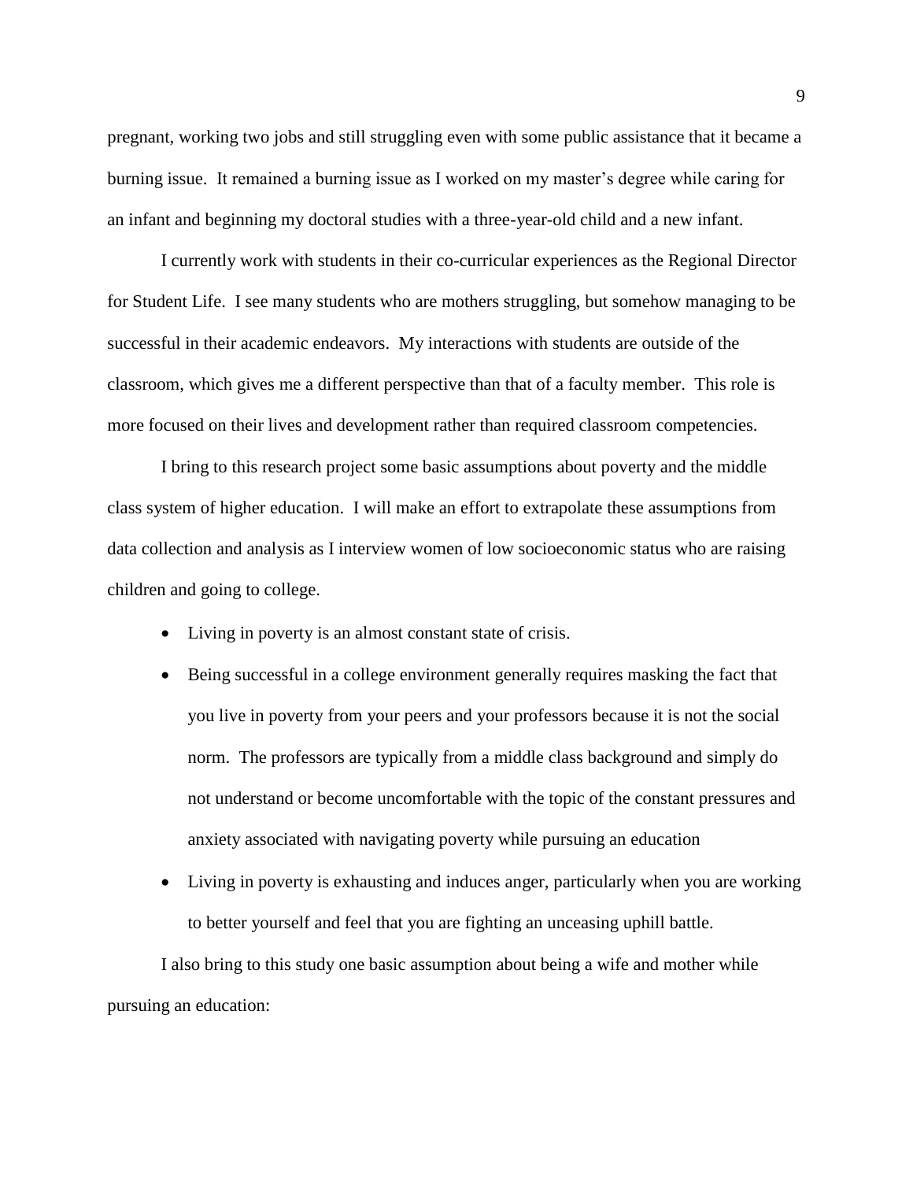pregnant, working two jobs and still struggling even with some public assistance that it became a burning issue. It remained a burning issue as I worked on my master's degree while caring for an infant and beginning my doctoral studies with a three-year-old child and a new infant.

I currently work with students in their co-curricular experiences as the Regional Director for Student Life. I see many students who are mothers struggling, but somehow managing to be successful in their academic endeavors. My interactions with students are outside of the classroom, which gives me a different perspective than that of a faculty member. This role is more focused on their lives and development rather than required classroom competencies.

I bring to this research project some basic assumptions about poverty and the middle class system of higher education. I will make an effort to extrapolate these assumptions from data collection and analysis as I interview women of low socioeconomic status who are raising children and going to college.

- Living in poverty is an almost constant state of crisis.
- Being successful in a college environment generally requires masking the fact that you live in poverty from your peers and your professors because it is not the social norm. The professors are typically from a middle class background and simply do not understand or become uncomfortable with the topic of the constant pressures and anxiety associated with navigating poverty while pursuing an education
- Living in poverty is exhausting and induces anger, particularly when you are working to better yourself and feel that you are fighting an unceasing uphill battle.

I also bring to this study one basic assumption about being a wife and mother while pursuing an education: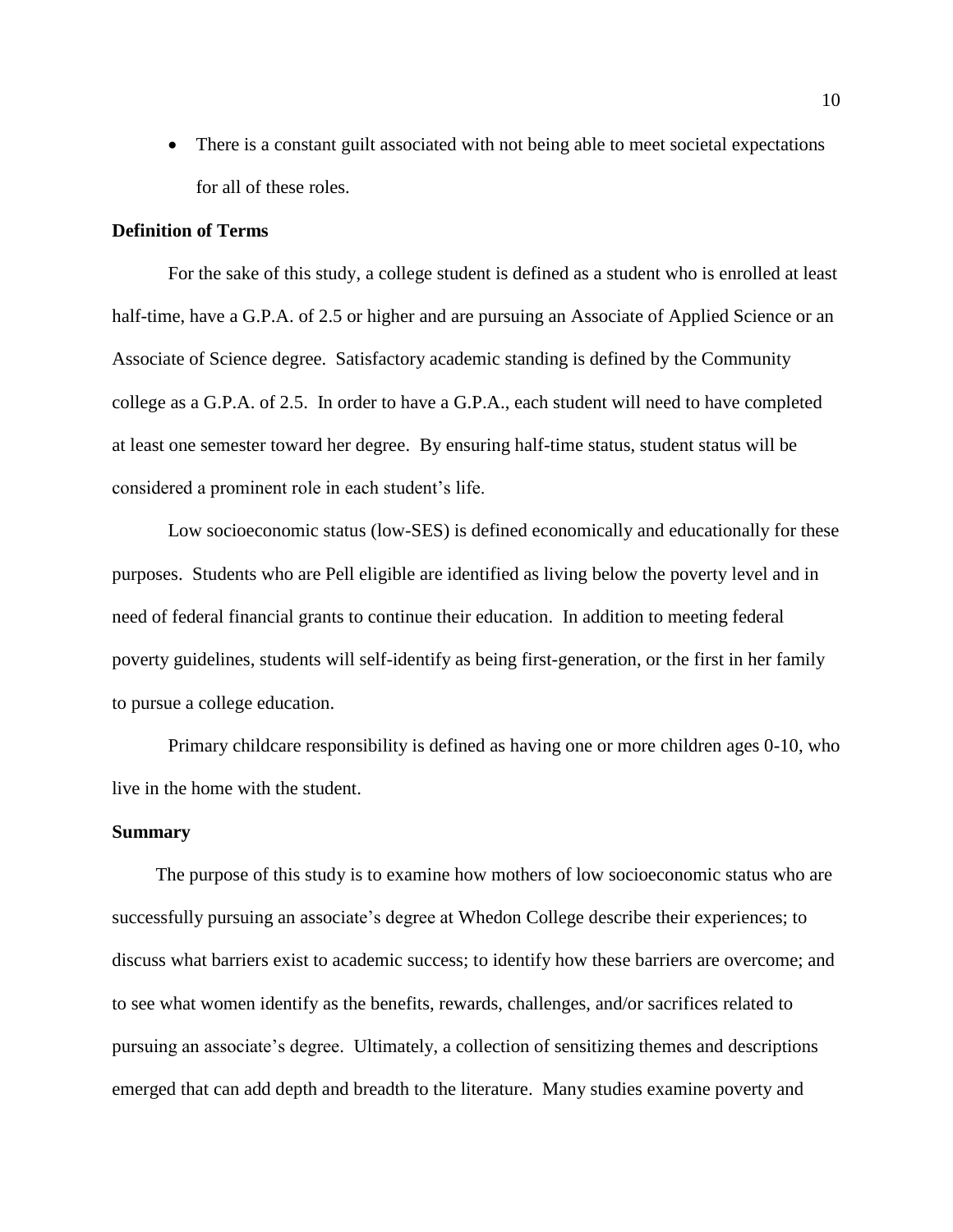- There is a constant guilt associated with not being able to meet societal expectations for all of these roles.

### Definition of Terms

For the sake of this study, a college student is defined as a student who is enrolled at least half-time, have a G.P.A. of 2.5 or higher and are pursuing an Associate of Applied Science or an Associate of Science degree. Satisfactory academic standing is defined by the Community college as a G.P.A. of 2.5. In order to have a G.P.A., each student will need to have completed at least one semester toward her degree. By ensuring half-time status, student status will be considered a prominent role in each student's life.

Low socioeconomic status (low-SES) is defined economically and educationally for these purposes. Students who are Pell eligible are identified as living below the poverty level and in need of federal financial grants to continue their education. In addition to meeting federal poverty guidelines, students will self-identify as being first-generation, or the first in her family to pursue a college education.

Primary childcare responsibility is defined as having one or more children ages 0-10, who live in the home with the student.

### Summary

The purpose of this study is to examine how mothers of low socioeconomic status who are successfully pursuing an associate's degree at Whedon College describe their experiences; to discuss what barriers exist to academic success; to identify how these barriers are overcome; and to see what women identify as the benefits, rewards, challenges, and/or sacrifices related to pursuing an associate's degree. Ultimately, a collection of sensitizing themes and descriptions emerged that can add depth and breadth to the literature. Many studies examine poverty and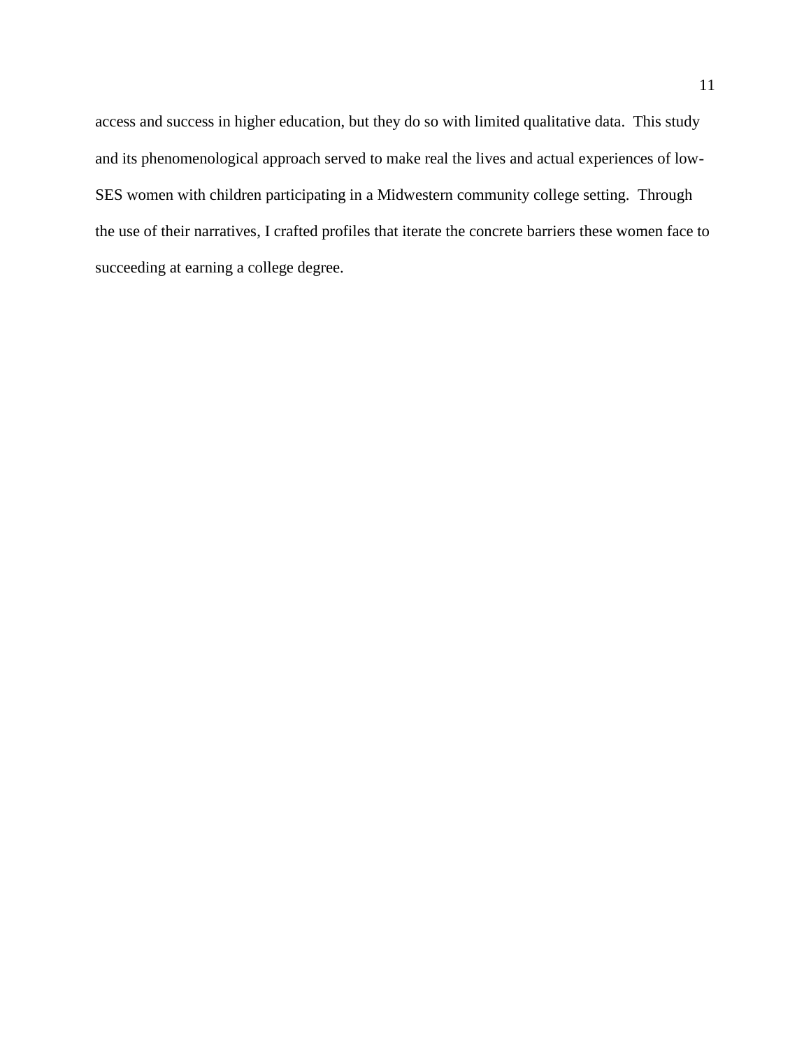access and success in higher education, but they do so with limited qualitative data. This study and its phenomenological approach served to make real the lives and actual experiences of low-SES women with children participating in a Midwestern community college setting. Through the use of their narratives, I crafted profiles that iterate the concrete barriers these women face to succeeding at earning a college degree.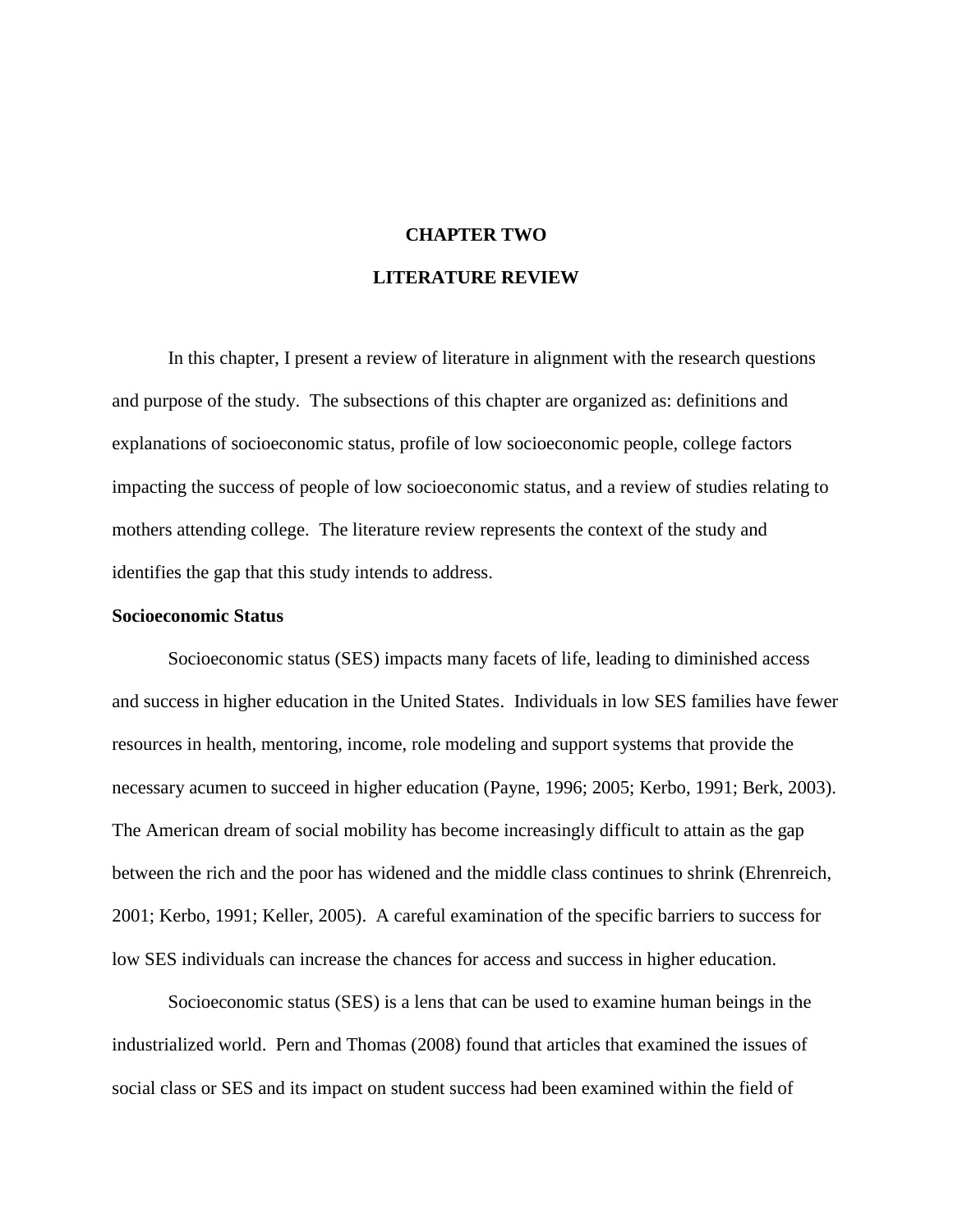# CHAPTER TWO

# LITERATURE REVIEW

In this chapter, I present a review of literature in alignment with the research questions and purpose of the study. The subsections of this chapter are organized as: definitions and explanations of socioeconomic status, profile of low socioeconomic people, college factors impacting the success of people of low socioeconomic status, and a review of studies relating to mothers attending college. The literature review represents the context of the study and identifies the gap that this study intends to address.

## Socioeconomic Status

Socioeconomic status (SES) impacts many facets of life, leading to diminished access and success in higher education in the United States. Individuals in low SES families have fewer resources in health, mentoring, income, role modeling and support systems that provide the necessary acumen to succeed in higher education (Payne, 1996; 2005; Kerbo, 1991; Berk, 2003). The American dream of social mobility has become increasingly difficult to attain as the gap between the rich and the poor has widened and the middle class continues to shrink (Ehrenreich, 2001; Kerbo, 1991; Keller, 2005). A careful examination of the specific barriers to success for low SES individuals can increase the chances for access and success in higher education.

Socioeconomic status (SES) is a lens that can be used to examine human beings in the industrialized world. Pern and Thomas (2008) found that articles that examined the issues of social class or SES and its impact on student success had been examined within the field of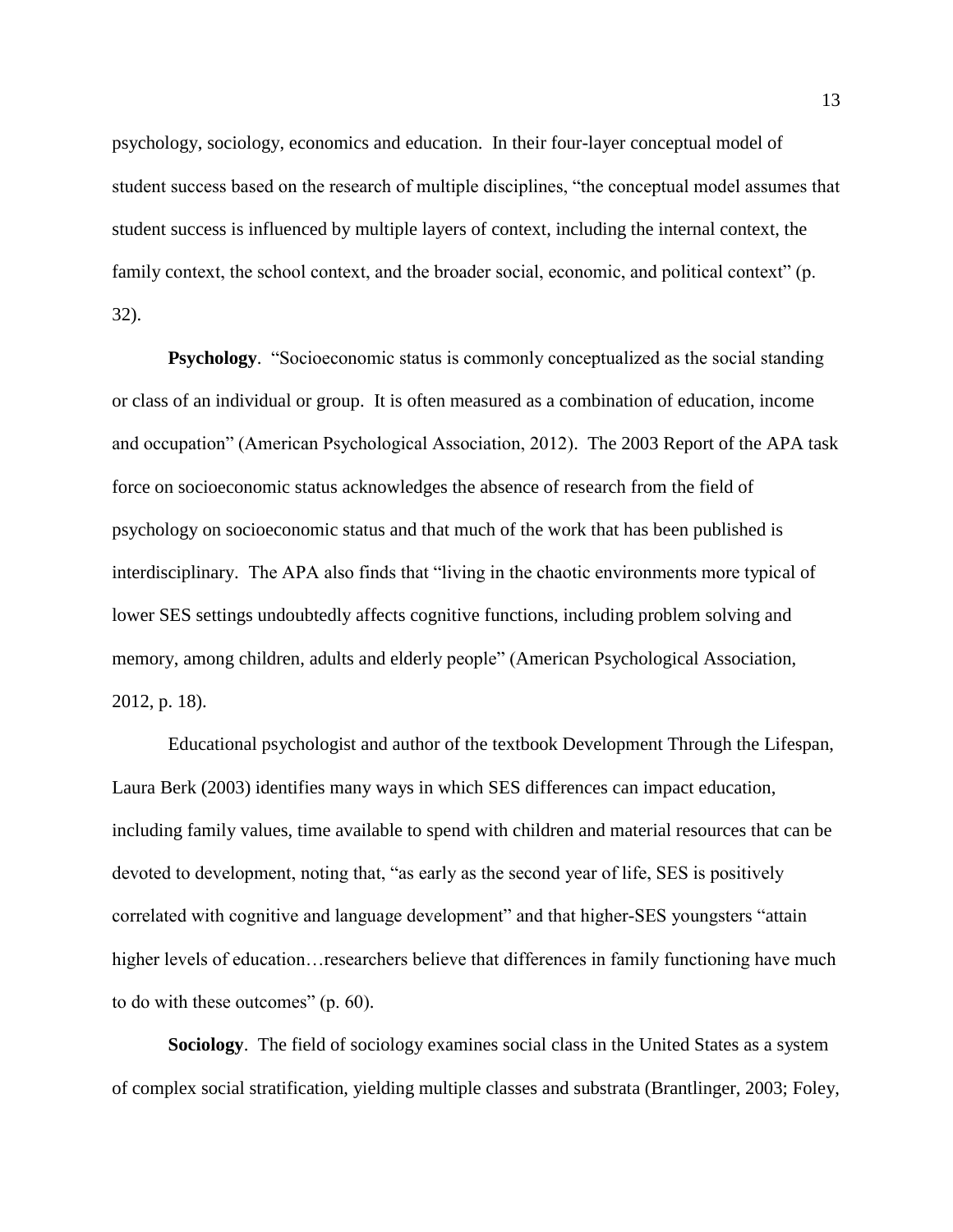psychology, sociology, economics and education. In their four-layer conceptual model of student success based on the research of multiple disciplines, "the conceptual model assumes that student success is influenced by multiple layers of context, including the internal context, the family context, the school context, and the broader social, economic, and political context" (p. 32).

**Psychology**. "Socioeconomic status is commonly conceptualized as the social standing or class of an individual or group. It is often measured as a combination of education, income and occupation" (American Psychological Association, 2012). The 2003 Report of the APA task force on socioeconomic status acknowledges the absence of research from the field of psychology on socioeconomic status and that much of the work that has been published is interdisciplinary. The APA also finds that "living in the chaotic environments more typical of lower SES settings undoubtedly affects cognitive functions, including problem solving and memory, among children, adults and elderly people" (American Psychological Association, 2012, p. 18).

Educational psychologist and author of the textbook Development Through the Lifespan, Laura Berk (2003) identifies many ways in which SES differences can impact education, including family values, time available to spend with children and material resources that can be devoted to development, noting that, "as early as the second year of life, SES is positively correlated with cognitive and language development" and that higher-SES youngsters "attain higher levels of education…researchers believe that differences in family functioning have much to do with these outcomes" (p. 60).

**Sociology**. The field of sociology examines social class in the United States as a system of complex social stratification, yielding multiple classes and substrata (Brantlinger, 2003; Foley,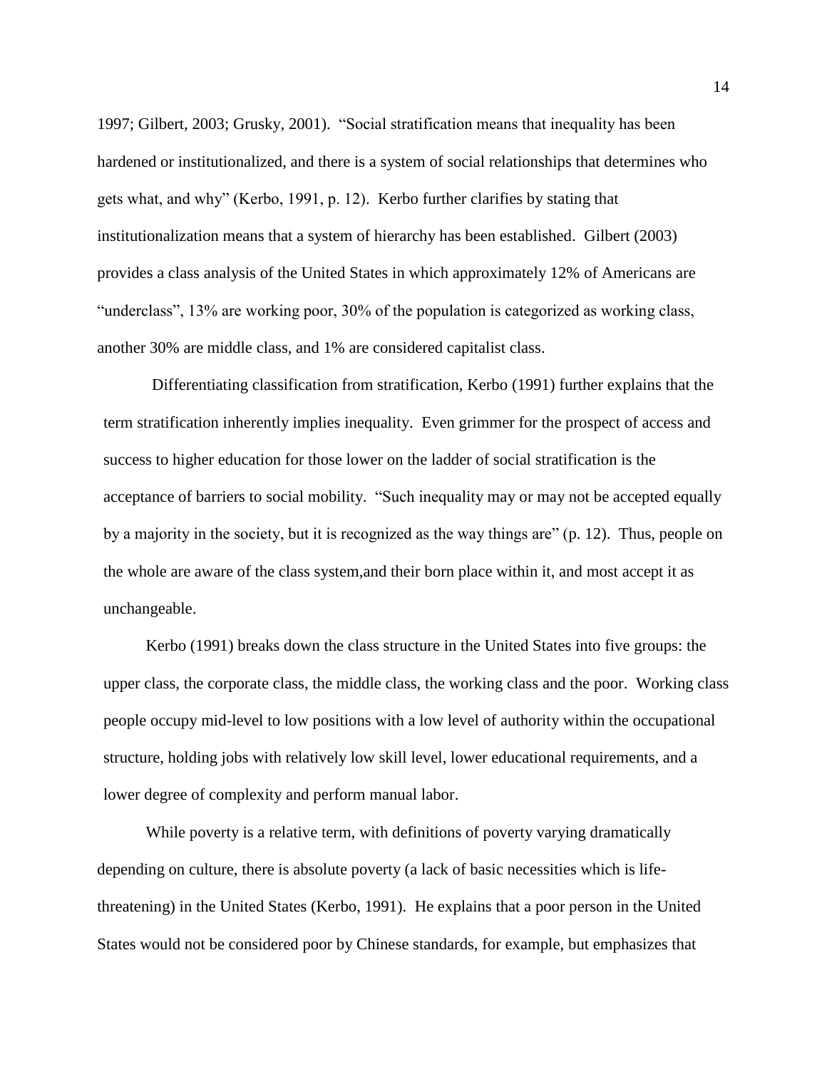1997; Gilbert, 2003; Grusky, 2001). "Social stratification means that inequality has been hardened or institutionalized, and there is a system of social relationships that determines who gets what, and why" (Kerbo, 1991, p. 12). Kerbo further clarifies by stating that institutionalization means that a system of hierarchy has been established. Gilbert (2003) provides a class analysis of the United States in which approximately 12% of Americans are "underclass", 13% are working poor, 30% of the population is categorized as working class, another 30% are middle class, and 1% are considered capitalist class.

Differentiating classification from stratification, Kerbo (1991) further explains that the term stratification inherently implies inequality. Even grimmer for the prospect of access and success to higher education for those lower on the ladder of social stratification is the acceptance of barriers to social mobility. "Such inequality may or may not be accepted equally by a majority in the society, but it is recognized as the way things are" (p. 12). Thus, people on the whole are aware of the class system,and their born place within it, and most accept it as unchangeable.

Kerbo (1991) breaks down the class structure in the United States into five groups: the upper class, the corporate class, the middle class, the working class and the poor. Working class people occupy mid-level to low positions with a low level of authority within the occupational structure, holding jobs with relatively low skill level, lower educational requirements, and a lower degree of complexity and perform manual labor.

While poverty is a relative term, with definitions of poverty varying dramatically depending on culture, there is absolute poverty (a lack of basic necessities which is life-threatening) in the United States (Kerbo, 1991). He explains that a poor person in the United States would not be considered poor by Chinese standards, for example, but emphasizes that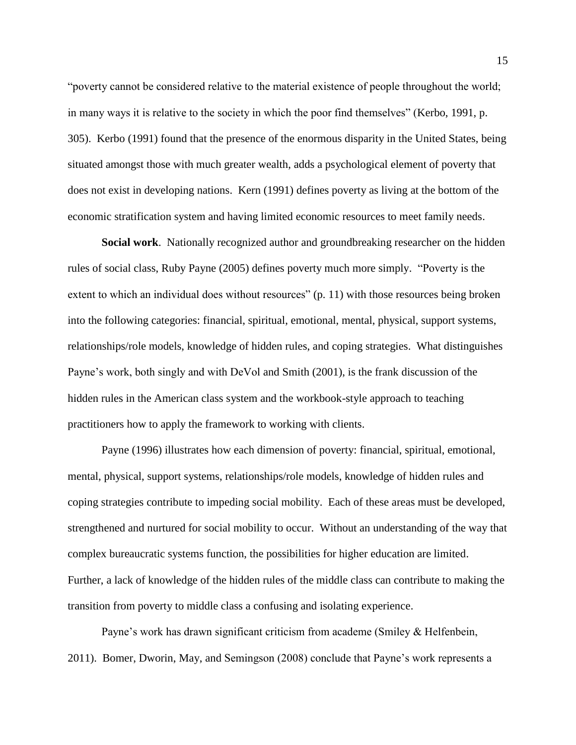"poverty cannot be considered relative to the material existence of people throughout the world; in many ways it is relative to the society in which the poor find themselves" (Kerbo, 1991, p. 305). Kerbo (1991) found that the presence of the enormous disparity in the United States, being situated amongst those with much greater wealth, adds a psychological element of poverty that does not exist in developing nations. Kern (1991) defines poverty as living at the bottom of the economic stratification system and having limited economic resources to meet family needs.

**Social work**. Nationally recognized author and groundbreaking researcher on the hidden rules of social class, Ruby Payne (2005) defines poverty much more simply. "Poverty is the extent to which an individual does without resources" (p. 11) with those resources being broken into the following categories: financial, spiritual, emotional, mental, physical, support systems, relationships/role models, knowledge of hidden rules, and coping strategies. What distinguishes Payne's work, both singly and with DeVol and Smith (2001), is the frank discussion of the hidden rules in the American class system and the workbook-style approach to teaching practitioners how to apply the framework to working with clients.

Payne (1996) illustrates how each dimension of poverty: financial, spiritual, emotional, mental, physical, support systems, relationships/role models, knowledge of hidden rules and coping strategies contribute to impeding social mobility. Each of these areas must be developed, strengthened and nurtured for social mobility to occur. Without an understanding of the way that complex bureaucratic systems function, the possibilities for higher education are limited. Further, a lack of knowledge of the hidden rules of the middle class can contribute to making the transition from poverty to middle class a confusing and isolating experience.

Payne's work has drawn significant criticism from academe (Smiley & Helfenbein, 2011). Bomer, Dworin, May, and Semingson (2008) conclude that Payne's work represents a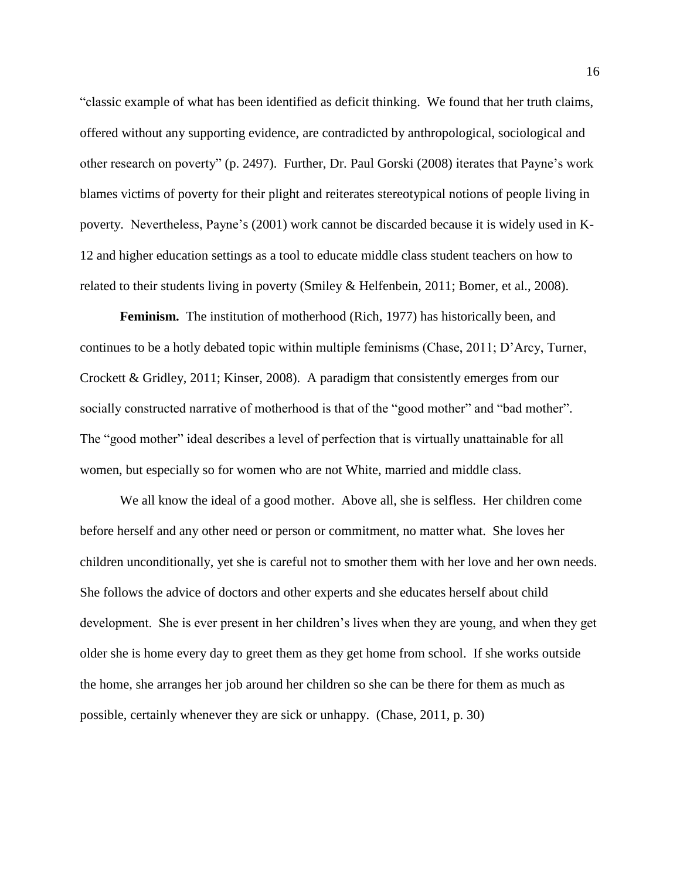"classic example of what has been identified as deficit thinking. We found that her truth claims, offered without any supporting evidence, are contradicted by anthropological, sociological and other research on poverty" (p. 2497). Further, Dr. Paul Gorski (2008) iterates that Payne's work blames victims of poverty for their plight and reiterates stereotypical notions of people living in poverty. Nevertheless, Payne's (2001) work cannot be discarded because it is widely used in K-12 and higher education settings as a tool to educate middle class student teachers on how to related to their students living in poverty (Smiley & Helfenbein, 2011; Bomer, et al., 2008).

**Feminism.** The institution of motherhood (Rich, 1977) has historically been, and continues to be a hotly debated topic within multiple feminisms (Chase, 2011; D'Arcy, Turner, Crockett & Gridley, 2011; Kinser, 2008). A paradigm that consistently emerges from our socially constructed narrative of motherhood is that of the "good mother" and "bad mother". The "good mother" ideal describes a level of perfection that is virtually unattainable for all women, but especially so for women who are not White, married and middle class.

> We all know the ideal of a good mother. Above all, she is selfless. Her children come before herself and any other need or person or commitment, no matter what. She loves her children unconditionally, yet she is careful not to smother them with her love and her own needs. She follows the advice of doctors and other experts and she educates herself about child development. She is ever present in her children's lives when they are young, and when they get older she is home every day to greet them as they get home from school. If she works outside the home, she arranges her job around her children so she can be there for them as much as possible, certainly whenever they are sick or unhappy. (Chase, 2011, p. 30)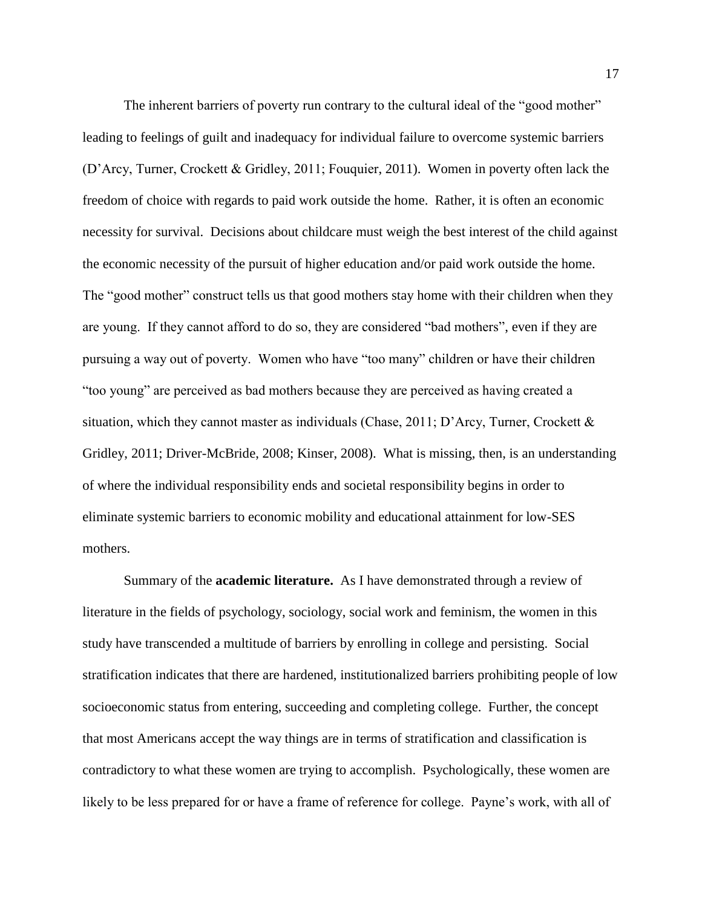The inherent barriers of poverty run contrary to the cultural ideal of the "good mother" leading to feelings of guilt and inadequacy for individual failure to overcome systemic barriers (D'Arcy, Turner, Crockett & Gridley, 2011; Fouquier, 2011). Women in poverty often lack the freedom of choice with regards to paid work outside the home. Rather, it is often an economic necessity for survival. Decisions about childcare must weigh the best interest of the child against the economic necessity of the pursuit of higher education and/or paid work outside the home. The "good mother" construct tells us that good mothers stay home with their children when they are young. If they cannot afford to do so, they are considered "bad mothers", even if they are pursuing a way out of poverty. Women who have "too many" children or have their children "too young" are perceived as bad mothers because they are perceived as having created a situation, which they cannot master as individuals (Chase, 2011; D'Arcy, Turner, Crockett & Gridley, 2011; Driver-McBride, 2008; Kinser, 2008). What is missing, then, is an understanding of where the individual responsibility ends and societal responsibility begins in order to eliminate systemic barriers to economic mobility and educational attainment for low-SES mothers.

Summary of the **academic literature.** As I have demonstrated through a review of literature in the fields of psychology, sociology, social work and feminism, the women in this study have transcended a multitude of barriers by enrolling in college and persisting. Social stratification indicates that there are hardened, institutionalized barriers prohibiting people of low socioeconomic status from entering, succeeding and completing college. Further, the concept that most Americans accept the way things are in terms of stratification and classification is contradictory to what these women are trying to accomplish. Psychologically, these women are likely to be less prepared for or have a frame of reference for college. Payne's work, with all of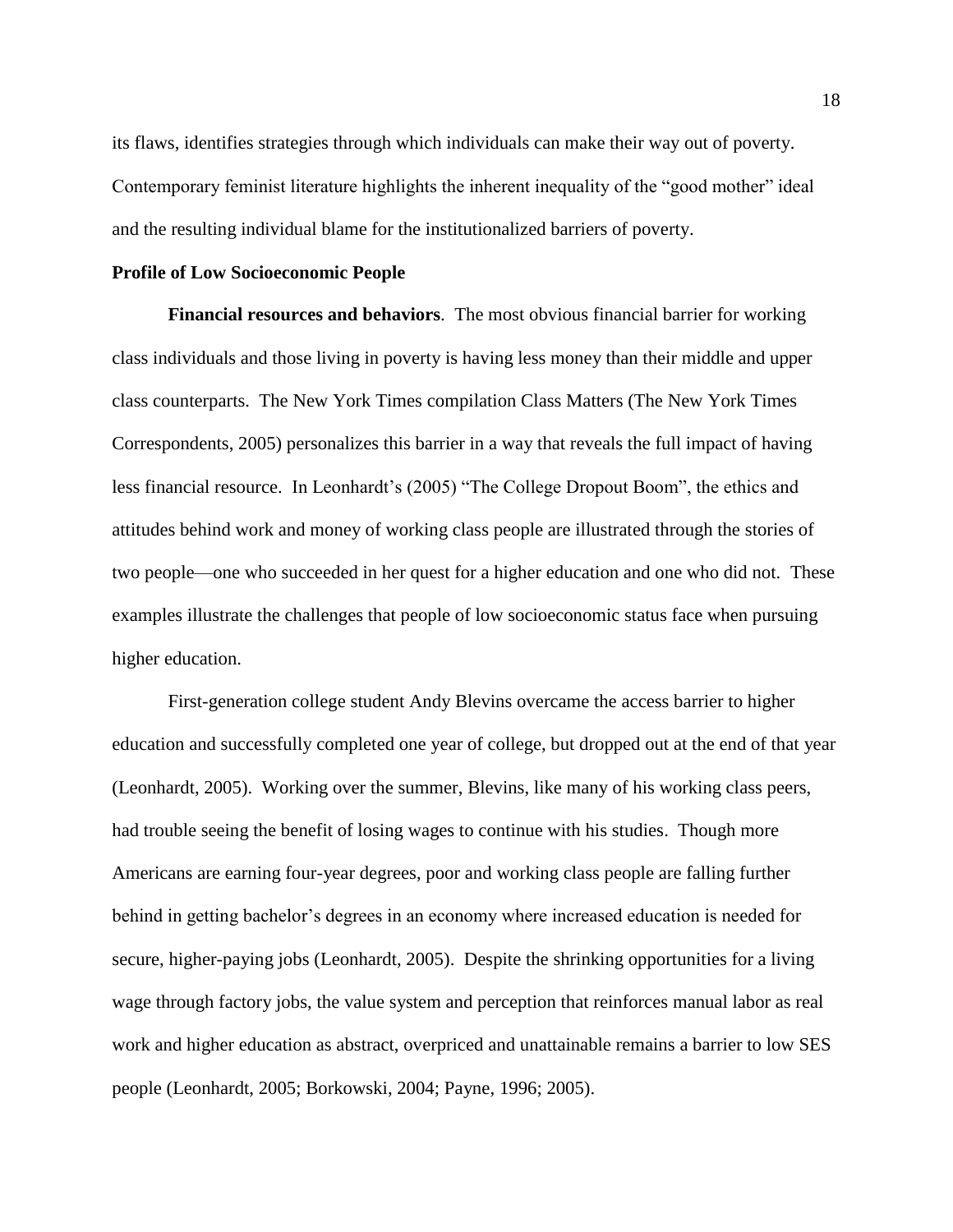its flaws, identifies strategies through which individuals can make their way out of poverty. Contemporary feminist literature highlights the inherent inequality of the "good mother" ideal and the resulting individual blame for the institutionalized barriers of poverty.

**Profile of Low Socioeconomic People**

**Financial resources and behaviors**. The most obvious financial barrier for working class individuals and those living in poverty is having less money than their middle and upper class counterparts. The New York Times compilation Class Matters (The New York Times Correspondents, 2005) personalizes this barrier in a way that reveals the full impact of having less financial resource. In Leonhardt's (2005) "The College Dropout Boom", the ethics and attitudes behind work and money of working class people are illustrated through the stories of two people—one who succeeded in her quest for a higher education and one who did not. These examples illustrate the challenges that people of low socioeconomic status face when pursuing higher education.

First-generation college student Andy Blevins overcame the access barrier to higher education and successfully completed one year of college, but dropped out at the end of that year (Leonhardt, 2005). Working over the summer, Blevins, like many of his working class peers, had trouble seeing the benefit of losing wages to continue with his studies. Though more Americans are earning four-year degrees, poor and working class people are falling further behind in getting bachelor's degrees in an economy where increased education is needed for secure, higher-paying jobs (Leonhardt, 2005). Despite the shrinking opportunities for a living wage through factory jobs, the value system and perception that reinforces manual labor as real work and higher education as abstract, overpriced and unattainable remains a barrier to low SES people (Leonhardt, 2005; Borkowski, 2004; Payne, 1996; 2005).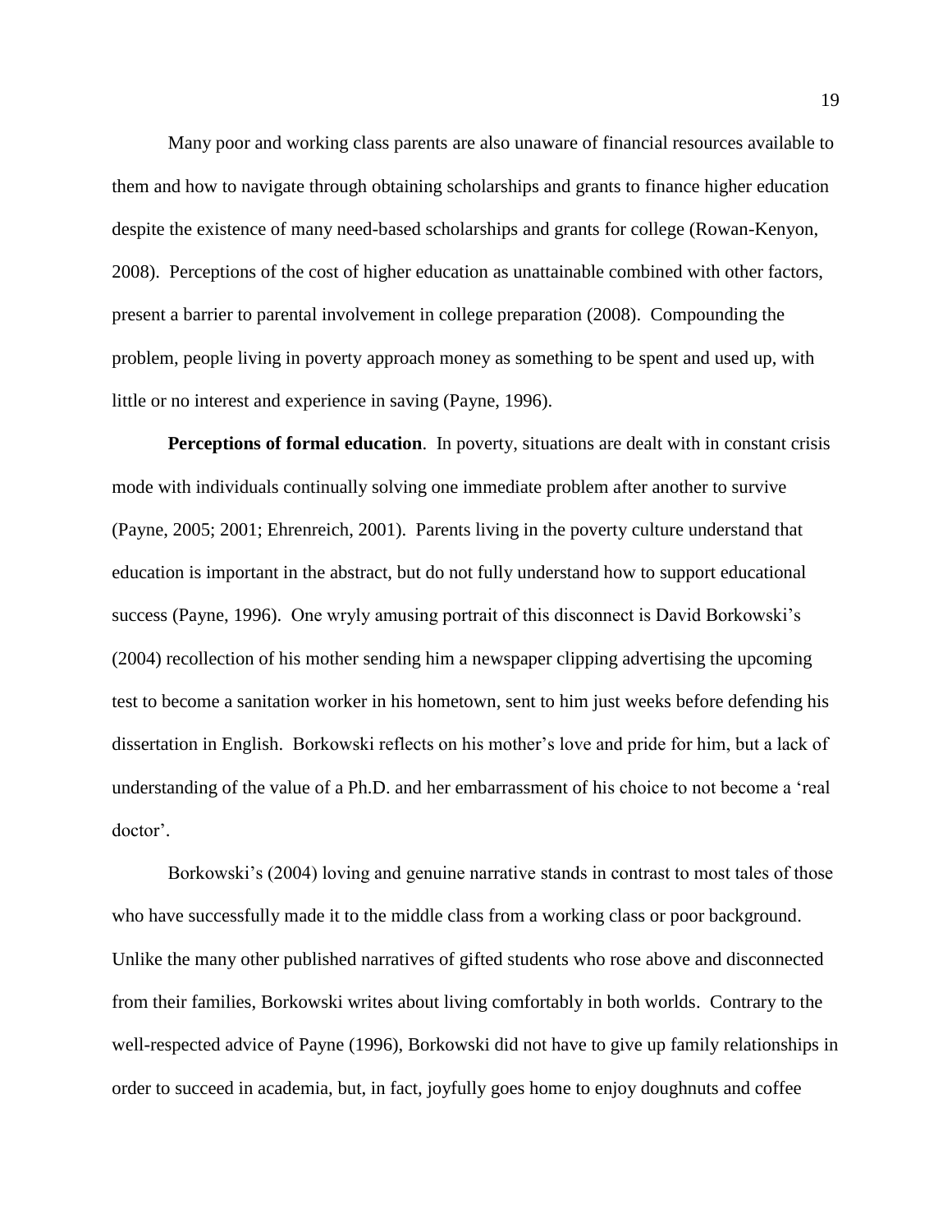Many poor and working class parents are also unaware of financial resources available to them and how to navigate through obtaining scholarships and grants to finance higher education despite the existence of many need-based scholarships and grants for college (Rowan-Kenyon, 2008). Perceptions of the cost of higher education as unattainable combined with other factors, present a barrier to parental involvement in college preparation (2008). Compounding the problem, people living in poverty approach money as something to be spent and used up, with little or no interest and experience in saving (Payne, 1996).

**Perceptions of formal education**. In poverty, situations are dealt with in constant crisis mode with individuals continually solving one immediate problem after another to survive (Payne, 2005; 2001; Ehrenreich, 2001). Parents living in the poverty culture understand that education is important in the abstract, but do not fully understand how to support educational success (Payne, 1996). One wryly amusing portrait of this disconnect is David Borkowski's (2004) recollection of his mother sending him a newspaper clipping advertising the upcoming test to become a sanitation worker in his hometown, sent to him just weeks before defending his dissertation in English. Borkowski reflects on his mother's love and pride for him, but a lack of understanding of the value of a Ph.D. and her embarrassment of his choice to not become a 'real doctor'.

Borkowski's (2004) loving and genuine narrative stands in contrast to most tales of those who have successfully made it to the middle class from a working class or poor background. Unlike the many other published narratives of gifted students who rose above and disconnected from their families, Borkowski writes about living comfortably in both worlds. Contrary to the well-respected advice of Payne (1996), Borkowski did not have to give up family relationships in order to succeed in academia, but, in fact, joyfully goes home to enjoy doughnuts and coffee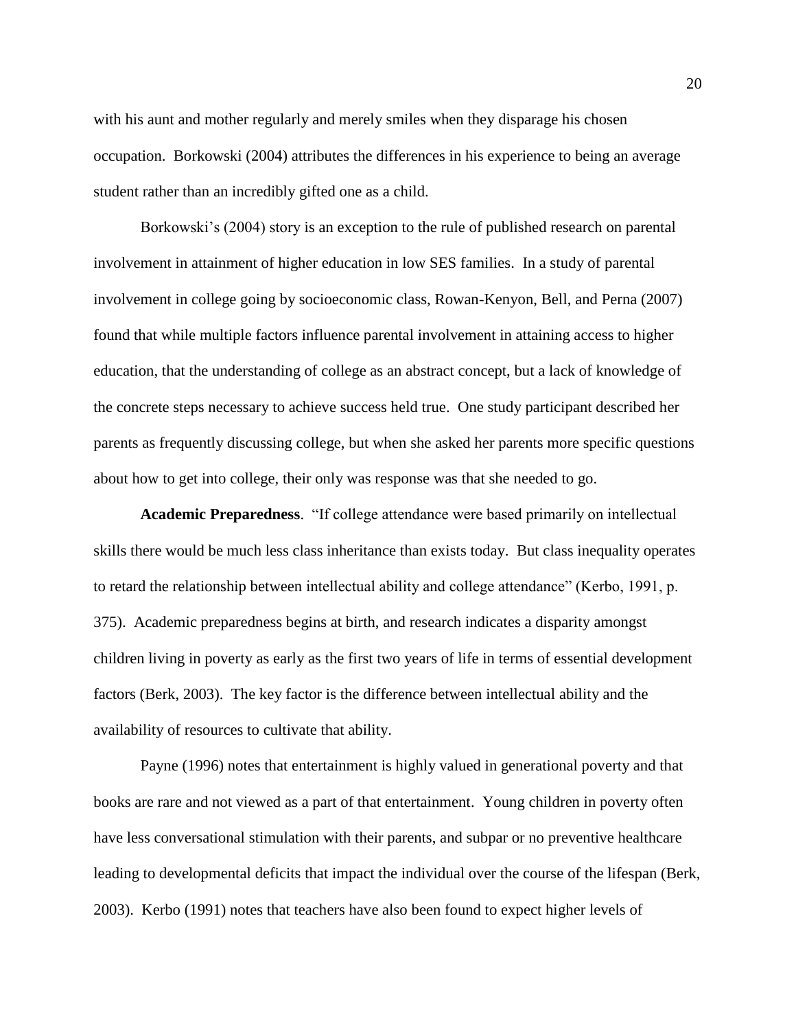with his aunt and mother regularly and merely smiles when they disparage his chosen occupation. Borkowski (2004) attributes the differences in his experience to being an average student rather than an incredibly gifted one as a child.

Borkowski's (2004) story is an exception to the rule of published research on parental involvement in attainment of higher education in low SES families. In a study of parental involvement in college going by socioeconomic class, Rowan-Kenyon, Bell, and Perna (2007) found that while multiple factors influence parental involvement in attaining access to higher education, that the understanding of college as an abstract concept, but a lack of knowledge of the concrete steps necessary to achieve success held true. One study participant described her parents as frequently discussing college, but when she asked her parents more specific questions about how to get into college, their only was response was that she needed to go.

**Academic Preparedness**. "If college attendance were based primarily on intellectual skills there would be much less class inheritance than exists today. But class inequality operates to retard the relationship between intellectual ability and college attendance" (Kerbo, 1991, p. 375). Academic preparedness begins at birth, and research indicates a disparity amongst children living in poverty as early as the first two years of life in terms of essential development factors (Berk, 2003). The key factor is the difference between intellectual ability and the availability of resources to cultivate that ability.

Payne (1996) notes that entertainment is highly valued in generational poverty and that books are rare and not viewed as a part of that entertainment. Young children in poverty often have less conversational stimulation with their parents, and subpar or no preventive healthcare leading to developmental deficits that impact the individual over the course of the lifespan (Berk, 2003). Kerbo (1991) notes that teachers have also been found to expect higher levels of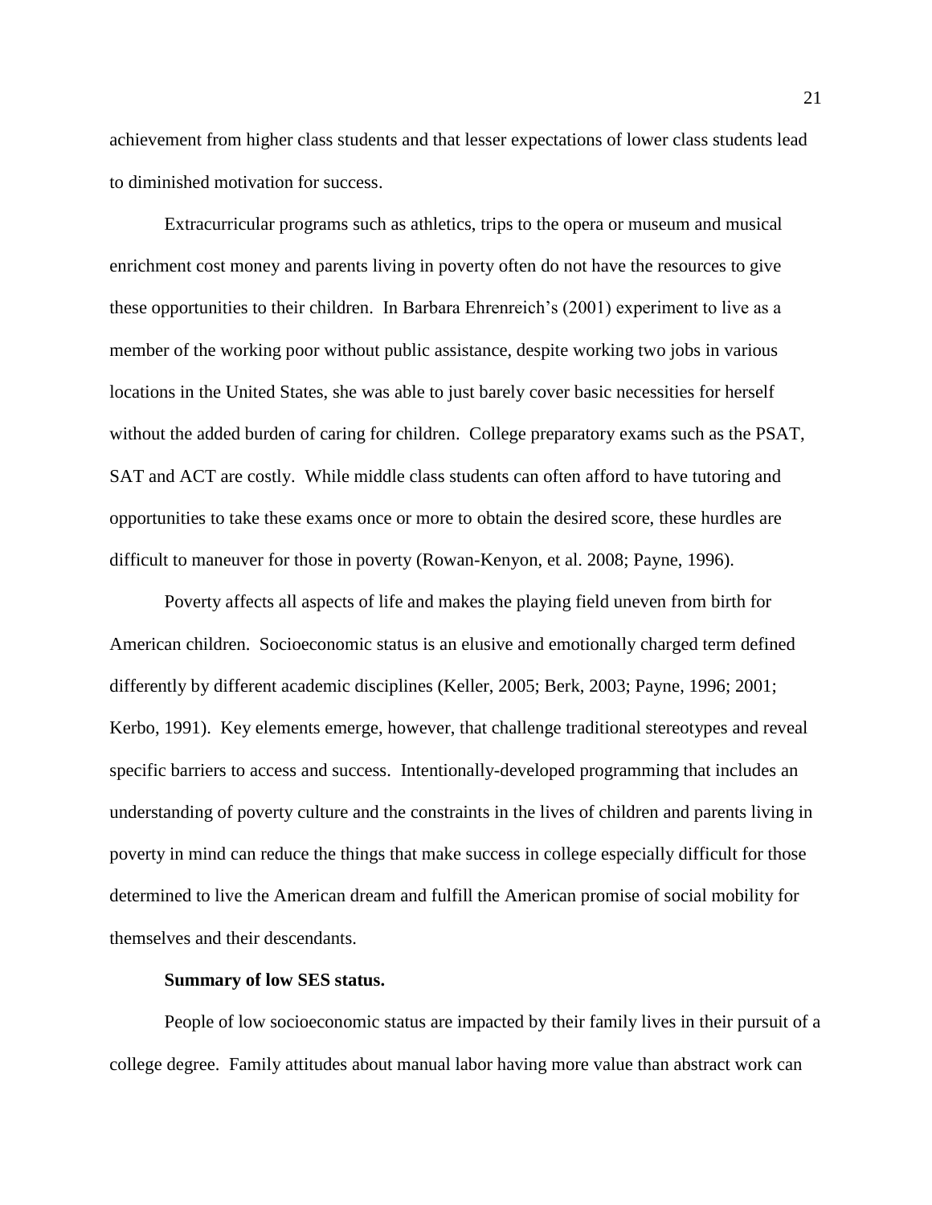achievement from higher class students and that lesser expectations of lower class students lead to diminished motivation for success.

Extracurricular programs such as athletics, trips to the opera or museum and musical enrichment cost money and parents living in poverty often do not have the resources to give these opportunities to their children. In Barbara Ehrenreich's (2001) experiment to live as a member of the working poor without public assistance, despite working two jobs in various locations in the United States, she was able to just barely cover basic necessities for herself without the added burden of caring for children. College preparatory exams such as the PSAT, SAT and ACT are costly. While middle class students can often afford to have tutoring and opportunities to take these exams once or more to obtain the desired score, these hurdles are difficult to maneuver for those in poverty (Rowan-Kenyon, et al. 2008; Payne, 1996).

Poverty affects all aspects of life and makes the playing field uneven from birth for American children. Socioeconomic status is an elusive and emotionally charged term defined differently by different academic disciplines (Keller, 2005; Berk, 2003; Payne, 1996; 2001; Kerbo, 1991). Key elements emerge, however, that challenge traditional stereotypes and reveal specific barriers to access and success. Intentionally-developed programming that includes an understanding of poverty culture and the constraints in the lives of children and parents living in poverty in mind can reduce the things that make success in college especially difficult for those determined to live the American dream and fulfill the American promise of social mobility for themselves and their descendants.

**Summary of low SES status.**

People of low socioeconomic status are impacted by their family lives in their pursuit of a college degree. Family attitudes about manual labor having more value than abstract work can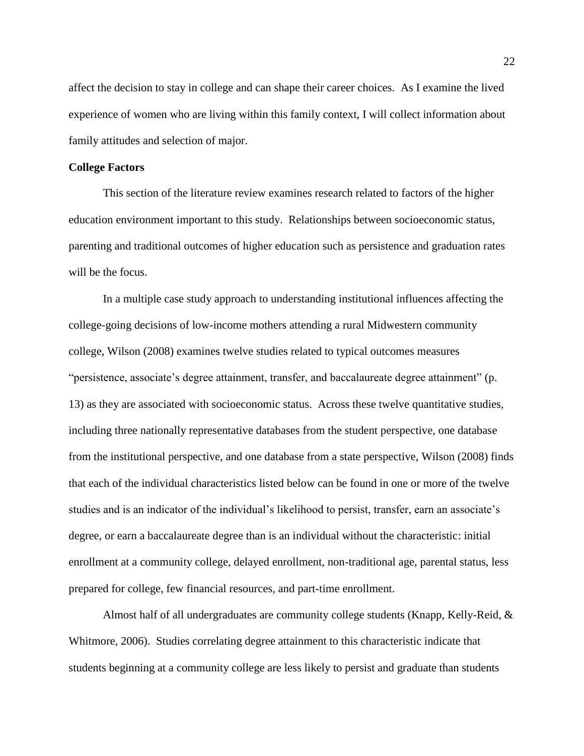affect the decision to stay in college and can shape their career choices. As I examine the lived experience of women who are living within this family context, I will collect information about family attitudes and selection of major.

**College Factors**

This section of the literature review examines research related to factors of the higher education environment important to this study. Relationships between socioeconomic status, parenting and traditional outcomes of higher education such as persistence and graduation rates will be the focus.

In a multiple case study approach to understanding institutional influences affecting the college-going decisions of low-income mothers attending a rural Midwestern community college, Wilson (2008) examines twelve studies related to typical outcomes measures "persistence, associate's degree attainment, transfer, and baccalaureate degree attainment" (p. 13) as they are associated with socioeconomic status. Across these twelve quantitative studies, including three nationally representative databases from the student perspective, one database from the institutional perspective, and one database from a state perspective, Wilson (2008) finds that each of the individual characteristics listed below can be found in one or more of the twelve studies and is an indicator of the individual's likelihood to persist, transfer, earn an associate's degree, or earn a baccalaureate degree than is an individual without the characteristic: initial enrollment at a community college, delayed enrollment, non-traditional age, parental status, less prepared for college, few financial resources, and part-time enrollment.

Almost half of all undergraduates are community college students (Knapp, Kelly-Reid, & Whitmore, 2006). Studies correlating degree attainment to this characteristic indicate that students beginning at a community college are less likely to persist and graduate than students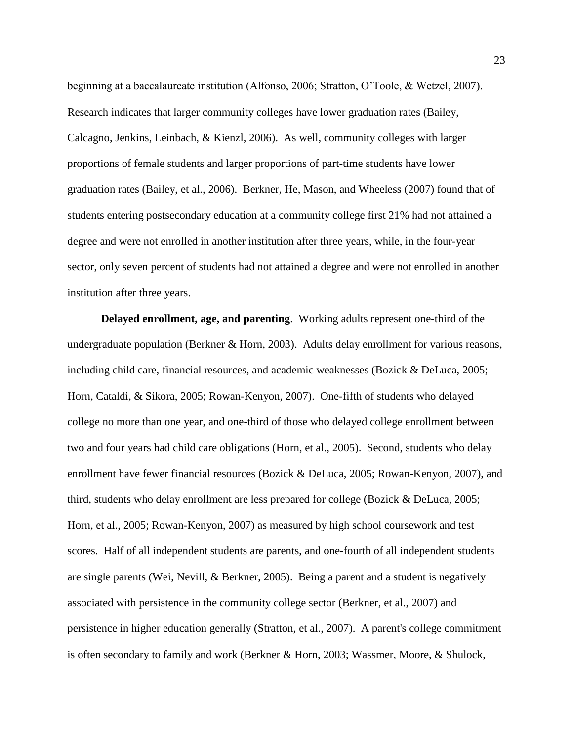beginning at a baccalaureate institution (Alfonso, 2006; Stratton, O'Toole, & Wetzel, 2007). Research indicates that larger community colleges have lower graduation rates (Bailey, Calcagno, Jenkins, Leinbach, & Kienzl, 2006). As well, community colleges with larger proportions of female students and larger proportions of part-time students have lower graduation rates (Bailey, et al., 2006). Berkner, He, Mason, and Wheeless (2007) found that of students entering postsecondary education at a community college first 21% had not attained a degree and were not enrolled in another institution after three years, while, in the four-year sector, only seven percent of students had not attained a degree and were not enrolled in another institution after three years.

**Delayed enrollment, age, and parenting**. Working adults represent one-third of the undergraduate population (Berkner & Horn, 2003). Adults delay enrollment for various reasons, including child care, financial resources, and academic weaknesses (Bozick & DeLuca, 2005; Horn, Cataldi, & Sikora, 2005; Rowan-Kenyon, 2007). One-fifth of students who delayed college no more than one year, and one-third of those who delayed college enrollment between two and four years had child care obligations (Horn, et al., 2005). Second, students who delay enrollment have fewer financial resources (Bozick & DeLuca, 2005; Rowan-Kenyon, 2007), and third, students who delay enrollment are less prepared for college (Bozick & DeLuca, 2005; Horn, et al., 2005; Rowan-Kenyon, 2007) as measured by high school coursework and test scores. Half of all independent students are parents, and one-fourth of all independent students are single parents (Wei, Nevill, & Berkner, 2005). Being a parent and a student is negatively associated with persistence in the community college sector (Berkner, et al., 2007) and persistence in higher education generally (Stratton, et al., 2007). A parent's college commitment is often secondary to family and work (Berkner & Horn, 2003; Wassmer, Moore, & Shulock,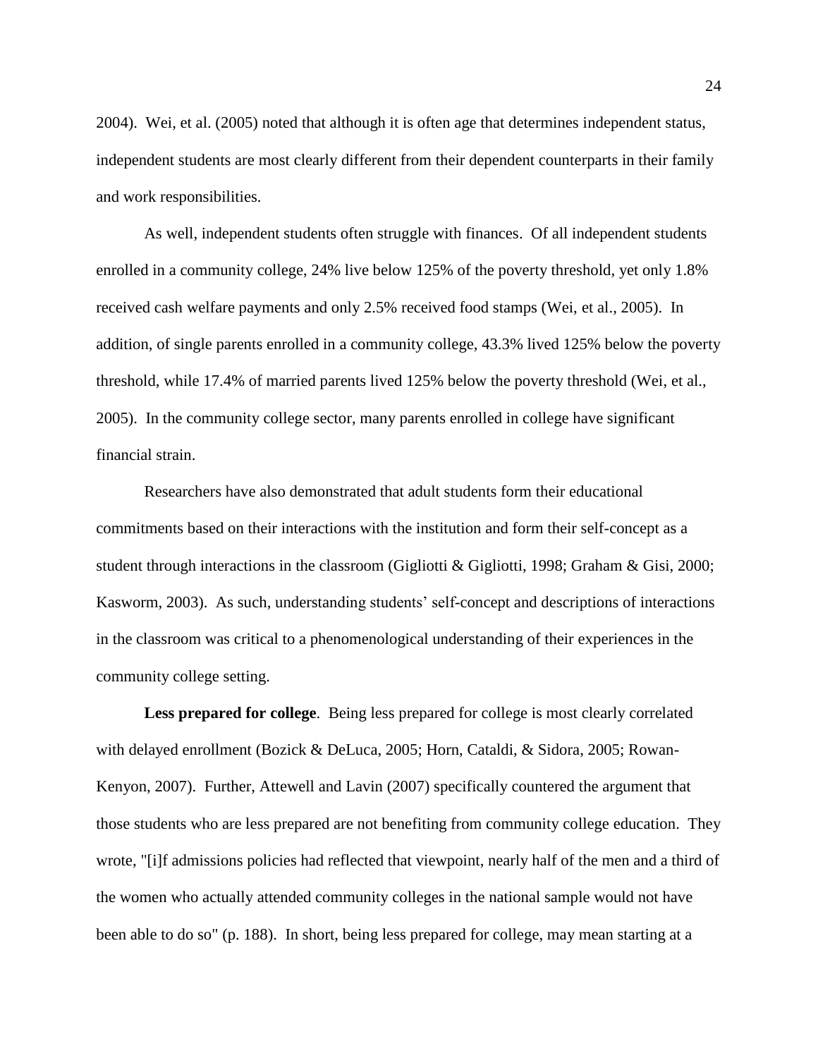2004). Wei, et al. (2005) noted that although it is often age that determines independent status, independent students are most clearly different from their dependent counterparts in their family and work responsibilities.

As well, independent students often struggle with finances. Of all independent students enrolled in a community college, 24% live below 125% of the poverty threshold, yet only 1.8% received cash welfare payments and only 2.5% received food stamps (Wei, et al., 2005). In addition, of single parents enrolled in a community college, 43.3% lived 125% below the poverty threshold, while 17.4% of married parents lived 125% below the poverty threshold (Wei, et al., 2005). In the community college sector, many parents enrolled in college have significant financial strain.

Researchers have also demonstrated that adult students form their educational commitments based on their interactions with the institution and form their self-concept as a student through interactions in the classroom (Gigliotti & Gigliotti, 1998; Graham & Gisi, 2000; Kasworm, 2003). As such, understanding students' self-concept and descriptions of interactions in the classroom was critical to a phenomenological understanding of their experiences in the community college setting.

**Less prepared for college**. Being less prepared for college is most clearly correlated with delayed enrollment (Bozick & DeLuca, 2005; Horn, Cataldi, & Sidora, 2005; Rowan-Kenyon, 2007). Further, Attewell and Lavin (2007) specifically countered the argument that those students who are less prepared are not benefiting from community college education. They wrote, "[i]f admissions policies had reflected that viewpoint, nearly half of the men and a third of the women who actually attended community colleges in the national sample would not have been able to do so" (p. 188). In short, being less prepared for college, may mean starting at a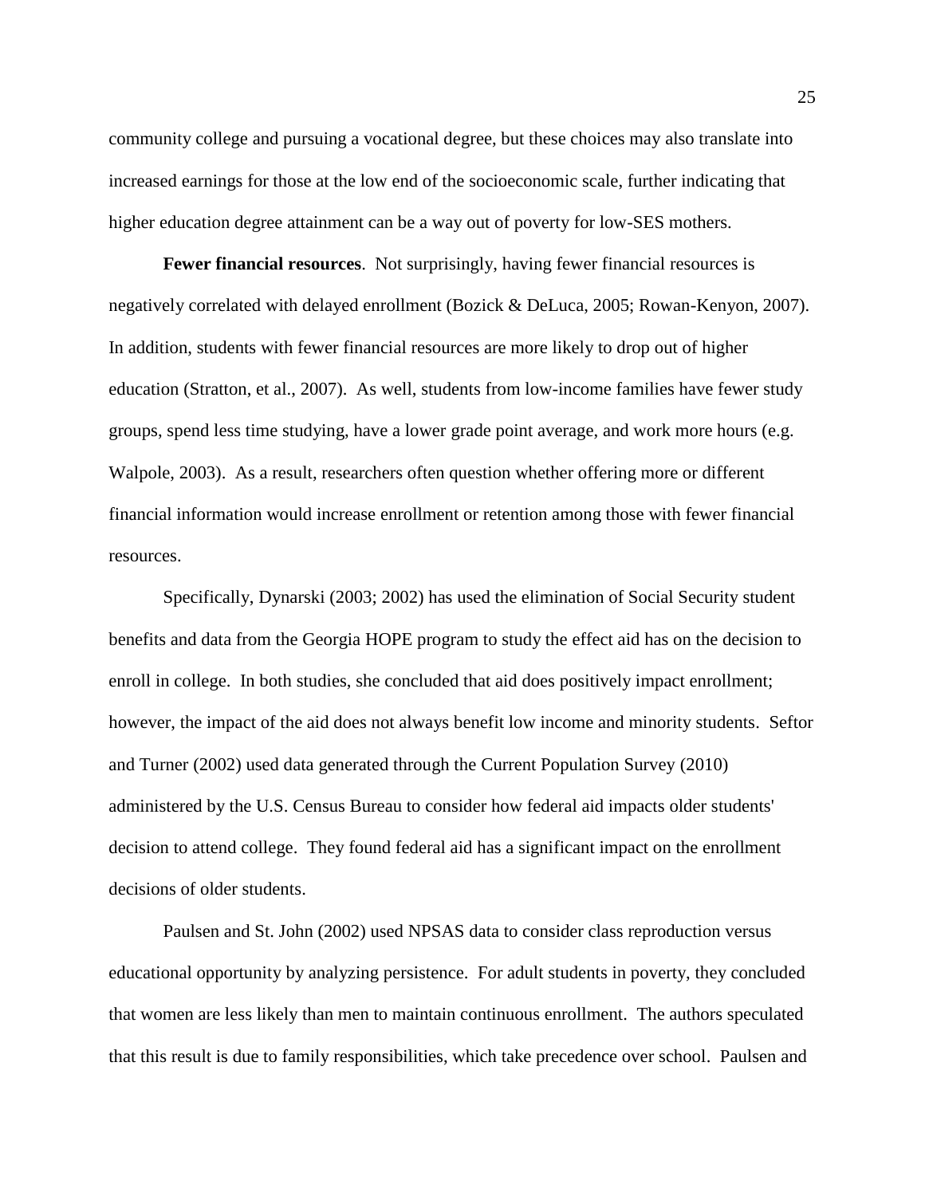community college and pursuing a vocational degree, but these choices may also translate into increased earnings for those at the low end of the socioeconomic scale, further indicating that higher education degree attainment can be a way out of poverty for low-SES mothers.

**Fewer financial resources**. Not surprisingly, having fewer financial resources is negatively correlated with delayed enrollment (Bozick & DeLuca, 2005; Rowan-Kenyon, 2007). In addition, students with fewer financial resources are more likely to drop out of higher education (Stratton, et al., 2007). As well, students from low-income families have fewer study groups, spend less time studying, have a lower grade point average, and work more hours (e.g. Walpole, 2003). As a result, researchers often question whether offering more or different financial information would increase enrollment or retention among those with fewer financial resources.

Specifically, Dynarski (2003; 2002) has used the elimination of Social Security student benefits and data from the Georgia HOPE program to study the effect aid has on the decision to enroll in college. In both studies, she concluded that aid does positively impact enrollment; however, the impact of the aid does not always benefit low income and minority students. Seftor and Turner (2002) used data generated through the Current Population Survey (2010) administered by the U.S. Census Bureau to consider how federal aid impacts older students' decision to attend college. They found federal aid has a significant impact on the enrollment decisions of older students.

Paulsen and St. John (2002) used NPSAS data to consider class reproduction versus educational opportunity by analyzing persistence. For adult students in poverty, they concluded that women are less likely than men to maintain continuous enrollment. The authors speculated that this result is due to family responsibilities, which take precedence over school. Paulsen and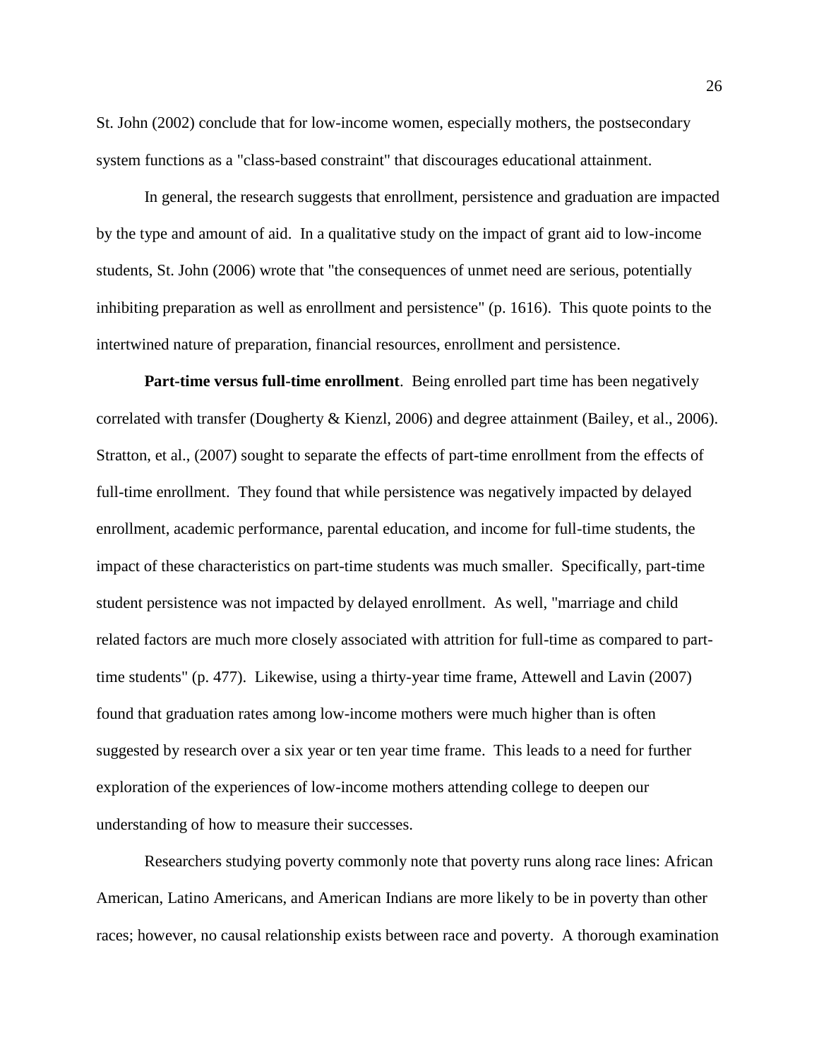St. John (2002) conclude that for low-income women, especially mothers, the postsecondary system functions as a "class-based constraint" that discourages educational attainment.

In general, the research suggests that enrollment, persistence and graduation are impacted by the type and amount of aid. In a qualitative study on the impact of grant aid to low-income students, St. John (2006) wrote that "the consequences of unmet need are serious, potentially inhibiting preparation as well as enrollment and persistence" (p. 1616). This quote points to the intertwined nature of preparation, financial resources, enrollment and persistence.

**Part-time versus full-time enrollment**. Being enrolled part time has been negatively correlated with transfer (Dougherty & Kienzl, 2006) and degree attainment (Bailey, et al., 2006). Stratton, et al., (2007) sought to separate the effects of part-time enrollment from the effects of full-time enrollment. They found that while persistence was negatively impacted by delayed enrollment, academic performance, parental education, and income for full-time students, the impact of these characteristics on part-time students was much smaller. Specifically, part-time student persistence was not impacted by delayed enrollment. As well, "marriage and child related factors are much more closely associated with attrition for full-time as compared to part-time students" (p. 477). Likewise, using a thirty-year time frame, Attewell and Lavin (2007) found that graduation rates among low-income mothers were much higher than is often suggested by research over a six year or ten year time frame. This leads to a need for further exploration of the experiences of low-income mothers attending college to deepen our understanding of how to measure their successes.

Researchers studying poverty commonly note that poverty runs along race lines: African American, Latino Americans, and American Indians are more likely to be in poverty than other races; however, no causal relationship exists between race and poverty. A thorough examination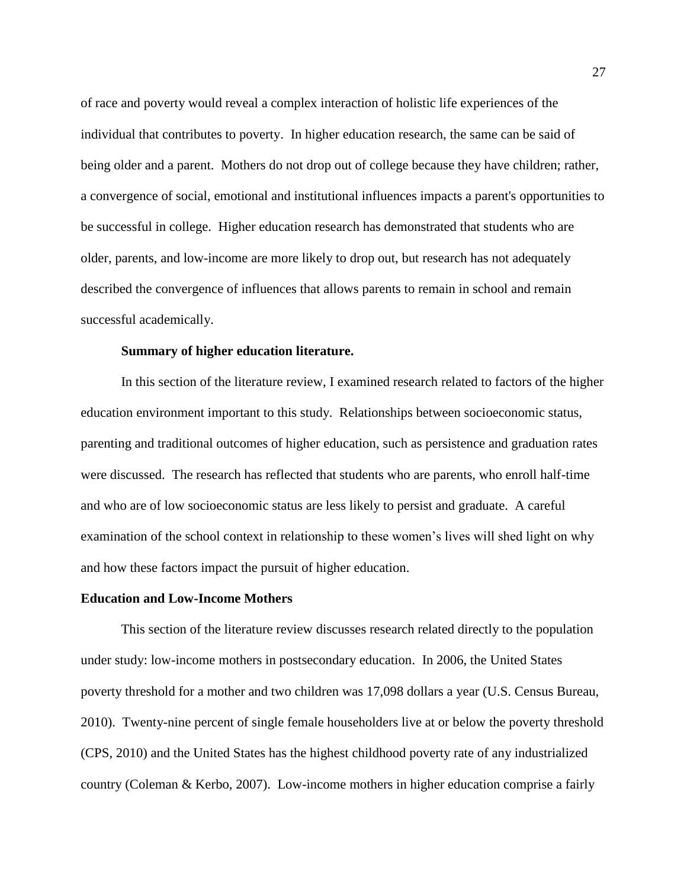of race and poverty would reveal a complex interaction of holistic life experiences of the individual that contributes to poverty. In higher education research, the same can be said of being older and a parent. Mothers do not drop out of college because they have children; rather, a convergence of social, emotional and institutional influences impacts a parent's opportunities to be successful in college. Higher education research has demonstrated that students who are older, parents, and low-income are more likely to drop out, but research has not adequately described the convergence of influences that allows parents to remain in school and remain successful academically.

#### Summary of higher education literature.

In this section of the literature review, I examined research related to factors of the higher education environment important to this study. Relationships between socioeconomic status, parenting and traditional outcomes of higher education, such as persistence and graduation rates were discussed. The research has reflected that students who are parents, who enroll half-time and who are of low socioeconomic status are less likely to persist and graduate. A careful examination of the school context in relationship to these women's lives will shed light on why and how these factors impact the pursuit of higher education.

### Education and Low-Income Mothers

This section of the literature review discusses research related directly to the population under study: low-income mothers in postsecondary education. In 2006, the United States poverty threshold for a mother and two children was 17,098 dollars a year (U.S. Census Bureau, 2010). Twenty-nine percent of single female householders live at or below the poverty threshold (CPS, 2010) and the United States has the highest childhood poverty rate of any industrialized country (Coleman & Kerbo, 2007). Low-income mothers in higher education comprise a fairly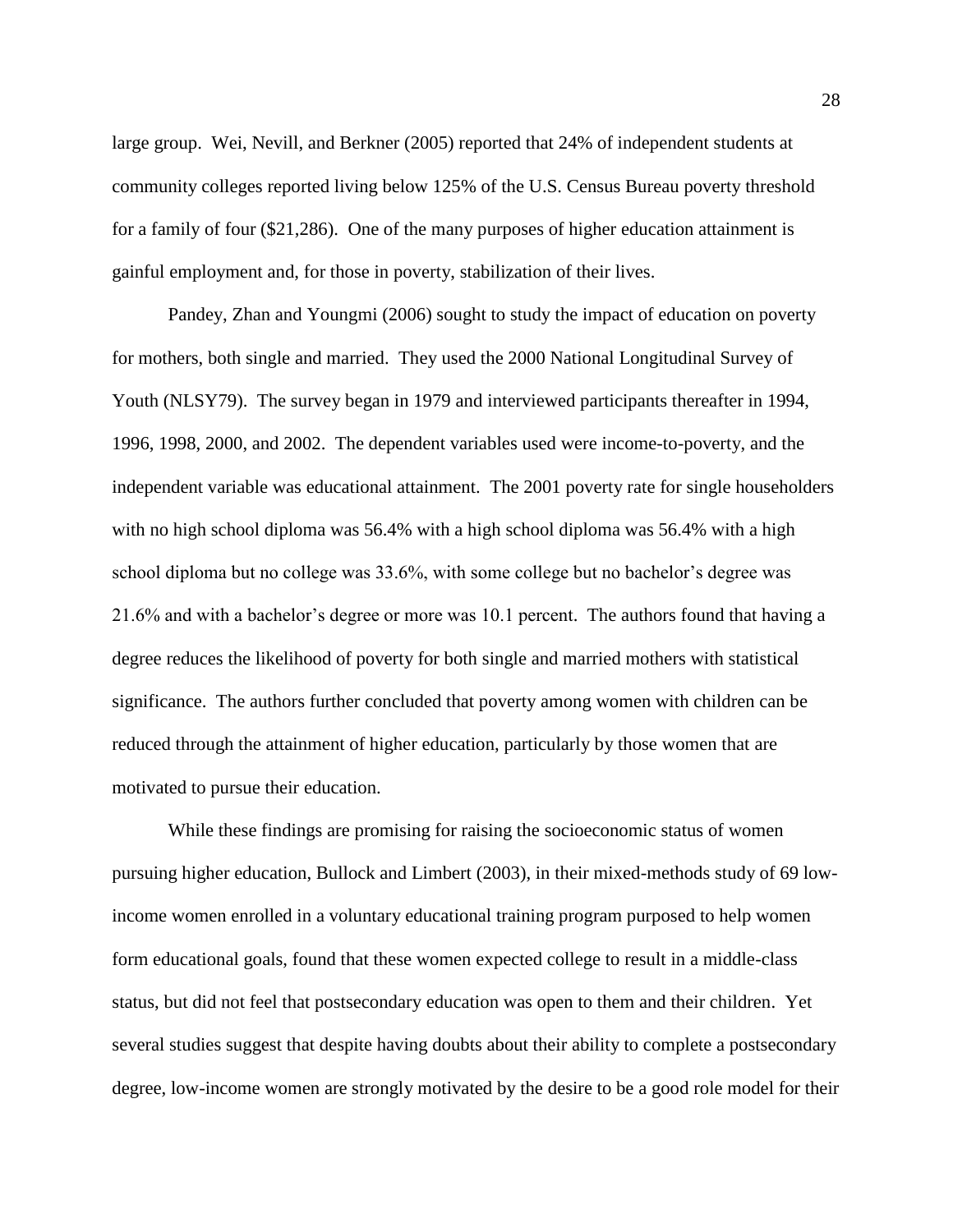large group. Wei, Nevill, and Berkner (2005) reported that 24% of independent students at community colleges reported living below 125% of the U.S. Census Bureau poverty threshold for a family of four ($21,286). One of the many purposes of higher education attainment is gainful employment and, for those in poverty, stabilization of their lives.

Pandey, Zhan and Youngmi (2006) sought to study the impact of education on poverty for mothers, both single and married. They used the 2000 National Longitudinal Survey of Youth (NLSY79). The survey began in 1979 and interviewed participants thereafter in 1994, 1996, 1998, 2000, and 2002. The dependent variables used were income-to-poverty, and the independent variable was educational attainment. The 2001 poverty rate for single householders with no high school diploma was 56.4% with a high school diploma was 56.4% with a high school diploma but no college was 33.6%, with some college but no bachelor's degree was 21.6% and with a bachelor's degree or more was 10.1 percent. The authors found that having a degree reduces the likelihood of poverty for both single and married mothers with statistical significance. The authors further concluded that poverty among women with children can be reduced through the attainment of higher education, particularly by those women that are motivated to pursue their education.

While these findings are promising for raising the socioeconomic status of women pursuing higher education, Bullock and Limbert (2003), in their mixed-methods study of 69 low-income women enrolled in a voluntary educational training program purposed to help women form educational goals, found that these women expected college to result in a middle-class status, but did not feel that postsecondary education was open to them and their children. Yet several studies suggest that despite having doubts about their ability to complete a postsecondary degree, low-income women are strongly motivated by the desire to be a good role model for their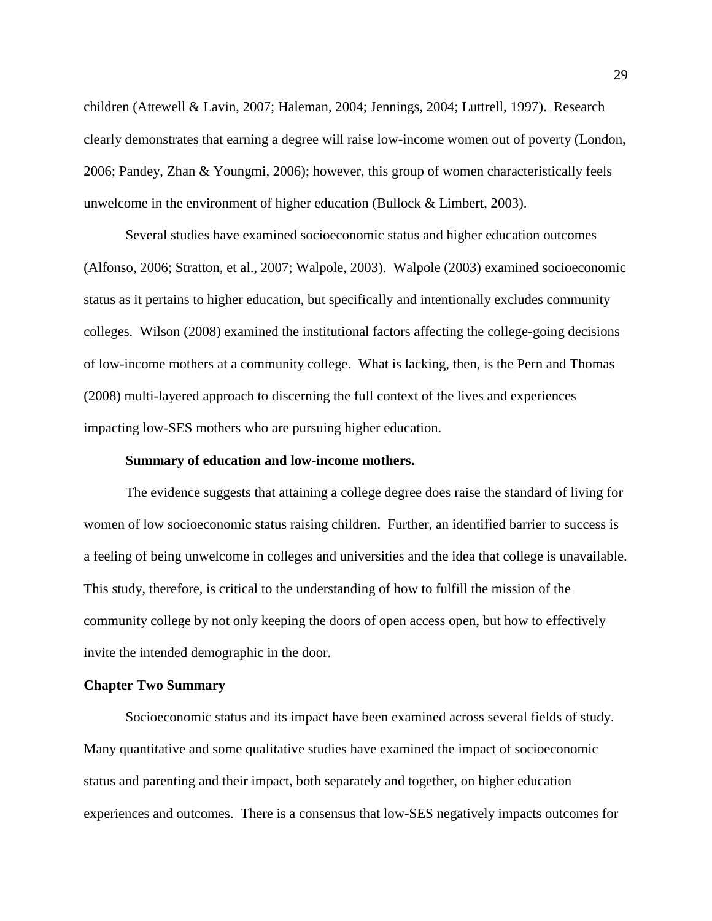children (Attewell & Lavin, 2007; Haleman, 2004; Jennings, 2004; Luttrell, 1997). Research clearly demonstrates that earning a degree will raise low-income women out of poverty (London, 2006; Pandey, Zhan & Youngmi, 2006); however, this group of women characteristically feels unwelcome in the environment of higher education (Bullock & Limbert, 2003).

Several studies have examined socioeconomic status and higher education outcomes (Alfonso, 2006; Stratton, et al., 2007; Walpole, 2003). Walpole (2003) examined socioeconomic status as it pertains to higher education, but specifically and intentionally excludes community colleges. Wilson (2008) examined the institutional factors affecting the college-going decisions of low-income mothers at a community college. What is lacking, then, is the Pern and Thomas (2008) multi-layered approach to discerning the full context of the lives and experiences impacting low-SES mothers who are pursuing higher education.

#### Summary of education and low-income mothers.

The evidence suggests that attaining a college degree does raise the standard of living for women of low socioeconomic status raising children. Further, an identified barrier to success is a feeling of being unwelcome in colleges and universities and the idea that college is unavailable. This study, therefore, is critical to the understanding of how to fulfill the mission of the community college by not only keeping the doors of open access open, but how to effectively invite the intended demographic in the door.

### Chapter Two Summary

Socioeconomic status and its impact have been examined across several fields of study. Many quantitative and some qualitative studies have examined the impact of socioeconomic status and parenting and their impact, both separately and together, on higher education experiences and outcomes. There is a consensus that low-SES negatively impacts outcomes for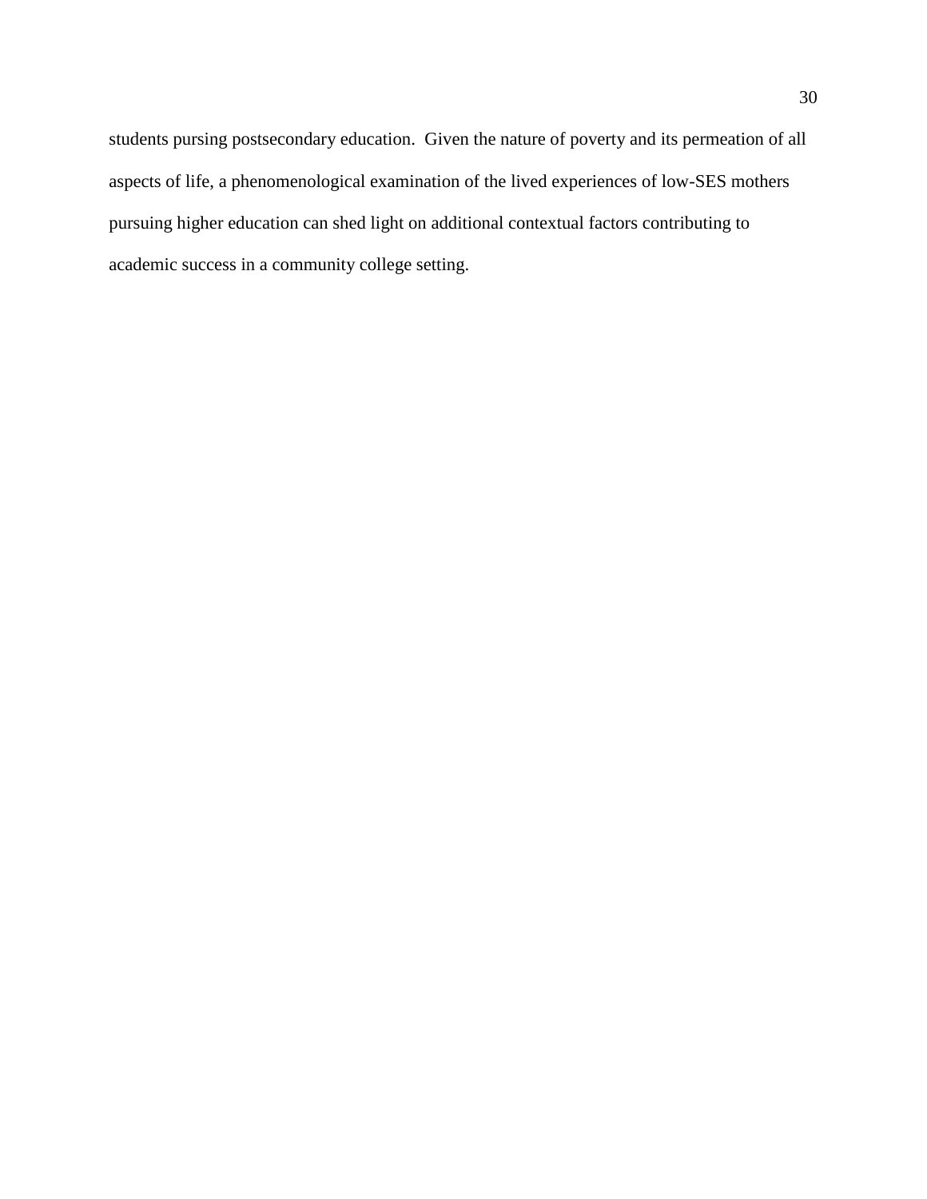students pursing postsecondary education.  Given the nature of poverty and its permeation of all aspects of life, a phenomenological examination of the lived experiences of low-SES mothers pursuing higher education can shed light on additional contextual factors contributing to academic success in a community college setting.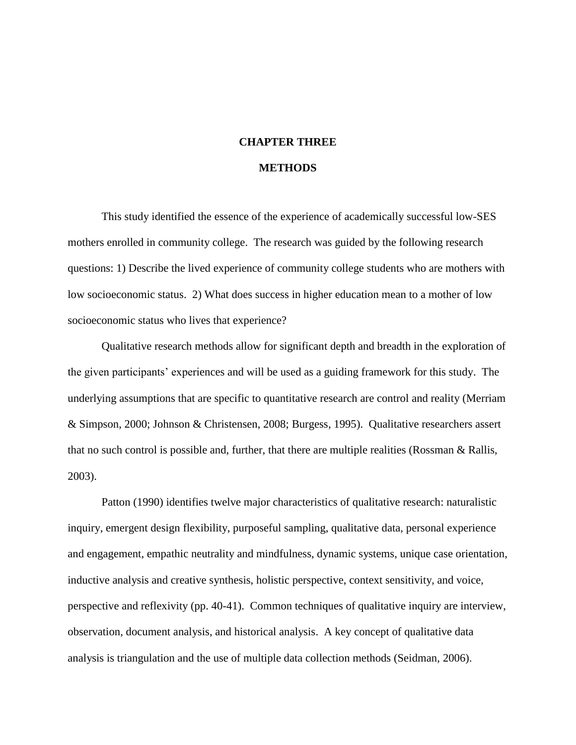# CHAPTER THREE

# METHODS

This study identified the essence of the experience of academically successful low-SES mothers enrolled in community college. The research was guided by the following research questions: 1) Describe the lived experience of community college students who are mothers with low socioeconomic status. 2) What does success in higher education mean to a mother of low socioeconomic status who lives that experience?

Qualitative research methods allow for significant depth and breadth in the exploration of the given participants' experiences and will be used as a guiding framework for this study. The underlying assumptions that are specific to quantitative research are control and reality (Merriam & Simpson, 2000; Johnson & Christensen, 2008; Burgess, 1995). Qualitative researchers assert that no such control is possible and, further, that there are multiple realities (Rossman & Rallis, 2003).

Patton (1990) identifies twelve major characteristics of qualitative research: naturalistic inquiry, emergent design flexibility, purposeful sampling, qualitative data, personal experience and engagement, empathic neutrality and mindfulness, dynamic systems, unique case orientation, inductive analysis and creative synthesis, holistic perspective, context sensitivity, and voice, perspective and reflexivity (pp. 40-41). Common techniques of qualitative inquiry are interview, observation, document analysis, and historical analysis. A key concept of qualitative data analysis is triangulation and the use of multiple data collection methods (Seidman, 2006).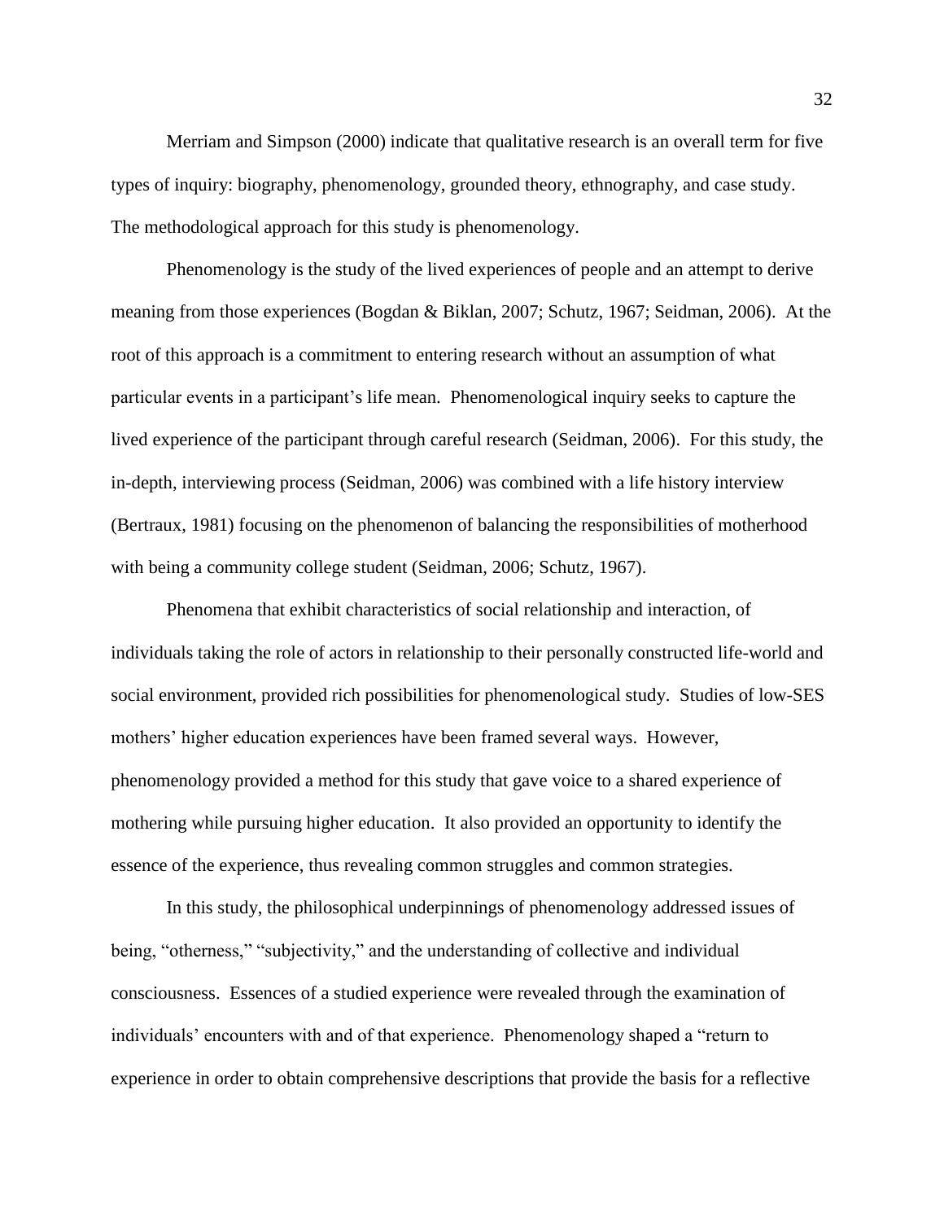Merriam and Simpson (2000) indicate that qualitative research is an overall term for five types of inquiry: biography, phenomenology, grounded theory, ethnography, and case study. The methodological approach for this study is phenomenology.

Phenomenology is the study of the lived experiences of people and an attempt to derive meaning from those experiences (Bogdan & Biklan, 2007; Schutz, 1967; Seidman, 2006). At the root of this approach is a commitment to entering research without an assumption of what particular events in a participant's life mean. Phenomenological inquiry seeks to capture the lived experience of the participant through careful research (Seidman, 2006). For this study, the in-depth, interviewing process (Seidman, 2006) was combined with a life history interview (Bertraux, 1981) focusing on the phenomenon of balancing the responsibilities of motherhood with being a community college student (Seidman, 2006; Schutz, 1967).

Phenomena that exhibit characteristics of social relationship and interaction, of individuals taking the role of actors in relationship to their personally constructed life-world and social environment, provided rich possibilities for phenomenological study. Studies of low-SES mothers' higher education experiences have been framed several ways. However, phenomenology provided a method for this study that gave voice to a shared experience of mothering while pursuing higher education. It also provided an opportunity to identify the essence of the experience, thus revealing common struggles and common strategies.

In this study, the philosophical underpinnings of phenomenology addressed issues of being, "otherness," "subjectivity," and the understanding of collective and individual consciousness. Essences of a studied experience were revealed through the examination of individuals' encounters with and of that experience. Phenomenology shaped a "return to experience in order to obtain comprehensive descriptions that provide the basis for a reflective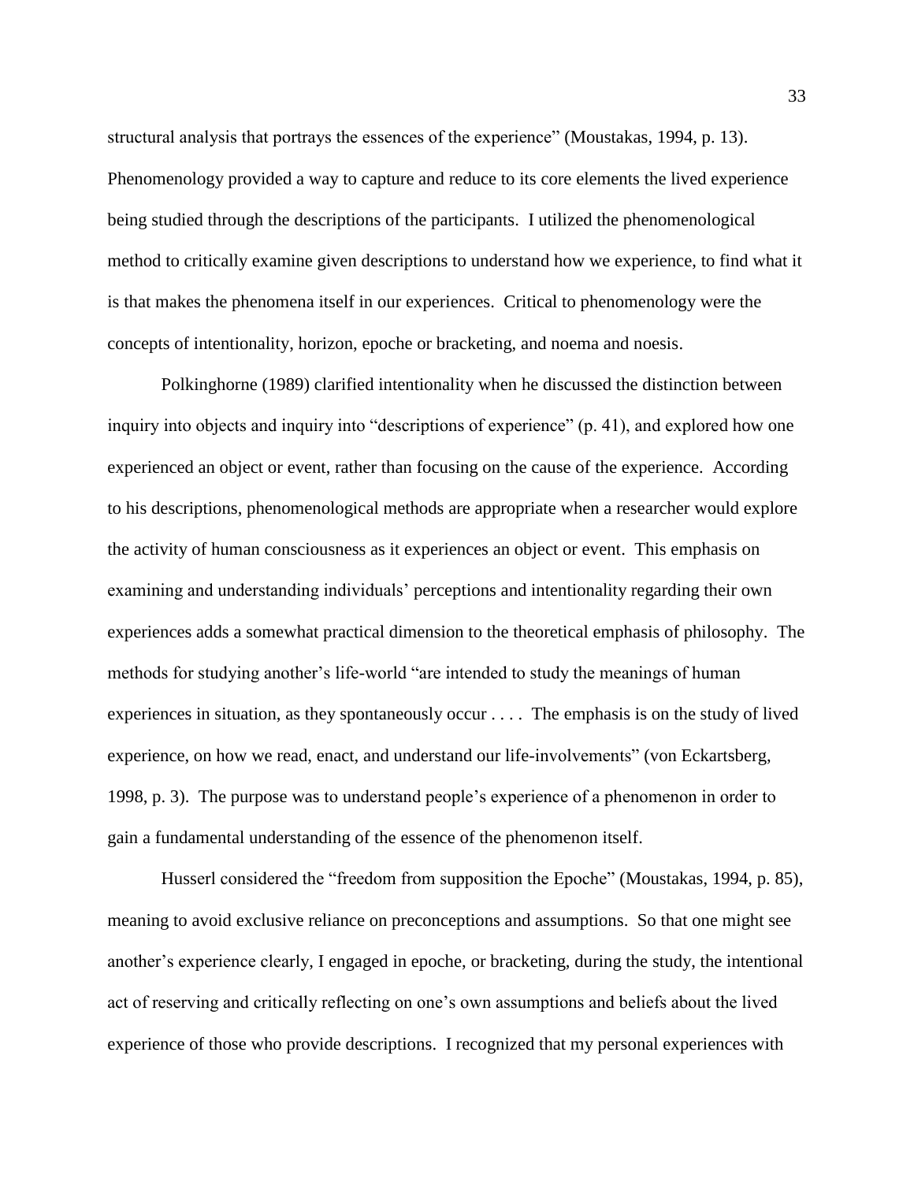structural analysis that portrays the essences of the experience" (Moustakas, 1994, p. 13). Phenomenology provided a way to capture and reduce to its core elements the lived experience being studied through the descriptions of the participants. I utilized the phenomenological method to critically examine given descriptions to understand how we experience, to find what it is that makes the phenomena itself in our experiences. Critical to phenomenology were the concepts of intentionality, horizon, epoche or bracketing, and noema and noesis.

Polkinghorne (1989) clarified intentionality when he discussed the distinction between inquiry into objects and inquiry into "descriptions of experience" (p. 41), and explored how one experienced an object or event, rather than focusing on the cause of the experience. According to his descriptions, phenomenological methods are appropriate when a researcher would explore the activity of human consciousness as it experiences an object or event. This emphasis on examining and understanding individuals' perceptions and intentionality regarding their own experiences adds a somewhat practical dimension to the theoretical emphasis of philosophy. The methods for studying another's life-world "are intended to study the meanings of human experiences in situation, as they spontaneously occur . . . . The emphasis is on the study of lived experience, on how we read, enact, and understand our life-involvements" (von Eckartsberg, 1998, p. 3). The purpose was to understand people's experience of a phenomenon in order to gain a fundamental understanding of the essence of the phenomenon itself.

Husserl considered the "freedom from supposition the Epoche" (Moustakas, 1994, p. 85), meaning to avoid exclusive reliance on preconceptions and assumptions. So that one might see another's experience clearly, I engaged in epoche, or bracketing, during the study, the intentional act of reserving and critically reflecting on one's own assumptions and beliefs about the lived experience of those who provide descriptions. I recognized that my personal experiences with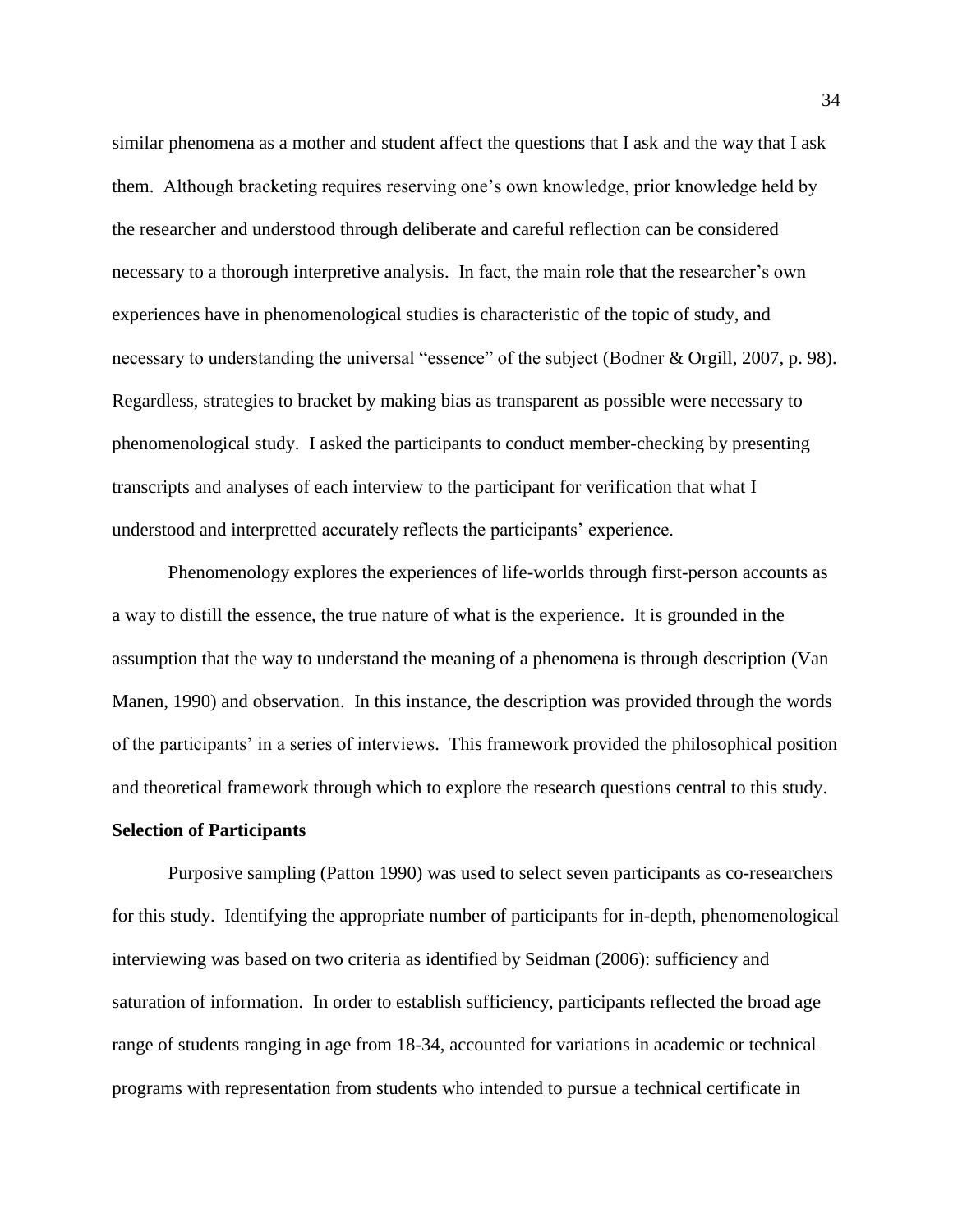similar phenomena as a mother and student affect the questions that I ask and the way that I ask them. Although bracketing requires reserving one's own knowledge, prior knowledge held by the researcher and understood through deliberate and careful reflection can be considered necessary to a thorough interpretive analysis. In fact, the main role that the researcher's own experiences have in phenomenological studies is characteristic of the topic of study, and necessary to understanding the universal "essence" of the subject (Bodner & Orgill, 2007, p. 98). Regardless, strategies to bracket by making bias as transparent as possible were necessary to phenomenological study. I asked the participants to conduct member-checking by presenting transcripts and analyses of each interview to the participant for verification that what I understood and interpretted accurately reflects the participants' experience.

Phenomenology explores the experiences of life-worlds through first-person accounts as a way to distill the essence, the true nature of what is the experience. It is grounded in the assumption that the way to understand the meaning of a phenomena is through description (Van Manen, 1990) and observation. In this instance, the description was provided through the words of the participants' in a series of interviews. This framework provided the philosophical position and theoretical framework through which to explore the research questions central to this study.

**Selection of Participants**

Purposive sampling (Patton 1990) was used to select seven participants as co-researchers for this study. Identifying the appropriate number of participants for in-depth, phenomenological interviewing was based on two criteria as identified by Seidman (2006): sufficiency and saturation of information. In order to establish sufficiency, participants reflected the broad age range of students ranging in age from 18-34, accounted for variations in academic or technical programs with representation from students who intended to pursue a technical certificate in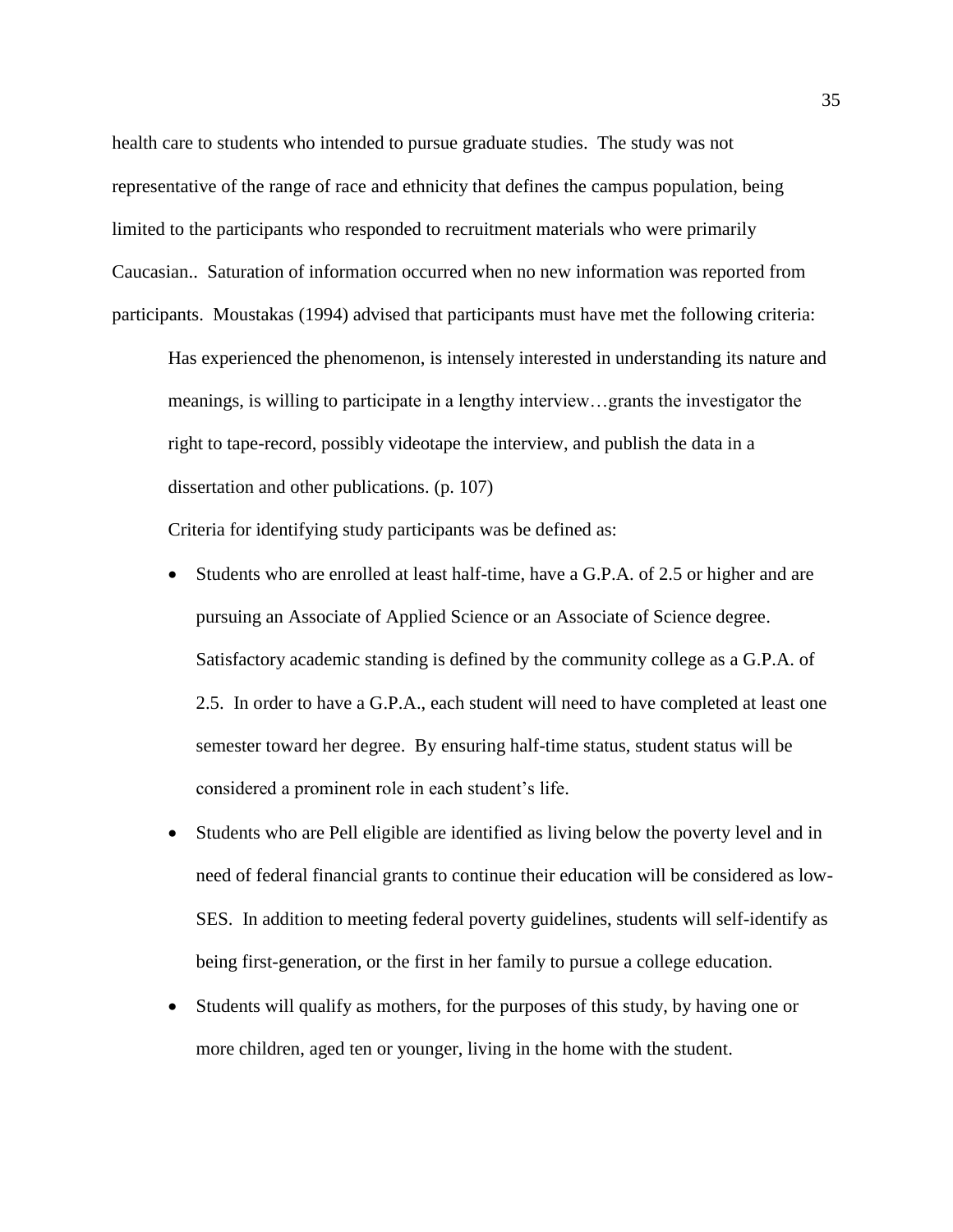health care to students who intended to pursue graduate studies. The study was not representative of the range of race and ethnicity that defines the campus population, being limited to the participants who responded to recruitment materials who were primarily Caucasian.. Saturation of information occurred when no new information was reported from participants. Moustakas (1994) advised that participants must have met the following criteria:

> Has experienced the phenomenon, is intensely interested in understanding its nature and meanings, is willing to participate in a lengthy interview…grants the investigator the right to tape-record, possibly videotape the interview, and publish the data in a dissertation and other publications. (p. 107)

Criteria for identifying study participants was be defined as:

- Students who are enrolled at least half-time, have a G.P.A. of 2.5 or higher and are pursuing an Associate of Applied Science or an Associate of Science degree. Satisfactory academic standing is defined by the community college as a G.P.A. of 2.5. In order to have a G.P.A., each student will need to have completed at least one semester toward her degree. By ensuring half-time status, student status will be considered a prominent role in each student's life.
- Students who are Pell eligible are identified as living below the poverty level and in need of federal financial grants to continue their education will be considered as low-SES. In addition to meeting federal poverty guidelines, students will self-identify as being first-generation, or the first in her family to pursue a college education.
- Students will qualify as mothers, for the purposes of this study, by having one or more children, aged ten or younger, living in the home with the student.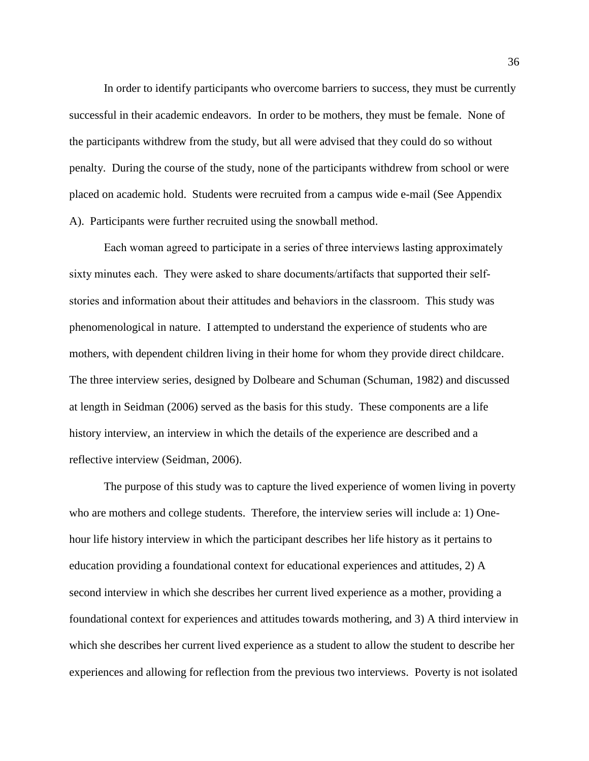In order to identify participants who overcome barriers to success, they must be currently successful in their academic endeavors. In order to be mothers, they must be female. None of the participants withdrew from the study, but all were advised that they could do so without penalty. During the course of the study, none of the participants withdrew from school or were placed on academic hold. Students were recruited from a campus wide e-mail (See Appendix A). Participants were further recruited using the snowball method.

Each woman agreed to participate in a series of three interviews lasting approximately sixty minutes each. They were asked to share documents/artifacts that supported their self-stories and information about their attitudes and behaviors in the classroom. This study was phenomenological in nature. I attempted to understand the experience of students who are mothers, with dependent children living in their home for whom they provide direct childcare. The three interview series, designed by Dolbeare and Schuman (Schuman, 1982) and discussed at length in Seidman (2006) served as the basis for this study. These components are a life history interview, an interview in which the details of the experience are described and a reflective interview (Seidman, 2006).

The purpose of this study was to capture the lived experience of women living in poverty who are mothers and college students. Therefore, the interview series will include a: 1) One-hour life history interview in which the participant describes her life history as it pertains to education providing a foundational context for educational experiences and attitudes, 2) A second interview in which she describes her current lived experience as a mother, providing a foundational context for experiences and attitudes towards mothering, and 3) A third interview in which she describes her current lived experience as a student to allow the student to describe her experiences and allowing for reflection from the previous two interviews. Poverty is not isolated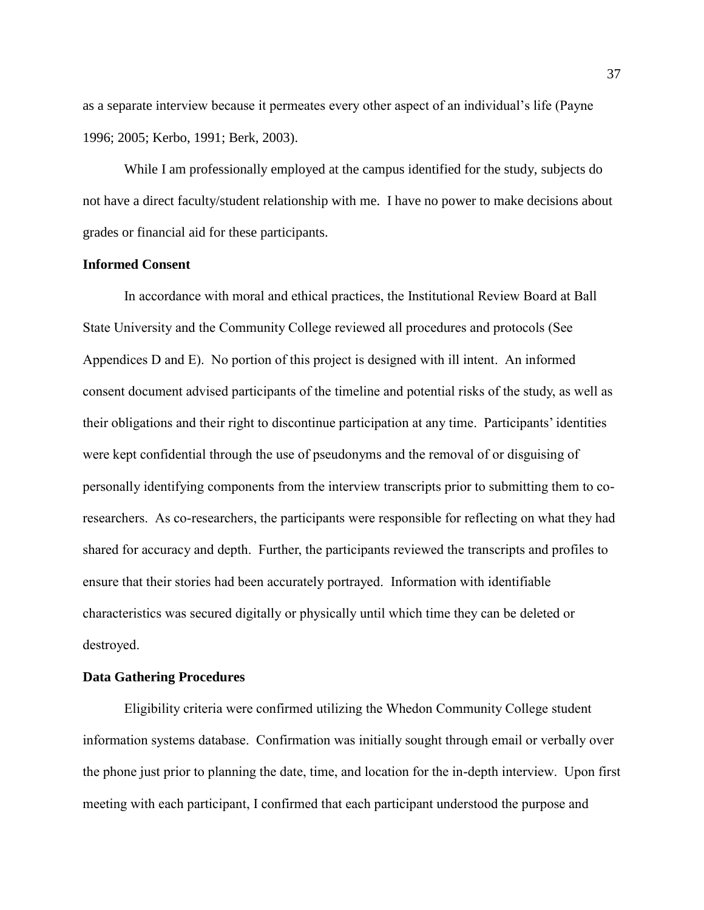as a separate interview because it permeates every other aspect of an individual's life (Payne 1996; 2005; Kerbo, 1991; Berk, 2003).

While I am professionally employed at the campus identified for the study, subjects do not have a direct faculty/student relationship with me. I have no power to make decisions about grades or financial aid for these participants.

**Informed Consent**

In accordance with moral and ethical practices, the Institutional Review Board at Ball State University and the Community College reviewed all procedures and protocols (See Appendices D and E). No portion of this project is designed with ill intent. An informed consent document advised participants of the timeline and potential risks of the study, as well as their obligations and their right to discontinue participation at any time. Participants' identities were kept confidential through the use of pseudonyms and the removal of or disguising of personally identifying components from the interview transcripts prior to submitting them to co-researchers. As co-researchers, the participants were responsible for reflecting on what they had shared for accuracy and depth. Further, the participants reviewed the transcripts and profiles to ensure that their stories had been accurately portrayed. Information with identifiable characteristics was secured digitally or physically until which time they can be deleted or destroyed.

**Data Gathering Procedures**

Eligibility criteria were confirmed utilizing the Whedon Community College student information systems database. Confirmation was initially sought through email or verbally over the phone just prior to planning the date, time, and location for the in-depth interview. Upon first meeting with each participant, I confirmed that each participant understood the purpose and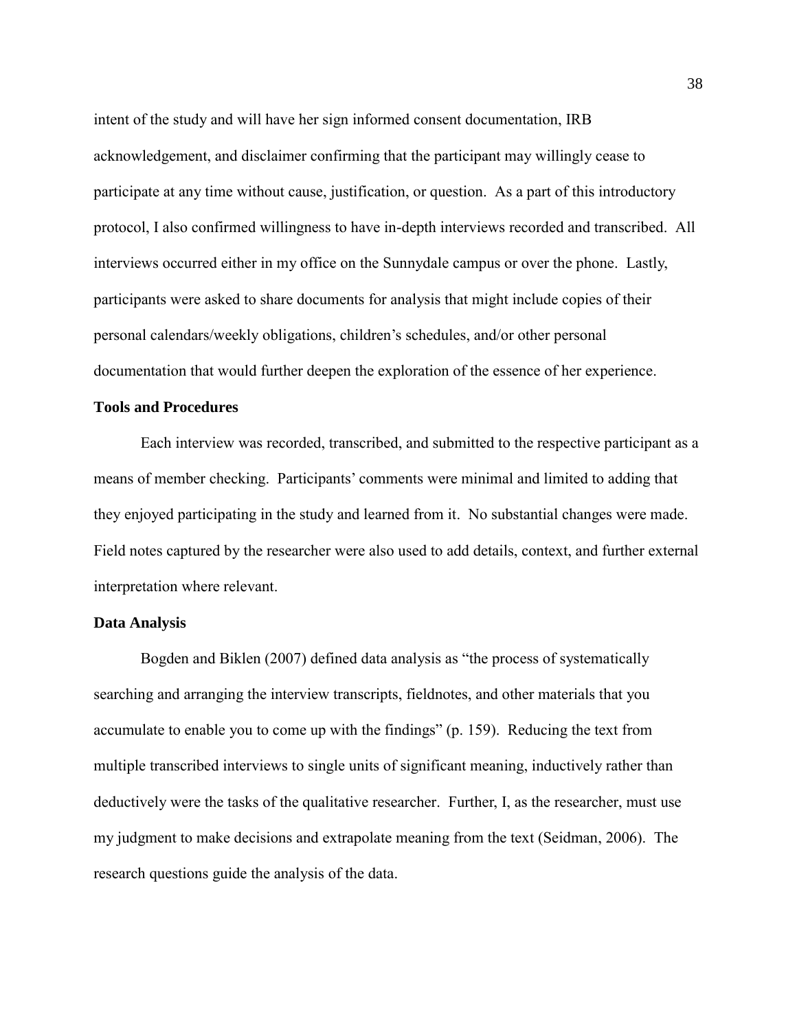intent of the study and will have her sign informed consent documentation, IRB acknowledgement, and disclaimer confirming that the participant may willingly cease to participate at any time without cause, justification, or question. As a part of this introductory protocol, I also confirmed willingness to have in-depth interviews recorded and transcribed. All interviews occurred either in my office on the Sunnydale campus or over the phone. Lastly, participants were asked to share documents for analysis that might include copies of their personal calendars/weekly obligations, children's schedules, and/or other personal documentation that would further deepen the exploration of the essence of her experience.

### Tools and Procedures

Each interview was recorded, transcribed, and submitted to the respective participant as a means of member checking. Participants' comments were minimal and limited to adding that they enjoyed participating in the study and learned from it. No substantial changes were made. Field notes captured by the researcher were also used to add details, context, and further external interpretation where relevant.

### Data Analysis

Bogden and Biklen (2007) defined data analysis as "the process of systematically searching and arranging the interview transcripts, fieldnotes, and other materials that you accumulate to enable you to come up with the findings" (p. 159). Reducing the text from multiple transcribed interviews to single units of significant meaning, inductively rather than deductively were the tasks of the qualitative researcher. Further, I, as the researcher, must use my judgment to make decisions and extrapolate meaning from the text (Seidman, 2006). The research questions guide the analysis of the data.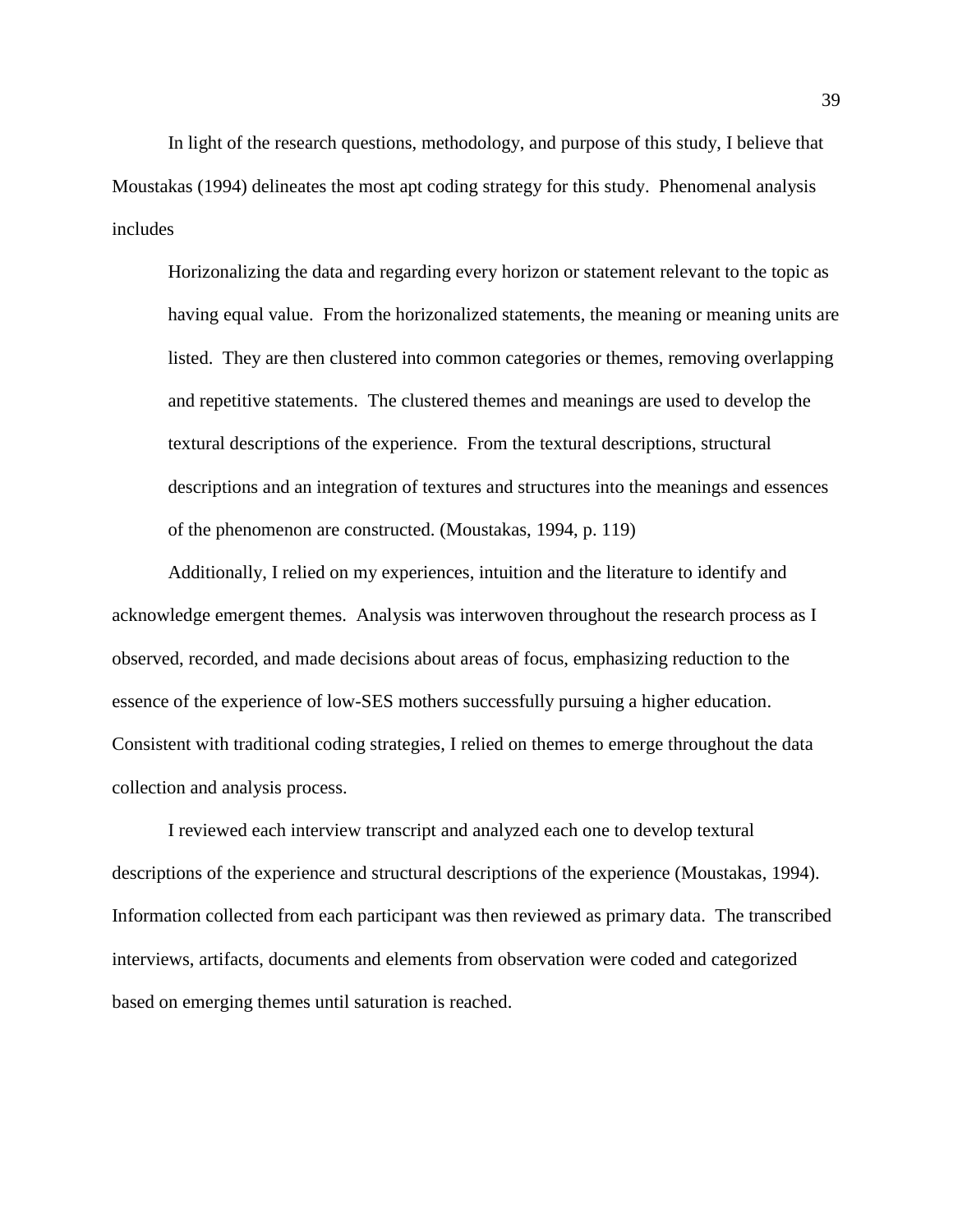In light of the research questions, methodology, and purpose of this study, I believe that Moustakas (1994) delineates the most apt coding strategy for this study. Phenomenal analysis includes

> Horizonalizing the data and regarding every horizon or statement relevant to the topic as having equal value. From the horizonalized statements, the meaning or meaning units are listed. They are then clustered into common categories or themes, removing overlapping and repetitive statements. The clustered themes and meanings are used to develop the textural descriptions of the experience. From the textural descriptions, structural descriptions and an integration of textures and structures into the meanings and essences of the phenomenon are constructed. (Moustakas, 1994, p. 119)

Additionally, I relied on my experiences, intuition and the literature to identify and acknowledge emergent themes. Analysis was interwoven throughout the research process as I observed, recorded, and made decisions about areas of focus, emphasizing reduction to the essence of the experience of low-SES mothers successfully pursuing a higher education. Consistent with traditional coding strategies, I relied on themes to emerge throughout the data collection and analysis process.

I reviewed each interview transcript and analyzed each one to develop textural descriptions of the experience and structural descriptions of the experience (Moustakas, 1994). Information collected from each participant was then reviewed as primary data. The transcribed interviews, artifacts, documents and elements from observation were coded and categorized based on emerging themes until saturation is reached.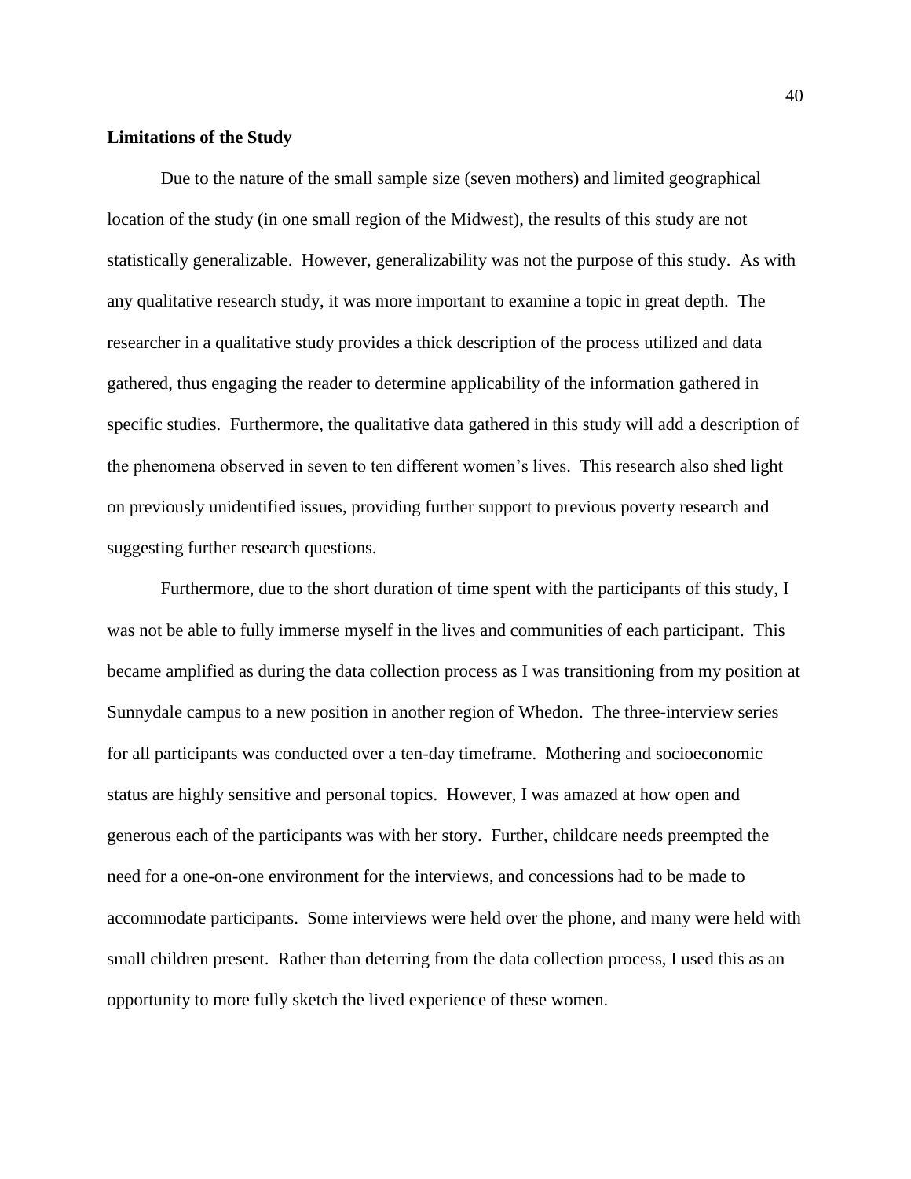**Limitations of the Study**

Due to the nature of the small sample size (seven mothers) and limited geographical location of the study (in one small region of the Midwest), the results of this study are not statistically generalizable. However, generalizability was not the purpose of this study. As with any qualitative research study, it was more important to examine a topic in great depth. The researcher in a qualitative study provides a thick description of the process utilized and data gathered, thus engaging the reader to determine applicability of the information gathered in specific studies. Furthermore, the qualitative data gathered in this study will add a description of the phenomena observed in seven to ten different women's lives. This research also shed light on previously unidentified issues, providing further support to previous poverty research and suggesting further research questions.

Furthermore, due to the short duration of time spent with the participants of this study, I was not be able to fully immerse myself in the lives and communities of each participant. This became amplified as during the data collection process as I was transitioning from my position at Sunnydale campus to a new position in another region of Whedon. The three-interview series for all participants was conducted over a ten-day timeframe. Mothering and socioeconomic status are highly sensitive and personal topics. However, I was amazed at how open and generous each of the participants was with her story. Further, childcare needs preempted the need for a one-on-one environment for the interviews, and concessions had to be made to accommodate participants. Some interviews were held over the phone, and many were held with small children present. Rather than deterring from the data collection process, I used this as an opportunity to more fully sketch the lived experience of these women.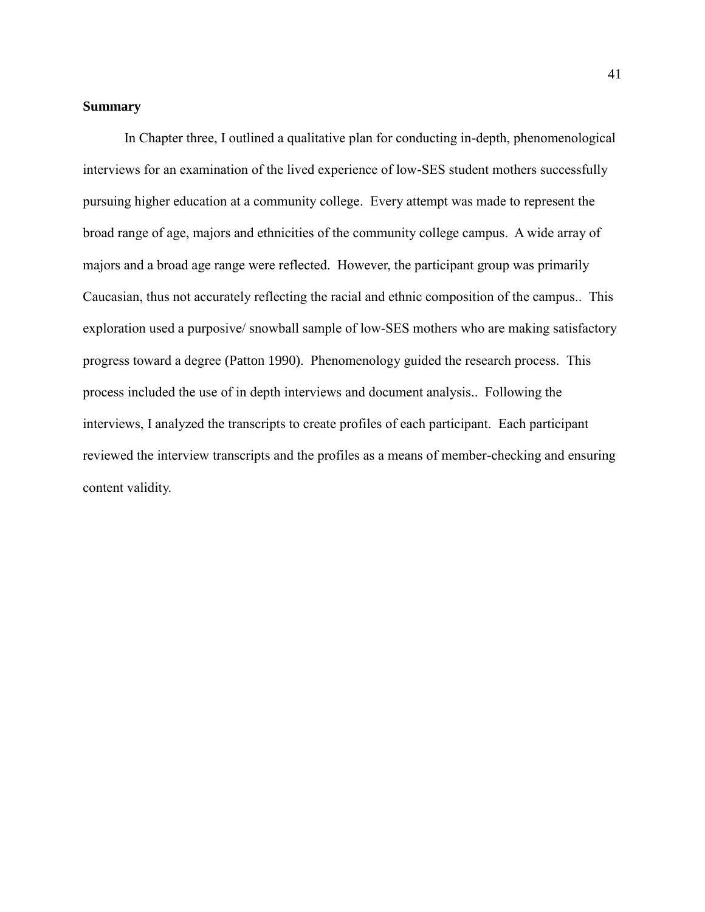**Summary**

In Chapter three, I outlined a qualitative plan for conducting in-depth, phenomenological interviews for an examination of the lived experience of low-SES student mothers successfully pursuing higher education at a community college. Every attempt was made to represent the broad range of age, majors and ethnicities of the community college campus. A wide array of majors and a broad age range were reflected. However, the participant group was primarily Caucasian, thus not accurately reflecting the racial and ethnic composition of the campus.. This exploration used a purposive/ snowball sample of low-SES mothers who are making satisfactory progress toward a degree (Patton 1990). Phenomenology guided the research process. This process included the use of in depth interviews and document analysis.. Following the interviews, I analyzed the transcripts to create profiles of each participant. Each participant reviewed the interview transcripts and the profiles as a means of member-checking and ensuring content validity.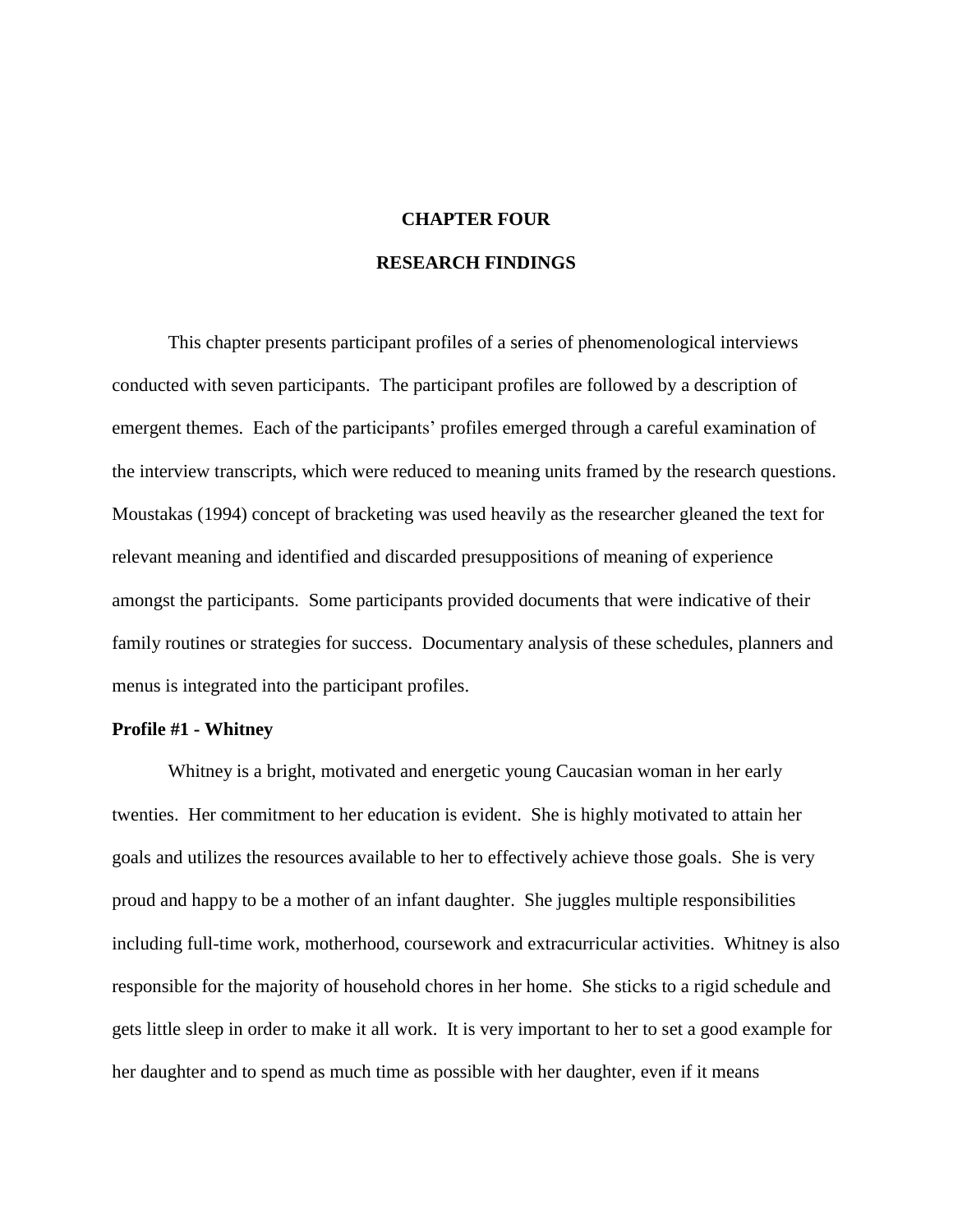# CHAPTER FOUR

# RESEARCH FINDINGS

This chapter presents participant profiles of a series of phenomenological interviews conducted with seven participants. The participant profiles are followed by a description of emergent themes. Each of the participants' profiles emerged through a careful examination of the interview transcripts, which were reduced to meaning units framed by the research questions. Moustakas (1994) concept of bracketing was used heavily as the researcher gleaned the text for relevant meaning and identified and discarded presuppositions of meaning of experience amongst the participants. Some participants provided documents that were indicative of their family routines or strategies for success. Documentary analysis of these schedules, planners and menus is integrated into the participant profiles.

**Profile #1 - Whitney**

Whitney is a bright, motivated and energetic young Caucasian woman in her early twenties. Her commitment to her education is evident. She is highly motivated to attain her goals and utilizes the resources available to her to effectively achieve those goals. She is very proud and happy to be a mother of an infant daughter. She juggles multiple responsibilities including full-time work, motherhood, coursework and extracurricular activities. Whitney is also responsible for the majority of household chores in her home. She sticks to a rigid schedule and gets little sleep in order to make it all work. It is very important to her to set a good example for her daughter and to spend as much time as possible with her daughter, even if it means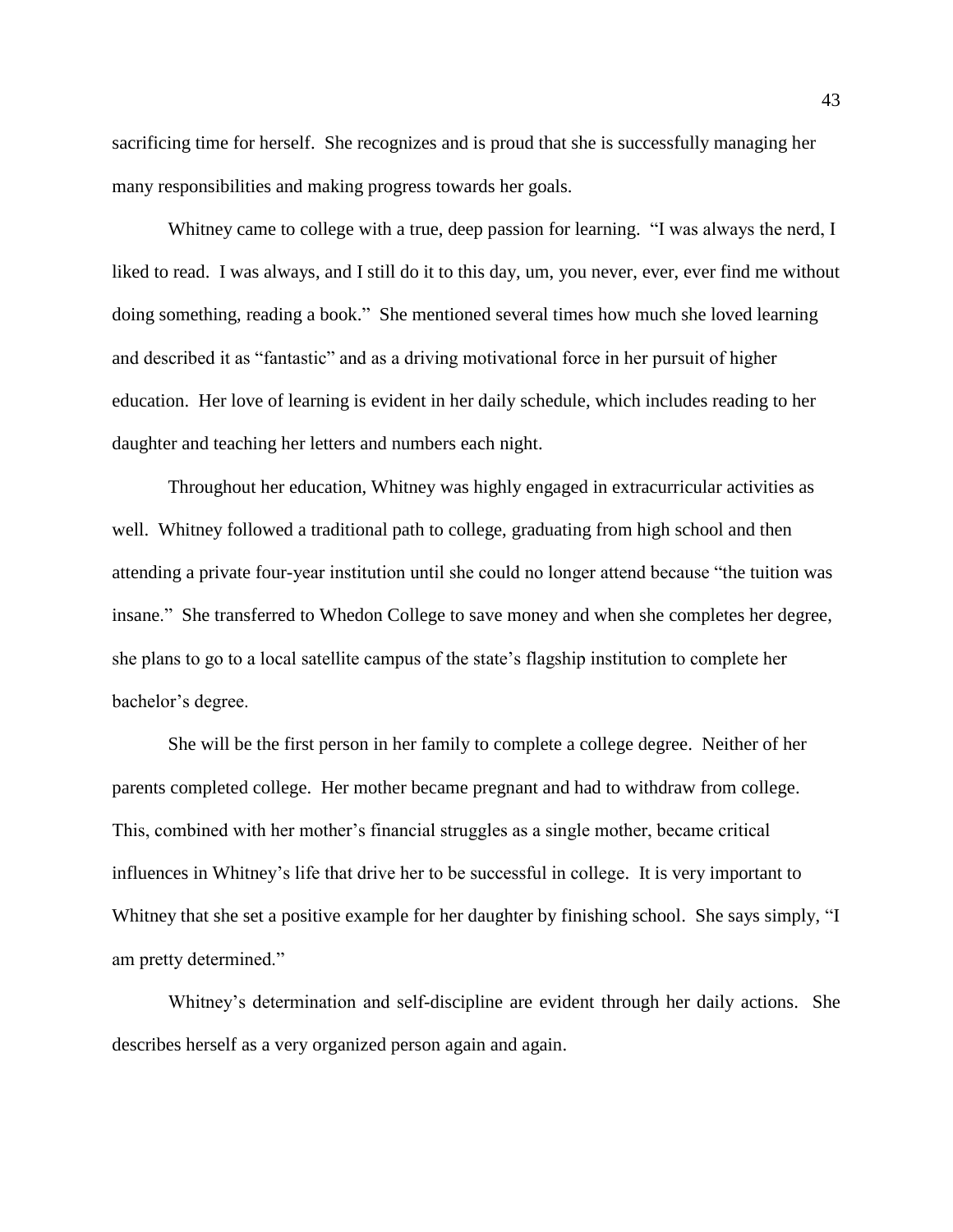sacrificing time for herself. She recognizes and is proud that she is successfully managing her many responsibilities and making progress towards her goals.

Whitney came to college with a true, deep passion for learning. "I was always the nerd, I liked to read. I was always, and I still do it to this day, um, you never, ever, ever find me without doing something, reading a book." She mentioned several times how much she loved learning and described it as "fantastic" and as a driving motivational force in her pursuit of higher education. Her love of learning is evident in her daily schedule, which includes reading to her daughter and teaching her letters and numbers each night.

Throughout her education, Whitney was highly engaged in extracurricular activities as well. Whitney followed a traditional path to college, graduating from high school and then attending a private four-year institution until she could no longer attend because "the tuition was insane." She transferred to Whedon College to save money and when she completes her degree, she plans to go to a local satellite campus of the state's flagship institution to complete her bachelor's degree.

She will be the first person in her family to complete a college degree. Neither of her parents completed college. Her mother became pregnant and had to withdraw from college. This, combined with her mother's financial struggles as a single mother, became critical influences in Whitney's life that drive her to be successful in college. It is very important to Whitney that she set a positive example for her daughter by finishing school. She says simply, "I am pretty determined."

Whitney's determination and self-discipline are evident through her daily actions. She describes herself as a very organized person again and again.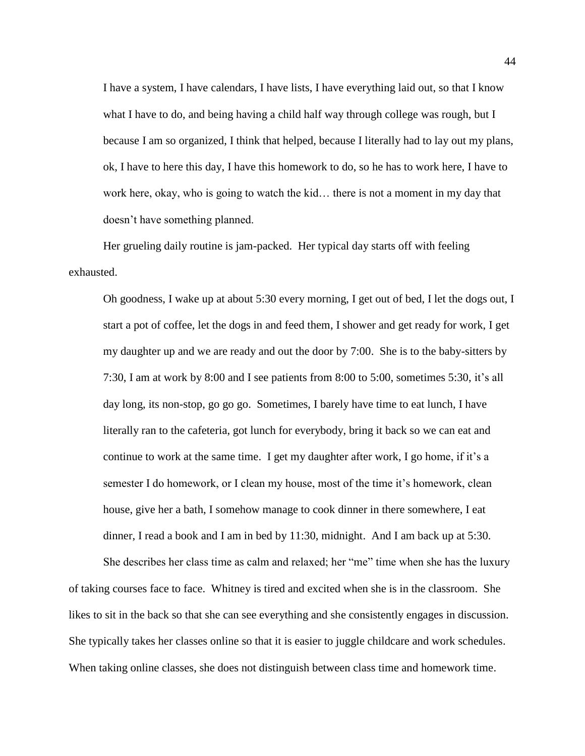> I have a system, I have calendars, I have lists, I have everything laid out, so that I know what I have to do, and being having a child half way through college was rough, but I because I am so organized, I think that helped, because I literally had to lay out my plans, ok, I have to here this day, I have this homework to do, so he has to work here, I have to work here, okay, who is going to watch the kid… there is not a moment in my day that doesn't have something planned.

Her grueling daily routine is jam-packed. Her typical day starts off with feeling exhausted.

> Oh goodness, I wake up at about 5:30 every morning, I get out of bed, I let the dogs out, I start a pot of coffee, let the dogs in and feed them, I shower and get ready for work, I get my daughter up and we are ready and out the door by 7:00. She is to the baby-sitters by 7:30, I am at work by 8:00 and I see patients from 8:00 to 5:00, sometimes 5:30, it's all day long, its non-stop, go go go. Sometimes, I barely have time to eat lunch, I have literally ran to the cafeteria, got lunch for everybody, bring it back so we can eat and continue to work at the same time. I get my daughter after work, I go home, if it's a semester I do homework, or I clean my house, most of the time it's homework, clean house, give her a bath, I somehow manage to cook dinner in there somewhere, I eat dinner, I read a book and I am in bed by 11:30, midnight. And I am back up at 5:30.

She describes her class time as calm and relaxed; her "me" time when she has the luxury of taking courses face to face. Whitney is tired and excited when she is in the classroom. She likes to sit in the back so that she can see everything and she consistently engages in discussion. She typically takes her classes online so that it is easier to juggle childcare and work schedules. When taking online classes, she does not distinguish between class time and homework time.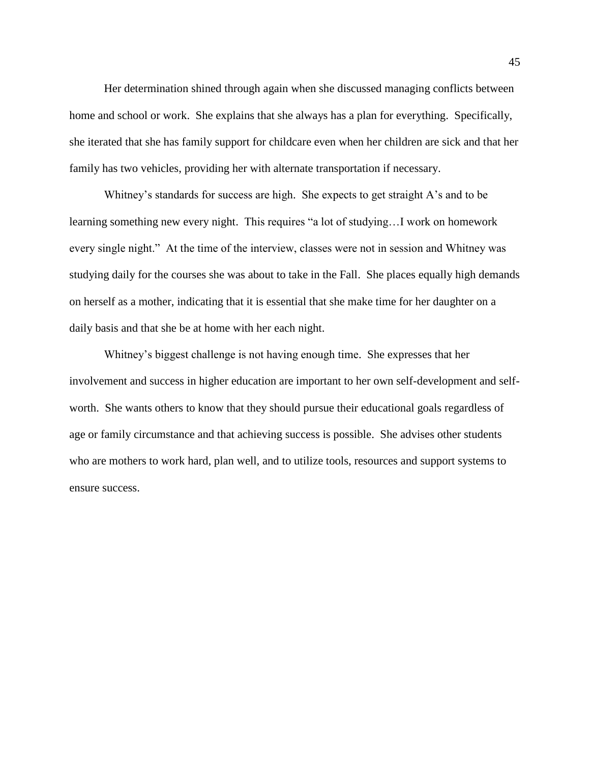Her determination shined through again when she discussed managing conflicts between home and school or work. She explains that she always has a plan for everything. Specifically, she iterated that she has family support for childcare even when her children are sick and that her family has two vehicles, providing her with alternate transportation if necessary.

Whitney's standards for success are high. She expects to get straight A's and to be learning something new every night. This requires "a lot of studying…I work on homework every single night." At the time of the interview, classes were not in session and Whitney was studying daily for the courses she was about to take in the Fall. She places equally high demands on herself as a mother, indicating that it is essential that she make time for her daughter on a daily basis and that she be at home with her each night.

Whitney's biggest challenge is not having enough time. She expresses that her involvement and success in higher education are important to her own self-development and self-worth. She wants others to know that they should pursue their educational goals regardless of age or family circumstance and that achieving success is possible. She advises other students who are mothers to work hard, plan well, and to utilize tools, resources and support systems to ensure success.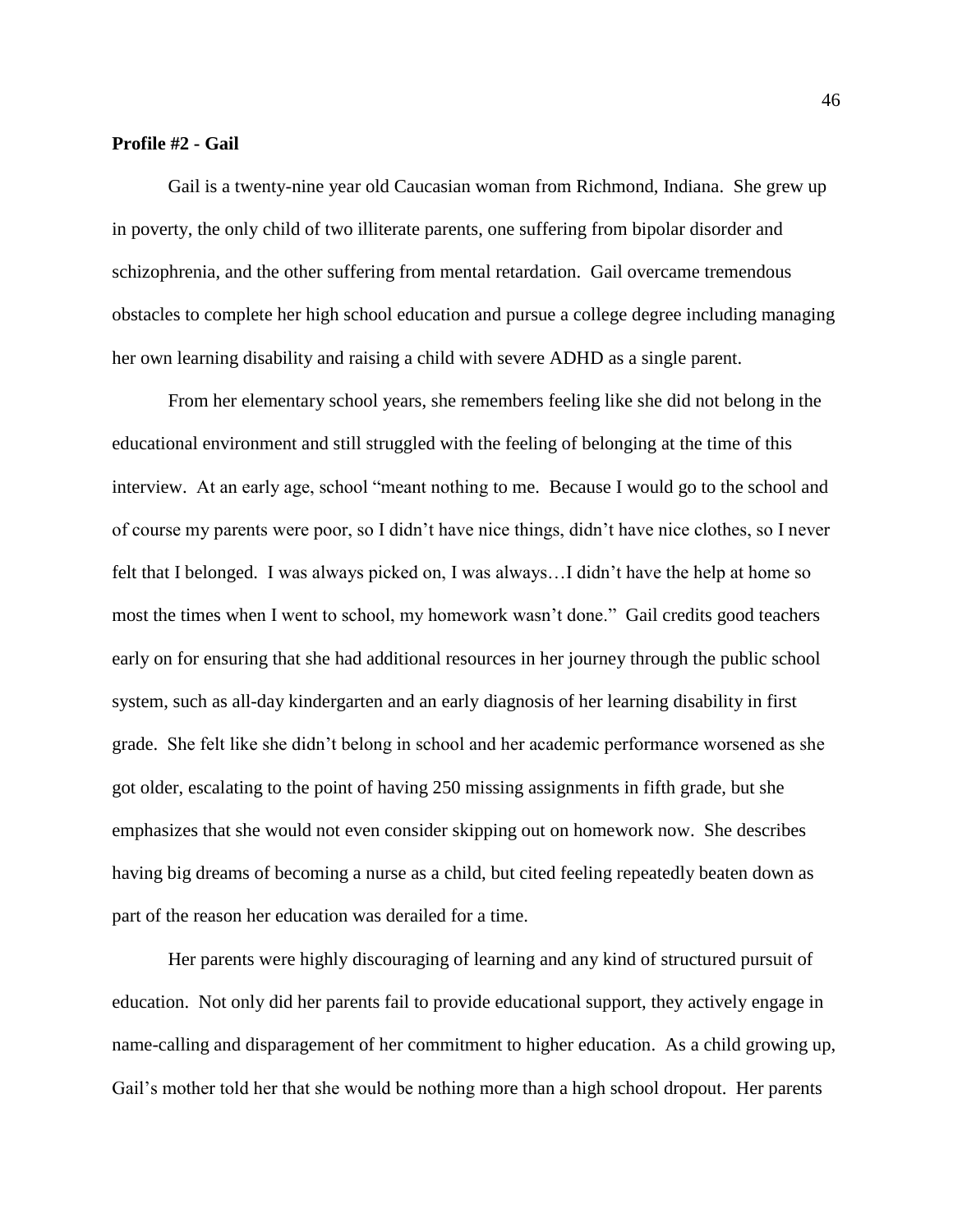**Profile #2 - Gail**

Gail is a twenty-nine year old Caucasian woman from Richmond, Indiana. She grew up in poverty, the only child of two illiterate parents, one suffering from bipolar disorder and schizophrenia, and the other suffering from mental retardation. Gail overcame tremendous obstacles to complete her high school education and pursue a college degree including managing her own learning disability and raising a child with severe ADHD as a single parent.

From her elementary school years, she remembers feeling like she did not belong in the educational environment and still struggled with the feeling of belonging at the time of this interview. At an early age, school "meant nothing to me. Because I would go to the school and of course my parents were poor, so I didn't have nice things, didn't have nice clothes, so I never felt that I belonged. I was always picked on, I was always…I didn't have the help at home so most the times when I went to school, my homework wasn't done." Gail credits good teachers early on for ensuring that she had additional resources in her journey through the public school system, such as all-day kindergarten and an early diagnosis of her learning disability in first grade. She felt like she didn't belong in school and her academic performance worsened as she got older, escalating to the point of having 250 missing assignments in fifth grade, but she emphasizes that she would not even consider skipping out on homework now. She describes having big dreams of becoming a nurse as a child, but cited feeling repeatedly beaten down as part of the reason her education was derailed for a time.

Her parents were highly discouraging of learning and any kind of structured pursuit of education. Not only did her parents fail to provide educational support, they actively engage in name-calling and disparagement of her commitment to higher education. As a child growing up, Gail's mother told her that she would be nothing more than a high school dropout. Her parents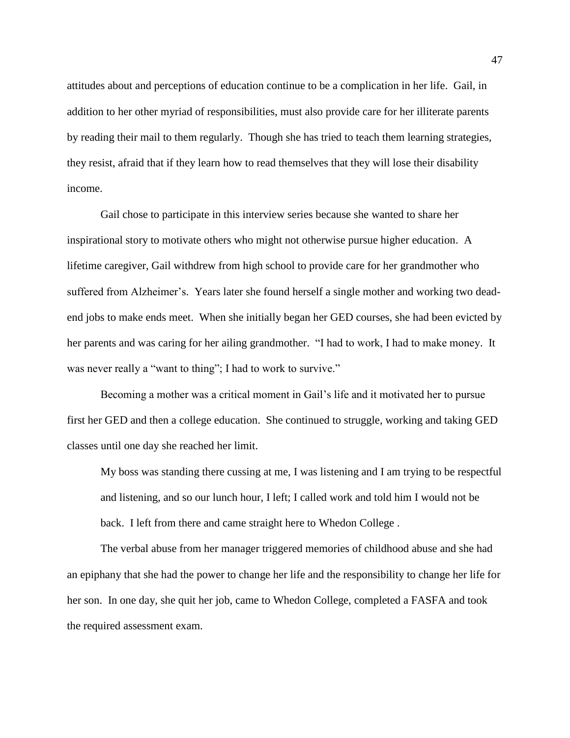attitudes about and perceptions of education continue to be a complication in her life. Gail, in addition to her other myriad of responsibilities, must also provide care for her illiterate parents by reading their mail to them regularly. Though she has tried to teach them learning strategies, they resist, afraid that if they learn how to read themselves that they will lose their disability income.

Gail chose to participate in this interview series because she wanted to share her inspirational story to motivate others who might not otherwise pursue higher education. A lifetime caregiver, Gail withdrew from high school to provide care for her grandmother who suffered from Alzheimer's. Years later she found herself a single mother and working two dead-end jobs to make ends meet. When she initially began her GED courses, she had been evicted by her parents and was caring for her ailing grandmother. "I had to work, I had to make money. It was never really a "want to thing"; I had to work to survive."

Becoming a mother was a critical moment in Gail's life and it motivated her to pursue first her GED and then a college education. She continued to struggle, working and taking GED classes until one day she reached her limit.

> My boss was standing there cussing at me, I was listening and I am trying to be respectful and listening, and so our lunch hour, I left; I called work and told him I would not be back. I left from there and came straight here to Whedon College .

The verbal abuse from her manager triggered memories of childhood abuse and she had an epiphany that she had the power to change her life and the responsibility to change her life for her son. In one day, she quit her job, came to Whedon College, completed a FASFA and took the required assessment exam.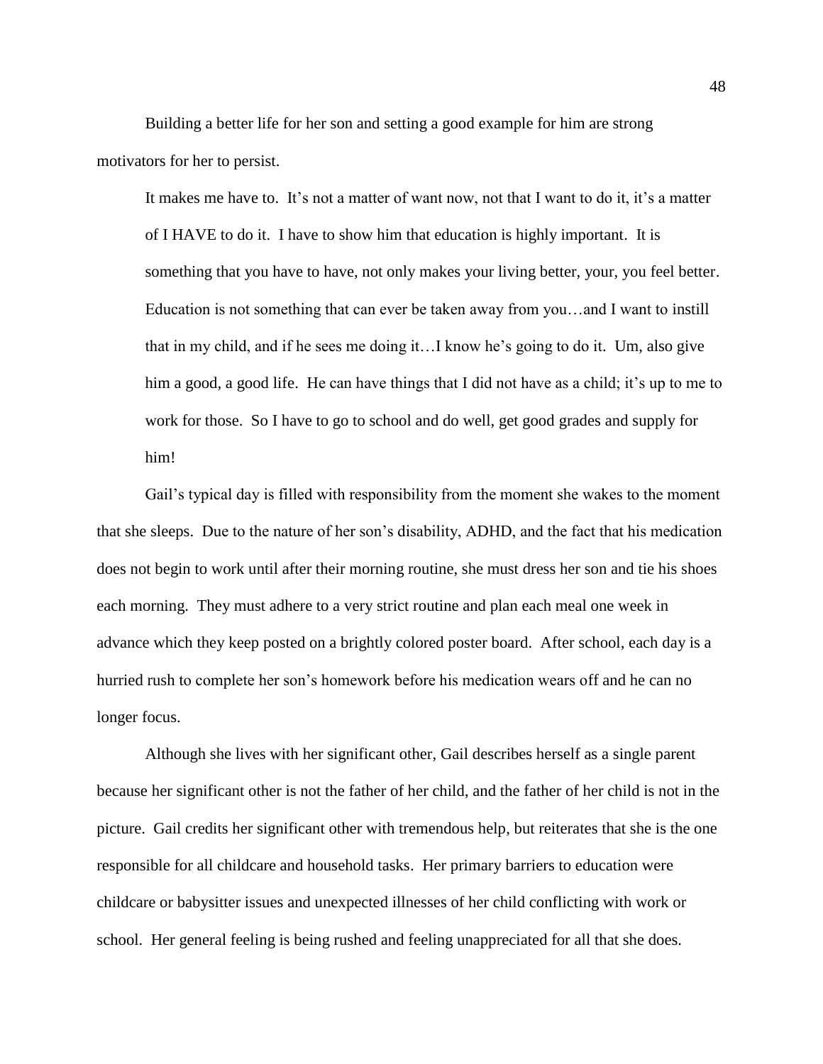Building a better life for her son and setting a good example for him are strong motivators for her to persist.

> It makes me have to. It's not a matter of want now, not that I want to do it, it's a matter of I HAVE to do it. I have to show him that education is highly important. It is something that you have to have, not only makes your living better, your, you feel better. Education is not something that can ever be taken away from you…and I want to instill that in my child, and if he sees me doing it…I know he's going to do it. Um, also give him a good, a good life. He can have things that I did not have as a child; it's up to me to work for those. So I have to go to school and do well, get good grades and supply for him!

Gail's typical day is filled with responsibility from the moment she wakes to the moment that she sleeps. Due to the nature of her son's disability, ADHD, and the fact that his medication does not begin to work until after their morning routine, she must dress her son and tie his shoes each morning. They must adhere to a very strict routine and plan each meal one week in advance which they keep posted on a brightly colored poster board. After school, each day is a hurried rush to complete her son's homework before his medication wears off and he can no longer focus.

Although she lives with her significant other, Gail describes herself as a single parent because her significant other is not the father of her child, and the father of her child is not in the picture. Gail credits her significant other with tremendous help, but reiterates that she is the one responsible for all childcare and household tasks. Her primary barriers to education were childcare or babysitter issues and unexpected illnesses of her child conflicting with work or school. Her general feeling is being rushed and feeling unappreciated for all that she does.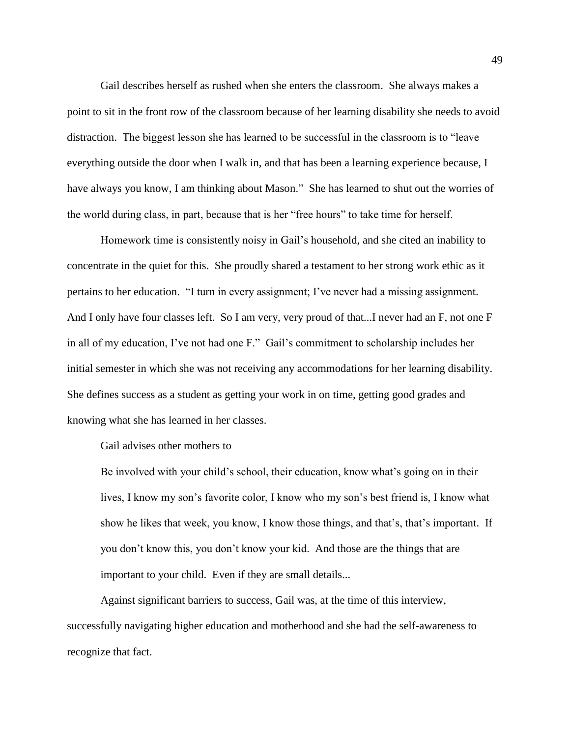Gail describes herself as rushed when she enters the classroom. She always makes a point to sit in the front row of the classroom because of her learning disability she needs to avoid distraction. The biggest lesson she has learned to be successful in the classroom is to "leave everything outside the door when I walk in, and that has been a learning experience because, I have always you know, I am thinking about Mason." She has learned to shut out the worries of the world during class, in part, because that is her "free hours" to take time for herself.

Homework time is consistently noisy in Gail's household, and she cited an inability to concentrate in the quiet for this. She proudly shared a testament to her strong work ethic as it pertains to her education. "I turn in every assignment; I've never had a missing assignment. And I only have four classes left. So I am very, very proud of that...I never had an F, not one F in all of my education, I've not had one F." Gail's commitment to scholarship includes her initial semester in which she was not receiving any accommodations for her learning disability. She defines success as a student as getting your work in on time, getting good grades and knowing what she has learned in her classes.

Gail advises other mothers to

> Be involved with your child's school, their education, know what's going on in their lives, I know my son's favorite color, I know who my son's best friend is, I know what show he likes that week, you know, I know those things, and that's, that's important. If you don't know this, you don't know your kid. And those are the things that are important to your child. Even if they are small details...

Against significant barriers to success, Gail was, at the time of this interview, successfully navigating higher education and motherhood and she had the self-awareness to recognize that fact.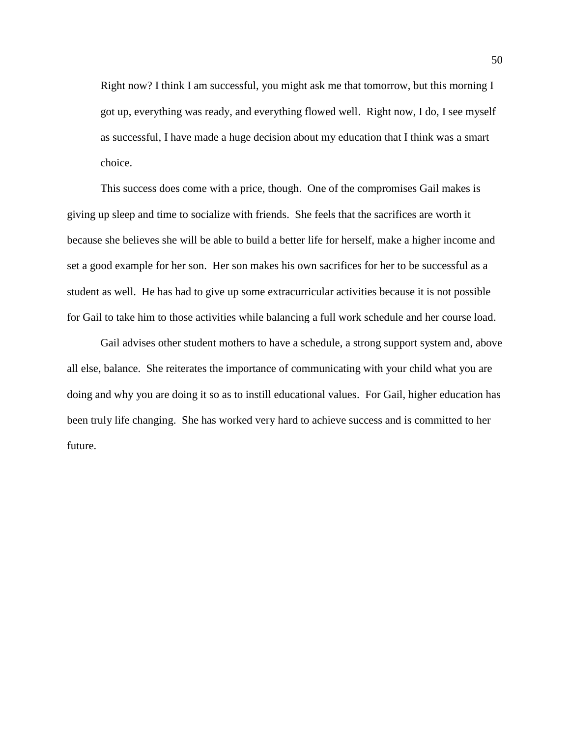> Right now? I think I am successful, you might ask me that tomorrow, but this morning I got up, everything was ready, and everything flowed well. Right now, I do, I see myself as successful, I have made a huge decision about my education that I think was a smart choice.

This success does come with a price, though. One of the compromises Gail makes is giving up sleep and time to socialize with friends. She feels that the sacrifices are worth it because she believes she will be able to build a better life for herself, make a higher income and set a good example for her son. Her son makes his own sacrifices for her to be successful as a student as well. He has had to give up some extracurricular activities because it is not possible for Gail to take him to those activities while balancing a full work schedule and her course load.

Gail advises other student mothers to have a schedule, a strong support system and, above all else, balance. She reiterates the importance of communicating with your child what you are doing and why you are doing it so as to instill educational values. For Gail, higher education has been truly life changing. She has worked very hard to achieve success and is committed to her future.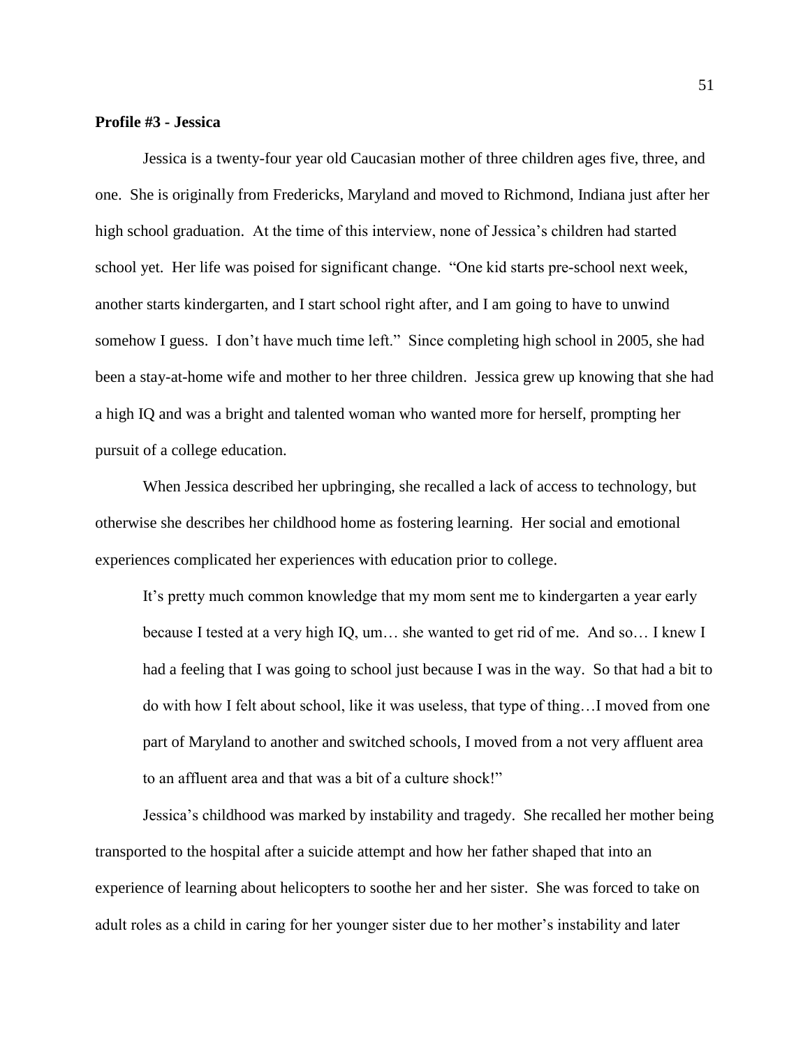**Profile #3 - Jessica**

Jessica is a twenty-four year old Caucasian mother of three children ages five, three, and one. She is originally from Fredericks, Maryland and moved to Richmond, Indiana just after her high school graduation. At the time of this interview, none of Jessica's children had started school yet. Her life was poised for significant change. "One kid starts pre-school next week, another starts kindergarten, and I start school right after, and I am going to have to unwind somehow I guess. I don't have much time left." Since completing high school in 2005, she had been a stay-at-home wife and mother to her three children. Jessica grew up knowing that she had a high IQ and was a bright and talented woman who wanted more for herself, prompting her pursuit of a college education.

When Jessica described her upbringing, she recalled a lack of access to technology, but otherwise she describes her childhood home as fostering learning. Her social and emotional experiences complicated her experiences with education prior to college.

> It's pretty much common knowledge that my mom sent me to kindergarten a year early because I tested at a very high IQ, um… she wanted to get rid of me. And so… I knew I had a feeling that I was going to school just because I was in the way. So that had a bit to do with how I felt about school, like it was useless, that type of thing…I moved from one part of Maryland to another and switched schools, I moved from a not very affluent area to an affluent area and that was a bit of a culture shock!"

Jessica's childhood was marked by instability and tragedy. She recalled her mother being transported to the hospital after a suicide attempt and how her father shaped that into an experience of learning about helicopters to soothe her and her sister. She was forced to take on adult roles as a child in caring for her younger sister due to her mother's instability and later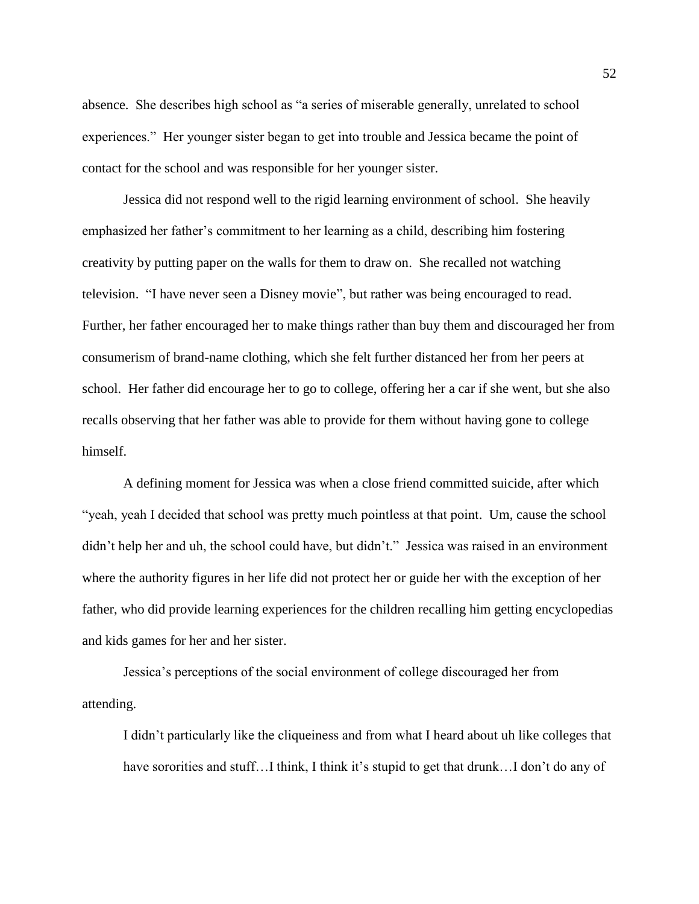absence. She describes high school as "a series of miserable generally, unrelated to school experiences." Her younger sister began to get into trouble and Jessica became the point of contact for the school and was responsible for her younger sister.

Jessica did not respond well to the rigid learning environment of school. She heavily emphasized her father's commitment to her learning as a child, describing him fostering creativity by putting paper on the walls for them to draw on. She recalled not watching television. "I have never seen a Disney movie", but rather was being encouraged to read. Further, her father encouraged her to make things rather than buy them and discouraged her from consumerism of brand-name clothing, which she felt further distanced her from her peers at school. Her father did encourage her to go to college, offering her a car if she went, but she also recalls observing that her father was able to provide for them without having gone to college himself.

A defining moment for Jessica was when a close friend committed suicide, after which "yeah, yeah I decided that school was pretty much pointless at that point. Um, cause the school didn't help her and uh, the school could have, but didn't." Jessica was raised in an environment where the authority figures in her life did not protect her or guide her with the exception of her father, who did provide learning experiences for the children recalling him getting encyclopedias and kids games for her and her sister.

Jessica's perceptions of the social environment of college discouraged her from attending.

> I didn't particularly like the cliqueiness and from what I heard about uh like colleges that have sororities and stuff…I think, I think it's stupid to get that drunk…I don't do any of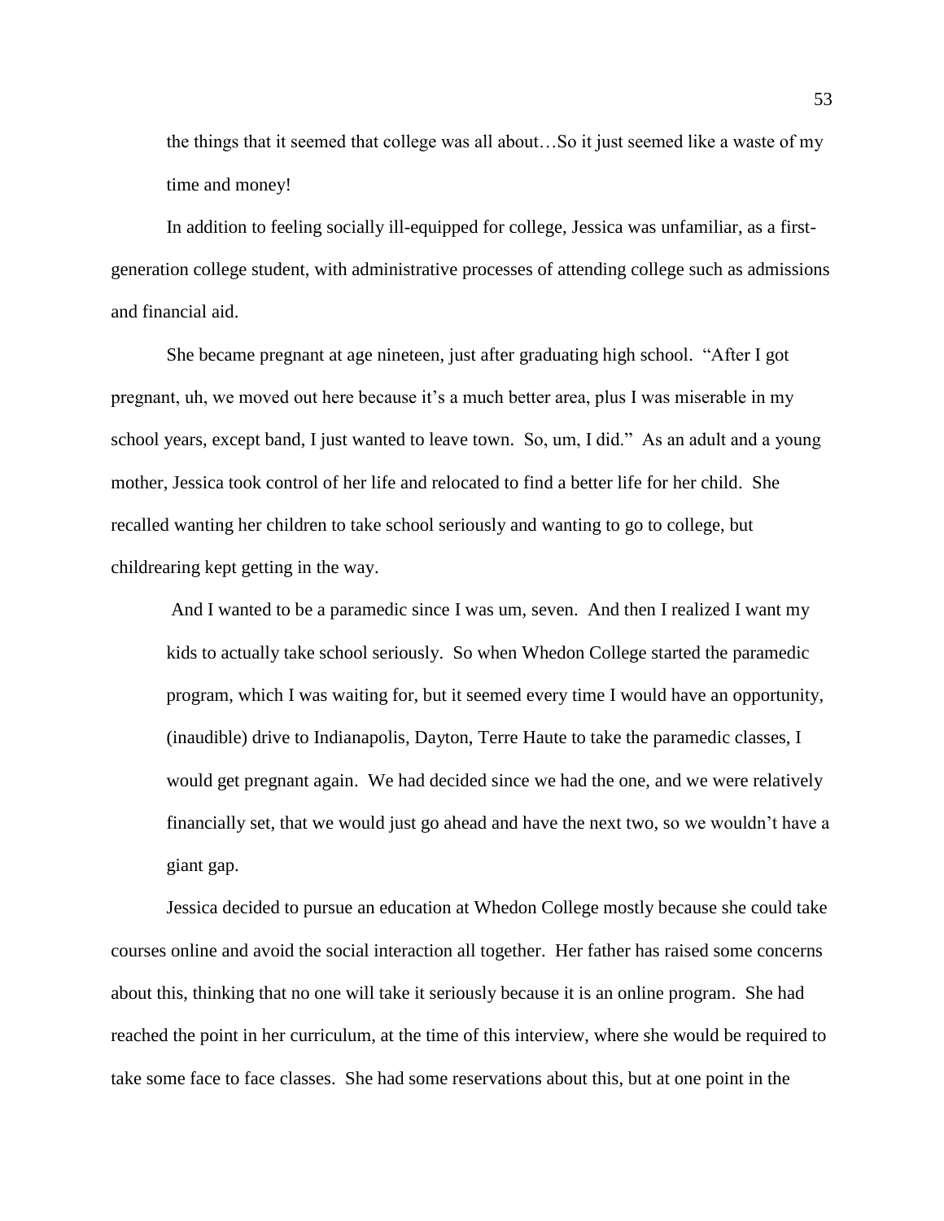> the things that it seemed that college was all about…So it just seemed like a waste of my time and money!

In addition to feeling socially ill-equipped for college, Jessica was unfamiliar, as a first-generation college student, with administrative processes of attending college such as admissions and financial aid.

She became pregnant at age nineteen, just after graduating high school. "After I got pregnant, uh, we moved out here because it's a much better area, plus I was miserable in my school years, except band, I just wanted to leave town. So, um, I did." As an adult and a young mother, Jessica took control of her life and relocated to find a better life for her child. She recalled wanting her children to take school seriously and wanting to go to college, but childrearing kept getting in the way.

> And I wanted to be a paramedic since I was um, seven. And then I realized I want my kids to actually take school seriously. So when Whedon College started the paramedic program, which I was waiting for, but it seemed every time I would have an opportunity, (inaudible) drive to Indianapolis, Dayton, Terre Haute to take the paramedic classes, I would get pregnant again. We had decided since we had the one, and we were relatively financially set, that we would just go ahead and have the next two, so we wouldn't have a giant gap.

Jessica decided to pursue an education at Whedon College mostly because she could take courses online and avoid the social interaction all together. Her father has raised some concerns about this, thinking that no one will take it seriously because it is an online program. She had reached the point in her curriculum, at the time of this interview, where she would be required to take some face to face classes. She had some reservations about this, but at one point in the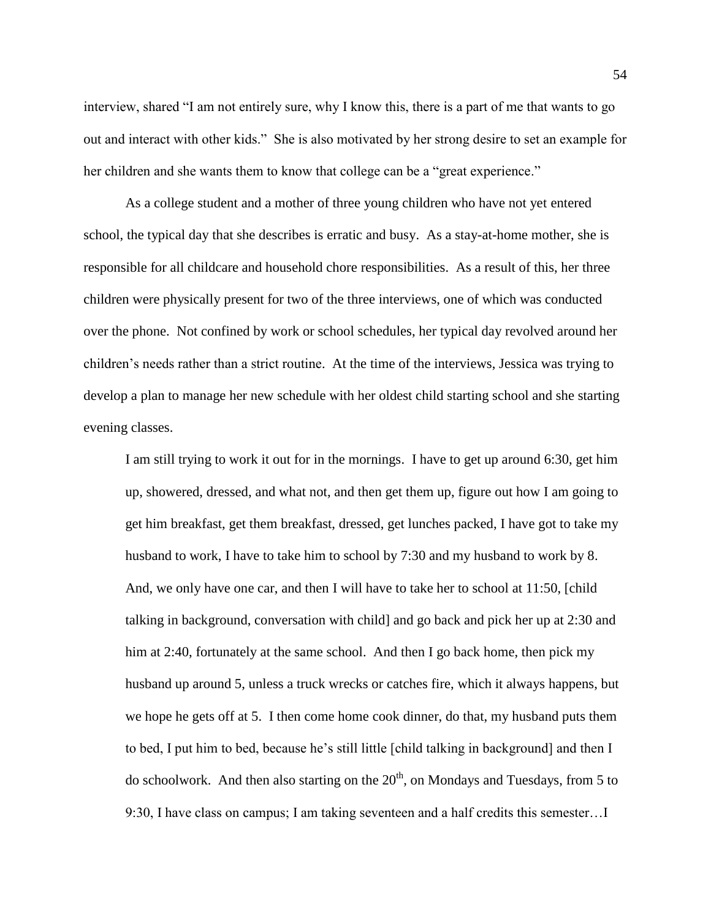interview, shared "I am not entirely sure, why I know this, there is a part of me that wants to go out and interact with other kids." She is also motivated by her strong desire to set an example for her children and she wants them to know that college can be a "great experience."

As a college student and a mother of three young children who have not yet entered school, the typical day that she describes is erratic and busy. As a stay-at-home mother, she is responsible for all childcare and household chore responsibilities. As a result of this, her three children were physically present for two of the three interviews, one of which was conducted over the phone. Not confined by work or school schedules, her typical day revolved around her children's needs rather than a strict routine. At the time of the interviews, Jessica was trying to develop a plan to manage her new schedule with her oldest child starting school and she starting evening classes.

> I am still trying to work it out for in the mornings. I have to get up around 6:30, get him up, showered, dressed, and what not, and then get them up, figure out how I am going to get him breakfast, get them breakfast, dressed, get lunches packed, I have got to take my husband to work, I have to take him to school by 7:30 and my husband to work by 8. And, we only have one car, and then I will have to take her to school at 11:50, [child talking in background, conversation with child] and go back and pick her up at 2:30 and him at 2:40, fortunately at the same school. And then I go back home, then pick my husband up around 5, unless a truck wrecks or catches fire, which it always happens, but we hope he gets off at 5. I then come home cook dinner, do that, my husband puts them to bed, I put him to bed, because he's still little [child talking in background] and then I do schoolwork. And then also starting on the 20th, on Mondays and Tuesdays, from 5 to 9:30, I have class on campus; I am taking seventeen and a half credits this semester…I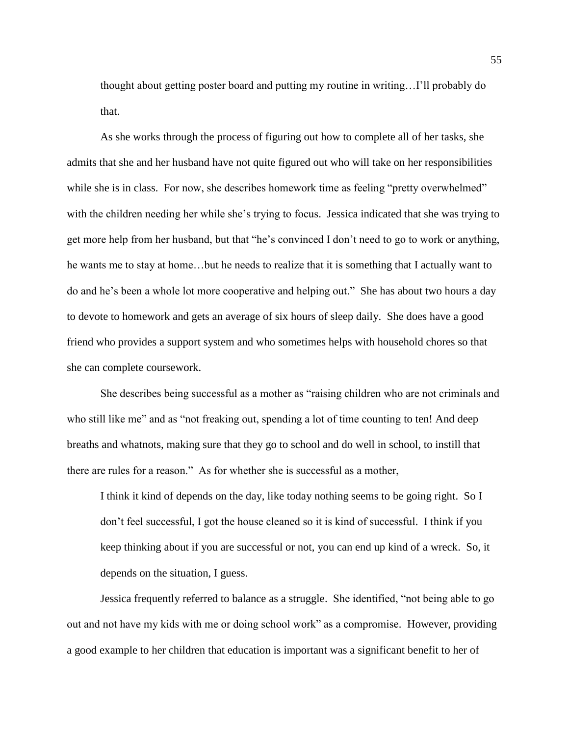> thought about getting poster board and putting my routine in writing…I'll probably do that.

As she works through the process of figuring out how to complete all of her tasks, she admits that she and her husband have not quite figured out who will take on her responsibilities while she is in class. For now, she describes homework time as feeling "pretty overwhelmed" with the children needing her while she's trying to focus. Jessica indicated that she was trying to get more help from her husband, but that "he's convinced I don't need to go to work or anything, he wants me to stay at home…but he needs to realize that it is something that I actually want to do and he's been a whole lot more cooperative and helping out." She has about two hours a day to devote to homework and gets an average of six hours of sleep daily. She does have a good friend who provides a support system and who sometimes helps with household chores so that she can complete coursework.

She describes being successful as a mother as "raising children who are not criminals and who still like me" and as "not freaking out, spending a lot of time counting to ten! And deep breaths and whatnots, making sure that they go to school and do well in school, to instill that there are rules for a reason." As for whether she is successful as a mother,

> I think it kind of depends on the day, like today nothing seems to be going right. So I don't feel successful, I got the house cleaned so it is kind of successful. I think if you keep thinking about if you are successful or not, you can end up kind of a wreck. So, it depends on the situation, I guess.

Jessica frequently referred to balance as a struggle. She identified, "not being able to go out and not have my kids with me or doing school work" as a compromise. However, providing a good example to her children that education is important was a significant benefit to her of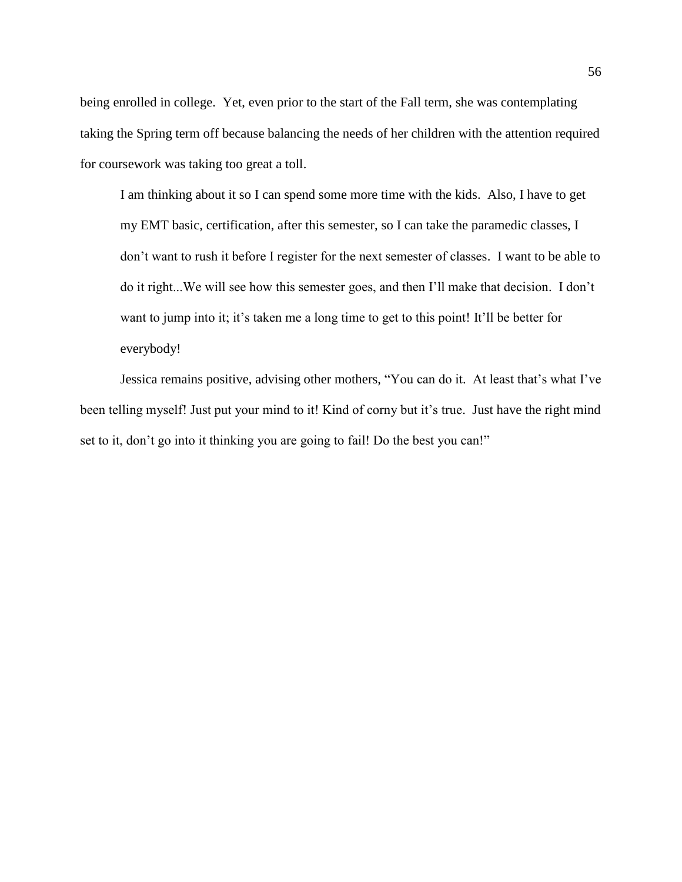being enrolled in college. Yet, even prior to the start of the Fall term, she was contemplating taking the Spring term off because balancing the needs of her children with the attention required for coursework was taking too great a toll.

> I am thinking about it so I can spend some more time with the kids. Also, I have to get my EMT basic, certification, after this semester, so I can take the paramedic classes, I don't want to rush it before I register for the next semester of classes. I want to be able to do it right...We will see how this semester goes, and then I'll make that decision. I don't want to jump into it; it's taken me a long time to get to this point! It'll be better for everybody!

Jessica remains positive, advising other mothers, "You can do it. At least that's what I've been telling myself! Just put your mind to it! Kind of corny but it's true. Just have the right mind set to it, don't go into it thinking you are going to fail! Do the best you can!"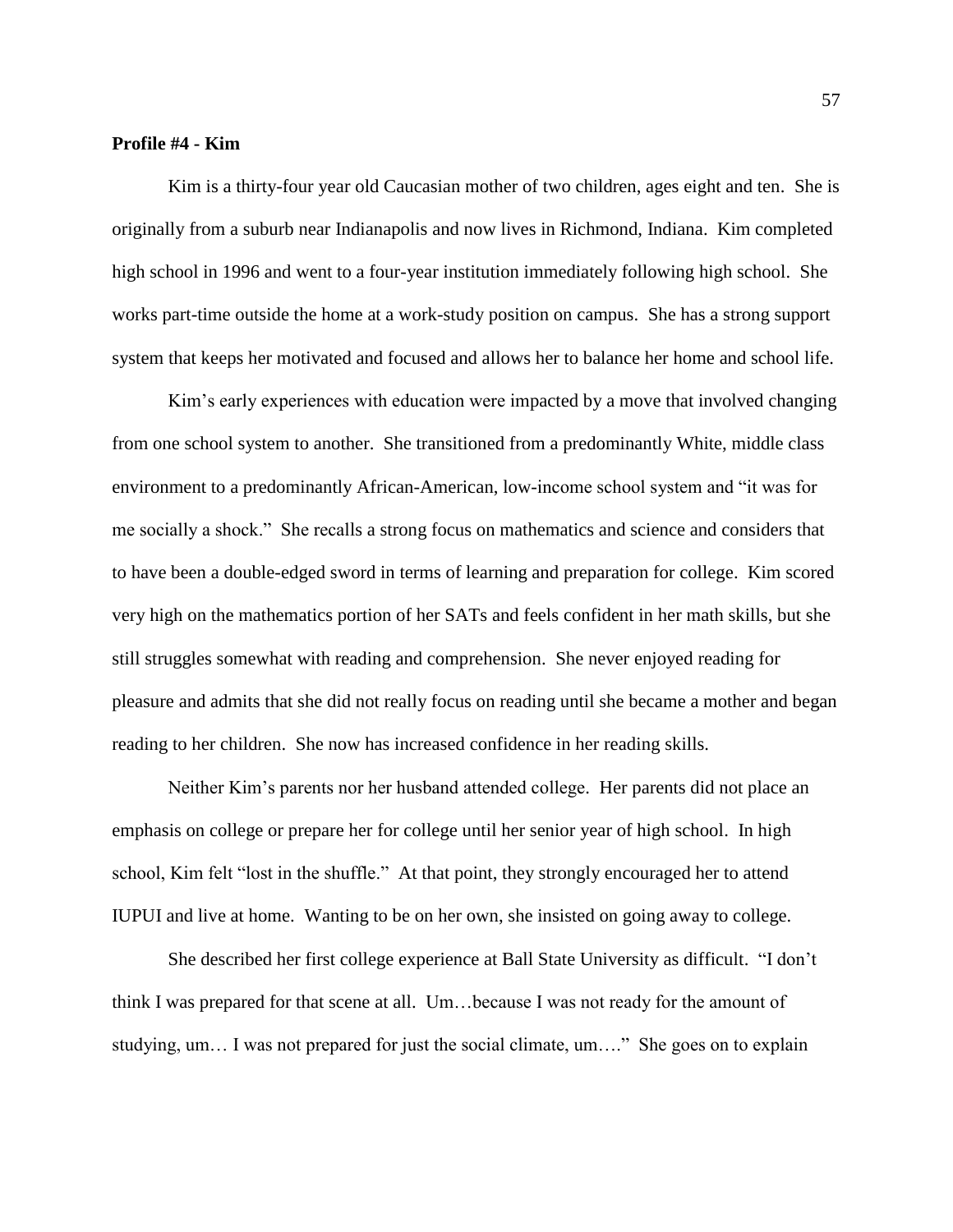**Profile #4 - Kim**

Kim is a thirty-four year old Caucasian mother of two children, ages eight and ten. She is originally from a suburb near Indianapolis and now lives in Richmond, Indiana. Kim completed high school in 1996 and went to a four-year institution immediately following high school. She works part-time outside the home at a work-study position on campus. She has a strong support system that keeps her motivated and focused and allows her to balance her home and school life.

Kim's early experiences with education were impacted by a move that involved changing from one school system to another. She transitioned from a predominantly White, middle class environment to a predominantly African-American, low-income school system and "it was for me socially a shock." She recalls a strong focus on mathematics and science and considers that to have been a double-edged sword in terms of learning and preparation for college. Kim scored very high on the mathematics portion of her SATs and feels confident in her math skills, but she still struggles somewhat with reading and comprehension. She never enjoyed reading for pleasure and admits that she did not really focus on reading until she became a mother and began reading to her children. She now has increased confidence in her reading skills.

Neither Kim's parents nor her husband attended college. Her parents did not place an emphasis on college or prepare her for college until her senior year of high school. In high school, Kim felt "lost in the shuffle." At that point, they strongly encouraged her to attend IUPUI and live at home. Wanting to be on her own, she insisted on going away to college.

She described her first college experience at Ball State University as difficult. "I don't think I was prepared for that scene at all. Um…because I was not ready for the amount of studying, um… I was not prepared for just the social climate, um…." She goes on to explain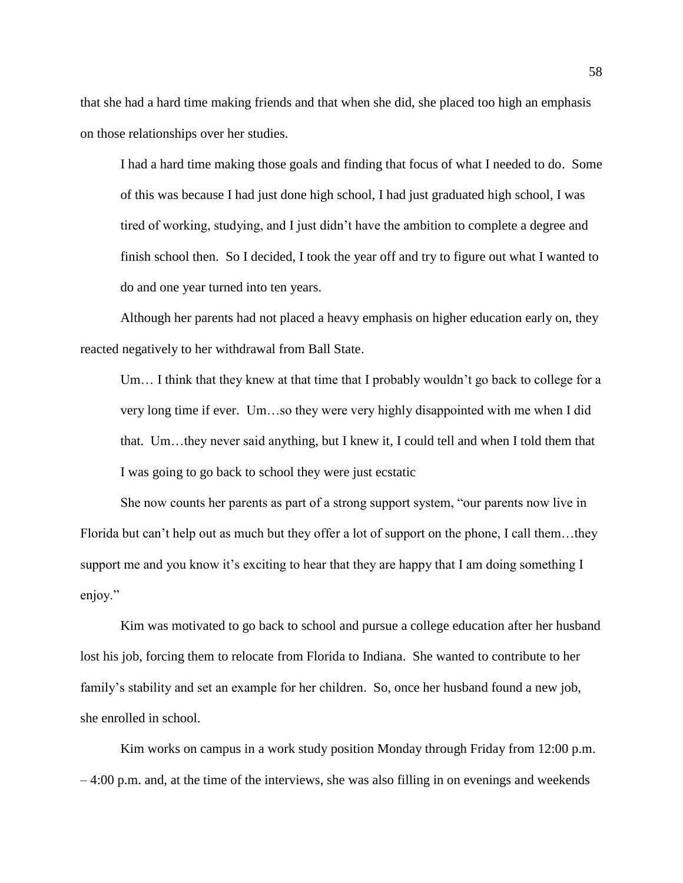that she had a hard time making friends and that when she did, she placed too high an emphasis on those relationships over her studies.

> I had a hard time making those goals and finding that focus of what I needed to do. Some of this was because I had just done high school, I had just graduated high school, I was tired of working, studying, and I just didn't have the ambition to complete a degree and finish school then. So I decided, I took the year off and try to figure out what I wanted to do and one year turned into ten years.

Although her parents had not placed a heavy emphasis on higher education early on, they reacted negatively to her withdrawal from Ball State.

> Um… I think that they knew at that time that I probably wouldn't go back to college for a very long time if ever. Um…so they were very highly disappointed with me when I did that. Um…they never said anything, but I knew it, I could tell and when I told them that I was going to go back to school they were just ecstatic

She now counts her parents as part of a strong support system, "our parents now live in Florida but can't help out as much but they offer a lot of support on the phone, I call them…they support me and you know it's exciting to hear that they are happy that I am doing something I enjoy."

Kim was motivated to go back to school and pursue a college education after her husband lost his job, forcing them to relocate from Florida to Indiana. She wanted to contribute to her family's stability and set an example for her children. So, once her husband found a new job, she enrolled in school.

Kim works on campus in a work study position Monday through Friday from 12:00 p.m. – 4:00 p.m. and, at the time of the interviews, she was also filling in on evenings and weekends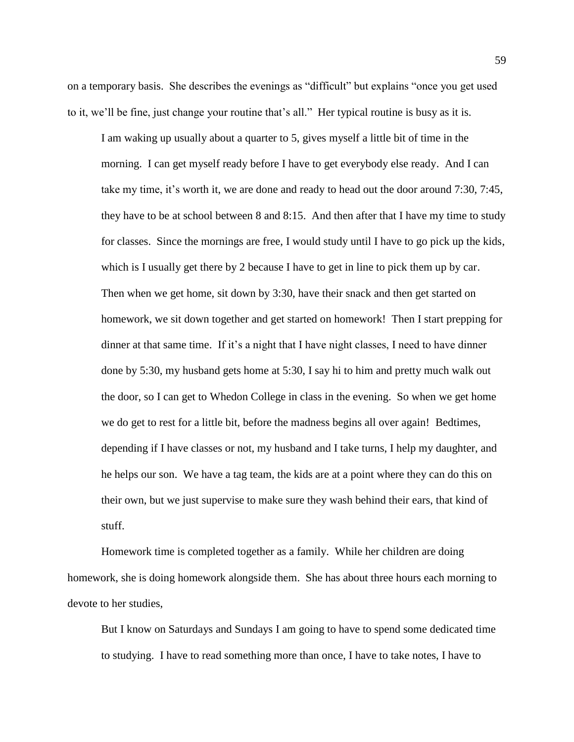on a temporary basis. She describes the evenings as "difficult" but explains "once you get used to it, we'll be fine, just change your routine that's all." Her typical routine is busy as it is.

> I am waking up usually about a quarter to 5, gives myself a little bit of time in the morning. I can get myself ready before I have to get everybody else ready. And I can take my time, it's worth it, we are done and ready to head out the door around 7:30, 7:45, they have to be at school between 8 and 8:15. And then after that I have my time to study for classes. Since the mornings are free, I would study until I have to go pick up the kids, which is I usually get there by 2 because I have to get in line to pick them up by car. Then when we get home, sit down by 3:30, have their snack and then get started on homework, we sit down together and get started on homework! Then I start prepping for dinner at that same time. If it's a night that I have night classes, I need to have dinner done by 5:30, my husband gets home at 5:30, I say hi to him and pretty much walk out the door, so I can get to Whedon College in class in the evening. So when we get home we do get to rest for a little bit, before the madness begins all over again! Bedtimes, depending if I have classes or not, my husband and I take turns, I help my daughter, and he helps our son. We have a tag team, the kids are at a point where they can do this on their own, but we just supervise to make sure they wash behind their ears, that kind of stuff.

Homework time is completed together as a family. While her children are doing homework, she is doing homework alongside them. She has about three hours each morning to devote to her studies,

> But I know on Saturdays and Sundays I am going to have to spend some dedicated time to studying. I have to read something more than once, I have to take notes, I have to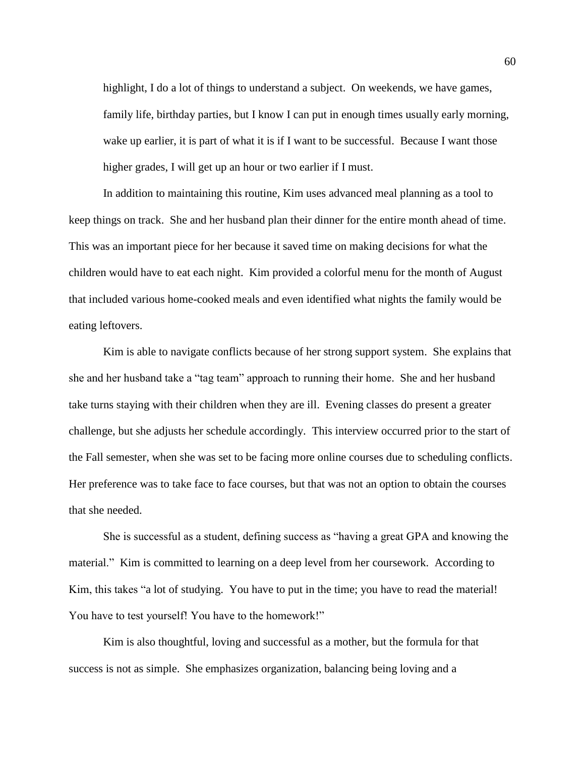highlight, I do a lot of things to understand a subject. On weekends, we have games, family life, birthday parties, but I know I can put in enough times usually early morning, wake up earlier, it is part of what it is if I want to be successful. Because I want those higher grades, I will get up an hour or two earlier if I must.

In addition to maintaining this routine, Kim uses advanced meal planning as a tool to keep things on track. She and her husband plan their dinner for the entire month ahead of time. This was an important piece for her because it saved time on making decisions for what the children would have to eat each night. Kim provided a colorful menu for the month of August that included various home-cooked meals and even identified what nights the family would be eating leftovers.

Kim is able to navigate conflicts because of her strong support system. She explains that she and her husband take a "tag team" approach to running their home. She and her husband take turns staying with their children when they are ill. Evening classes do present a greater challenge, but she adjusts her schedule accordingly. This interview occurred prior to the start of the Fall semester, when she was set to be facing more online courses due to scheduling conflicts. Her preference was to take face to face courses, but that was not an option to obtain the courses that she needed.

She is successful as a student, defining success as "having a great GPA and knowing the material." Kim is committed to learning on a deep level from her coursework. According to Kim, this takes "a lot of studying. You have to put in the time; you have to read the material! You have to test yourself! You have to the homework!"

Kim is also thoughtful, loving and successful as a mother, but the formula for that success is not as simple. She emphasizes organization, balancing being loving and a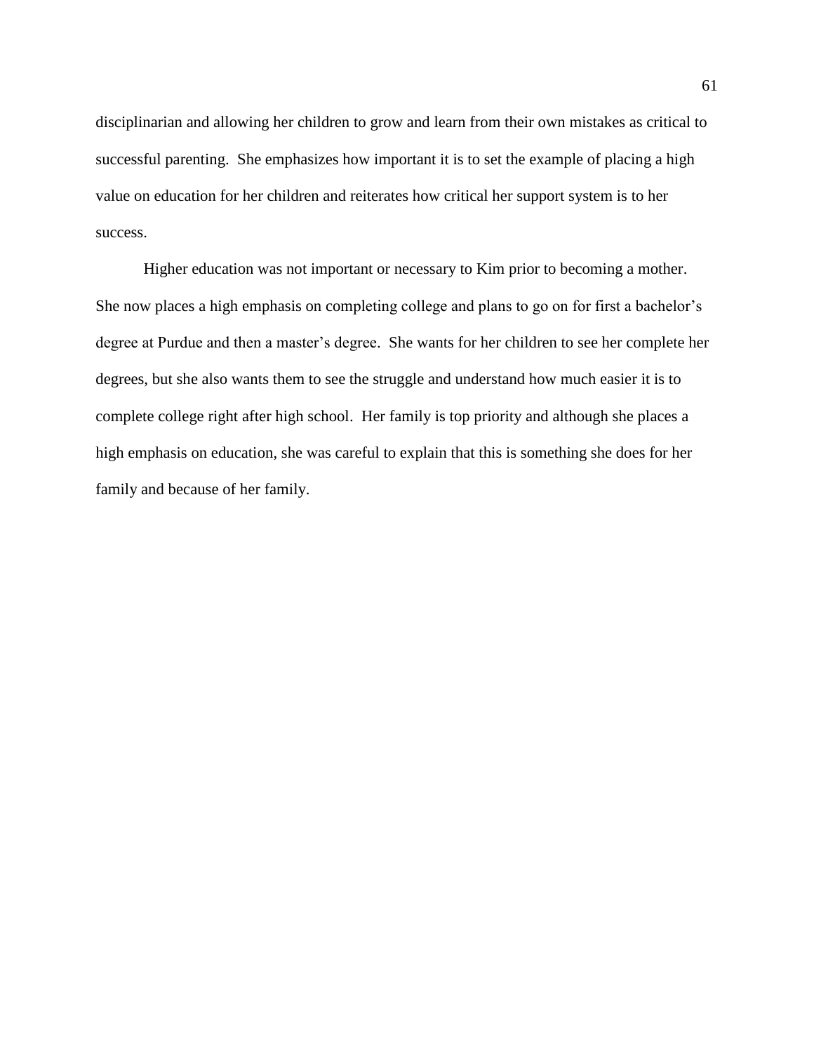disciplinarian and allowing her children to grow and learn from their own mistakes as critical to successful parenting. She emphasizes how important it is to set the example of placing a high value on education for her children and reiterates how critical her support system is to her success.

Higher education was not important or necessary to Kim prior to becoming a mother. She now places a high emphasis on completing college and plans to go on for first a bachelor's degree at Purdue and then a master's degree. She wants for her children to see her complete her degrees, but she also wants them to see the struggle and understand how much easier it is to complete college right after high school. Her family is top priority and although she places a high emphasis on education, she was careful to explain that this is something she does for her family and because of her family.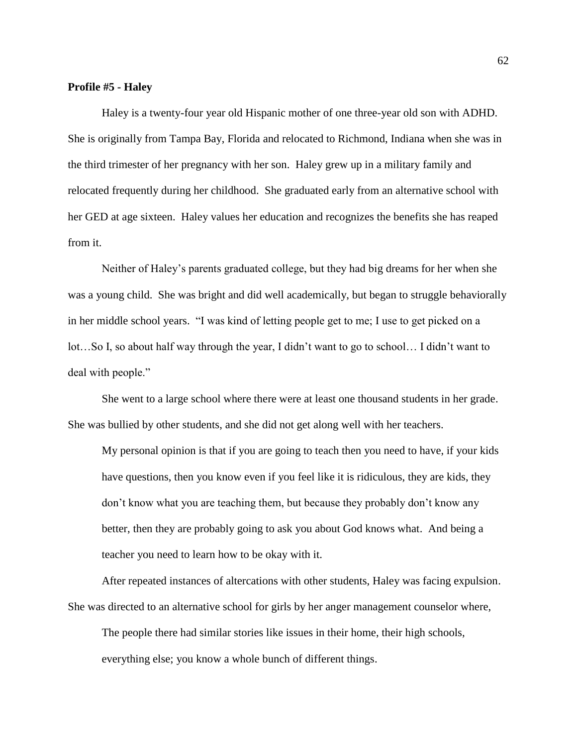**Profile #5 - Haley**

Haley is a twenty-four year old Hispanic mother of one three-year old son with ADHD. She is originally from Tampa Bay, Florida and relocated to Richmond, Indiana when she was in the third trimester of her pregnancy with her son. Haley grew up in a military family and relocated frequently during her childhood. She graduated early from an alternative school with her GED at age sixteen. Haley values her education and recognizes the benefits she has reaped from it.

Neither of Haley's parents graduated college, but they had big dreams for her when she was a young child. She was bright and did well academically, but began to struggle behaviorally in her middle school years. "I was kind of letting people get to me; I use to get picked on a lot…So I, so about half way through the year, I didn't want to go to school… I didn't want to deal with people."

She went to a large school where there were at least one thousand students in her grade. She was bullied by other students, and she did not get along well with her teachers.

> My personal opinion is that if you are going to teach then you need to have, if your kids have questions, then you know even if you feel like it is ridiculous, they are kids, they don't know what you are teaching them, but because they probably don't know any better, then they are probably going to ask you about God knows what. And being a teacher you need to learn how to be okay with it.

After repeated instances of altercations with other students, Haley was facing expulsion. She was directed to an alternative school for girls by her anger management counselor where,

> The people there had similar stories like issues in their home, their high schools, everything else; you know a whole bunch of different things.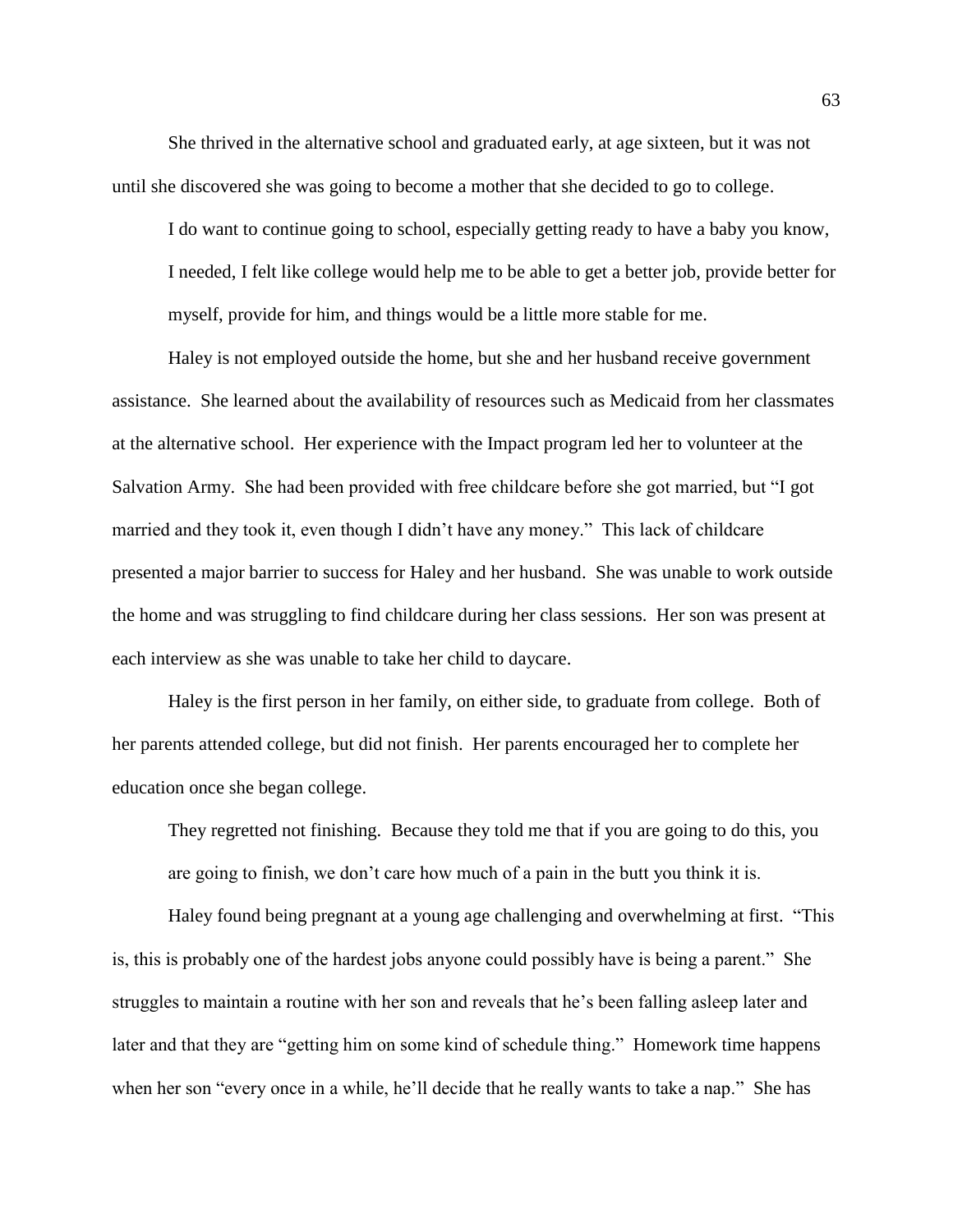She thrived in the alternative school and graduated early, at age sixteen, but it was not until she discovered she was going to become a mother that she decided to go to college.

> I do want to continue going to school, especially getting ready to have a baby you know, I needed, I felt like college would help me to be able to get a better job, provide better for myself, provide for him, and things would be a little more stable for me.

Haley is not employed outside the home, but she and her husband receive government assistance. She learned about the availability of resources such as Medicaid from her classmates at the alternative school. Her experience with the Impact program led her to volunteer at the Salvation Army. She had been provided with free childcare before she got married, but "I got married and they took it, even though I didn't have any money." This lack of childcare presented a major barrier to success for Haley and her husband. She was unable to work outside the home and was struggling to find childcare during her class sessions. Her son was present at each interview as she was unable to take her child to daycare.

Haley is the first person in her family, on either side, to graduate from college. Both of her parents attended college, but did not finish. Her parents encouraged her to complete her education once she began college.

> They regretted not finishing. Because they told me that if you are going to do this, you are going to finish, we don't care how much of a pain in the butt you think it is.

Haley found being pregnant at a young age challenging and overwhelming at first. "This is, this is probably one of the hardest jobs anyone could possibly have is being a parent." She struggles to maintain a routine with her son and reveals that he's been falling asleep later and later and that they are "getting him on some kind of schedule thing." Homework time happens when her son "every once in a while, he'll decide that he really wants to take a nap." She has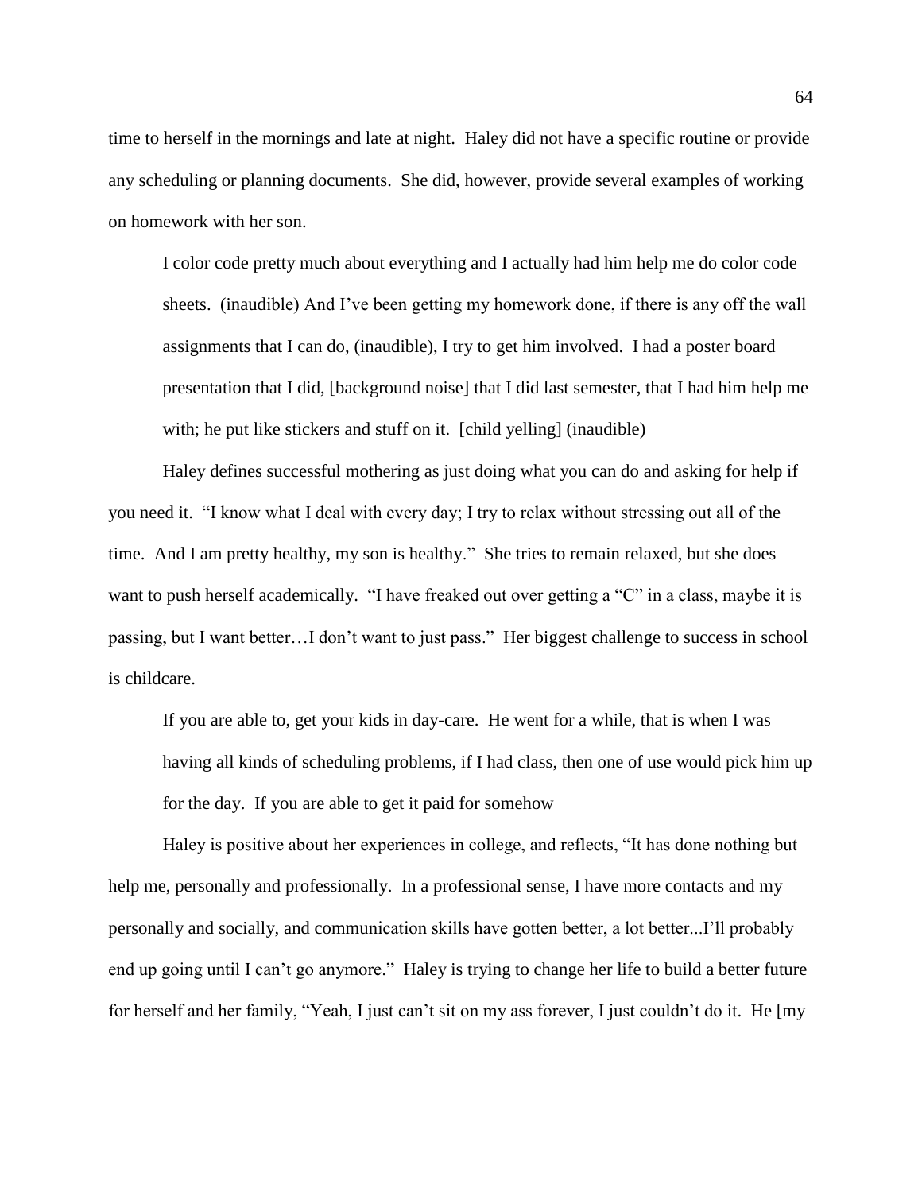time to herself in the mornings and late at night. Haley did not have a specific routine or provide any scheduling or planning documents. She did, however, provide several examples of working on homework with her son.

> I color code pretty much about everything and I actually had him help me do color code sheets. (inaudible) And I've been getting my homework done, if there is any off the wall assignments that I can do, (inaudible), I try to get him involved. I had a poster board presentation that I did, [background noise] that I did last semester, that I had him help me with; he put like stickers and stuff on it. [child yelling] (inaudible)

Haley defines successful mothering as just doing what you can do and asking for help if you need it. "I know what I deal with every day; I try to relax without stressing out all of the time. And I am pretty healthy, my son is healthy." She tries to remain relaxed, but she does want to push herself academically. "I have freaked out over getting a "C" in a class, maybe it is passing, but I want better…I don't want to just pass." Her biggest challenge to success in school is childcare.

> If you are able to, get your kids in day-care. He went for a while, that is when I was having all kinds of scheduling problems, if I had class, then one of use would pick him up for the day. If you are able to get it paid for somehow

Haley is positive about her experiences in college, and reflects, "It has done nothing but help me, personally and professionally. In a professional sense, I have more contacts and my personally and socially, and communication skills have gotten better, a lot better...I'll probably end up going until I can't go anymore." Haley is trying to change her life to build a better future for herself and her family, "Yeah, I just can't sit on my ass forever, I just couldn't do it. He [my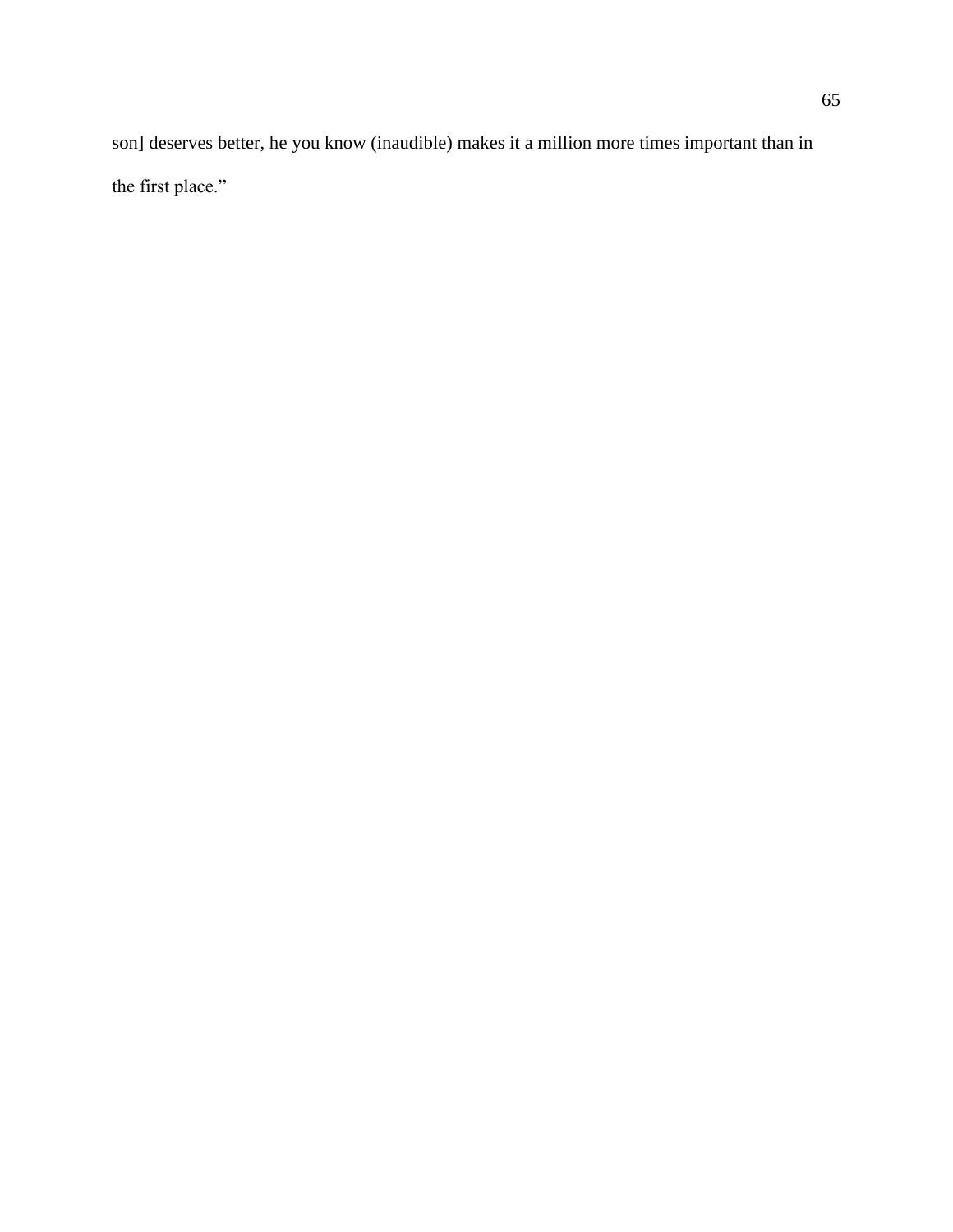son] deserves better, he you know (inaudible) makes it a million more times important than in the first place."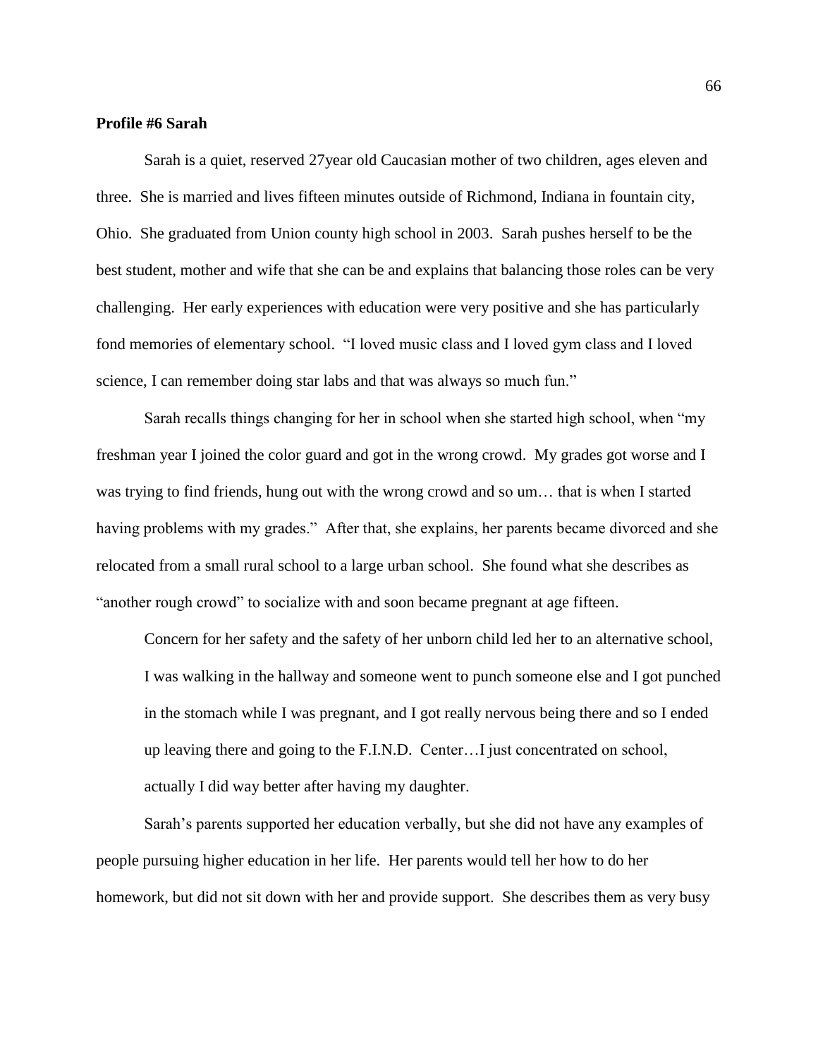**Profile #6 Sarah**

Sarah is a quiet, reserved 27year old Caucasian mother of two children, ages eleven and three. She is married and lives fifteen minutes outside of Richmond, Indiana in fountain city, Ohio. She graduated from Union county high school in 2003. Sarah pushes herself to be the best student, mother and wife that she can be and explains that balancing those roles can be very challenging. Her early experiences with education were very positive and she has particularly fond memories of elementary school. "I loved music class and I loved gym class and I loved science, I can remember doing star labs and that was always so much fun."

Sarah recalls things changing for her in school when she started high school, when "my freshman year I joined the color guard and got in the wrong crowd. My grades got worse and I was trying to find friends, hung out with the wrong crowd and so um… that is when I started having problems with my grades." After that, she explains, her parents became divorced and she relocated from a small rural school to a large urban school. She found what she describes as "another rough crowd" to socialize with and soon became pregnant at age fifteen.

> Concern for her safety and the safety of her unborn child led her to an alternative school, I was walking in the hallway and someone went to punch someone else and I got punched in the stomach while I was pregnant, and I got really nervous being there and so I ended up leaving there and going to the F.I.N.D. Center…I just concentrated on school, actually I did way better after having my daughter.

Sarah's parents supported her education verbally, but she did not have any examples of people pursuing higher education in her life. Her parents would tell her how to do her homework, but did not sit down with her and provide support. She describes them as very busy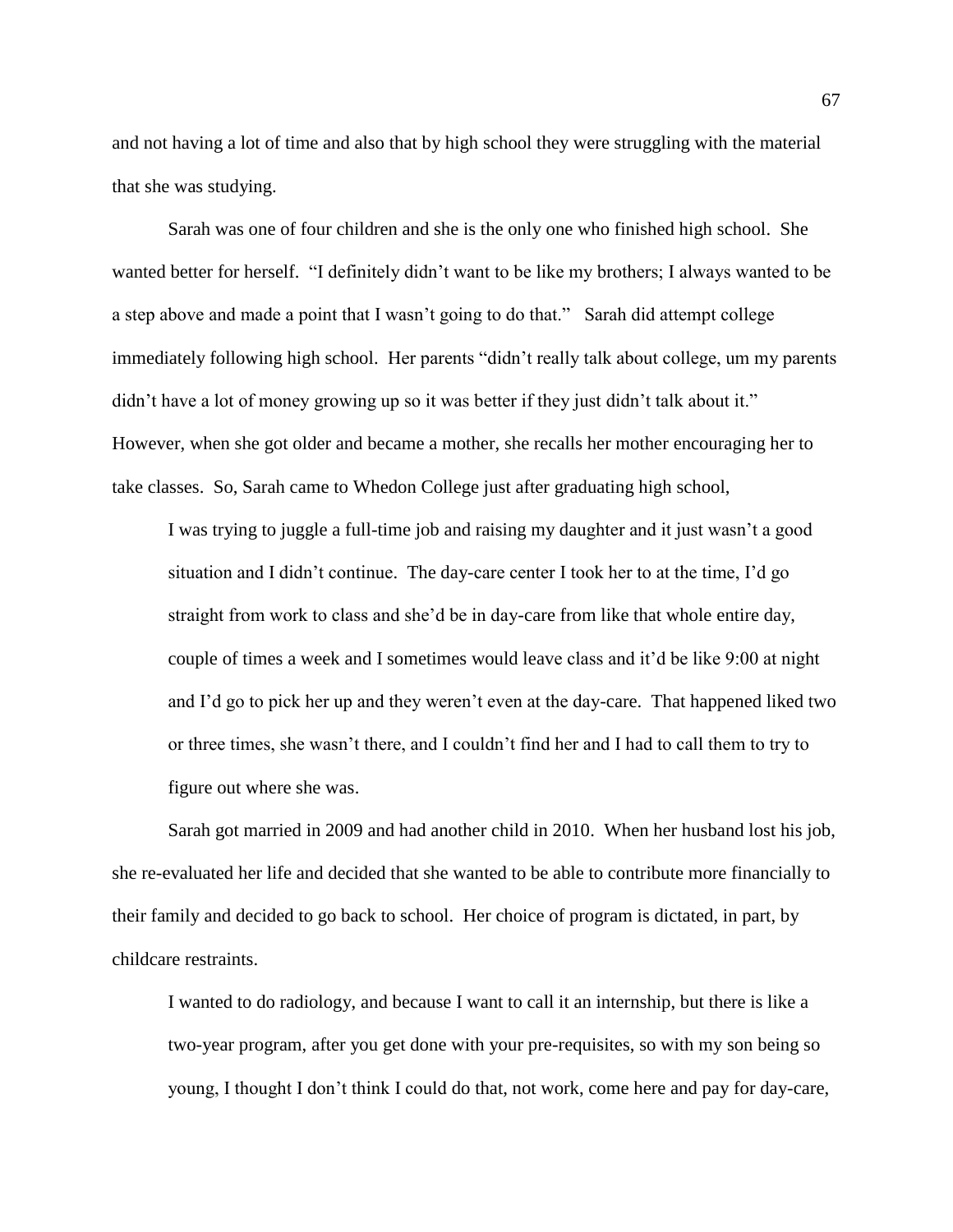and not having a lot of time and also that by high school they were struggling with the material that she was studying.

Sarah was one of four children and she is the only one who finished high school. She wanted better for herself. "I definitely didn't want to be like my brothers; I always wanted to be a step above and made a point that I wasn't going to do that." Sarah did attempt college immediately following high school. Her parents "didn't really talk about college, um my parents didn't have a lot of money growing up so it was better if they just didn't talk about it." However, when she got older and became a mother, she recalls her mother encouraging her to take classes. So, Sarah came to Whedon College just after graduating high school,

> I was trying to juggle a full-time job and raising my daughter and it just wasn't a good situation and I didn't continue. The day-care center I took her to at the time, I'd go straight from work to class and she'd be in day-care from like that whole entire day, couple of times a week and I sometimes would leave class and it'd be like 9:00 at night and I'd go to pick her up and they weren't even at the day-care. That happened liked two or three times, she wasn't there, and I couldn't find her and I had to call them to try to figure out where she was.

Sarah got married in 2009 and had another child in 2010. When her husband lost his job, she re-evaluated her life and decided that she wanted to be able to contribute more financially to their family and decided to go back to school. Her choice of program is dictated, in part, by childcare restraints.

> I wanted to do radiology, and because I want to call it an internship, but there is like a two-year program, after you get done with your pre-requisites, so with my son being so young, I thought I don't think I could do that, not work, come here and pay for day-care,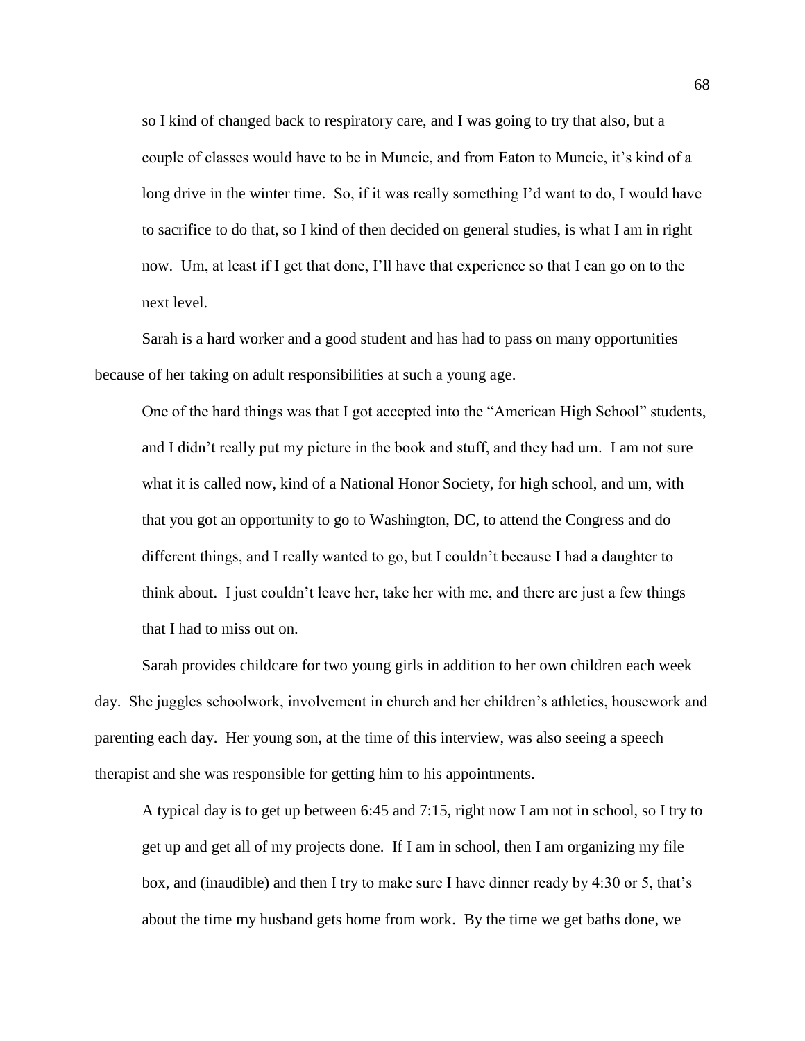> so I kind of changed back to respiratory care, and I was going to try that also, but a couple of classes would have to be in Muncie, and from Eaton to Muncie, it's kind of a long drive in the winter time. So, if it was really something I'd want to do, I would have to sacrifice to do that, so I kind of then decided on general studies, is what I am in right now. Um, at least if I get that done, I'll have that experience so that I can go on to the next level.

Sarah is a hard worker and a good student and has had to pass on many opportunities because of her taking on adult responsibilities at such a young age.

> One of the hard things was that I got accepted into the "American High School" students, and I didn't really put my picture in the book and stuff, and they had um. I am not sure what it is called now, kind of a National Honor Society, for high school, and um, with that you got an opportunity to go to Washington, DC, to attend the Congress and do different things, and I really wanted to go, but I couldn't because I had a daughter to think about. I just couldn't leave her, take her with me, and there are just a few things that I had to miss out on.

Sarah provides childcare for two young girls in addition to her own children each week day. She juggles schoolwork, involvement in church and her children's athletics, housework and parenting each day. Her young son, at the time of this interview, was also seeing a speech therapist and she was responsible for getting him to his appointments.

> A typical day is to get up between 6:45 and 7:15, right now I am not in school, so I try to get up and get all of my projects done. If I am in school, then I am organizing my file box, and (inaudible) and then I try to make sure I have dinner ready by 4:30 or 5, that's about the time my husband gets home from work. By the time we get baths done, we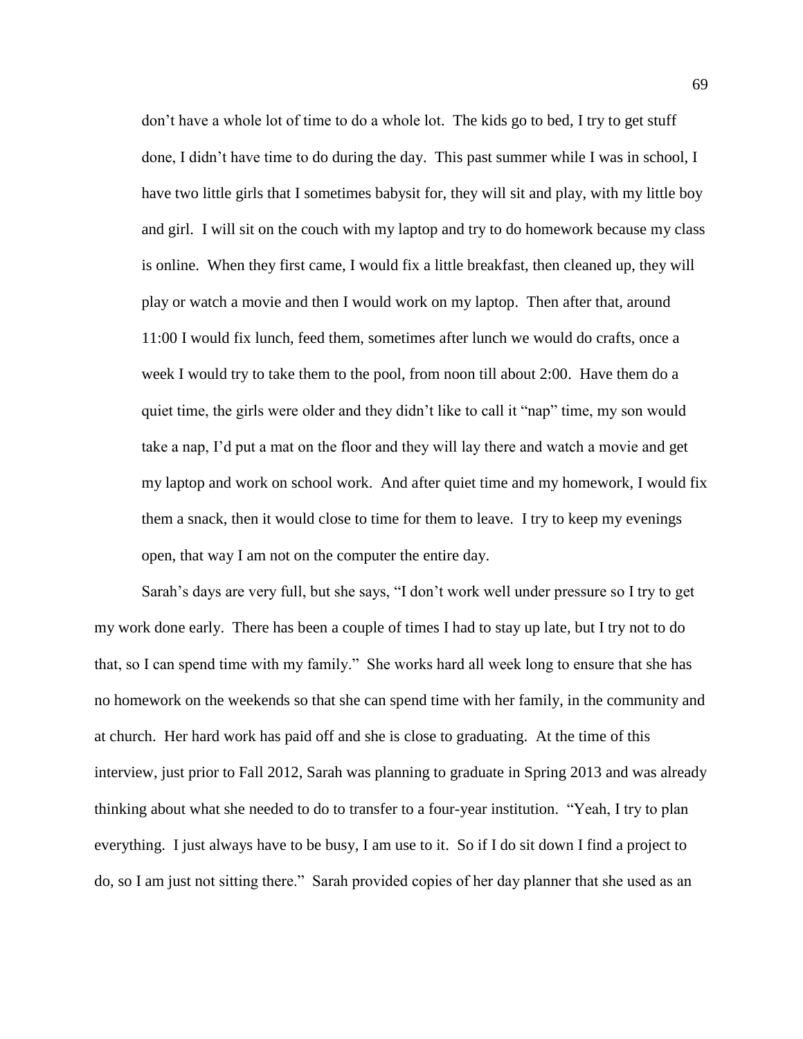> don't have a whole lot of time to do a whole lot. The kids go to bed, I try to get stuff done, I didn't have time to do during the day. This past summer while I was in school, I have two little girls that I sometimes babysit for, they will sit and play, with my little boy and girl. I will sit on the couch with my laptop and try to do homework because my class is online. When they first came, I would fix a little breakfast, then cleaned up, they will play or watch a movie and then I would work on my laptop. Then after that, around 11:00 I would fix lunch, feed them, sometimes after lunch we would do crafts, once a week I would try to take them to the pool, from noon till about 2:00. Have them do a quiet time, the girls were older and they didn't like to call it "nap" time, my son would take a nap, I'd put a mat on the floor and they will lay there and watch a movie and get my laptop and work on school work. And after quiet time and my homework, I would fix them a snack, then it would close to time for them to leave. I try to keep my evenings open, that way I am not on the computer the entire day.

Sarah's days are very full, but she says, "I don't work well under pressure so I try to get my work done early. There has been a couple of times I had to stay up late, but I try not to do that, so I can spend time with my family." She works hard all week long to ensure that she has no homework on the weekends so that she can spend time with her family, in the community and at church. Her hard work has paid off and she is close to graduating. At the time of this interview, just prior to Fall 2012, Sarah was planning to graduate in Spring 2013 and was already thinking about what she needed to do to transfer to a four-year institution. "Yeah, I try to plan everything. I just always have to be busy, I am use to it. So if I do sit down I find a project to do, so I am just not sitting there." Sarah provided copies of her day planner that she used as an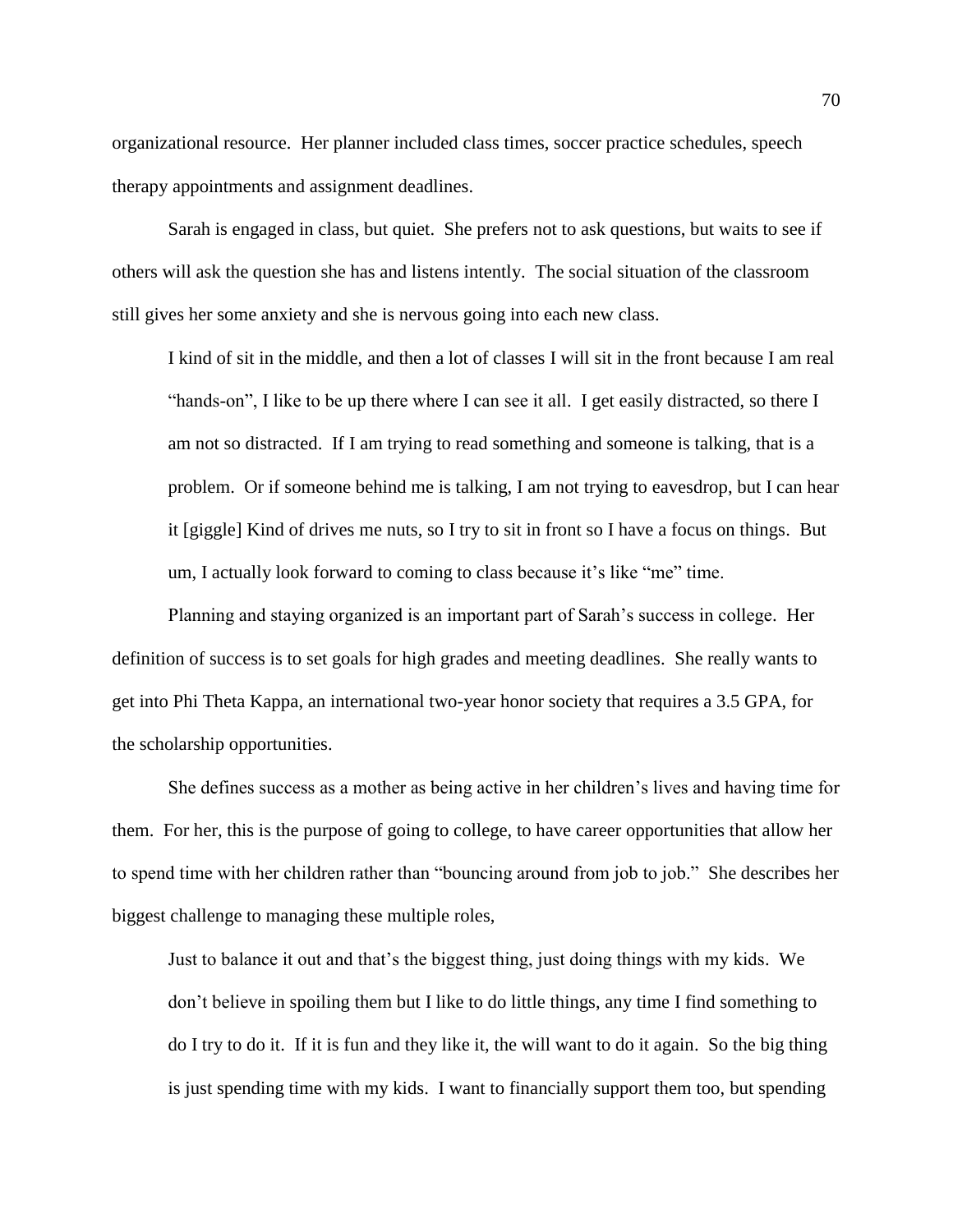organizational resource. Her planner included class times, soccer practice schedules, speech therapy appointments and assignment deadlines.

Sarah is engaged in class, but quiet. She prefers not to ask questions, but waits to see if others will ask the question she has and listens intently. The social situation of the classroom still gives her some anxiety and she is nervous going into each new class.

> I kind of sit in the middle, and then a lot of classes I will sit in the front because I am real "hands-on", I like to be up there where I can see it all. I get easily distracted, so there I am not so distracted. If I am trying to read something and someone is talking, that is a problem. Or if someone behind me is talking, I am not trying to eavesdrop, but I can hear it [giggle] Kind of drives me nuts, so I try to sit in front so I have a focus on things. But um, I actually look forward to coming to class because it's like "me" time.

Planning and staying organized is an important part of Sarah's success in college. Her definition of success is to set goals for high grades and meeting deadlines. She really wants to get into Phi Theta Kappa, an international two-year honor society that requires a 3.5 GPA, for the scholarship opportunities.

She defines success as a mother as being active in her children's lives and having time for them. For her, this is the purpose of going to college, to have career opportunities that allow her to spend time with her children rather than "bouncing around from job to job." She describes her biggest challenge to managing these multiple roles,

> Just to balance it out and that's the biggest thing, just doing things with my kids. We don't believe in spoiling them but I like to do little things, any time I find something to do I try to do it. If it is fun and they like it, the will want to do it again. So the big thing is just spending time with my kids. I want to financially support them too, but spending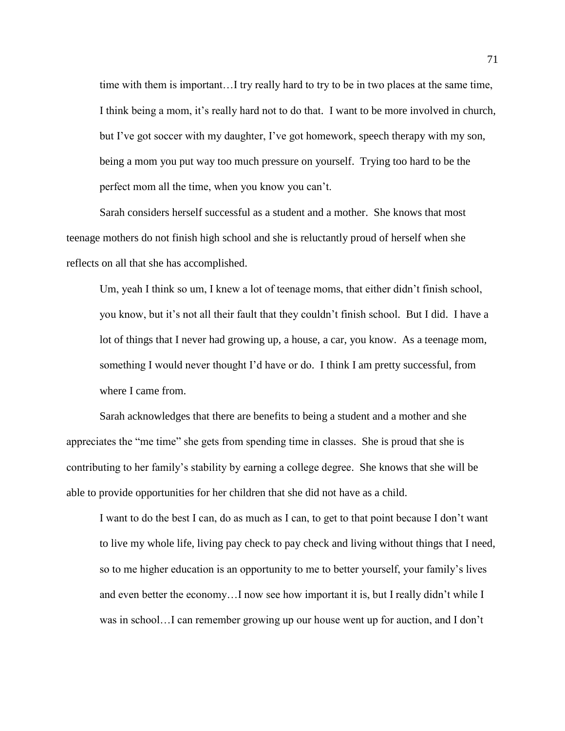> time with them is important…I try really hard to try to be in two places at the same time, I think being a mom, it's really hard not to do that. I want to be more involved in church, but I've got soccer with my daughter, I've got homework, speech therapy with my son, being a mom you put way too much pressure on yourself. Trying too hard to be the perfect mom all the time, when you know you can't.

Sarah considers herself successful as a student and a mother. She knows that most teenage mothers do not finish high school and she is reluctantly proud of herself when she reflects on all that she has accomplished.

> Um, yeah I think so um, I knew a lot of teenage moms, that either didn't finish school, you know, but it's not all their fault that they couldn't finish school. But I did. I have a lot of things that I never had growing up, a house, a car, you know. As a teenage mom, something I would never thought I'd have or do. I think I am pretty successful, from where I came from.

Sarah acknowledges that there are benefits to being a student and a mother and she appreciates the "me time" she gets from spending time in classes. She is proud that she is contributing to her family's stability by earning a college degree. She knows that she will be able to provide opportunities for her children that she did not have as a child.

> I want to do the best I can, do as much as I can, to get to that point because I don't want to live my whole life, living pay check to pay check and living without things that I need, so to me higher education is an opportunity to me to better yourself, your family's lives and even better the economy…I now see how important it is, but I really didn't while I was in school…I can remember growing up our house went up for auction, and I don't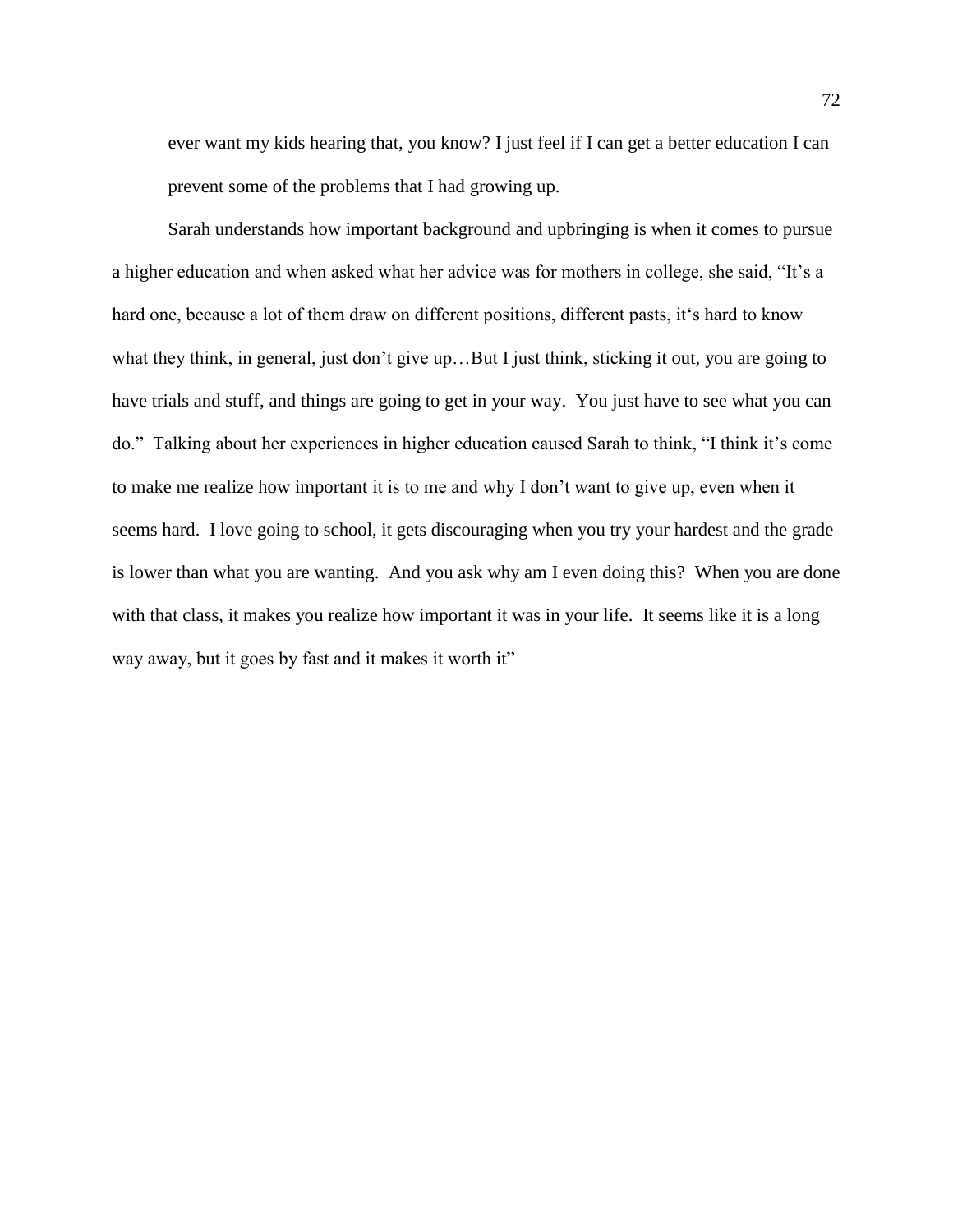> ever want my kids hearing that, you know? I just feel if I can get a better education I can prevent some of the problems that I had growing up.

Sarah understands how important background and upbringing is when it comes to pursue a higher education and when asked what her advice was for mothers in college, she said, "It's a hard one, because a lot of them draw on different positions, different pasts, it's hard to know what they think, in general, just don't give up…But I just think, sticking it out, you are going to have trials and stuff, and things are going to get in your way. You just have to see what you can do." Talking about her experiences in higher education caused Sarah to think, "I think it's come to make me realize how important it is to me and why I don't want to give up, even when it seems hard. I love going to school, it gets discouraging when you try your hardest and the grade is lower than what you are wanting. And you ask why am I even doing this? When you are done with that class, it makes you realize how important it was in your life. It seems like it is a long way away, but it goes by fast and it makes it worth it"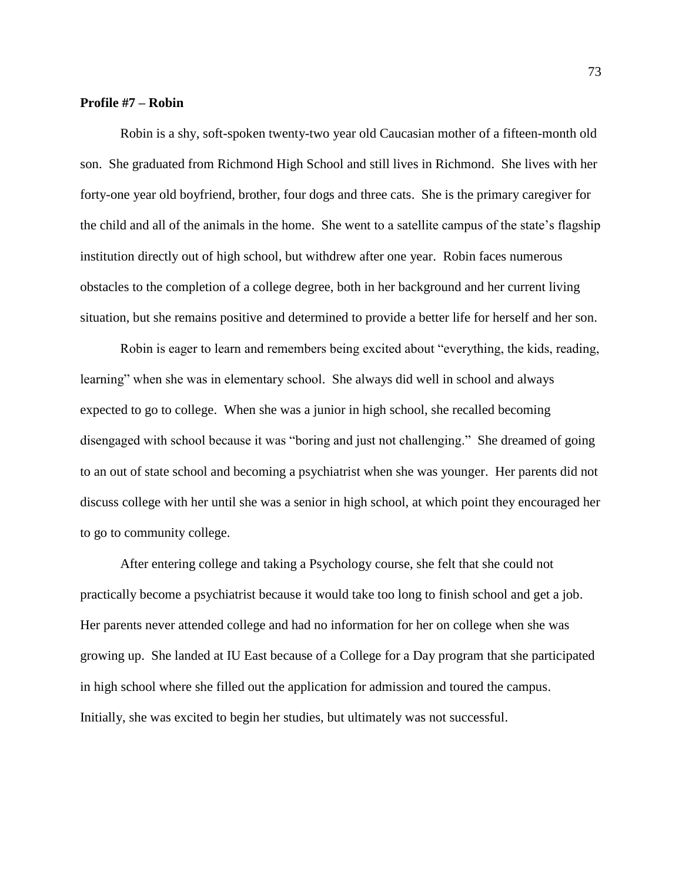**Profile #7 – Robin**

Robin is a shy, soft-spoken twenty-two year old Caucasian mother of a fifteen-month old son. She graduated from Richmond High School and still lives in Richmond. She lives with her forty-one year old boyfriend, brother, four dogs and three cats. She is the primary caregiver for the child and all of the animals in the home. She went to a satellite campus of the state's flagship institution directly out of high school, but withdrew after one year. Robin faces numerous obstacles to the completion of a college degree, both in her background and her current living situation, but she remains positive and determined to provide a better life for herself and her son.

Robin is eager to learn and remembers being excited about "everything, the kids, reading, learning" when she was in elementary school. She always did well in school and always expected to go to college. When she was a junior in high school, she recalled becoming disengaged with school because it was "boring and just not challenging." She dreamed of going to an out of state school and becoming a psychiatrist when she was younger. Her parents did not discuss college with her until she was a senior in high school, at which point they encouraged her to go to community college.

After entering college and taking a Psychology course, she felt that she could not practically become a psychiatrist because it would take too long to finish school and get a job. Her parents never attended college and had no information for her on college when she was growing up. She landed at IU East because of a College for a Day program that she participated in high school where she filled out the application for admission and toured the campus. Initially, she was excited to begin her studies, but ultimately was not successful.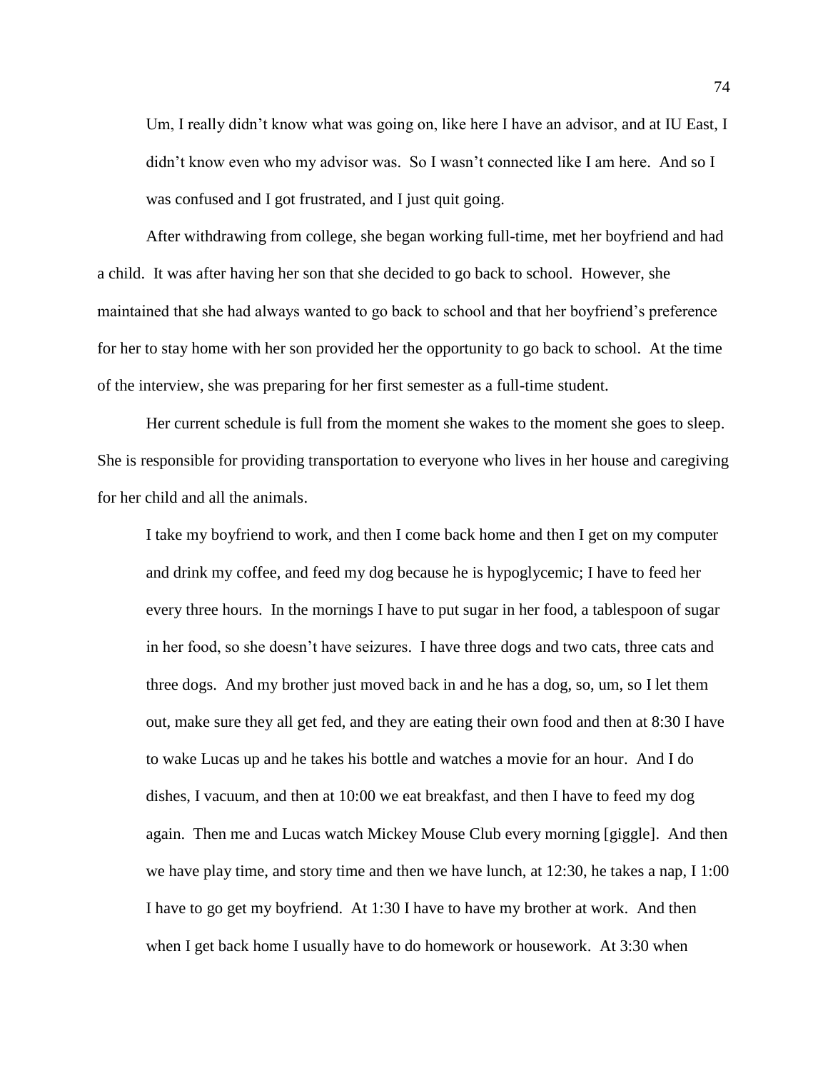> Um, I really didn't know what was going on, like here I have an advisor, and at IU East, I didn't know even who my advisor was. So I wasn't connected like I am here. And so I was confused and I got frustrated, and I just quit going.

After withdrawing from college, she began working full-time, met her boyfriend and had a child. It was after having her son that she decided to go back to school. However, she maintained that she had always wanted to go back to school and that her boyfriend's preference for her to stay home with her son provided her the opportunity to go back to school. At the time of the interview, she was preparing for her first semester as a full-time student.

Her current schedule is full from the moment she wakes to the moment she goes to sleep. She is responsible for providing transportation to everyone who lives in her house and caregiving for her child and all the animals.

> I take my boyfriend to work, and then I come back home and then I get on my computer and drink my coffee, and feed my dog because he is hypoglycemic; I have to feed her every three hours. In the mornings I have to put sugar in her food, a tablespoon of sugar in her food, so she doesn't have seizures. I have three dogs and two cats, three cats and three dogs. And my brother just moved back in and he has a dog, so, um, so I let them out, make sure they all get fed, and they are eating their own food and then at 8:30 I have to wake Lucas up and he takes his bottle and watches a movie for an hour. And I do dishes, I vacuum, and then at 10:00 we eat breakfast, and then I have to feed my dog again. Then me and Lucas watch Mickey Mouse Club every morning [giggle]. And then we have play time, and story time and then we have lunch, at 12:30, he takes a nap, I 1:00 I have to go get my boyfriend. At 1:30 I have to have my brother at work. And then when I get back home I usually have to do homework or housework. At 3:30 when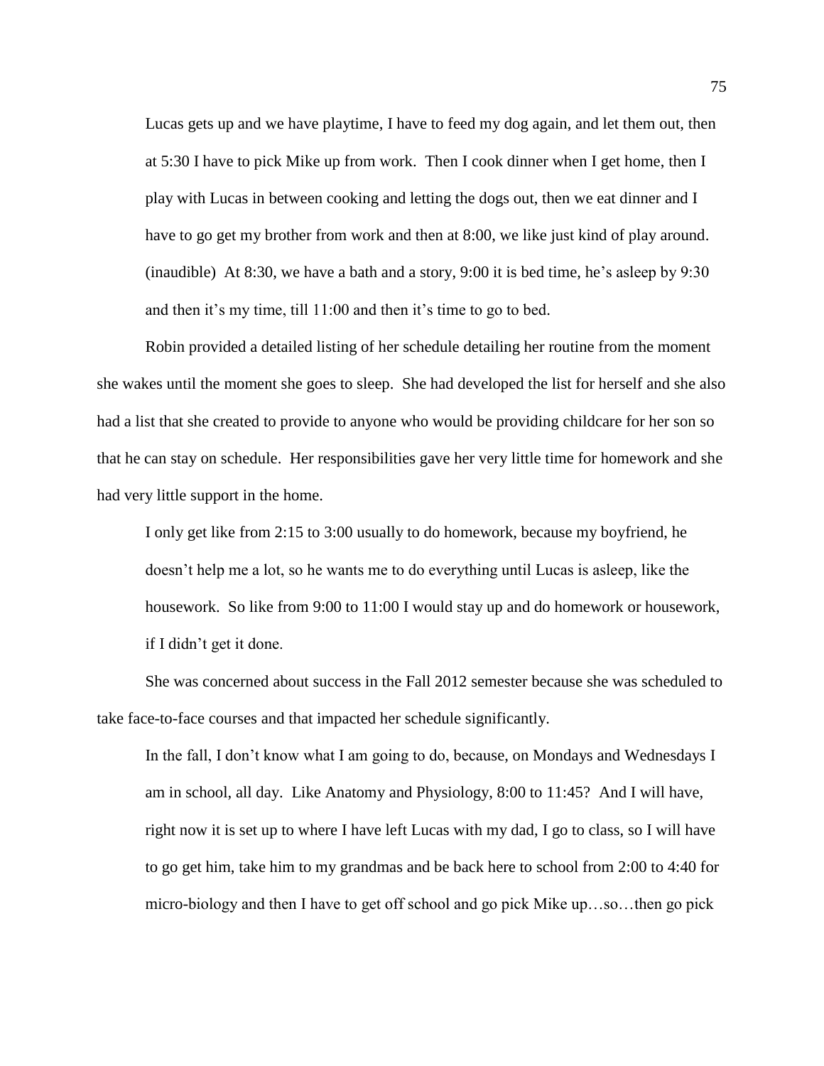> Lucas gets up and we have playtime, I have to feed my dog again, and let them out, then at 5:30 I have to pick Mike up from work. Then I cook dinner when I get home, then I play with Lucas in between cooking and letting the dogs out, then we eat dinner and I have to go get my brother from work and then at 8:00, we like just kind of play around. (inaudible) At 8:30, we have a bath and a story, 9:00 it is bed time, he's asleep by 9:30 and then it's my time, till 11:00 and then it's time to go to bed.

Robin provided a detailed listing of her schedule detailing her routine from the moment she wakes until the moment she goes to sleep. She had developed the list for herself and she also had a list that she created to provide to anyone who would be providing childcare for her son so that he can stay on schedule. Her responsibilities gave her very little time for homework and she had very little support in the home.

> I only get like from 2:15 to 3:00 usually to do homework, because my boyfriend, he doesn't help me a lot, so he wants me to do everything until Lucas is asleep, like the housework. So like from 9:00 to 11:00 I would stay up and do homework or housework, if I didn't get it done.

She was concerned about success in the Fall 2012 semester because she was scheduled to take face-to-face courses and that impacted her schedule significantly.

> In the fall, I don't know what I am going to do, because, on Mondays and Wednesdays I am in school, all day. Like Anatomy and Physiology, 8:00 to 11:45? And I will have, right now it is set up to where I have left Lucas with my dad, I go to class, so I will have to go get him, take him to my grandmas and be back here to school from 2:00 to 4:40 for micro-biology and then I have to get off school and go pick Mike up…so…then go pick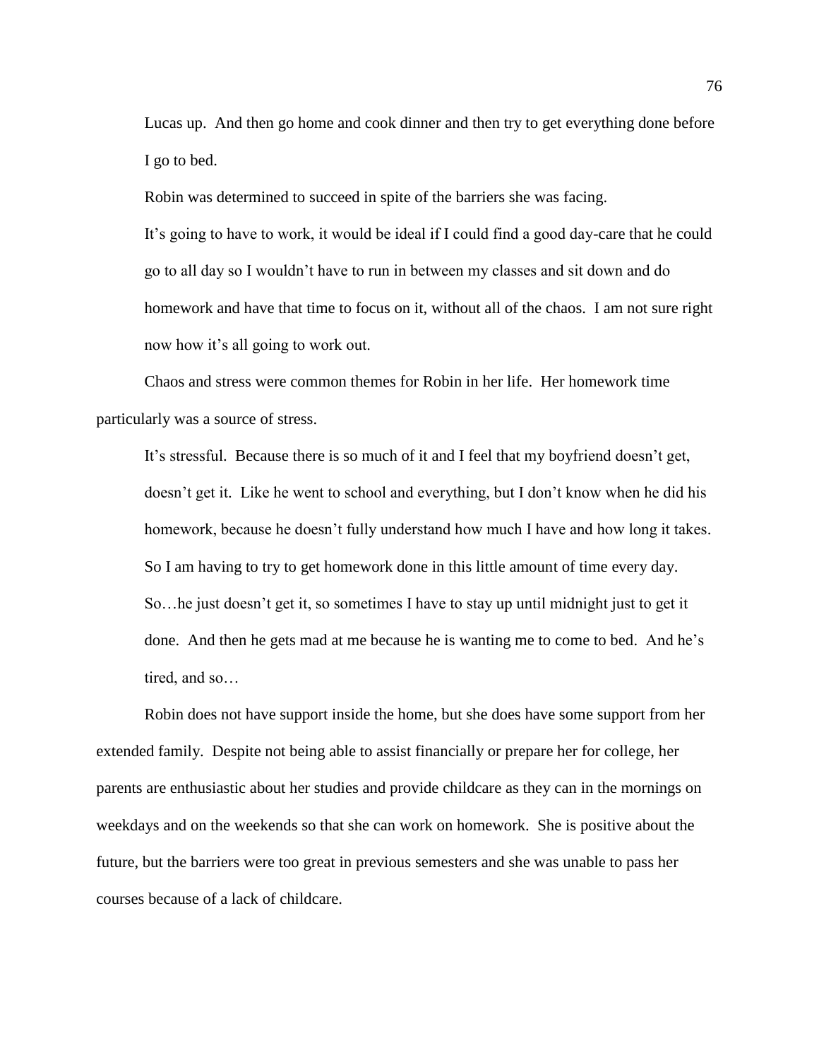Lucas up. And then go home and cook dinner and then try to get everything done before I go to bed.

Robin was determined to succeed in spite of the barriers she was facing.

> It's going to have to work, it would be ideal if I could find a good day-care that he could go to all day so I wouldn't have to run in between my classes and sit down and do homework and have that time to focus on it, without all of the chaos. I am not sure right now how it's all going to work out.

Chaos and stress were common themes for Robin in her life. Her homework time particularly was a source of stress.

> It's stressful. Because there is so much of it and I feel that my boyfriend doesn't get, doesn't get it. Like he went to school and everything, but I don't know when he did his homework, because he doesn't fully understand how much I have and how long it takes. So I am having to try to get homework done in this little amount of time every day. So…he just doesn't get it, so sometimes I have to stay up until midnight just to get it done. And then he gets mad at me because he is wanting me to come to bed. And he's tired, and so…

Robin does not have support inside the home, but she does have some support from her extended family. Despite not being able to assist financially or prepare her for college, her parents are enthusiastic about her studies and provide childcare as they can in the mornings on weekdays and on the weekends so that she can work on homework. She is positive about the future, but the barriers were too great in previous semesters and she was unable to pass her courses because of a lack of childcare.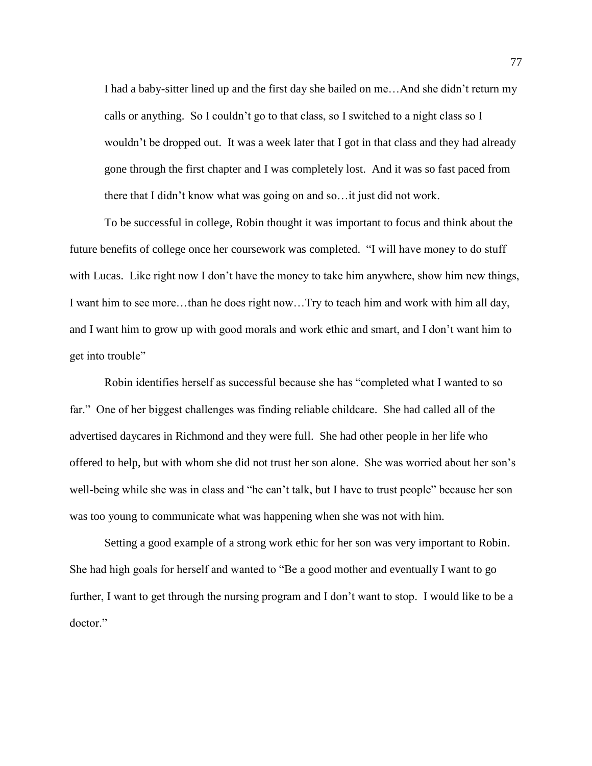> I had a baby-sitter lined up and the first day she bailed on me…And she didn't return my calls or anything. So I couldn't go to that class, so I switched to a night class so I wouldn't be dropped out. It was a week later that I got in that class and they had already gone through the first chapter and I was completely lost. And it was so fast paced from there that I didn't know what was going on and so…it just did not work.

To be successful in college, Robin thought it was important to focus and think about the future benefits of college once her coursework was completed. "I will have money to do stuff with Lucas. Like right now I don't have the money to take him anywhere, show him new things, I want him to see more…than he does right now…Try to teach him and work with him all day, and I want him to grow up with good morals and work ethic and smart, and I don't want him to get into trouble"

Robin identifies herself as successful because she has "completed what I wanted to so far." One of her biggest challenges was finding reliable childcare. She had called all of the advertised daycares in Richmond and they were full. She had other people in her life who offered to help, but with whom she did not trust her son alone. She was worried about her son's well-being while she was in class and "he can't talk, but I have to trust people" because her son was too young to communicate what was happening when she was not with him.

Setting a good example of a strong work ethic for her son was very important to Robin. She had high goals for herself and wanted to "Be a good mother and eventually I want to go further, I want to get through the nursing program and I don't want to stop. I would like to be a doctor."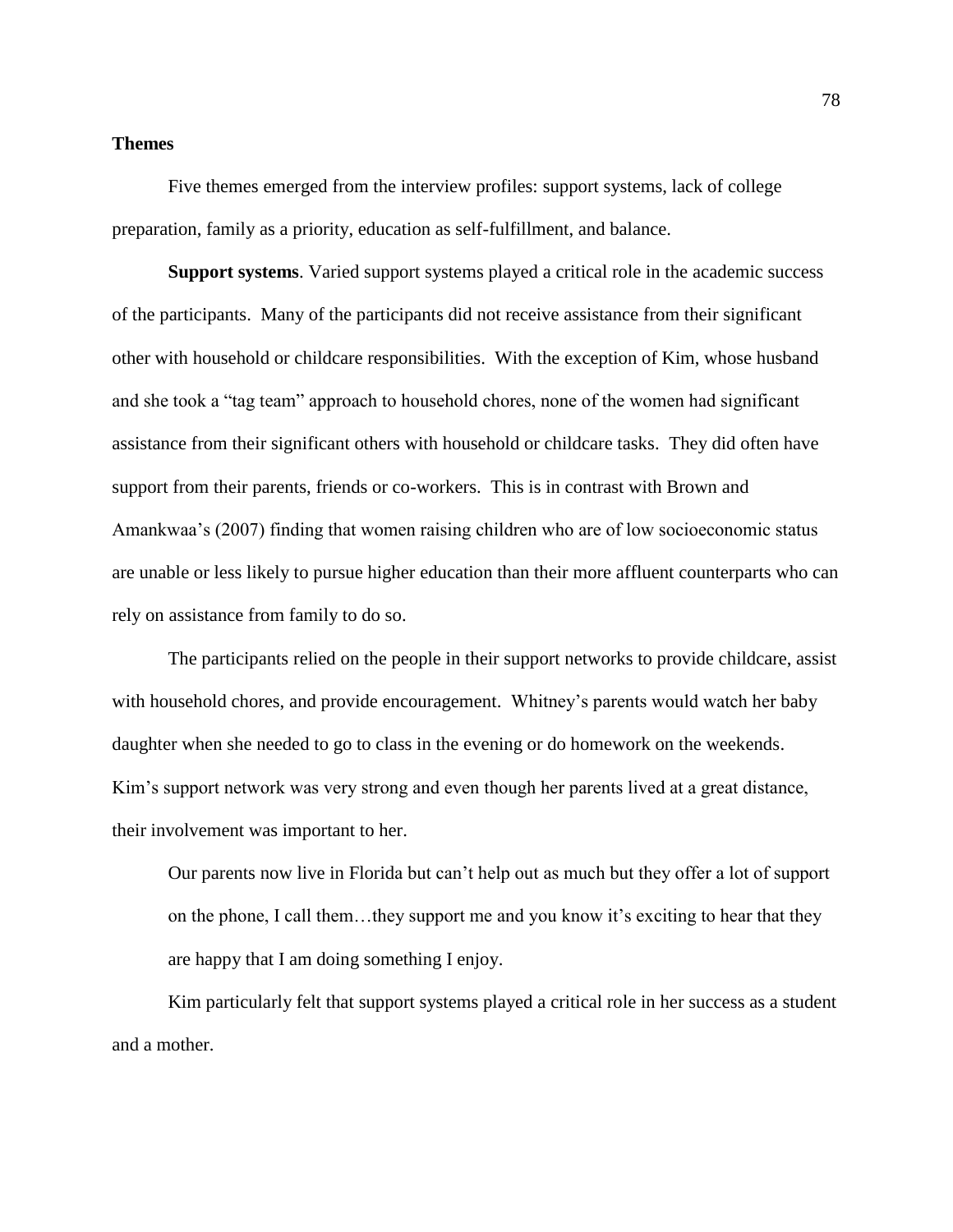## Themes

Five themes emerged from the interview profiles: support systems, lack of college preparation, family as a priority, education as self-fulfillment, and balance.

**Support systems**. Varied support systems played a critical role in the academic success of the participants. Many of the participants did not receive assistance from their significant other with household or childcare responsibilities. With the exception of Kim, whose husband and she took a "tag team" approach to household chores, none of the women had significant assistance from their significant others with household or childcare tasks. They did often have support from their parents, friends or co-workers. This is in contrast with Brown and Amankwaa's (2007) finding that women raising children who are of low socioeconomic status are unable or less likely to pursue higher education than their more affluent counterparts who can rely on assistance from family to do so.

The participants relied on the people in their support networks to provide childcare, assist with household chores, and provide encouragement. Whitney's parents would watch her baby daughter when she needed to go to class in the evening or do homework on the weekends. Kim's support network was very strong and even though her parents lived at a great distance, their involvement was important to her.

> Our parents now live in Florida but can't help out as much but they offer a lot of support on the phone, I call them…they support me and you know it's exciting to hear that they are happy that I am doing something I enjoy.

Kim particularly felt that support systems played a critical role in her success as a student and a mother.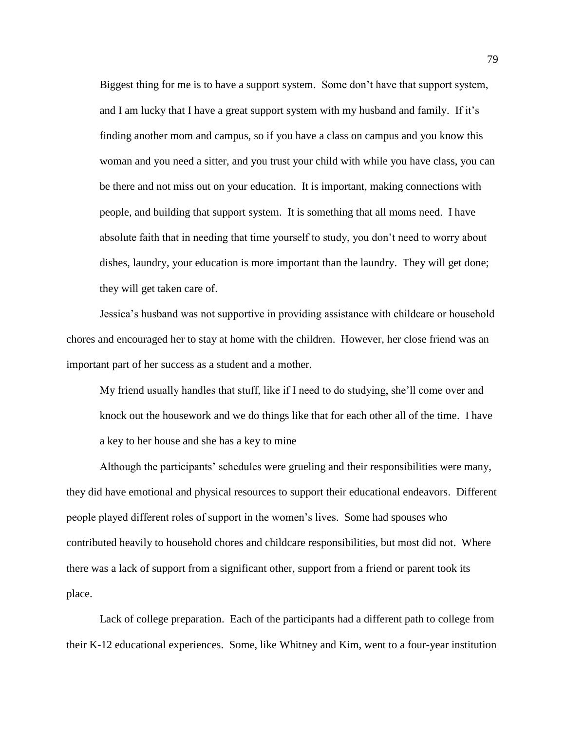> Biggest thing for me is to have a support system. Some don't have that support system, and I am lucky that I have a great support system with my husband and family. If it's finding another mom and campus, so if you have a class on campus and you know this woman and you need a sitter, and you trust your child with while you have class, you can be there and not miss out on your education. It is important, making connections with people, and building that support system. It is something that all moms need. I have absolute faith that in needing that time yourself to study, you don't need to worry about dishes, laundry, your education is more important than the laundry. They will get done; they will get taken care of.

Jessica's husband was not supportive in providing assistance with childcare or household chores and encouraged her to stay at home with the children. However, her close friend was an important part of her success as a student and a mother.

> My friend usually handles that stuff, like if I need to do studying, she'll come over and knock out the housework and we do things like that for each other all of the time. I have a key to her house and she has a key to mine

Although the participants' schedules were grueling and their responsibilities were many, they did have emotional and physical resources to support their educational endeavors. Different people played different roles of support in the women's lives. Some had spouses who contributed heavily to household chores and childcare responsibilities, but most did not. Where there was a lack of support from a significant other, support from a friend or parent took its place.

**Lack of college preparation.** Each of the participants had a different path to college from their K-12 educational experiences. Some, like Whitney and Kim, went to a four-year institution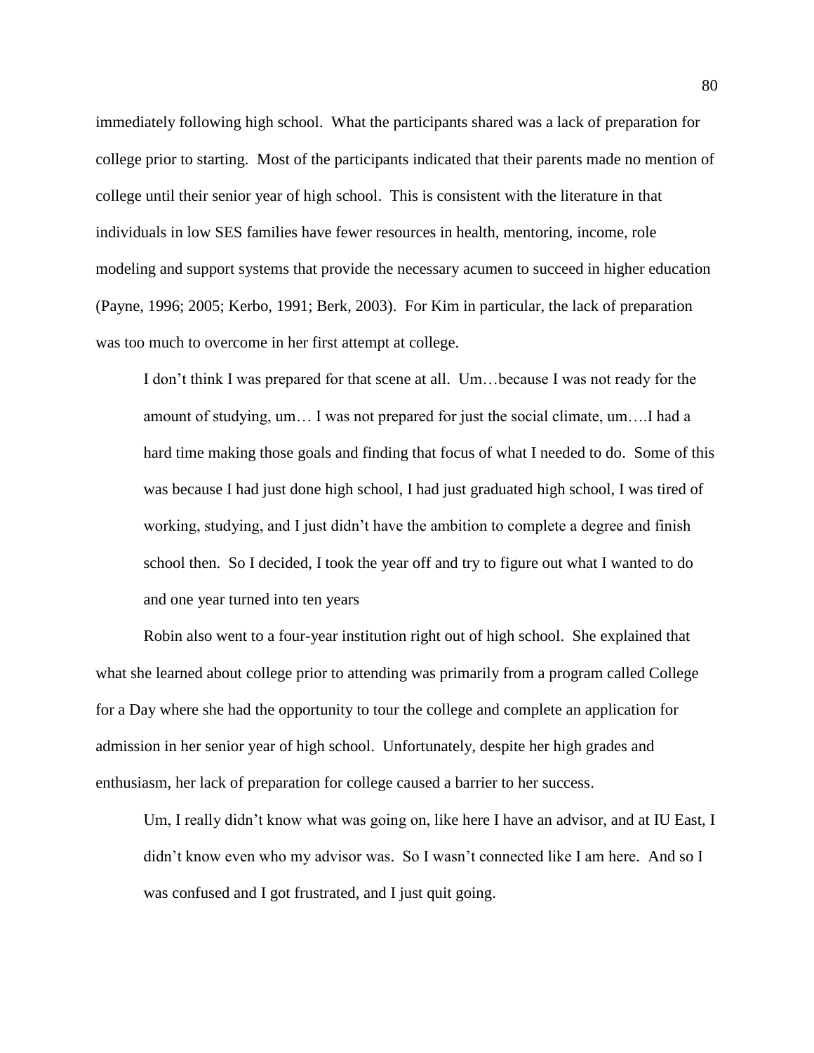immediately following high school. What the participants shared was a lack of preparation for college prior to starting. Most of the participants indicated that their parents made no mention of college until their senior year of high school. This is consistent with the literature in that individuals in low SES families have fewer resources in health, mentoring, income, role modeling and support systems that provide the necessary acumen to succeed in higher education (Payne, 1996; 2005; Kerbo, 1991; Berk, 2003). For Kim in particular, the lack of preparation was too much to overcome in her first attempt at college.

> I don't think I was prepared for that scene at all. Um…because I was not ready for the amount of studying, um… I was not prepared for just the social climate, um….I had a hard time making those goals and finding that focus of what I needed to do. Some of this was because I had just done high school, I had just graduated high school, I was tired of working, studying, and I just didn't have the ambition to complete a degree and finish school then. So I decided, I took the year off and try to figure out what I wanted to do and one year turned into ten years

Robin also went to a four-year institution right out of high school. She explained that what she learned about college prior to attending was primarily from a program called College for a Day where she had the opportunity to tour the college and complete an application for admission in her senior year of high school. Unfortunately, despite her high grades and enthusiasm, her lack of preparation for college caused a barrier to her success.

> Um, I really didn't know what was going on, like here I have an advisor, and at IU East, I didn't know even who my advisor was. So I wasn't connected like I am here. And so I was confused and I got frustrated, and I just quit going.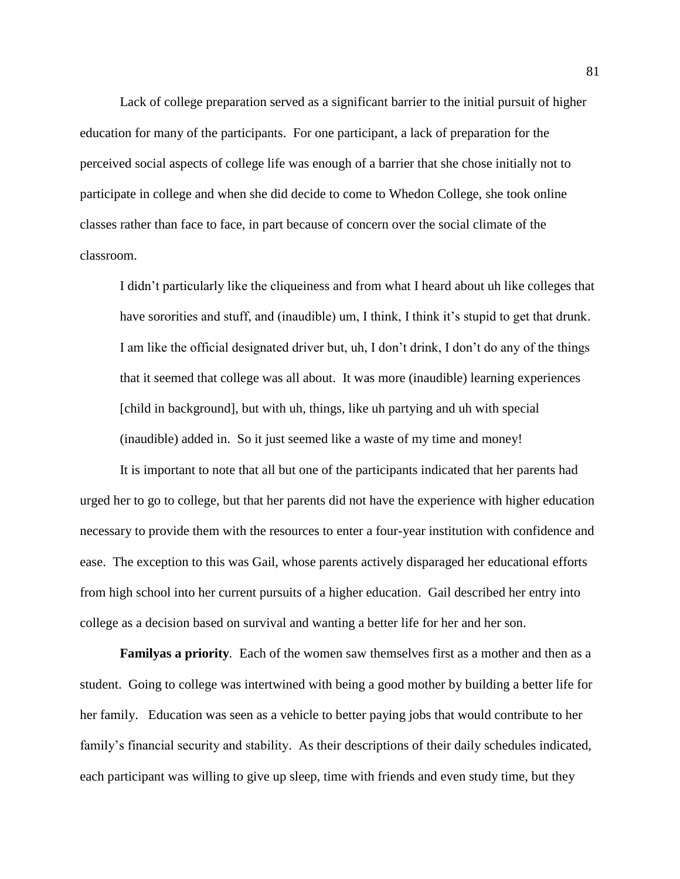Lack of college preparation served as a significant barrier to the initial pursuit of higher education for many of the participants. For one participant, a lack of preparation for the perceived social aspects of college life was enough of a barrier that she chose initially not to participate in college and when she did decide to come to Whedon College, she took online classes rather than face to face, in part because of concern over the social climate of the classroom.

> I didn't particularly like the cliqueiness and from what I heard about uh like colleges that have sororities and stuff, and (inaudible) um, I think, I think it's stupid to get that drunk. I am like the official designated driver but, uh, I don't drink, I don't do any of the things that it seemed that college was all about. It was more (inaudible) learning experiences [child in background], but with uh, things, like uh partying and uh with special (inaudible) added in. So it just seemed like a waste of my time and money!

It is important to note that all but one of the participants indicated that her parents had urged her to go to college, but that her parents did not have the experience with higher education necessary to provide them with the resources to enter a four-year institution with confidence and ease. The exception to this was Gail, whose parents actively disparaged her educational efforts from high school into her current pursuits of a higher education. Gail described her entry into college as a decision based on survival and wanting a better life for her and her son.

**Familyas a priority**. Each of the women saw themselves first as a mother and then as a student. Going to college was intertwined with being a good mother by building a better life for her family. Education was seen as a vehicle to better paying jobs that would contribute to her family's financial security and stability. As their descriptions of their daily schedules indicated, each participant was willing to give up sleep, time with friends and even study time, but they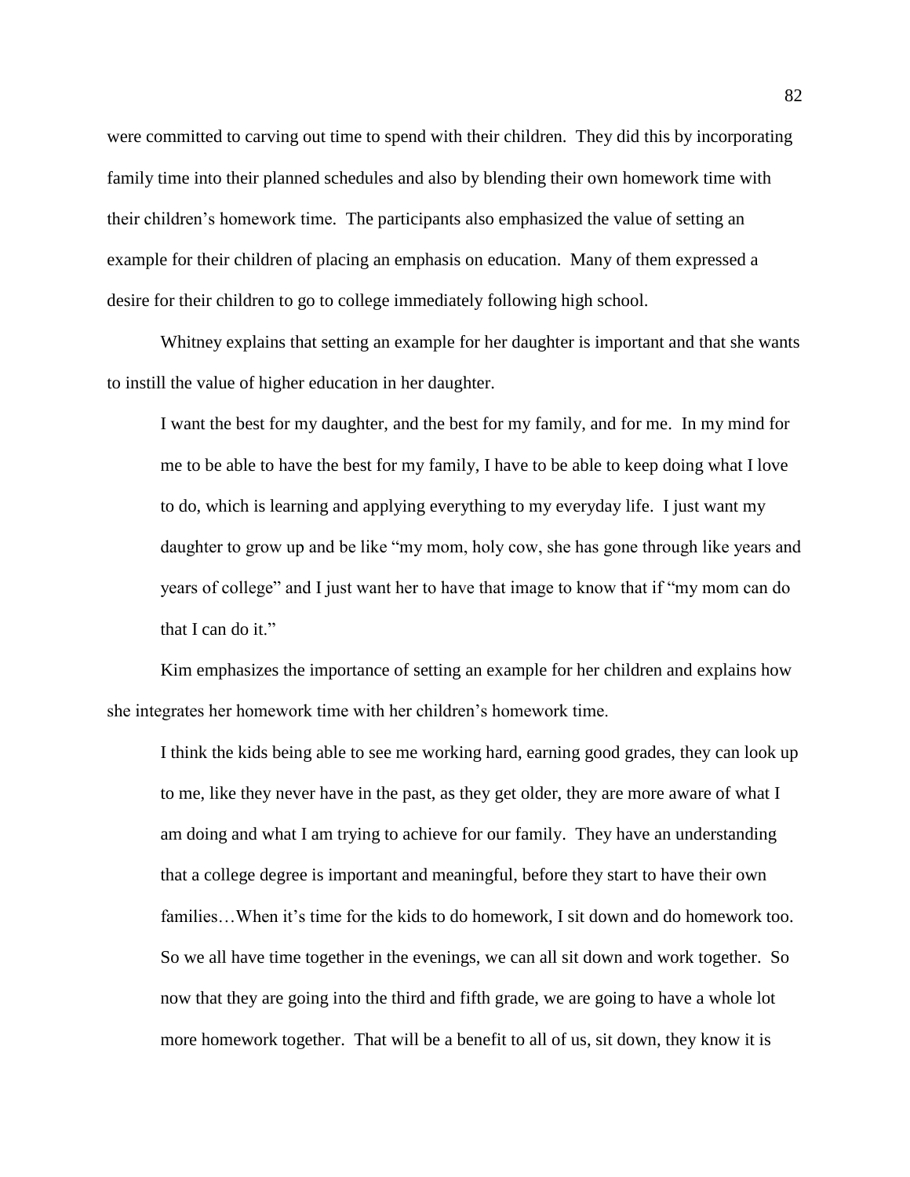were committed to carving out time to spend with their children. They did this by incorporating family time into their planned schedules and also by blending their own homework time with their children's homework time. The participants also emphasized the value of setting an example for their children of placing an emphasis on education. Many of them expressed a desire for their children to go to college immediately following high school.

Whitney explains that setting an example for her daughter is important and that she wants to instill the value of higher education in her daughter.

> I want the best for my daughter, and the best for my family, and for me. In my mind for me to be able to have the best for my family, I have to be able to keep doing what I love to do, which is learning and applying everything to my everyday life. I just want my daughter to grow up and be like "my mom, holy cow, she has gone through like years and years of college" and I just want her to have that image to know that if "my mom can do that I can do it."

Kim emphasizes the importance of setting an example for her children and explains how she integrates her homework time with her children's homework time.

> I think the kids being able to see me working hard, earning good grades, they can look up to me, like they never have in the past, as they get older, they are more aware of what I am doing and what I am trying to achieve for our family. They have an understanding that a college degree is important and meaningful, before they start to have their own families…When it's time for the kids to do homework, I sit down and do homework too. So we all have time together in the evenings, we can all sit down and work together. So now that they are going into the third and fifth grade, we are going to have a whole lot more homework together. That will be a benefit to all of us, sit down, they know it is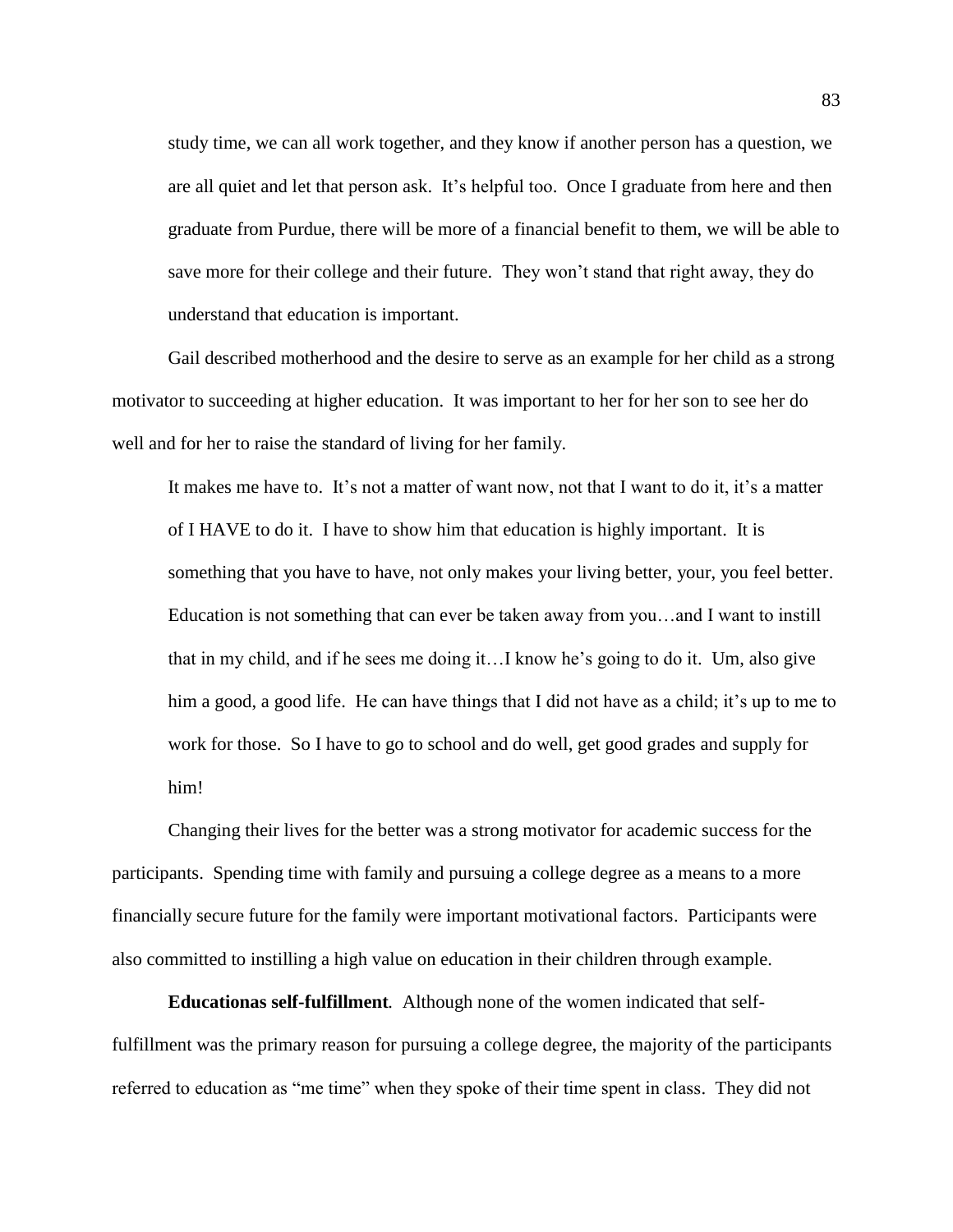> study time, we can all work together, and they know if another person has a question, we are all quiet and let that person ask. It's helpful too. Once I graduate from here and then graduate from Purdue, there will be more of a financial benefit to them, we will be able to save more for their college and their future. They won't stand that right away, they do understand that education is important.

Gail described motherhood and the desire to serve as an example for her child as a strong motivator to succeeding at higher education. It was important to her for her son to see her do well and for her to raise the standard of living for her family.

> It makes me have to. It's not a matter of want now, not that I want to do it, it's a matter of I HAVE to do it. I have to show him that education is highly important. It is something that you have to have, not only makes your living better, your, you feel better. Education is not something that can ever be taken away from you…and I want to instill that in my child, and if he sees me doing it…I know he's going to do it. Um, also give him a good, a good life. He can have things that I did not have as a child; it's up to me to work for those. So I have to go to school and do well, get good grades and supply for him!

Changing their lives for the better was a strong motivator for academic success for the participants. Spending time with family and pursuing a college degree as a means to a more financially secure future for the family were important motivational factors. Participants were also committed to instilling a high value on education in their children through example.

**Educationas self-fulfillment***.* Although none of the women indicated that self-fulfillment was the primary reason for pursuing a college degree, the majority of the participants referred to education as "me time" when they spoke of their time spent in class. They did not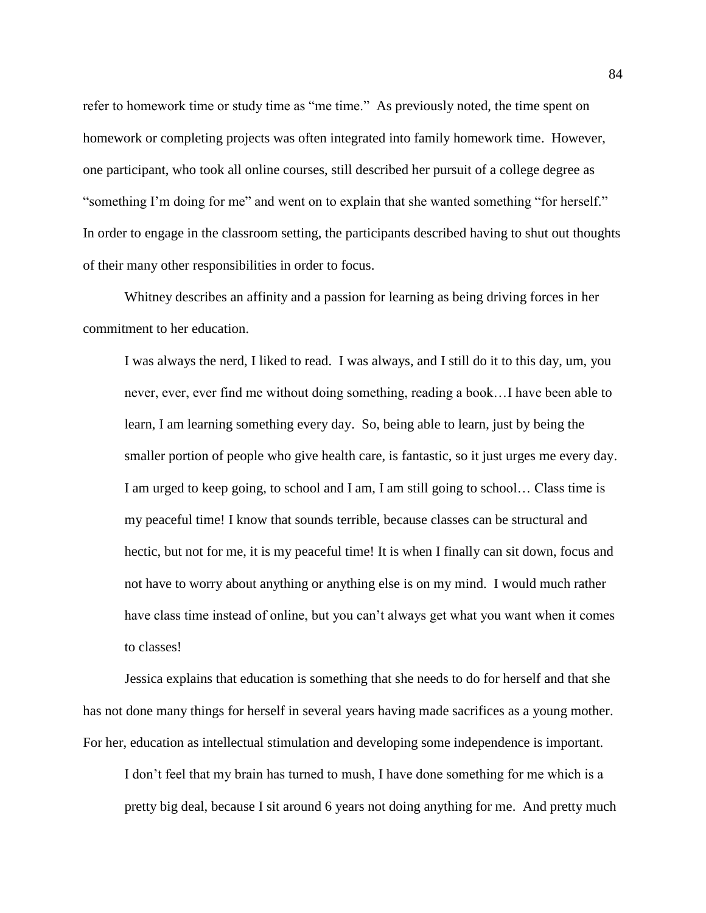refer to homework time or study time as "me time." As previously noted, the time spent on homework or completing projects was often integrated into family homework time. However, one participant, who took all online courses, still described her pursuit of a college degree as "something I'm doing for me" and went on to explain that she wanted something "for herself." In order to engage in the classroom setting, the participants described having to shut out thoughts of their many other responsibilities in order to focus.

Whitney describes an affinity and a passion for learning as being driving forces in her commitment to her education.

> I was always the nerd, I liked to read. I was always, and I still do it to this day, um, you never, ever, ever find me without doing something, reading a book…I have been able to learn, I am learning something every day. So, being able to learn, just by being the smaller portion of people who give health care, is fantastic, so it just urges me every day. I am urged to keep going, to school and I am, I am still going to school… Class time is my peaceful time! I know that sounds terrible, because classes can be structural and hectic, but not for me, it is my peaceful time! It is when I finally can sit down, focus and not have to worry about anything or anything else is on my mind. I would much rather have class time instead of online, but you can't always get what you want when it comes to classes!

Jessica explains that education is something that she needs to do for herself and that she has not done many things for herself in several years having made sacrifices as a young mother. For her, education as intellectual stimulation and developing some independence is important.

> I don't feel that my brain has turned to mush, I have done something for me which is a pretty big deal, because I sit around 6 years not doing anything for me. And pretty much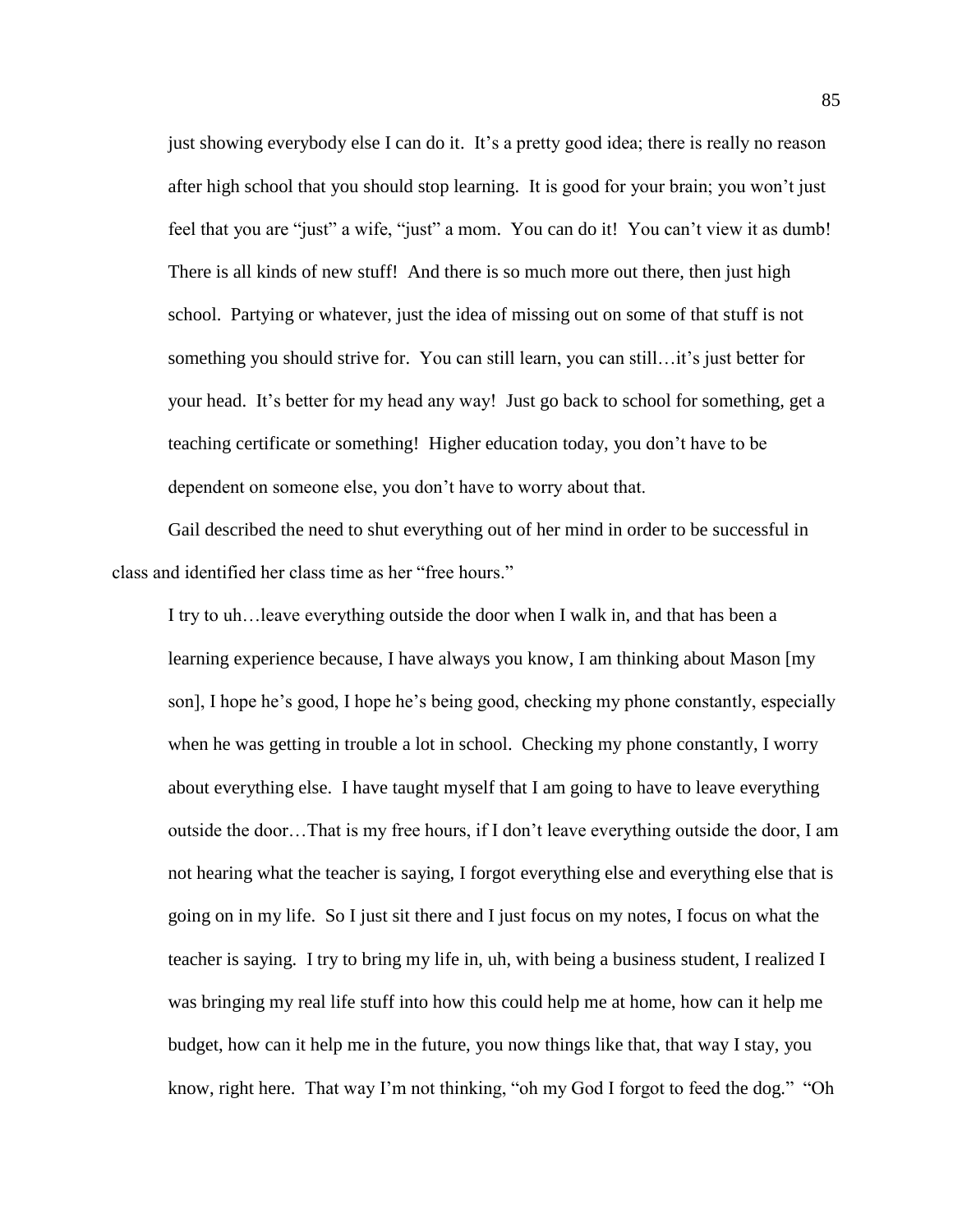just showing everybody else I can do it. It's a pretty good idea; there is really no reason after high school that you should stop learning. It is good for your brain; you won't just feel that you are "just" a wife, "just" a mom. You can do it! You can't view it as dumb! There is all kinds of new stuff! And there is so much more out there, then just high school. Partying or whatever, just the idea of missing out on some of that stuff is not something you should strive for. You can still learn, you can still…it's just better for your head. It's better for my head any way! Just go back to school for something, get a teaching certificate or something! Higher education today, you don't have to be dependent on someone else, you don't have to worry about that.

Gail described the need to shut everything out of her mind in order to be successful in class and identified her class time as her "free hours."

> I try to uh…leave everything outside the door when I walk in, and that has been a learning experience because, I have always you know, I am thinking about Mason [my son], I hope he's good, I hope he's being good, checking my phone constantly, especially when he was getting in trouble a lot in school. Checking my phone constantly, I worry about everything else. I have taught myself that I am going to have to leave everything outside the door…That is my free hours, if I don't leave everything outside the door, I am not hearing what the teacher is saying, I forgot everything else and everything else that is going on in my life. So I just sit there and I just focus on my notes, I focus on what the teacher is saying. I try to bring my life in, uh, with being a business student, I realized I was bringing my real life stuff into how this could help me at home, how can it help me budget, how can it help me in the future, you now things like that, that way I stay, you know, right here. That way I'm not thinking, "oh my God I forgot to feed the dog." "Oh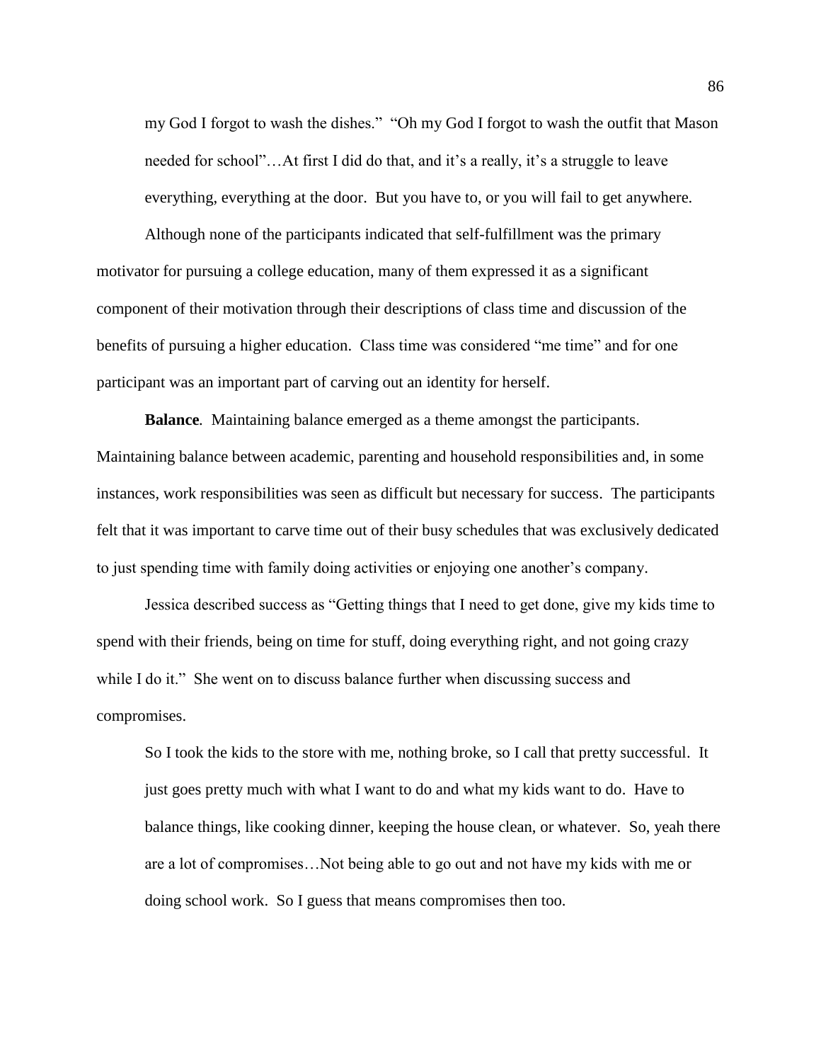> my God I forgot to wash the dishes." "Oh my God I forgot to wash the outfit that Mason needed for school"…At first I did do that, and it's a really, it's a struggle to leave everything, everything at the door. But you have to, or you will fail to get anywhere.

Although none of the participants indicated that self-fulfillment was the primary motivator for pursuing a college education, many of them expressed it as a significant component of their motivation through their descriptions of class time and discussion of the benefits of pursuing a higher education. Class time was considered "me time" and for one participant was an important part of carving out an identity for herself.

**Balance***.* Maintaining balance emerged as a theme amongst the participants. Maintaining balance between academic, parenting and household responsibilities and, in some instances, work responsibilities was seen as difficult but necessary for success. The participants felt that it was important to carve time out of their busy schedules that was exclusively dedicated to just spending time with family doing activities or enjoying one another's company.

Jessica described success as "Getting things that I need to get done, give my kids time to spend with their friends, being on time for stuff, doing everything right, and not going crazy while I do it." She went on to discuss balance further when discussing success and compromises.

> So I took the kids to the store with me, nothing broke, so I call that pretty successful. It just goes pretty much with what I want to do and what my kids want to do. Have to balance things, like cooking dinner, keeping the house clean, or whatever. So, yeah there are a lot of compromises…Not being able to go out and not have my kids with me or doing school work. So I guess that means compromises then too.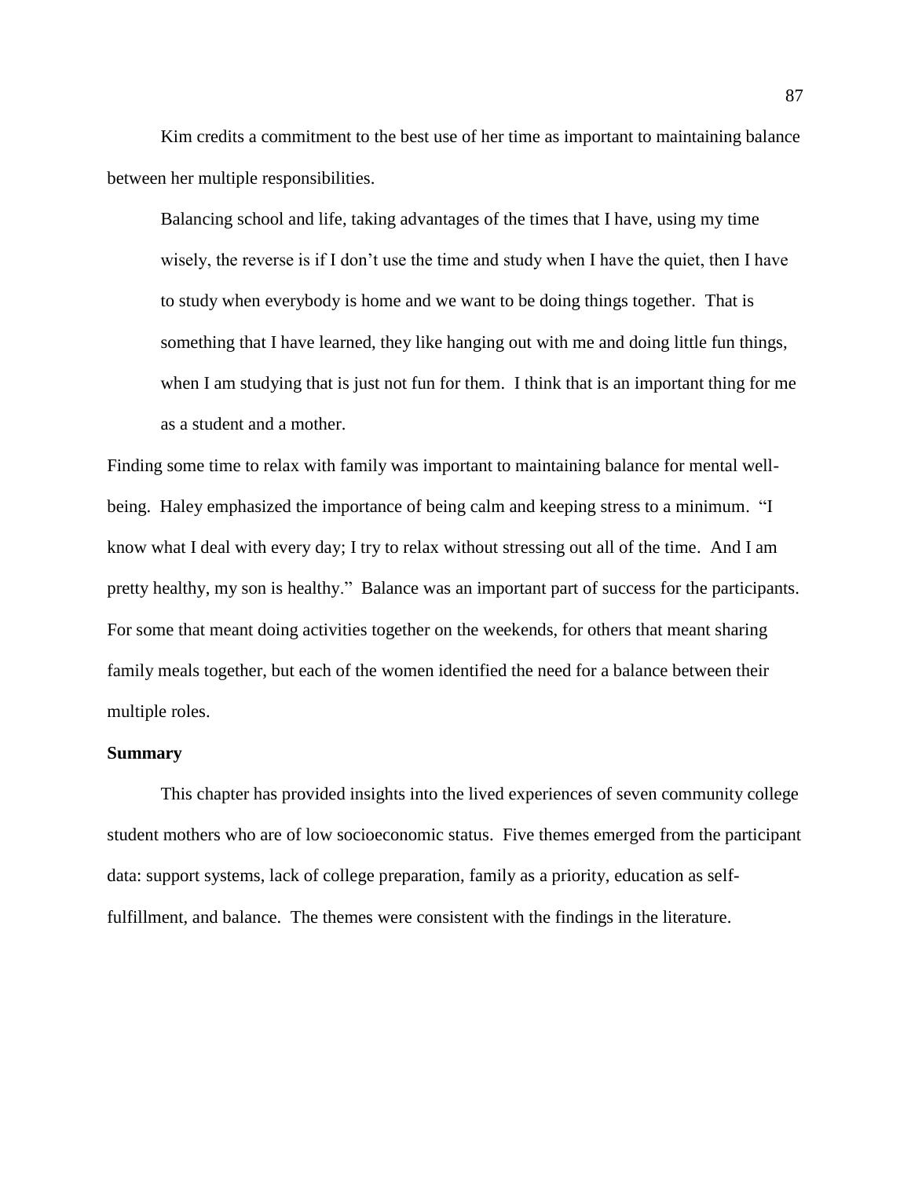Kim credits a commitment to the best use of her time as important to maintaining balance between her multiple responsibilities.

> Balancing school and life, taking advantages of the times that I have, using my time wisely, the reverse is if I don't use the time and study when I have the quiet, then I have to study when everybody is home and we want to be doing things together. That is something that I have learned, they like hanging out with me and doing little fun things, when I am studying that is just not fun for them. I think that is an important thing for me as a student and a mother.

Finding some time to relax with family was important to maintaining balance for mental well-being. Haley emphasized the importance of being calm and keeping stress to a minimum. "I know what I deal with every day; I try to relax without stressing out all of the time. And I am pretty healthy, my son is healthy." Balance was an important part of success for the participants. For some that meant doing activities together on the weekends, for others that meant sharing family meals together, but each of the women identified the need for a balance between their multiple roles.

**Summary**

This chapter has provided insights into the lived experiences of seven community college student mothers who are of low socioeconomic status. Five themes emerged from the participant data: support systems, lack of college preparation, family as a priority, education as self-fulfillment, and balance. The themes were consistent with the findings in the literature.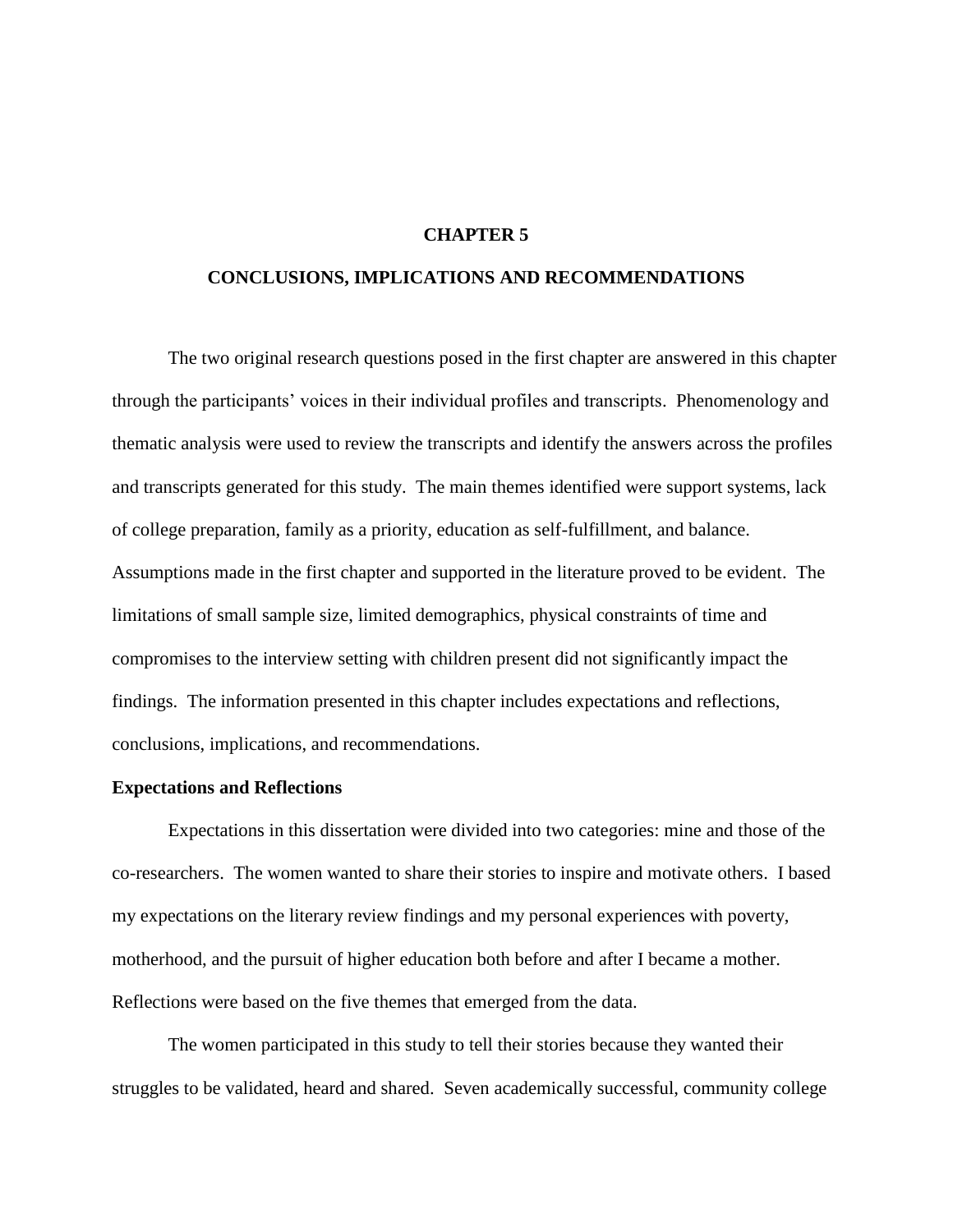# CHAPTER 5

# CONCLUSIONS, IMPLICATIONS AND RECOMMENDATIONS

The two original research questions posed in the first chapter are answered in this chapter through the participants' voices in their individual profiles and transcripts. Phenomenology and thematic analysis were used to review the transcripts and identify the answers across the profiles and transcripts generated for this study. The main themes identified were support systems, lack of college preparation, family as a priority, education as self-fulfillment, and balance. Assumptions made in the first chapter and supported in the literature proved to be evident. The limitations of small sample size, limited demographics, physical constraints of time and compromises to the interview setting with children present did not significantly impact the findings. The information presented in this chapter includes expectations and reflections, conclusions, implications, and recommendations.

## Expectations and Reflections

Expectations in this dissertation were divided into two categories: mine and those of the co-researchers. The women wanted to share their stories to inspire and motivate others. I based my expectations on the literary review findings and my personal experiences with poverty, motherhood, and the pursuit of higher education both before and after I became a mother. Reflections were based on the five themes that emerged from the data.

The women participated in this study to tell their stories because they wanted their struggles to be validated, heard and shared. Seven academically successful, community college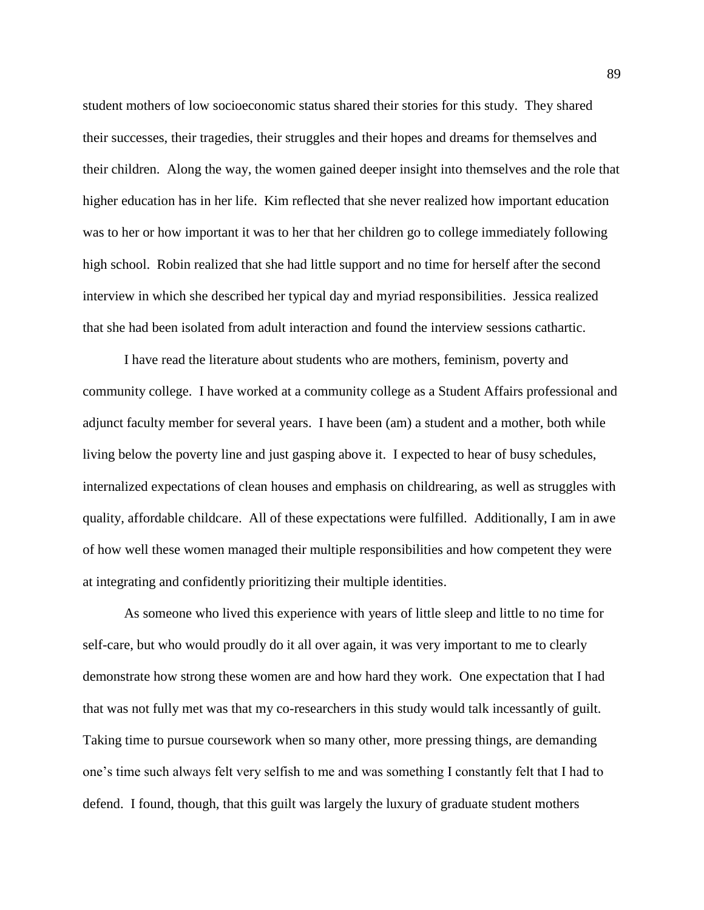student mothers of low socioeconomic status shared their stories for this study. They shared their successes, their tragedies, their struggles and their hopes and dreams for themselves and their children. Along the way, the women gained deeper insight into themselves and the role that higher education has in her life. Kim reflected that she never realized how important education was to her or how important it was to her that her children go to college immediately following high school. Robin realized that she had little support and no time for herself after the second interview in which she described her typical day and myriad responsibilities. Jessica realized that she had been isolated from adult interaction and found the interview sessions cathartic.

I have read the literature about students who are mothers, feminism, poverty and community college. I have worked at a community college as a Student Affairs professional and adjunct faculty member for several years. I have been (am) a student and a mother, both while living below the poverty line and just gasping above it. I expected to hear of busy schedules, internalized expectations of clean houses and emphasis on childrearing, as well as struggles with quality, affordable childcare. All of these expectations were fulfilled. Additionally, I am in awe of how well these women managed their multiple responsibilities and how competent they were at integrating and confidently prioritizing their multiple identities.

As someone who lived this experience with years of little sleep and little to no time for self-care, but who would proudly do it all over again, it was very important to me to clearly demonstrate how strong these women are and how hard they work. One expectation that I had that was not fully met was that my co-researchers in this study would talk incessantly of guilt. Taking time to pursue coursework when so many other, more pressing things, are demanding one's time such always felt very selfish to me and was something I constantly felt that I had to defend. I found, though, that this guilt was largely the luxury of graduate student mothers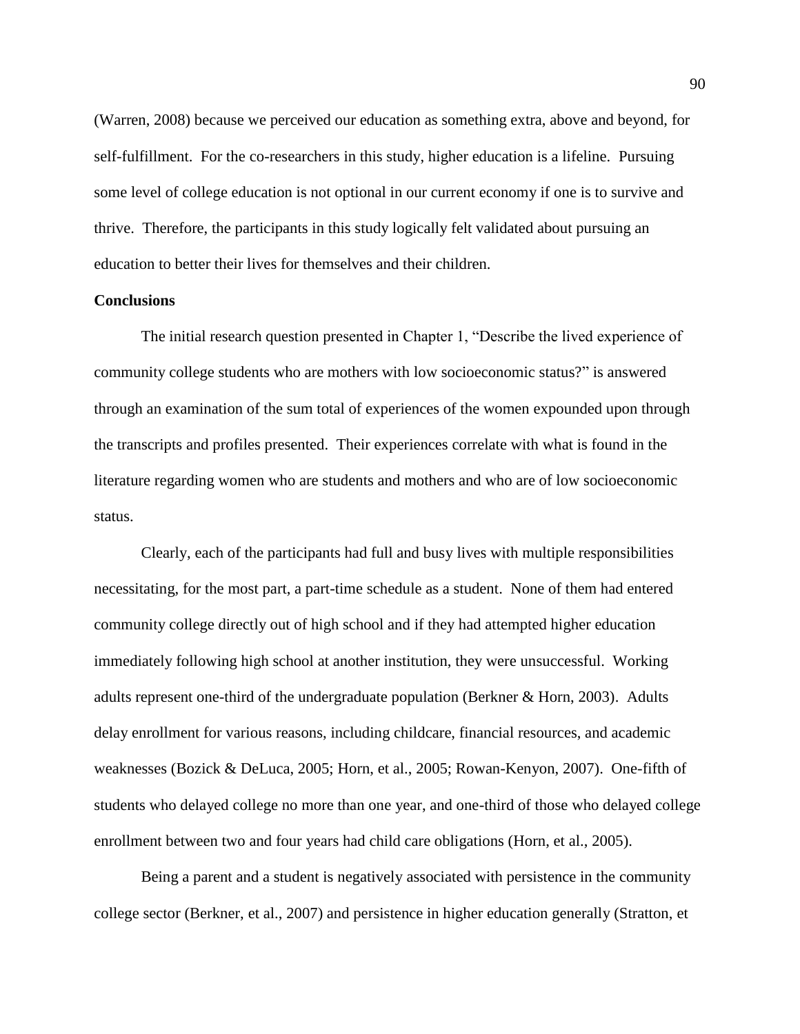(Warren, 2008) because we perceived our education as something extra, above and beyond, for self-fulfillment. For the co-researchers in this study, higher education is a lifeline. Pursuing some level of college education is not optional in our current economy if one is to survive and thrive. Therefore, the participants in this study logically felt validated about pursuing an education to better their lives for themselves and their children.

**Conclusions**

The initial research question presented in Chapter 1, "Describe the lived experience of community college students who are mothers with low socioeconomic status?" is answered through an examination of the sum total of experiences of the women expounded upon through the transcripts and profiles presented. Their experiences correlate with what is found in the literature regarding women who are students and mothers and who are of low socioeconomic status.

Clearly, each of the participants had full and busy lives with multiple responsibilities necessitating, for the most part, a part-time schedule as a student. None of them had entered community college directly out of high school and if they had attempted higher education immediately following high school at another institution, they were unsuccessful. Working adults represent one-third of the undergraduate population (Berkner & Horn, 2003). Adults delay enrollment for various reasons, including childcare, financial resources, and academic weaknesses (Bozick & DeLuca, 2005; Horn, et al., 2005; Rowan-Kenyon, 2007). One-fifth of students who delayed college no more than one year, and one-third of those who delayed college enrollment between two and four years had child care obligations (Horn, et al., 2005).

Being a parent and a student is negatively associated with persistence in the community college sector (Berkner, et al., 2007) and persistence in higher education generally (Stratton, et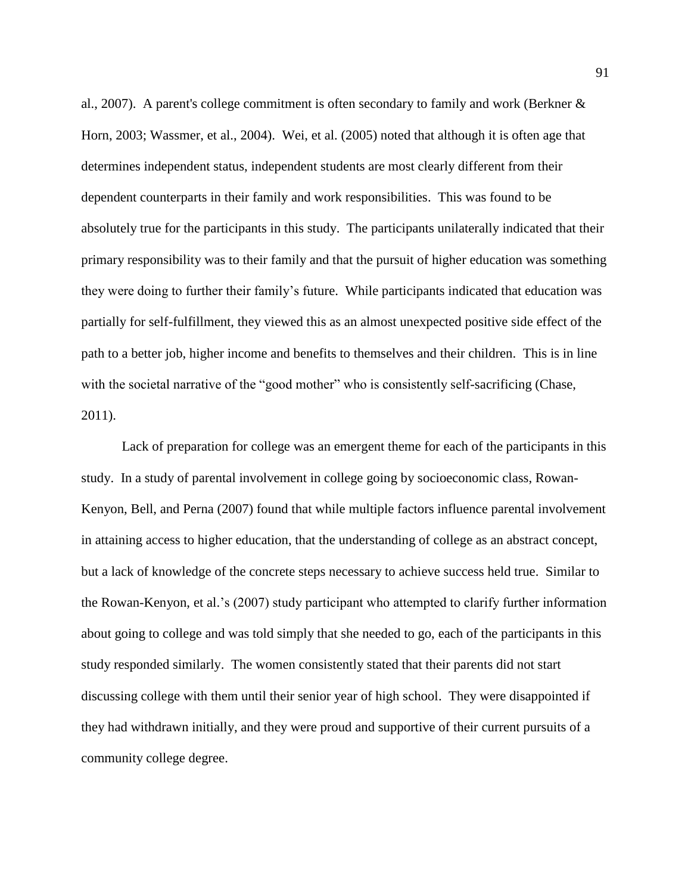al., 2007). A parent's college commitment is often secondary to family and work (Berkner & Horn, 2003; Wassmer, et al., 2004). Wei, et al. (2005) noted that although it is often age that determines independent status, independent students are most clearly different from their dependent counterparts in their family and work responsibilities. This was found to be absolutely true for the participants in this study. The participants unilaterally indicated that their primary responsibility was to their family and that the pursuit of higher education was something they were doing to further their family's future. While participants indicated that education was partially for self-fulfillment, they viewed this as an almost unexpected positive side effect of the path to a better job, higher income and benefits to themselves and their children. This is in line with the societal narrative of the "good mother" who is consistently self-sacrificing (Chase, 2011).

Lack of preparation for college was an emergent theme for each of the participants in this study. In a study of parental involvement in college going by socioeconomic class, Rowan-Kenyon, Bell, and Perna (2007) found that while multiple factors influence parental involvement in attaining access to higher education, that the understanding of college as an abstract concept, but a lack of knowledge of the concrete steps necessary to achieve success held true. Similar to the Rowan-Kenyon, et al.'s (2007) study participant who attempted to clarify further information about going to college and was told simply that she needed to go, each of the participants in this study responded similarly. The women consistently stated that their parents did not start discussing college with them until their senior year of high school. They were disappointed if they had withdrawn initially, and they were proud and supportive of their current pursuits of a community college degree.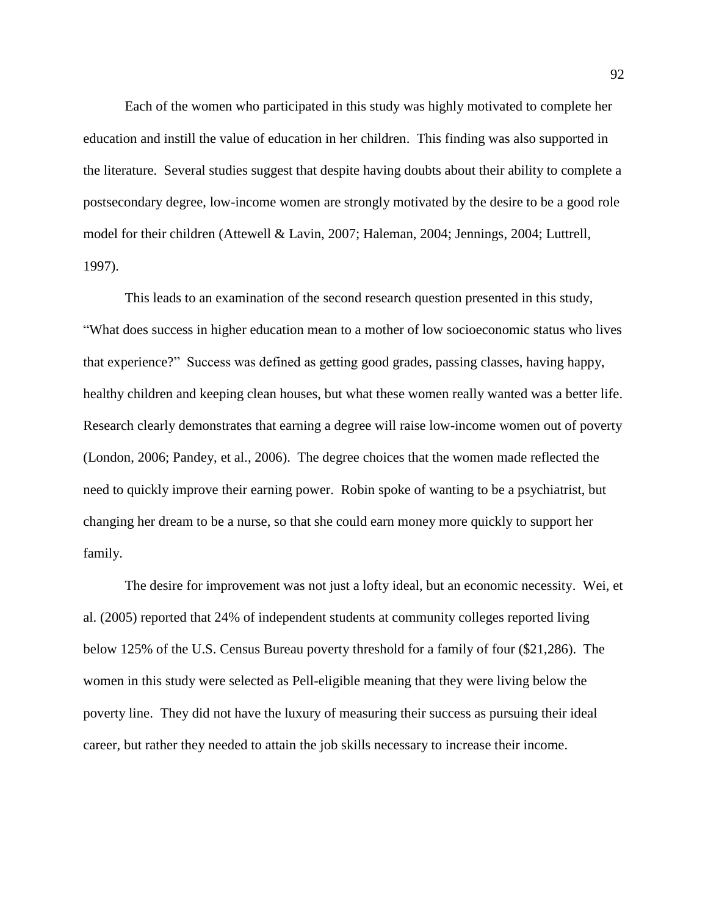Each of the women who participated in this study was highly motivated to complete her education and instill the value of education in her children. This finding was also supported in the literature. Several studies suggest that despite having doubts about their ability to complete a postsecondary degree, low-income women are strongly motivated by the desire to be a good role model for their children (Attewell & Lavin, 2007; Haleman, 2004; Jennings, 2004; Luttrell, 1997).

This leads to an examination of the second research question presented in this study, "What does success in higher education mean to a mother of low socioeconomic status who lives that experience?" Success was defined as getting good grades, passing classes, having happy, healthy children and keeping clean houses, but what these women really wanted was a better life. Research clearly demonstrates that earning a degree will raise low-income women out of poverty (London, 2006; Pandey, et al., 2006). The degree choices that the women made reflected the need to quickly improve their earning power. Robin spoke of wanting to be a psychiatrist, but changing her dream to be a nurse, so that she could earn money more quickly to support her family.

The desire for improvement was not just a lofty ideal, but an economic necessity. Wei, et al. (2005) reported that 24% of independent students at community colleges reported living below 125% of the U.S. Census Bureau poverty threshold for a family of four ($21,286). The women in this study were selected as Pell-eligible meaning that they were living below the poverty line. They did not have the luxury of measuring their success as pursuing their ideal career, but rather they needed to attain the job skills necessary to increase their income.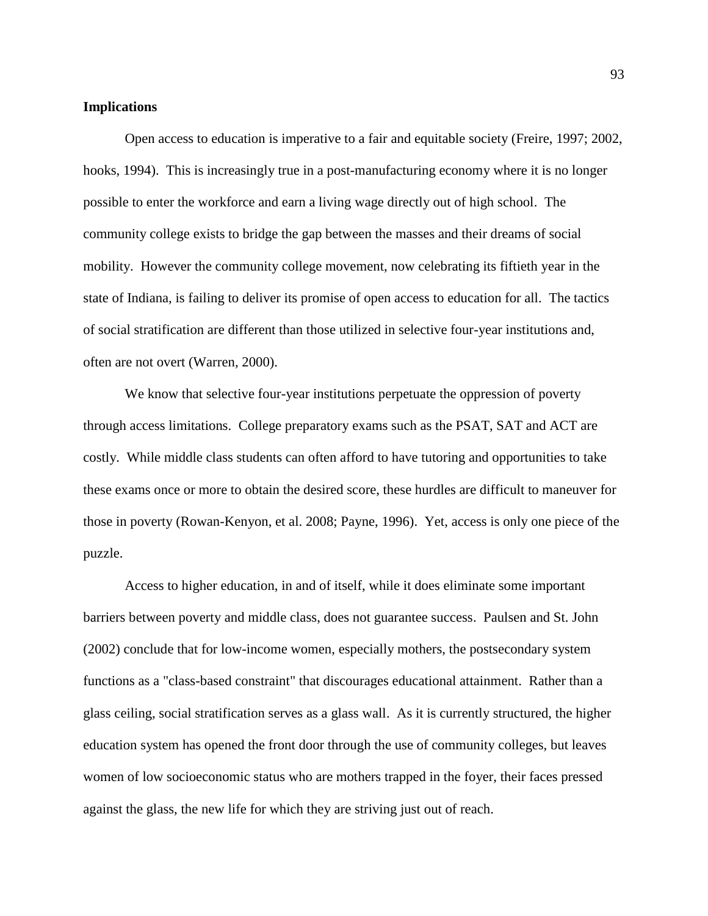**Implications**

Open access to education is imperative to a fair and equitable society (Freire, 1997; 2002, hooks, 1994). This is increasingly true in a post-manufacturing economy where it is no longer possible to enter the workforce and earn a living wage directly out of high school. The community college exists to bridge the gap between the masses and their dreams of social mobility. However the community college movement, now celebrating its fiftieth year in the state of Indiana, is failing to deliver its promise of open access to education for all. The tactics of social stratification are different than those utilized in selective four-year institutions and, often are not overt (Warren, 2000).

We know that selective four-year institutions perpetuate the oppression of poverty through access limitations. College preparatory exams such as the PSAT, SAT and ACT are costly. While middle class students can often afford to have tutoring and opportunities to take these exams once or more to obtain the desired score, these hurdles are difficult to maneuver for those in poverty (Rowan-Kenyon, et al. 2008; Payne, 1996). Yet, access is only one piece of the puzzle.

Access to higher education, in and of itself, while it does eliminate some important barriers between poverty and middle class, does not guarantee success. Paulsen and St. John (2002) conclude that for low-income women, especially mothers, the postsecondary system functions as a "class-based constraint" that discourages educational attainment. Rather than a glass ceiling, social stratification serves as a glass wall. As it is currently structured, the higher education system has opened the front door through the use of community colleges, but leaves women of low socioeconomic status who are mothers trapped in the foyer, their faces pressed against the glass, the new life for which they are striving just out of reach.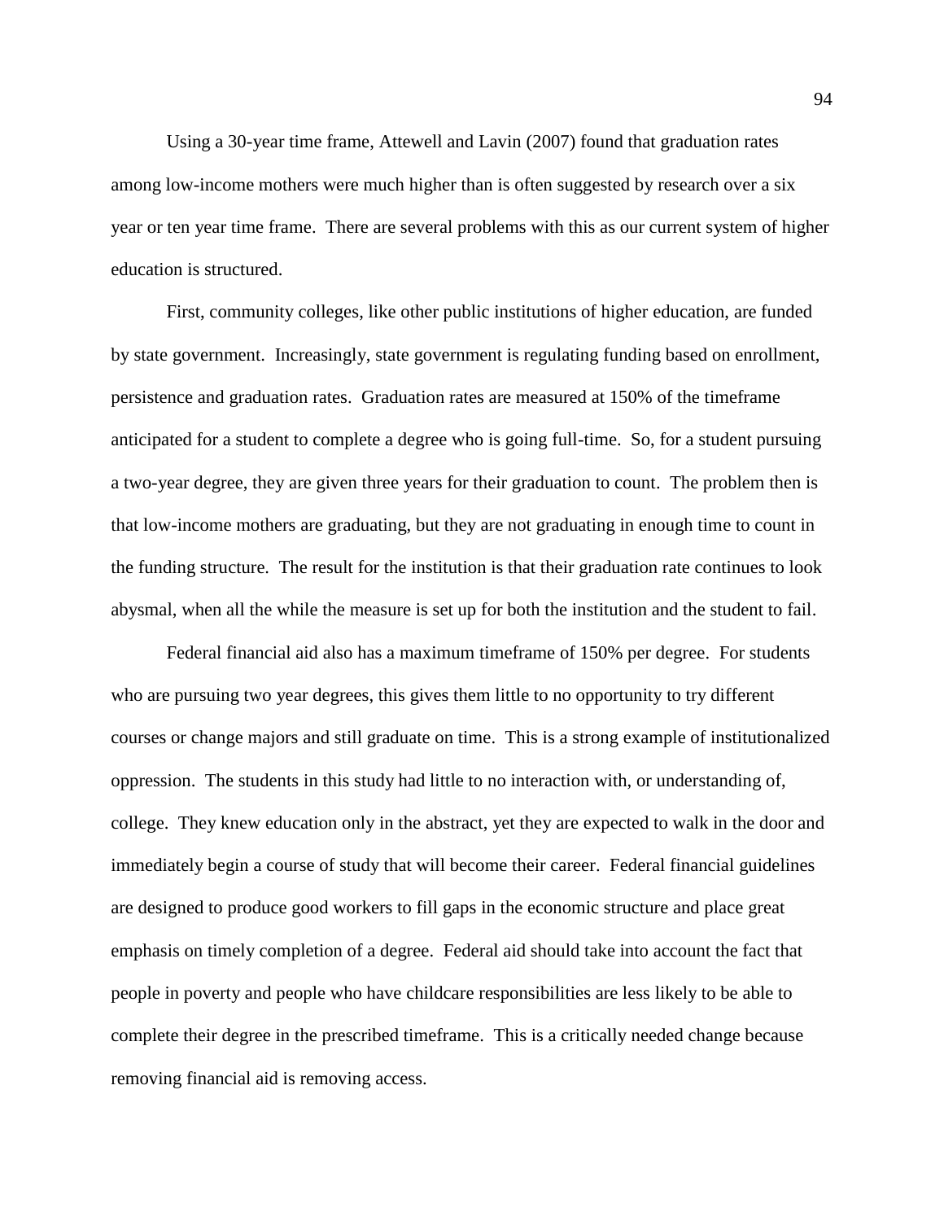Using a 30-year time frame, Attewell and Lavin (2007) found that graduation rates among low-income mothers were much higher than is often suggested by research over a six year or ten year time frame. There are several problems with this as our current system of higher education is structured.

First, community colleges, like other public institutions of higher education, are funded by state government. Increasingly, state government is regulating funding based on enrollment, persistence and graduation rates. Graduation rates are measured at 150% of the timeframe anticipated for a student to complete a degree who is going full-time. So, for a student pursuing a two-year degree, they are given three years for their graduation to count. The problem then is that low-income mothers are graduating, but they are not graduating in enough time to count in the funding structure. The result for the institution is that their graduation rate continues to look abysmal, when all the while the measure is set up for both the institution and the student to fail.

Federal financial aid also has a maximum timeframe of 150% per degree. For students who are pursuing two year degrees, this gives them little to no opportunity to try different courses or change majors and still graduate on time. This is a strong example of institutionalized oppression. The students in this study had little to no interaction with, or understanding of, college. They knew education only in the abstract, yet they are expected to walk in the door and immediately begin a course of study that will become their career. Federal financial guidelines are designed to produce good workers to fill gaps in the economic structure and place great emphasis on timely completion of a degree. Federal aid should take into account the fact that people in poverty and people who have childcare responsibilities are less likely to be able to complete their degree in the prescribed timeframe. This is a critically needed change because removing financial aid is removing access.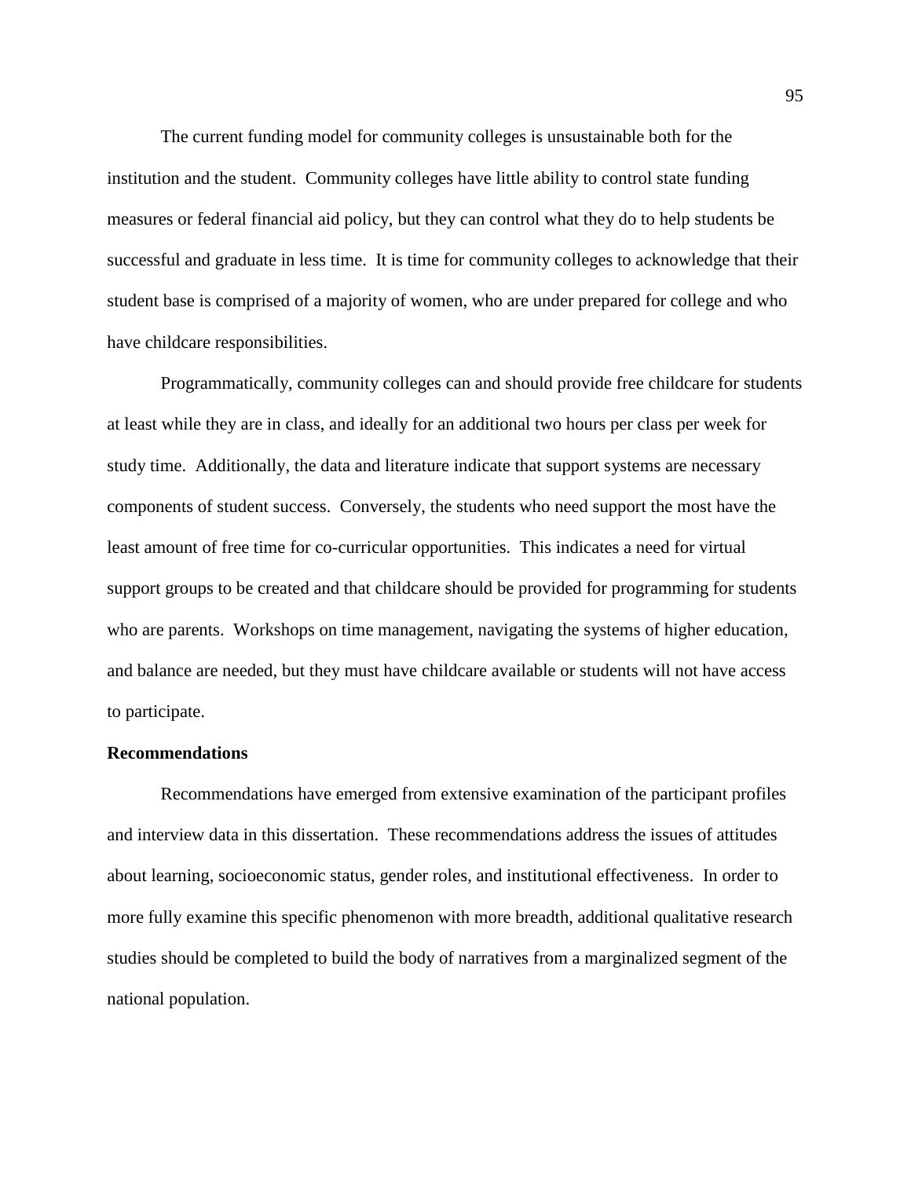The current funding model for community colleges is unsustainable both for the institution and the student. Community colleges have little ability to control state funding measures or federal financial aid policy, but they can control what they do to help students be successful and graduate in less time. It is time for community colleges to acknowledge that their student base is comprised of a majority of women, who are under prepared for college and who have childcare responsibilities.

Programmatically, community colleges can and should provide free childcare for students at least while they are in class, and ideally for an additional two hours per class per week for study time. Additionally, the data and literature indicate that support systems are necessary components of student success. Conversely, the students who need support the most have the least amount of free time for co-curricular opportunities. This indicates a need for virtual support groups to be created and that childcare should be provided for programming for students who are parents. Workshops on time management, navigating the systems of higher education, and balance are needed, but they must have childcare available or students will not have access to participate.

**Recommendations**

Recommendations have emerged from extensive examination of the participant profiles and interview data in this dissertation. These recommendations address the issues of attitudes about learning, socioeconomic status, gender roles, and institutional effectiveness. In order to more fully examine this specific phenomenon with more breadth, additional qualitative research studies should be completed to build the body of narratives from a marginalized segment of the national population.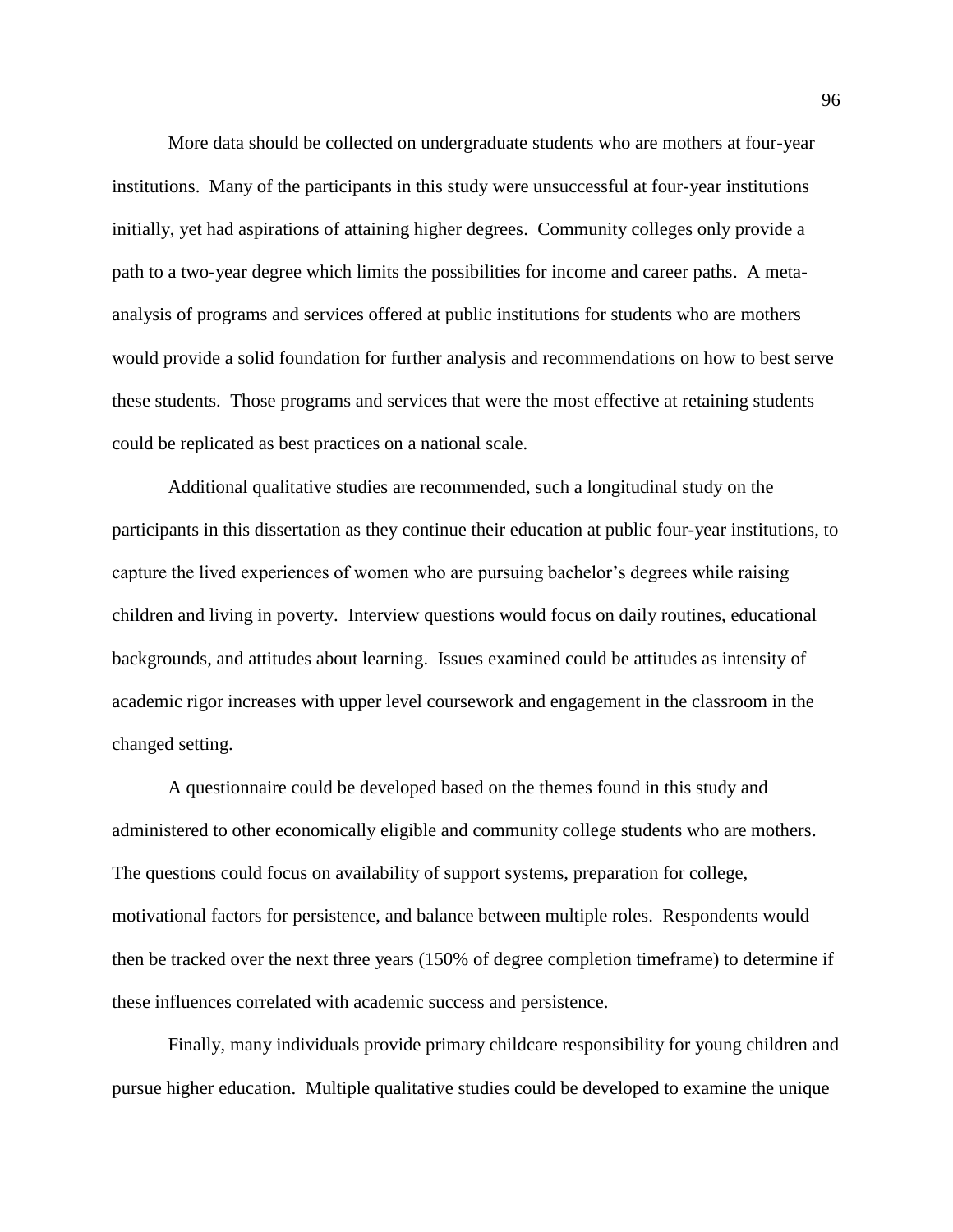More data should be collected on undergraduate students who are mothers at four-year institutions. Many of the participants in this study were unsuccessful at four-year institutions initially, yet had aspirations of attaining higher degrees. Community colleges only provide a path to a two-year degree which limits the possibilities for income and career paths. A meta-analysis of programs and services offered at public institutions for students who are mothers would provide a solid foundation for further analysis and recommendations on how to best serve these students. Those programs and services that were the most effective at retaining students could be replicated as best practices on a national scale.

Additional qualitative studies are recommended, such a longitudinal study on the participants in this dissertation as they continue their education at public four-year institutions, to capture the lived experiences of women who are pursuing bachelor's degrees while raising children and living in poverty. Interview questions would focus on daily routines, educational backgrounds, and attitudes about learning. Issues examined could be attitudes as intensity of academic rigor increases with upper level coursework and engagement in the classroom in the changed setting.

A questionnaire could be developed based on the themes found in this study and administered to other economically eligible and community college students who are mothers. The questions could focus on availability of support systems, preparation for college, motivational factors for persistence, and balance between multiple roles. Respondents would then be tracked over the next three years (150% of degree completion timeframe) to determine if these influences correlated with academic success and persistence.

Finally, many individuals provide primary childcare responsibility for young children and pursue higher education. Multiple qualitative studies could be developed to examine the unique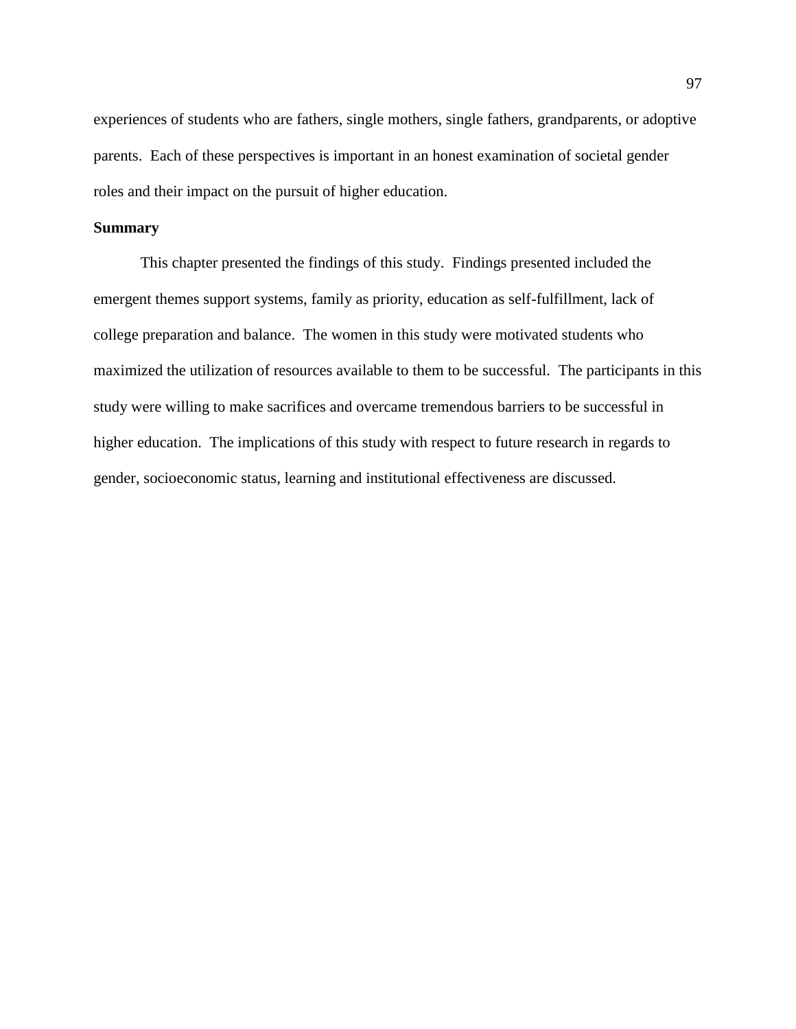experiences of students who are fathers, single mothers, single fathers, grandparents, or adoptive parents. Each of these perspectives is important in an honest examination of societal gender roles and their impact on the pursuit of higher education.

**Summary**

This chapter presented the findings of this study. Findings presented included the emergent themes support systems, family as priority, education as self-fulfillment, lack of college preparation and balance. The women in this study were motivated students who maximized the utilization of resources available to them to be successful. The participants in this study were willing to make sacrifices and overcame tremendous barriers to be successful in higher education. The implications of this study with respect to future research in regards to gender, socioeconomic status, learning and institutional effectiveness are discussed.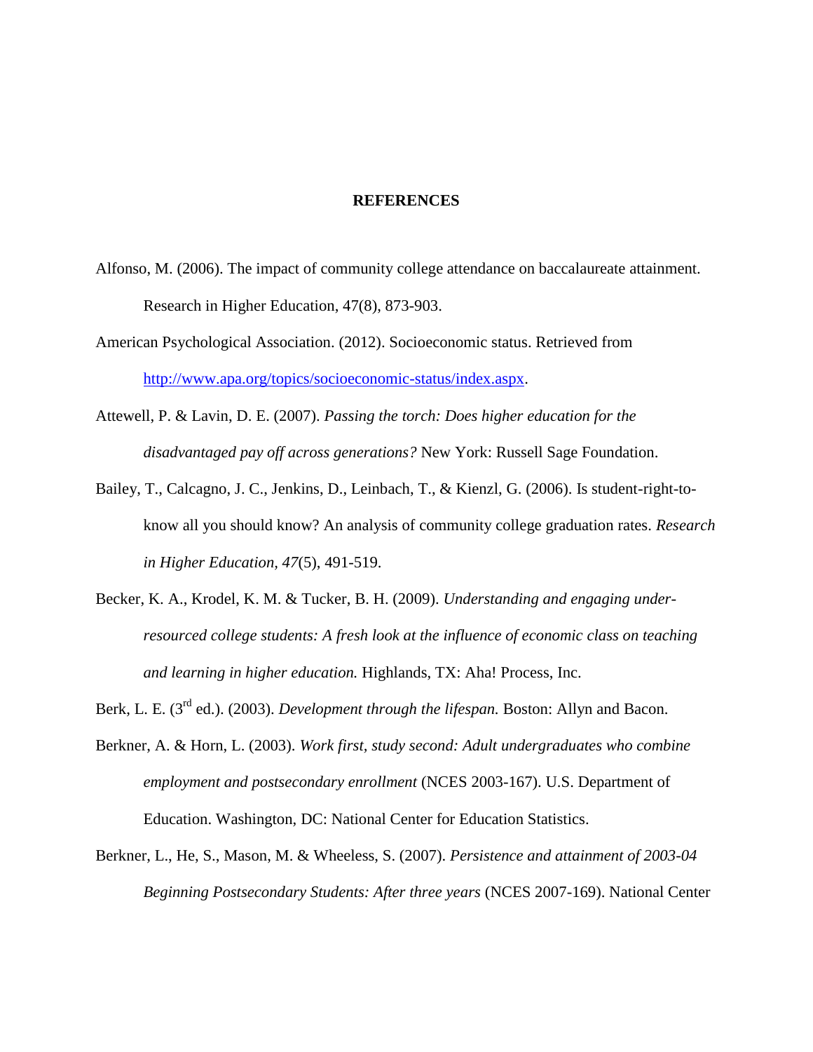# REFERENCES

Alfonso, M. (2006). The impact of community college attendance on baccalaureate attainment. Research in Higher Education, 47(8), 873-903.

American Psychological Association. (2012). Socioeconomic status. Retrieved from http://www.apa.org/topics/socioeconomic-status/index.aspx.

Attewell, P. & Lavin, D. E. (2007). *Passing the torch: Does higher education for the disadvantaged pay off across generations?* New York: Russell Sage Foundation.

Bailey, T., Calcagno, J. C., Jenkins, D., Leinbach, T., & Kienzl, G. (2006). Is student-right-to-know all you should know? An analysis of community college graduation rates. *Research in Higher Education*, *47*(5), 491-519.

Becker, K. A., Krodel, K. M. & Tucker, B. H. (2009). *Understanding and engaging under-resourced college students: A fresh look at the influence of economic class on teaching and learning in higher education.* Highlands, TX: Aha! Process, Inc.

Berk, L. E. (3rd ed.). (2003). *Development through the lifespan.* Boston: Allyn and Bacon.

Berkner, A. & Horn, L. (2003). *Work first, study second: Adult undergraduates who combine employment and postsecondary enrollment* (NCES 2003-167). U.S. Department of Education. Washington, DC: National Center for Education Statistics.

Berkner, L., He, S., Mason, M. & Wheeless, S. (2007). *Persistence and attainment of 2003-04 Beginning Postsecondary Students: After three years* (NCES 2007-169). National Center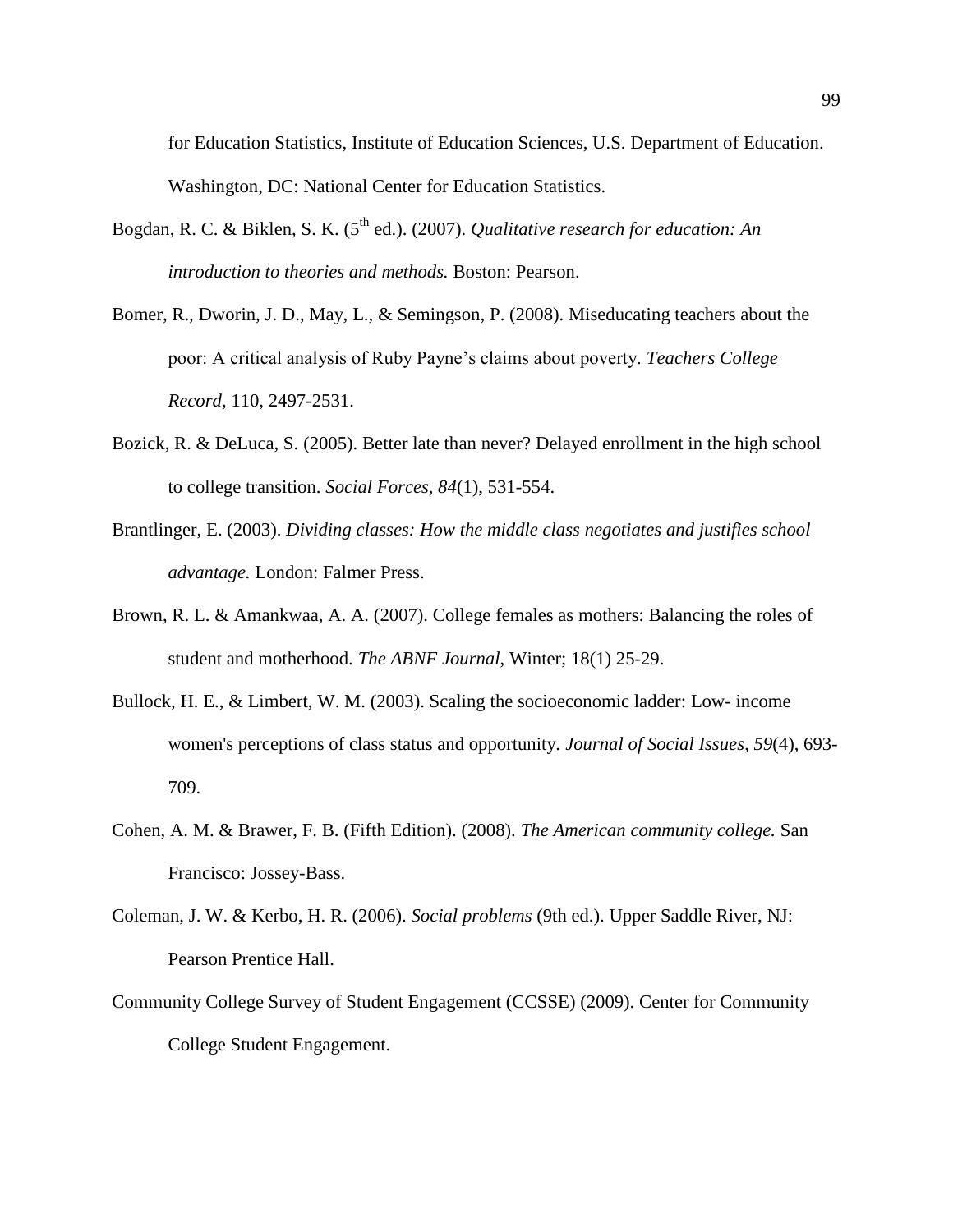for Education Statistics, Institute of Education Sciences, U.S. Department of Education. Washington, DC: National Center for Education Statistics.

Bogdan, R. C. & Biklen, S. K. (5th ed.). (2007). *Qualitative research for education: An introduction to theories and methods.* Boston: Pearson.

Bomer, R., Dworin, J. D., May, L., & Semingson, P. (2008). Miseducating teachers about the poor: A critical analysis of Ruby Payne's claims about poverty. *Teachers College Record*, 110, 2497-2531.

Bozick, R. & DeLuca, S. (2005). Better late than never? Delayed enrollment in the high school to college transition. *Social Forces*, *84*(1), 531-554.

Brantlinger, E. (2003). *Dividing classes: How the middle class negotiates and justifies school advantage.* London: Falmer Press.

Brown, R. L. & Amankwaa, A. A. (2007). College females as mothers: Balancing the roles of student and motherhood. *The ABNF Journal*, Winter; 18(1) 25-29.

Bullock, H. E., & Limbert, W. M. (2003). Scaling the socioeconomic ladder: Low- income women's perceptions of class status and opportunity. *Journal of Social Issues*, *59*(4), 693-709.

Cohen, A. M. & Brawer, F. B. (Fifth Edition). (2008). *The American community college.* San Francisco: Jossey-Bass.

Coleman, J. W. & Kerbo, H. R. (2006). *Social problems* (9th ed.). Upper Saddle River, NJ: Pearson Prentice Hall.

Community College Survey of Student Engagement (CCSSE) (2009). Center for Community College Student Engagement.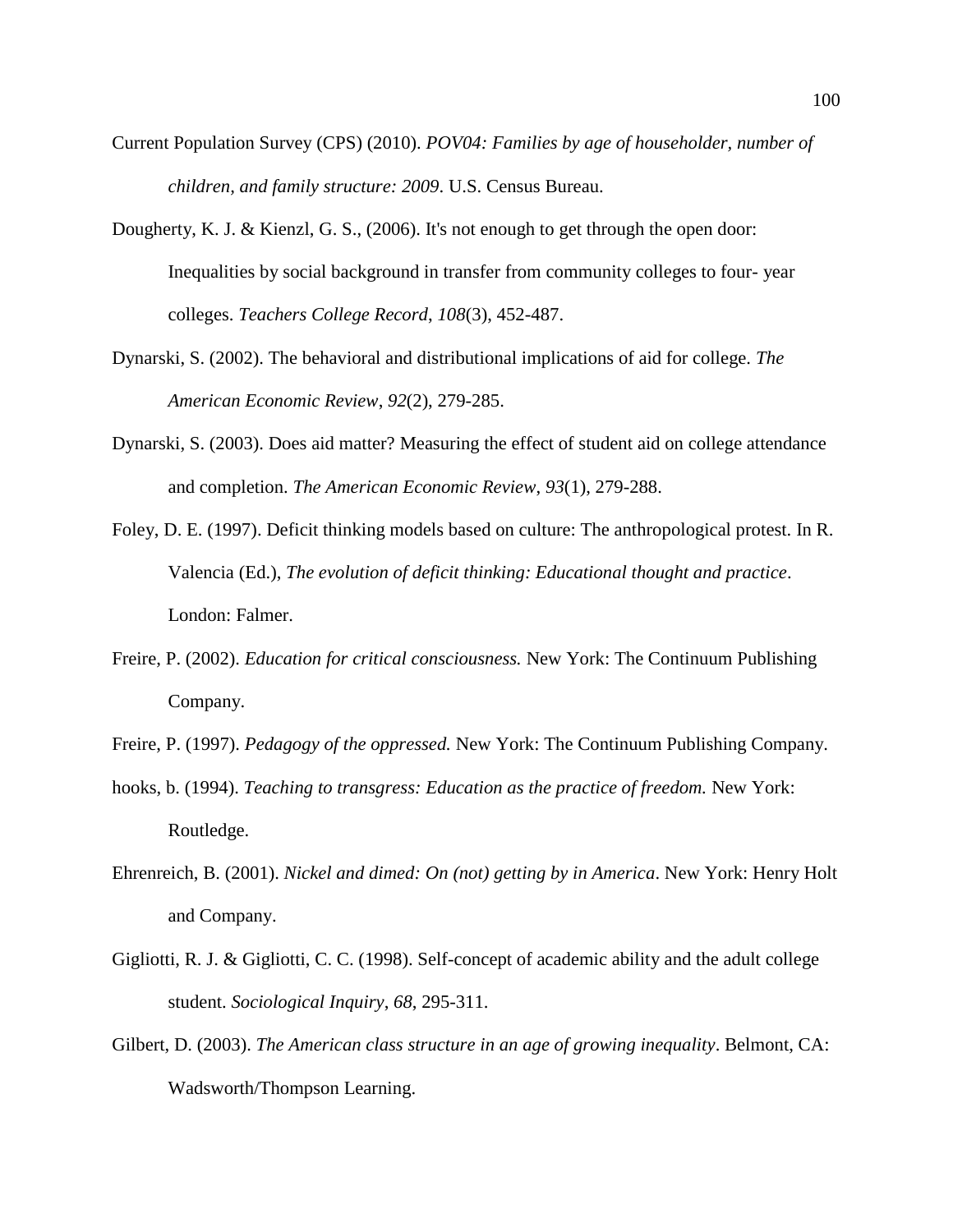Current Population Survey (CPS) (2010). *POV04: Families by age of householder, number of children, and family structure: 2009*. U.S. Census Bureau.

Dougherty, K. J. & Kienzl, G. S., (2006). It's not enough to get through the open door: Inequalities by social background in transfer from community colleges to four- year colleges. *Teachers College Record*, *108*(3), 452-487.

Dynarski, S. (2002). The behavioral and distributional implications of aid for college. *The American Economic Review*, *92*(2), 279-285.

Dynarski, S. (2003). Does aid matter? Measuring the effect of student aid on college attendance and completion. *The American Economic Review*, *93*(1), 279-288.

Foley, D. E. (1997). Deficit thinking models based on culture: The anthropological protest. In R. Valencia (Ed.), *The evolution of deficit thinking: Educational thought and practice*. London: Falmer.

Freire, P. (2002). *Education for critical consciousness.* New York: The Continuum Publishing Company.

Freire, P. (1997). *Pedagogy of the oppressed.* New York: The Continuum Publishing Company.

hooks, b. (1994). *Teaching to transgress: Education as the practice of freedom.* New York: Routledge.

Ehrenreich, B. (2001). *Nickel and dimed: On (not) getting by in America*. New York: Henry Holt and Company.

Gigliotti, R. J. & Gigliotti, C. C. (1998). Self-concept of academic ability and the adult college student. *Sociological Inquiry*, *68*, 295-311.

Gilbert, D. (2003). *The American class structure in an age of growing inequality*. Belmont, CA: Wadsworth/Thompson Learning.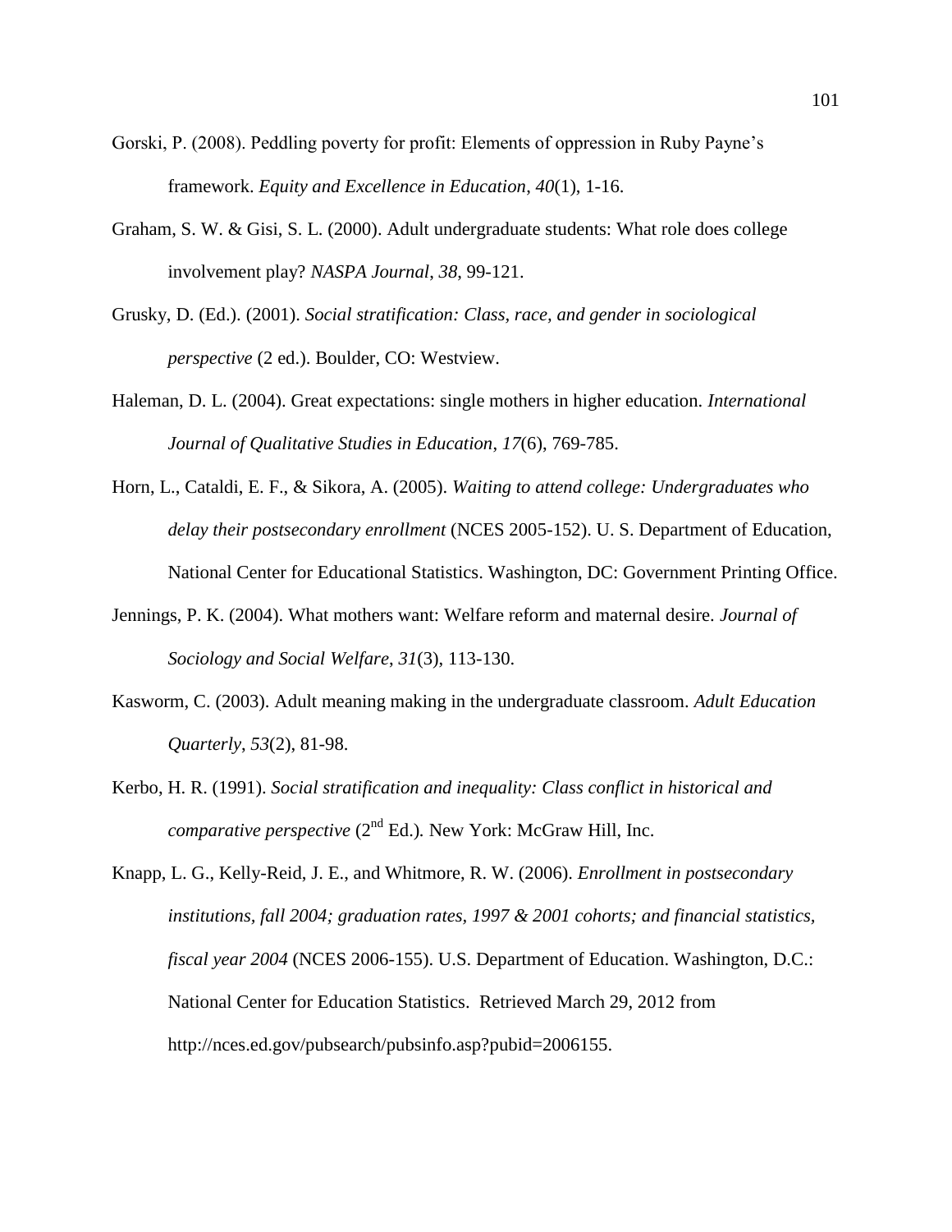Gorski, P. (2008). Peddling poverty for profit: Elements of oppression in Ruby Payne's framework. *Equity and Excellence in Education, 40*(1), 1-16.

Graham, S. W. & Gisi, S. L. (2000). Adult undergraduate students: What role does college involvement play? *NASPA Journal*, *38*, 99-121.

Grusky, D. (Ed.). (2001). *Social stratification: Class, race, and gender in sociological perspective* (2 ed.). Boulder, CO: Westview.

Haleman, D. L. (2004). Great expectations: single mothers in higher education. *International Journal of Qualitative Studies in Education*, *17*(6), 769-785.

Horn, L., Cataldi, E. F., & Sikora, A. (2005). *Waiting to attend college: Undergraduates who delay their postsecondary enrollment* (NCES 2005-152). U. S. Department of Education, National Center for Educational Statistics. Washington, DC: Government Printing Office.

Jennings, P. K. (2004). What mothers want: Welfare reform and maternal desire. *Journal of Sociology and Social Welfare*, *31*(3), 113-130.

Kasworm, C. (2003). Adult meaning making in the undergraduate classroom. *Adult Education Quarterly*, *53*(2), 81-98.

Kerbo, H. R. (1991). *Social stratification and inequality: Class conflict in historical and comparative perspective* (2nd Ed.). New York: McGraw Hill, Inc.

Knapp, L. G., Kelly-Reid, J. E., and Whitmore, R. W. (2006). *Enrollment in postsecondary institutions, fall 2004; graduation rates, 1997 & 2001 cohorts; and financial statistics, fiscal year 2004* (NCES 2006-155). U.S. Department of Education. Washington, D.C.: National Center for Education Statistics. Retrieved March 29, 2012 from http://nces.ed.gov/pubsearch/pubsinfo.asp?pubid=2006155.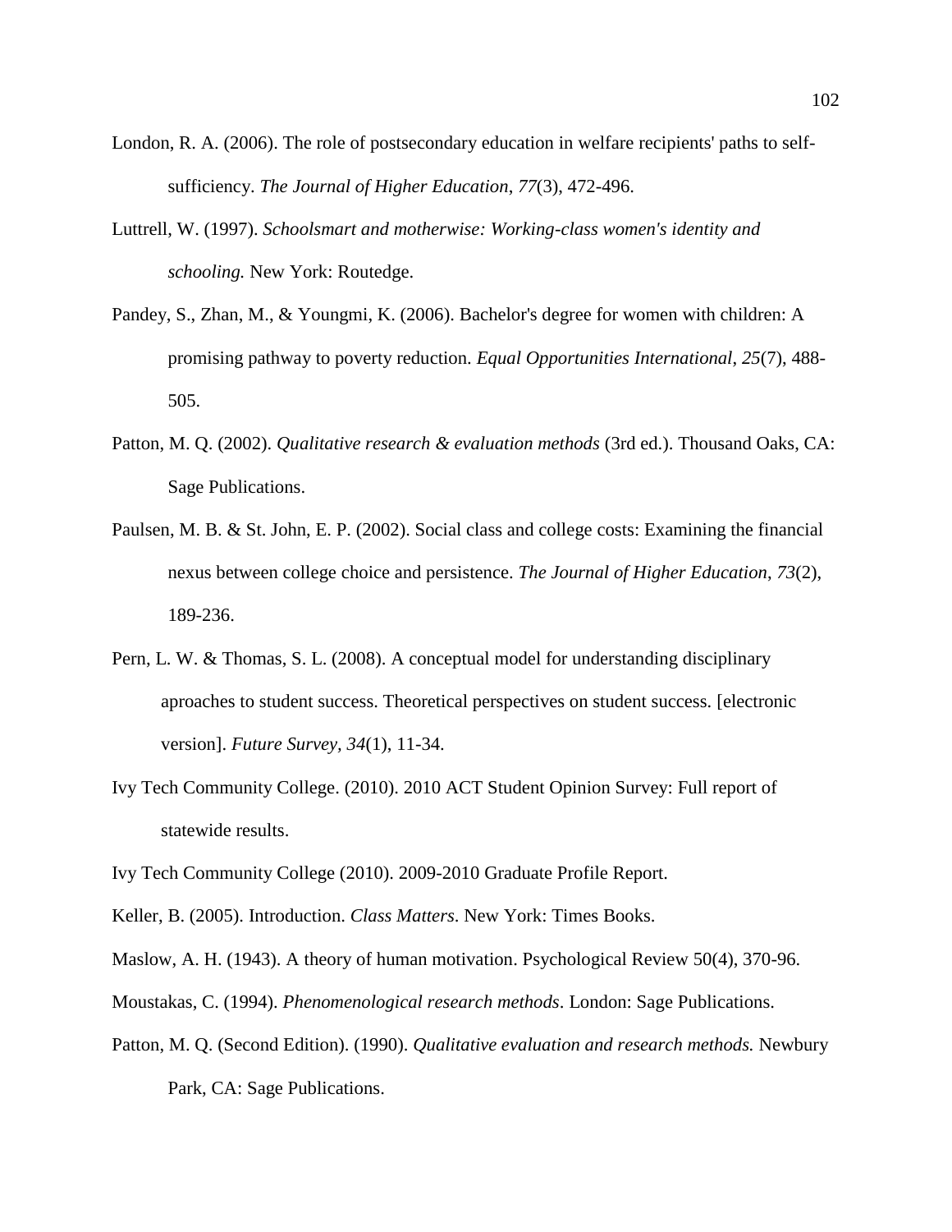London, R. A. (2006). The role of postsecondary education in welfare recipients' paths to self-sufficiency. *The Journal of Higher Education*, *77*(3), 472-496.

Luttrell, W. (1997). *Schoolsmart and motherwise: Working-class women's identity and schooling.* New York: Routedge.

Pandey, S., Zhan, M., & Youngmi, K. (2006). Bachelor's degree for women with children: A promising pathway to poverty reduction. *Equal Opportunities International*, *25*(7), 488-505.

Patton, M. Q. (2002). *Qualitative research & evaluation methods* (3rd ed.). Thousand Oaks, CA: Sage Publications.

Paulsen, M. B. & St. John, E. P. (2002). Social class and college costs: Examining the financial nexus between college choice and persistence. *The Journal of Higher Education*, *73*(2), 189-236.

Pern, L. W. & Thomas, S. L. (2008). A conceptual model for understanding disciplinary aproaches to student success. Theoretical perspectives on student success. [electronic version]. *Future Survey, 34*(1), 11-34.

Ivy Tech Community College. (2010). 2010 ACT Student Opinion Survey: Full report of statewide results.

Ivy Tech Community College (2010). 2009-2010 Graduate Profile Report.

Keller, B. (2005). Introduction. *Class Matters*. New York: Times Books.

Maslow, A. H. (1943). A theory of human motivation. Psychological Review 50(4), 370-96.

Moustakas, C. (1994). *Phenomenological research methods*. London: Sage Publications.

Patton, M. Q. (Second Edition). (1990). *Qualitative evaluation and research methods.* Newbury Park, CA: Sage Publications.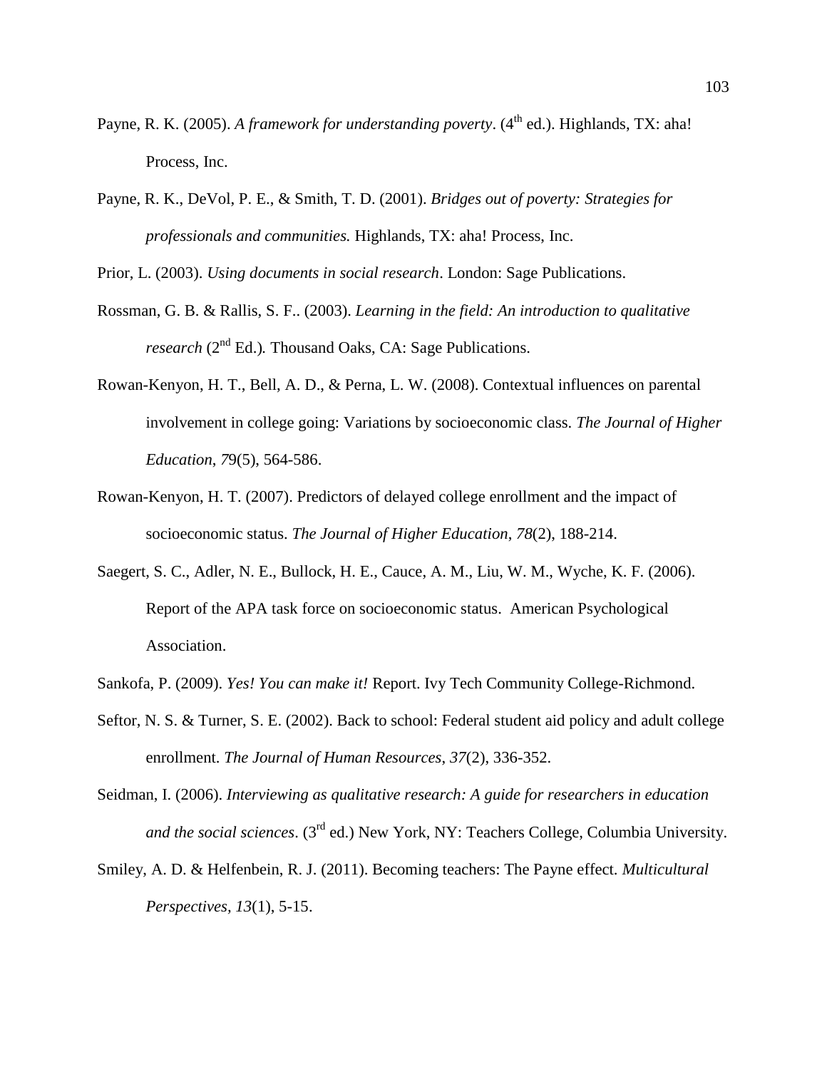Payne, R. K. (2005). *A framework for understanding poverty*. (4th ed.). Highlands, TX: aha! Process, Inc.

Payne, R. K., DeVol, P. E., & Smith, T. D. (2001). *Bridges out of poverty: Strategies for professionals and communities.* Highlands, TX: aha! Process, Inc.

Prior, L. (2003). *Using documents in social research*. London: Sage Publications.

Rossman, G. B. & Rallis, S. F.. (2003). *Learning in the field: An introduction to qualitative research* (2nd Ed.)*.* Thousand Oaks, CA: Sage Publications.

Rowan-Kenyon, H. T., Bell, A. D., & Perna, L. W. (2008). Contextual influences on parental involvement in college going: Variations by socioeconomic class. *The Journal of Higher Education*, *7*9(5), 564-586.

Rowan-Kenyon, H. T. (2007). Predictors of delayed college enrollment and the impact of socioeconomic status. *The Journal of Higher Education*, *78*(2), 188-214.

Saegert, S. C., Adler, N. E., Bullock, H. E., Cauce, A. M., Liu, W. M., Wyche, K. F. (2006). Report of the APA task force on socioeconomic status. American Psychological Association.

Sankofa, P. (2009). *Yes! You can make it!* Report. Ivy Tech Community College-Richmond.

Seftor, N. S. & Turner, S. E. (2002). Back to school: Federal student aid policy and adult college enrollment. *The Journal of Human Resources*, *37*(2), 336-352.

Seidman, I. (2006). *Interviewing as qualitative research: A guide for researchers in education and the social sciences*. (3rd ed.) New York, NY: Teachers College, Columbia University.

Smiley, A. D. & Helfenbein, R. J. (2011). Becoming teachers: The Payne effect. *Multicultural Perspectives, 13*(1), 5-15.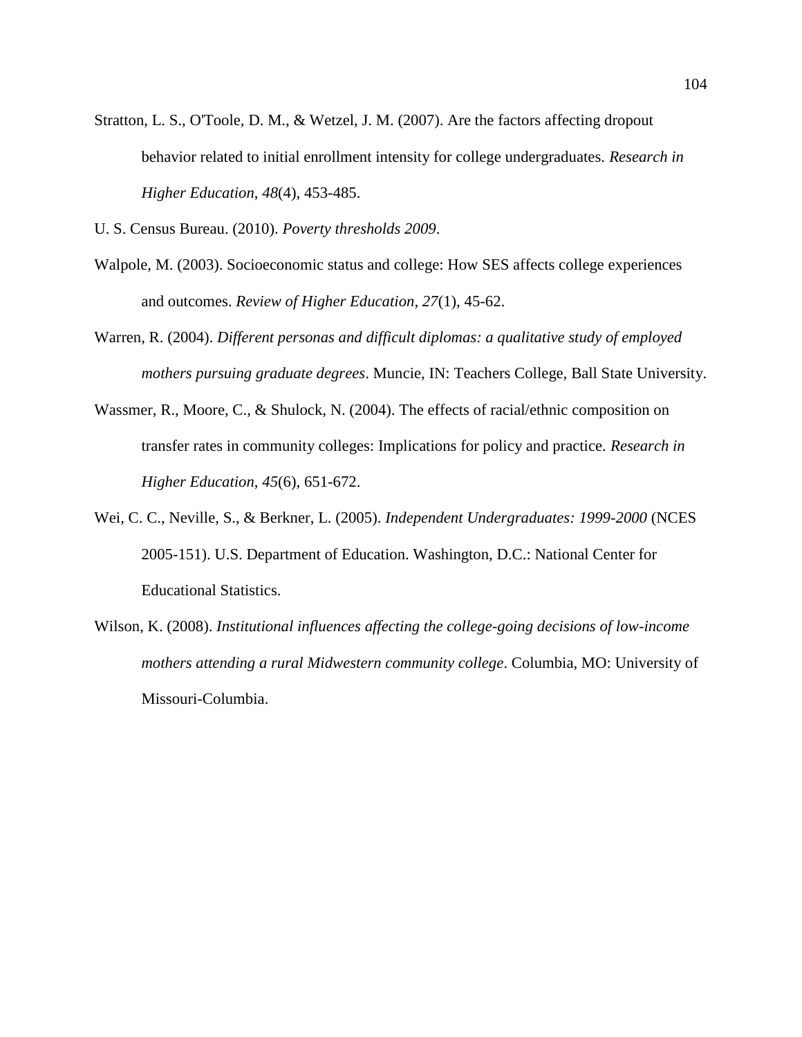Stratton, L. S., O'Toole, D. M., & Wetzel, J. M. (2007). Are the factors affecting dropout behavior related to initial enrollment intensity for college undergraduates. *Research in Higher Education*, *48*(4), 453-485.

U. S. Census Bureau. (2010). *Poverty thresholds 2009*.

Walpole, M. (2003). Socioeconomic status and college: How SES affects college experiences and outcomes. *Review of Higher Education, 27*(1), 45-62.

Warren, R. (2004). *Different personas and difficult diplomas: a qualitative study of employed mothers pursuing graduate degrees*. Muncie, IN: Teachers College, Ball State University.

Wassmer, R., Moore, C., & Shulock, N. (2004). The effects of racial/ethnic composition on transfer rates in community colleges: Implications for policy and practice. *Research in Higher Education*, *45*(6), 651-672.

Wei, C. C., Neville, S., & Berkner, L. (2005). *Independent Undergraduates: 1999-2000* (NCES 2005-151). U.S. Department of Education. Washington, D.C.: National Center for Educational Statistics.

Wilson, K. (2008). *Institutional influences affecting the college-going decisions of low-income mothers attending a rural Midwestern community college*. Columbia, MO: University of Missouri-Columbia.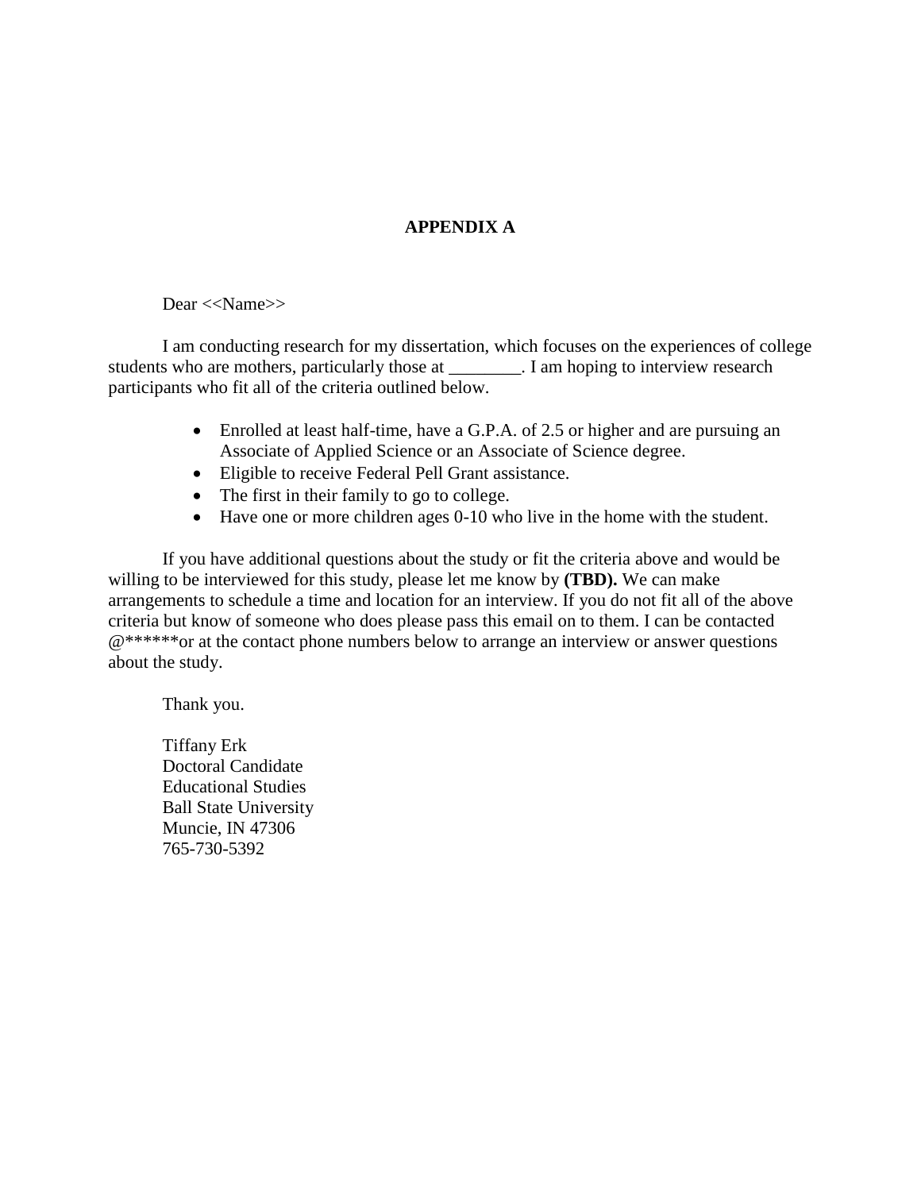# APPENDIX A

Dear <<Name>>

I am conducting research for my dissertation, which focuses on the experiences of college students who are mothers, particularly those at ________. I am hoping to interview research participants who fit all of the criteria outlined below.

- Enrolled at least half-time, have a G.P.A. of 2.5 or higher and are pursuing an Associate of Applied Science or an Associate of Science degree.
- Eligible to receive Federal Pell Grant assistance.
- The first in their family to go to college.
- Have one or more children ages 0-10 who live in the home with the student.

If you have additional questions about the study or fit the criteria above and would be willing to be interviewed for this study, please let me know by **(TBD).** We can make arrangements to schedule a time and location for an interview. If you do not fit all of the above criteria but know of someone who does please pass this email on to them. I can be contacted @******or at the contact phone numbers below to arrange an interview or answer questions about the study.

Thank you.

Tiffany Erk
Doctoral Candidate
Educational Studies
Ball State University
Muncie, IN 47306
765-730-5392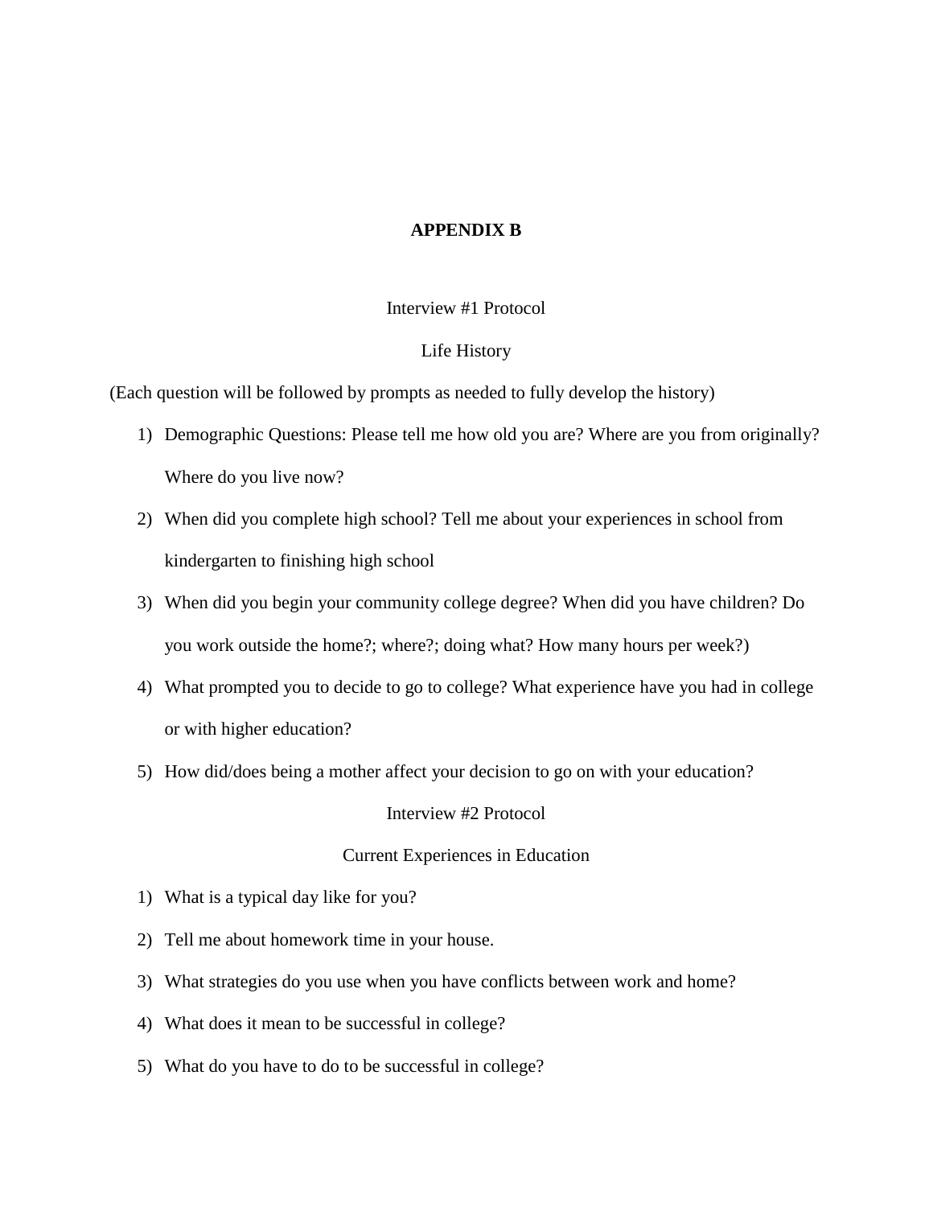# APPENDIX B

Interview #1 Protocol

Life History

(Each question will be followed by prompts as needed to fully develop the history)

1) Demographic Questions: Please tell me how old you are? Where are you from originally? Where do you live now?
2) When did you complete high school? Tell me about your experiences in school from kindergarten to finishing high school
3) When did you begin your community college degree? When did you have children? Do you work outside the home?; where?; doing what? How many hours per week?)
4) What prompted you to decide to go to college? What experience have you had in college or with higher education?
5) How did/does being a mother affect your decision to go on with your education?

Interview #2 Protocol

Current Experiences in Education

1) What is a typical day like for you?
2) Tell me about homework time in your house.
3) What strategies do you use when you have conflicts between work and home?
4) What does it mean to be successful in college?
5) What do you have to do to be successful in college?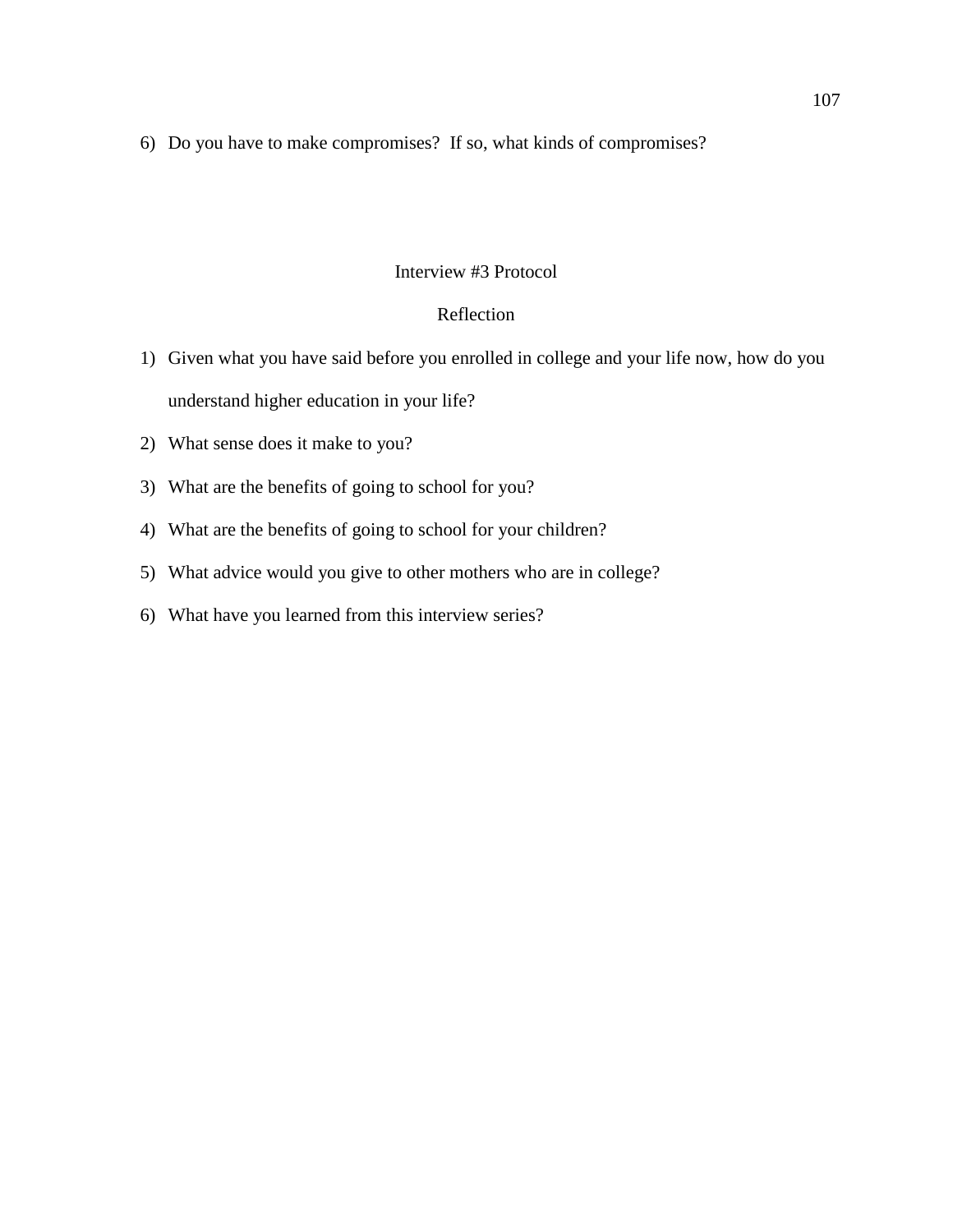6) Do you have to make compromises? If so, what kinds of compromises?

## Interview #3 Protocol

### Reflection

1) Given what you have said before you enrolled in college and your life now, how do you understand higher education in your life?
2) What sense does it make to you?
3) What are the benefits of going to school for you?
4) What are the benefits of going to school for your children?
5) What advice would you give to other mothers who are in college?
6) What have you learned from this interview series?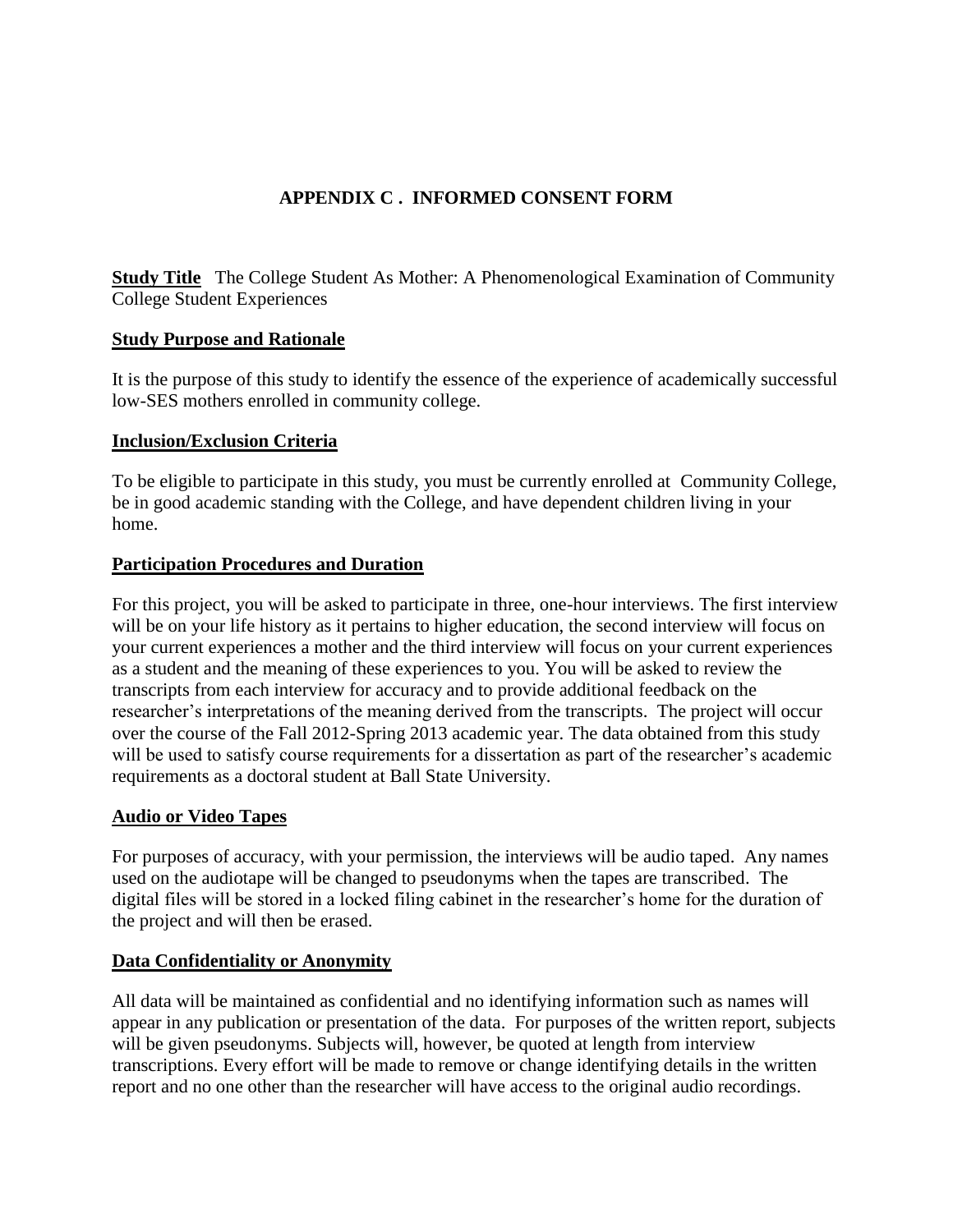## APPENDIX C . INFORMED CONSENT FORM

**Study Title** The College Student As Mother: A Phenomenological Examination of Community College Student Experiences

**Study Purpose and Rationale**

It is the purpose of this study to identify the essence of the experience of academically successful low-SES mothers enrolled in community college.

**Inclusion/Exclusion Criteria**

To be eligible to participate in this study, you must be currently enrolled at Community College, be in good academic standing with the College, and have dependent children living in your home.

**Participation Procedures and Duration**

For this project, you will be asked to participate in three, one-hour interviews. The first interview will be on your life history as it pertains to higher education, the second interview will focus on your current experiences a mother and the third interview will focus on your current experiences as a student and the meaning of these experiences to you. You will be asked to review the transcripts from each interview for accuracy and to provide additional feedback on the researcher's interpretations of the meaning derived from the transcripts. The project will occur over the course of the Fall 2012-Spring 2013 academic year. The data obtained from this study will be used to satisfy course requirements for a dissertation as part of the researcher's academic requirements as a doctoral student at Ball State University.

**Audio or Video Tapes**

For purposes of accuracy, with your permission, the interviews will be audio taped. Any names used on the audiotape will be changed to pseudonyms when the tapes are transcribed. The digital files will be stored in a locked filing cabinet in the researcher's home for the duration of the project and will then be erased.

**Data Confidentiality or Anonymity**

All data will be maintained as confidential and no identifying information such as names will appear in any publication or presentation of the data. For purposes of the written report, subjects will be given pseudonyms. Subjects will, however, be quoted at length from interview transcriptions. Every effort will be made to remove or change identifying details in the written report and no one other than the researcher will have access to the original audio recordings.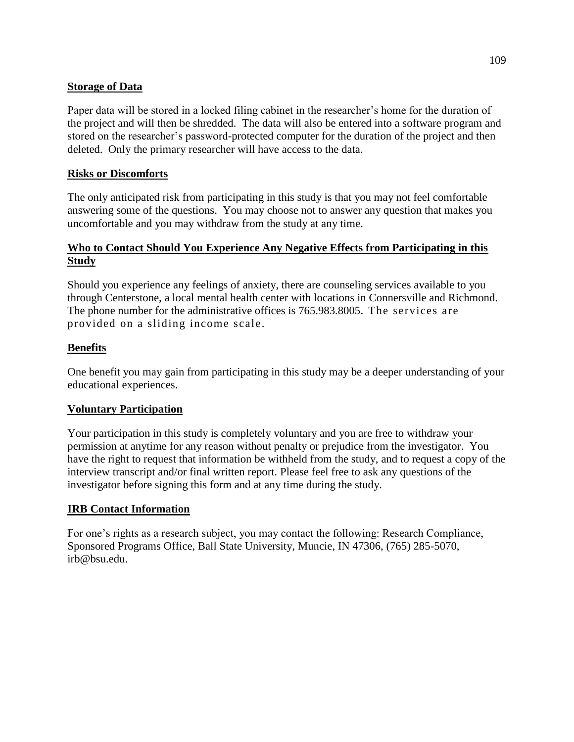**Storage of Data**

Paper data will be stored in a locked filing cabinet in the researcher's home for the duration of the project and will then be shredded. The data will also be entered into a software program and stored on the researcher's password-protected computer for the duration of the project and then deleted. Only the primary researcher will have access to the data.

**Risks or Discomforts**

The only anticipated risk from participating in this study is that you may not feel comfortable answering some of the questions. You may choose not to answer any question that makes you uncomfortable and you may withdraw from the study at any time.

**Who to Contact Should You Experience Any Negative Effects from Participating in this Study**

Should you experience any feelings of anxiety, there are counseling services available to you through Centerstone, a local mental health center with locations in Connersville and Richmond. The phone number for the administrative offices is 765.983.8005. The services are provided on a sliding income scale.

**Benefits**

One benefit you may gain from participating in this study may be a deeper understanding of your educational experiences.

**Voluntary Participation**

Your participation in this study is completely voluntary and you are free to withdraw your permission at anytime for any reason without penalty or prejudice from the investigator. You have the right to request that information be withheld from the study, and to request a copy of the interview transcript and/or final written report. Please feel free to ask any questions of the investigator before signing this form and at any time during the study.

**IRB Contact Information**

For one's rights as a research subject, you may contact the following: Research Compliance, Sponsored Programs Office, Ball State University, Muncie, IN 47306, (765) 285-5070, irb@bsu.edu.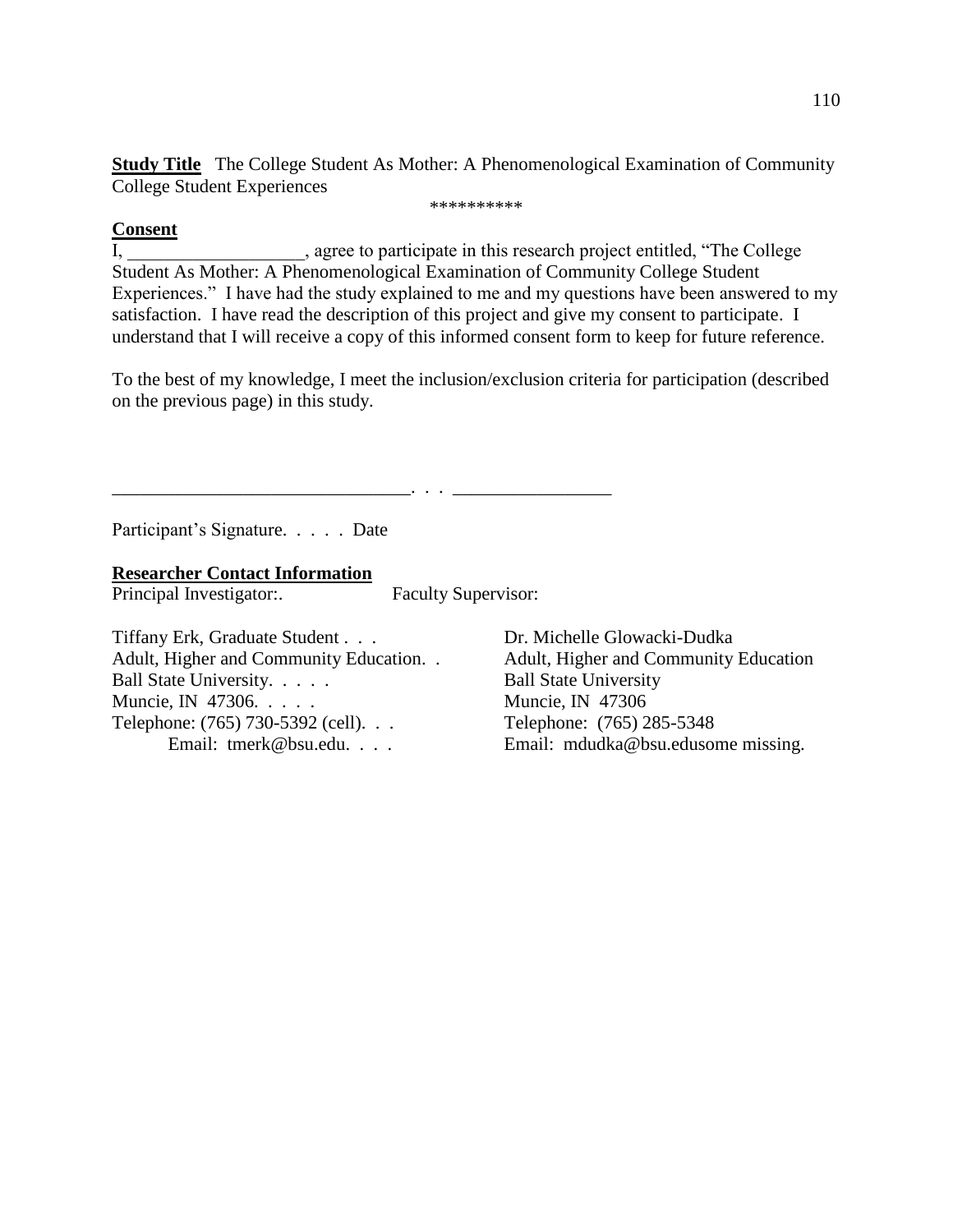**Study Title** The College Student As Mother: A Phenomenological Examination of Community College Student Experiences

**********

**Consent**

I, ___________________, agree to participate in this research project entitled, "The College Student As Mother: A Phenomenological Examination of Community College Student Experiences." I have had the study explained to me and my questions have been answered to my satisfaction. I have read the description of this project and give my consent to participate. I understand that I will receive a copy of this informed consent form to keep for future reference.

To the best of my knowledge, I meet the inclusion/exclusion criteria for participation (described on the previous page) in this study.

________________________________. . . _________________

Participant's Signature. . . . . Date

**Researcher Contact Information**

Principal Investigator:. Faculty Supervisor:

Tiffany Erk, Graduate Student . . .
Adult, Higher and Community Education. .
Ball State University. . . . .
Muncie, IN 47306. . . . .
Telephone: (765) 730-5392 (cell). . .
Email: tmerk@bsu.edu. . . .

Dr. Michelle Glowacki-Dudka
Adult, Higher and Community Education
Ball State University
Muncie, IN 47306
Telephone: (765) 285-5348
Email: mdudka@bsu.edusome missing.